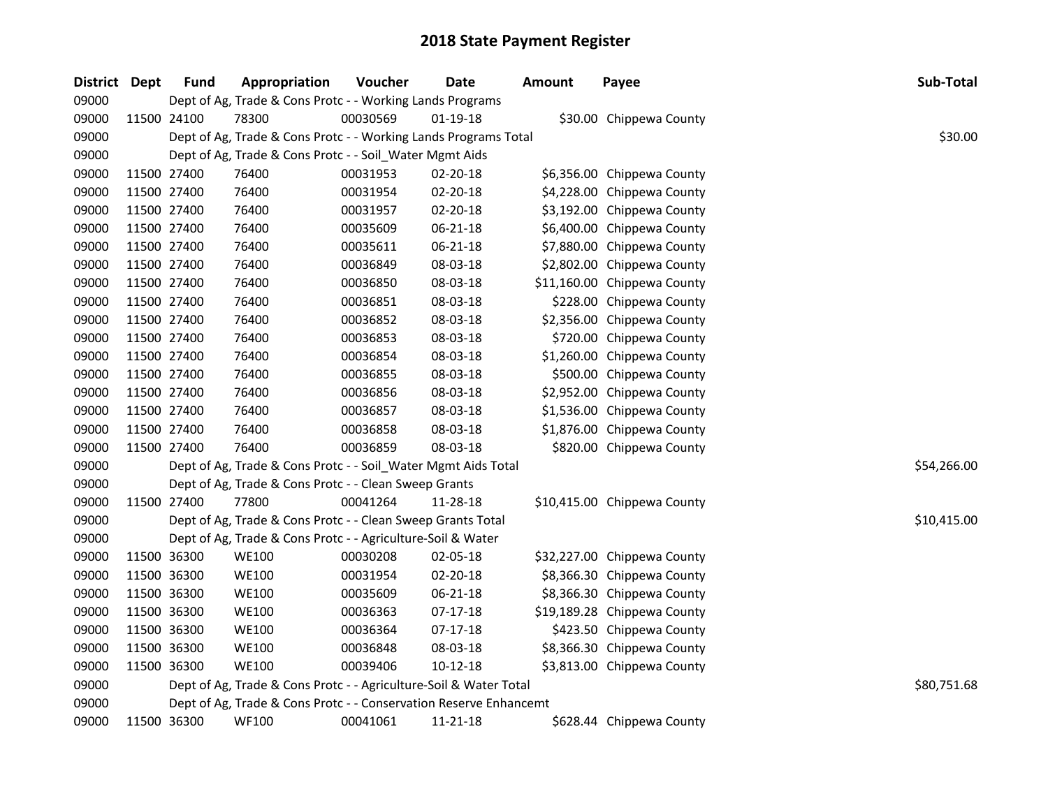# 2018 State Payment Register

| District | Dept | Fund | Appropriation | Voucher | Date | Amount | Payee | Sub-Total |
|---|---|---|---|---|---|---|---|---|
| 09000 | | Dept of Ag, Trade & Cons Protc - - Working Lands Programs | | | | | | |
| 09000 | 11500 | 24100 | 78300 | 00030569 | 01-19-18 | $30.00 | Chippewa County | |
| 09000 | | Dept of Ag, Trade & Cons Protc - - Working Lands Programs Total | | | | | | $30.00 |
| 09000 | | Dept of Ag, Trade & Cons Protc - - Soil_Water Mgmt Aids | | | | | | |
| 09000 | 11500 | 27400 | 76400 | 00031953 | 02-20-18 | $6,356.00 | Chippewa County | |
| 09000 | 11500 | 27400 | 76400 | 00031954 | 02-20-18 | $4,228.00 | Chippewa County | |
| 09000 | 11500 | 27400 | 76400 | 00031957 | 02-20-18 | $3,192.00 | Chippewa County | |
| 09000 | 11500 | 27400 | 76400 | 00035609 | 06-21-18 | $6,400.00 | Chippewa County | |
| 09000 | 11500 | 27400 | 76400 | 00035611 | 06-21-18 | $7,880.00 | Chippewa County | |
| 09000 | 11500 | 27400 | 76400 | 00036849 | 08-03-18 | $2,802.00 | Chippewa County | |
| 09000 | 11500 | 27400 | 76400 | 00036850 | 08-03-18 | $11,160.00 | Chippewa County | |
| 09000 | 11500 | 27400 | 76400 | 00036851 | 08-03-18 | $228.00 | Chippewa County | |
| 09000 | 11500 | 27400 | 76400 | 00036852 | 08-03-18 | $2,356.00 | Chippewa County | |
| 09000 | 11500 | 27400 | 76400 | 00036853 | 08-03-18 | $720.00 | Chippewa County | |
| 09000 | 11500 | 27400 | 76400 | 00036854 | 08-03-18 | $1,260.00 | Chippewa County | |
| 09000 | 11500 | 27400 | 76400 | 00036855 | 08-03-18 | $500.00 | Chippewa County | |
| 09000 | 11500 | 27400 | 76400 | 00036856 | 08-03-18 | $2,952.00 | Chippewa County | |
| 09000 | 11500 | 27400 | 76400 | 00036857 | 08-03-18 | $1,536.00 | Chippewa County | |
| 09000 | 11500 | 27400 | 76400 | 00036858 | 08-03-18 | $1,876.00 | Chippewa County | |
| 09000 | 11500 | 27400 | 76400 | 00036859 | 08-03-18 | $820.00 | Chippewa County | |
| 09000 | | Dept of Ag, Trade & Cons Protc - - Soil_Water Mgmt Aids Total | | | | | | $54,266.00 |
| 09000 | | Dept of Ag, Trade & Cons Protc - - Clean Sweep Grants | | | | | | |
| 09000 | 11500 | 27400 | 77800 | 00041264 | 11-28-18 | $10,415.00 | Chippewa County | |
| 09000 | | Dept of Ag, Trade & Cons Protc - - Clean Sweep Grants Total | | | | | | $10,415.00 |
| 09000 | | Dept of Ag, Trade & Cons Protc - - Agriculture-Soil & Water | | | | | | |
| 09000 | 11500 | 36300 | WE100 | 00030208 | 02-05-18 | $32,227.00 | Chippewa County | |
| 09000 | 11500 | 36300 | WE100 | 00031954 | 02-20-18 | $8,366.30 | Chippewa County | |
| 09000 | 11500 | 36300 | WE100 | 00035609 | 06-21-18 | $8,366.30 | Chippewa County | |
| 09000 | 11500 | 36300 | WE100 | 00036363 | 07-17-18 | $19,189.28 | Chippewa County | |
| 09000 | 11500 | 36300 | WE100 | 00036364 | 07-17-18 | $423.50 | Chippewa County | |
| 09000 | 11500 | 36300 | WE100 | 00036848 | 08-03-18 | $8,366.30 | Chippewa County | |
| 09000 | 11500 | 36300 | WE100 | 00039406 | 10-12-18 | $3,813.00 | Chippewa County | |
| 09000 | | Dept of Ag, Trade & Cons Protc - - Agriculture-Soil & Water Total | | | | | | $80,751.68 |
| 09000 | | Dept of Ag, Trade & Cons Protc - - Conservation Reserve Enhancemt | | | | | | |
| 09000 | 11500 | 36300 | WF100 | 00041061 | 11-21-18 | $628.44 | Chippewa County | |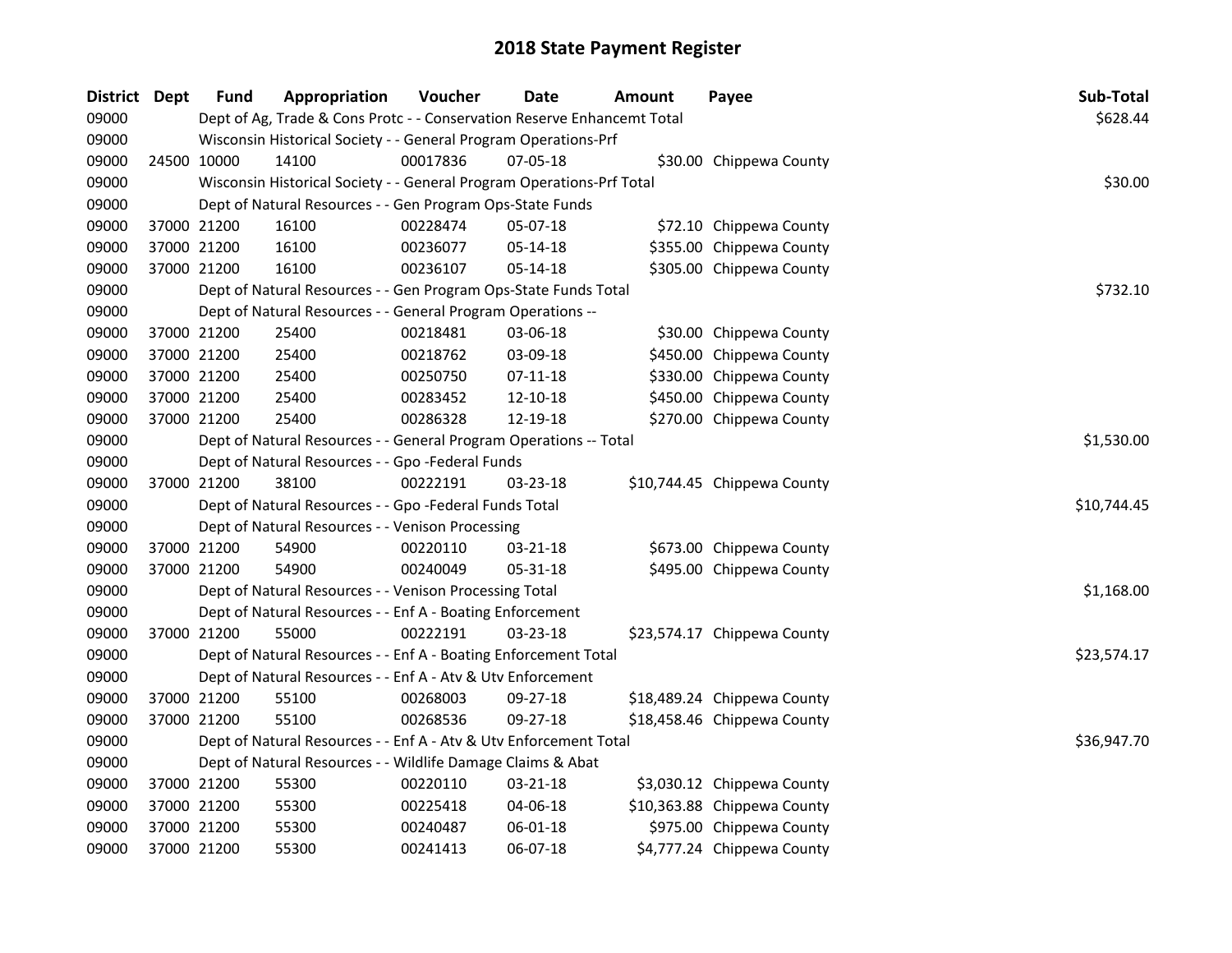# 2018 State Payment Register

| District | Dept | Fund | Appropriation | Voucher | Date | Amount | Payee | Sub-Total |
|---|---|---|---|---|---|---|---|---|
| 09000 | | | Dept of Ag, Trade & Cons Protc - - Conservation Reserve Enhancemt Total | | | | | $628.44 |
| 09000 | | | Wisconsin Historical Society - - General Program Operations-Prf | | | | | |
| 09000 | 24500 | 10000 | 14100 | 00017836 | 07-05-18 | $30.00 | Chippewa County | |
| 09000 | | | Wisconsin Historical Society - - General Program Operations-Prf Total | | | | | $30.00 |
| 09000 | | | Dept of Natural Resources - - Gen Program Ops-State Funds | | | | | |
| 09000 | 37000 | 21200 | 16100 | 00228474 | 05-07-18 | $72.10 | Chippewa County | |
| 09000 | 37000 | 21200 | 16100 | 00236077 | 05-14-18 | $355.00 | Chippewa County | |
| 09000 | 37000 | 21200 | 16100 | 00236107 | 05-14-18 | $305.00 | Chippewa County | |
| 09000 | | | Dept of Natural Resources - - Gen Program Ops-State Funds Total | | | | | $732.10 |
| 09000 | | | Dept of Natural Resources - - General Program Operations -- | | | | | |
| 09000 | 37000 | 21200 | 25400 | 00218481 | 03-06-18 | $30.00 | Chippewa County | |
| 09000 | 37000 | 21200 | 25400 | 00218762 | 03-09-18 | $450.00 | Chippewa County | |
| 09000 | 37000 | 21200 | 25400 | 00250750 | 07-11-18 | $330.00 | Chippewa County | |
| 09000 | 37000 | 21200 | 25400 | 00283452 | 12-10-18 | $450.00 | Chippewa County | |
| 09000 | 37000 | 21200 | 25400 | 00286328 | 12-19-18 | $270.00 | Chippewa County | |
| 09000 | | | Dept of Natural Resources - - General Program Operations -- Total | | | | | $1,530.00 |
| 09000 | | | Dept of Natural Resources - - Gpo -Federal Funds | | | | | |
| 09000 | 37000 | 21200 | 38100 | 00222191 | 03-23-18 | $10,744.45 | Chippewa County | |
| 09000 | | | Dept of Natural Resources - - Gpo -Federal Funds Total | | | | | $10,744.45 |
| 09000 | | | Dept of Natural Resources - - Venison Processing | | | | | |
| 09000 | 37000 | 21200 | 54900 | 00220110 | 03-21-18 | $673.00 | Chippewa County | |
| 09000 | 37000 | 21200 | 54900 | 00240049 | 05-31-18 | $495.00 | Chippewa County | |
| 09000 | | | Dept of Natural Resources - - Venison Processing Total | | | | | $1,168.00 |
| 09000 | | | Dept of Natural Resources - - Enf A - Boating Enforcement | | | | | |
| 09000 | 37000 | 21200 | 55000 | 00222191 | 03-23-18 | $23,574.17 | Chippewa County | |
| 09000 | | | Dept of Natural Resources - - Enf A - Boating Enforcement Total | | | | | $23,574.17 |
| 09000 | | | Dept of Natural Resources - - Enf A - Atv & Utv Enforcement | | | | | |
| 09000 | 37000 | 21200 | 55100 | 00268003 | 09-27-18 | $18,489.24 | Chippewa County | |
| 09000 | 37000 | 21200 | 55100 | 00268536 | 09-27-18 | $18,458.46 | Chippewa County | |
| 09000 | | | Dept of Natural Resources - - Enf A - Atv & Utv Enforcement Total | | | | | $36,947.70 |
| 09000 | | | Dept of Natural Resources - - Wildlife Damage Claims & Abat | | | | | |
| 09000 | 37000 | 21200 | 55300 | 00220110 | 03-21-18 | $3,030.12 | Chippewa County | |
| 09000 | 37000 | 21200 | 55300 | 00225418 | 04-06-18 | $10,363.88 | Chippewa County | |
| 09000 | 37000 | 21200 | 55300 | 00240487 | 06-01-18 | $975.00 | Chippewa County | |
| 09000 | 37000 | 21200 | 55300 | 00241413 | 06-07-18 | $4,777.24 | Chippewa County | |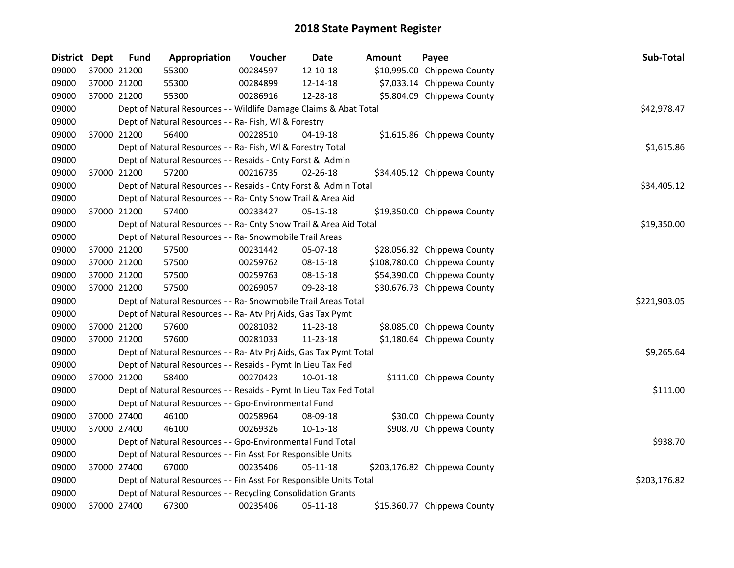## 2018 State Payment Register

| District | Dept | Fund | Appropriation | Voucher | Date | Amount | Payee | Sub-Total |
|---|---|---|---|---|---|---|---|---|
| 09000 | 37000 | 21200 | 55300 | 00284597 | 12-10-18 | $10,995.00 | Chippewa County | |
| 09000 | 37000 | 21200 | 55300 | 00284899 | 12-14-18 | $7,033.14 | Chippewa County | |
| 09000 | 37000 | 21200 | 55300 | 00286916 | 12-28-18 | $5,804.09 | Chippewa County | |
| 09000 | | Dept of Natural Resources - - Wildlife Damage Claims & Abat Total | | | | | | $42,978.47 |
| 09000 | | Dept of Natural Resources - - Ra- Fish, Wl & Forestry | | | | | | |
| 09000 | 37000 | 21200 | 56400 | 00228510 | 04-19-18 | $1,615.86 | Chippewa County | |
| 09000 | | Dept of Natural Resources - - Ra- Fish, Wl & Forestry Total | | | | | | $1,615.86 |
| 09000 | | Dept of Natural Resources - - Resaids - Cnty Forst & Admin | | | | | | |
| 09000 | 37000 | 21200 | 57200 | 00216735 | 02-26-18 | $34,405.12 | Chippewa County | |
| 09000 | | Dept of Natural Resources - - Resaids - Cnty Forst & Admin Total | | | | | | $34,405.12 |
| 09000 | | Dept of Natural Resources - - Ra- Cnty Snow Trail & Area Aid | | | | | | |
| 09000 | 37000 | 21200 | 57400 | 00233427 | 05-15-18 | $19,350.00 | Chippewa County | |
| 09000 | | Dept of Natural Resources - - Ra- Cnty Snow Trail & Area Aid Total | | | | | | $19,350.00 |
| 09000 | | Dept of Natural Resources - - Ra- Snowmobile Trail Areas | | | | | | |
| 09000 | 37000 | 21200 | 57500 | 00231442 | 05-07-18 | $28,056.32 | Chippewa County | |
| 09000 | 37000 | 21200 | 57500 | 00259762 | 08-15-18 | $108,780.00 | Chippewa County | |
| 09000 | 37000 | 21200 | 57500 | 00259763 | 08-15-18 | $54,390.00 | Chippewa County | |
| 09000 | 37000 | 21200 | 57500 | 00269057 | 09-28-18 | $30,676.73 | Chippewa County | |
| 09000 | | Dept of Natural Resources - - Ra- Snowmobile Trail Areas Total | | | | | | $221,903.05 |
| 09000 | | Dept of Natural Resources - - Ra- Atv Prj Aids, Gas Tax Pymt | | | | | | |
| 09000 | 37000 | 21200 | 57600 | 00281032 | 11-23-18 | $8,085.00 | Chippewa County | |
| 09000 | 37000 | 21200 | 57600 | 00281033 | 11-23-18 | $1,180.64 | Chippewa County | |
| 09000 | | Dept of Natural Resources - - Ra- Atv Prj Aids, Gas Tax Pymt Total | | | | | | $9,265.64 |
| 09000 | | Dept of Natural Resources - - Resaids - Pymt In Lieu Tax Fed | | | | | | |
| 09000 | 37000 | 21200 | 58400 | 00270423 | 10-01-18 | $111.00 | Chippewa County | |
| 09000 | | Dept of Natural Resources - - Resaids - Pymt In Lieu Tax Fed Total | | | | | | $111.00 |
| 09000 | | Dept of Natural Resources - - Gpo-Environmental Fund | | | | | | |
| 09000 | 37000 | 27400 | 46100 | 00258964 | 08-09-18 | $30.00 | Chippewa County | |
| 09000 | 37000 | 27400 | 46100 | 00269326 | 10-15-18 | $908.70 | Chippewa County | |
| 09000 | | Dept of Natural Resources - - Gpo-Environmental Fund Total | | | | | | $938.70 |
| 09000 | | Dept of Natural Resources - - Fin Asst For Responsible Units | | | | | | |
| 09000 | 37000 | 27400 | 67000 | 00235406 | 05-11-18 | $203,176.82 | Chippewa County | |
| 09000 | | Dept of Natural Resources - - Fin Asst For Responsible Units Total | | | | | | $203,176.82 |
| 09000 | | Dept of Natural Resources - - Recycling Consolidation Grants | | | | | | |
| 09000 | 37000 | 27400 | 67300 | 00235406 | 05-11-18 | $15,360.77 | Chippewa County | |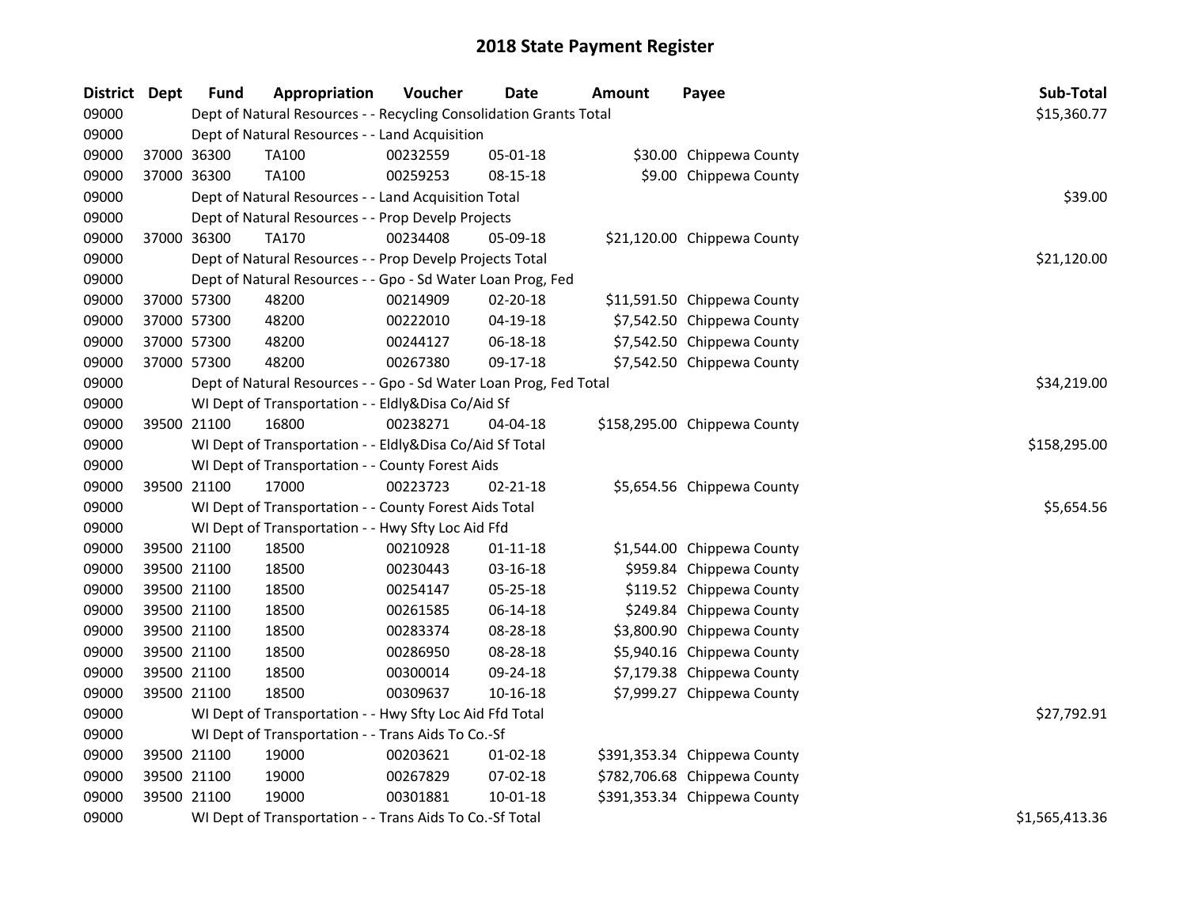# 2018 State Payment Register

| District | Dept | Fund | Appropriation | Voucher | Date | Amount | Payee | Sub-Total |
|---|---|---|---|---|---|---|---|---|
| 09000 | | | Dept of Natural Resources - - Recycling Consolidation Grants Total | | | | | $15,360.77 |
| 09000 | | | Dept of Natural Resources - - Land Acquisition | | | | | |
| 09000 | 37000 | 36300 | TA100 | 00232559 | 05-01-18 | $30.00 | Chippewa County | |
| 09000 | 37000 | 36300 | TA100 | 00259253 | 08-15-18 | $9.00 | Chippewa County | |
| 09000 | | | Dept of Natural Resources - - Land Acquisition Total | | | | | $39.00 |
| 09000 | | | Dept of Natural Resources - - Prop Develp Projects | | | | | |
| 09000 | 37000 | 36300 | TA170 | 00234408 | 05-09-18 | $21,120.00 | Chippewa County | |
| 09000 | | | Dept of Natural Resources - - Prop Develp Projects Total | | | | | $21,120.00 |
| 09000 | | | Dept of Natural Resources - - Gpo - Sd Water Loan Prog, Fed | | | | | |
| 09000 | 37000 | 57300 | 48200 | 00214909 | 02-20-18 | $11,591.50 | Chippewa County | |
| 09000 | 37000 | 57300 | 48200 | 00222010 | 04-19-18 | $7,542.50 | Chippewa County | |
| 09000 | 37000 | 57300 | 48200 | 00244127 | 06-18-18 | $7,542.50 | Chippewa County | |
| 09000 | 37000 | 57300 | 48200 | 00267380 | 09-17-18 | $7,542.50 | Chippewa County | |
| 09000 | | | Dept of Natural Resources - - Gpo - Sd Water Loan Prog, Fed Total | | | | | $34,219.00 |
| 09000 | | | WI Dept of Transportation - - Eldly&Disa Co/Aid Sf | | | | | |
| 09000 | 39500 | 21100 | 16800 | 00238271 | 04-04-18 | $158,295.00 | Chippewa County | |
| 09000 | | | WI Dept of Transportation - - Eldly&Disa Co/Aid Sf Total | | | | | $158,295.00 |
| 09000 | | | WI Dept of Transportation - - County Forest Aids | | | | | |
| 09000 | 39500 | 21100 | 17000 | 00223723 | 02-21-18 | $5,654.56 | Chippewa County | |
| 09000 | | | WI Dept of Transportation - - County Forest Aids Total | | | | | $5,654.56 |
| 09000 | | | WI Dept of Transportation - - Hwy Sfty Loc Aid Ffd | | | | | |
| 09000 | 39500 | 21100 | 18500 | 00210928 | 01-11-18 | $1,544.00 | Chippewa County | |
| 09000 | 39500 | 21100 | 18500 | 00230443 | 03-16-18 | $959.84 | Chippewa County | |
| 09000 | 39500 | 21100 | 18500 | 00254147 | 05-25-18 | $119.52 | Chippewa County | |
| 09000 | 39500 | 21100 | 18500 | 00261585 | 06-14-18 | $249.84 | Chippewa County | |
| 09000 | 39500 | 21100 | 18500 | 00283374 | 08-28-18 | $3,800.90 | Chippewa County | |
| 09000 | 39500 | 21100 | 18500 | 00286950 | 08-28-18 | $5,940.16 | Chippewa County | |
| 09000 | 39500 | 21100 | 18500 | 00300014 | 09-24-18 | $7,179.38 | Chippewa County | |
| 09000 | 39500 | 21100 | 18500 | 00309637 | 10-16-18 | $7,999.27 | Chippewa County | |
| 09000 | | | WI Dept of Transportation - - Hwy Sfty Loc Aid Ffd Total | | | | | $27,792.91 |
| 09000 | | | WI Dept of Transportation - - Trans Aids To Co.-Sf | | | | | |
| 09000 | 39500 | 21100 | 19000 | 00203621 | 01-02-18 | $391,353.34 | Chippewa County | |
| 09000 | 39500 | 21100 | 19000 | 00267829 | 07-02-18 | $782,706.68 | Chippewa County | |
| 09000 | 39500 | 21100 | 19000 | 00301881 | 10-01-18 | $391,353.34 | Chippewa County | |
| 09000 | | | WI Dept of Transportation - - Trans Aids To Co.-Sf Total | | | | | $1,565,413.36 |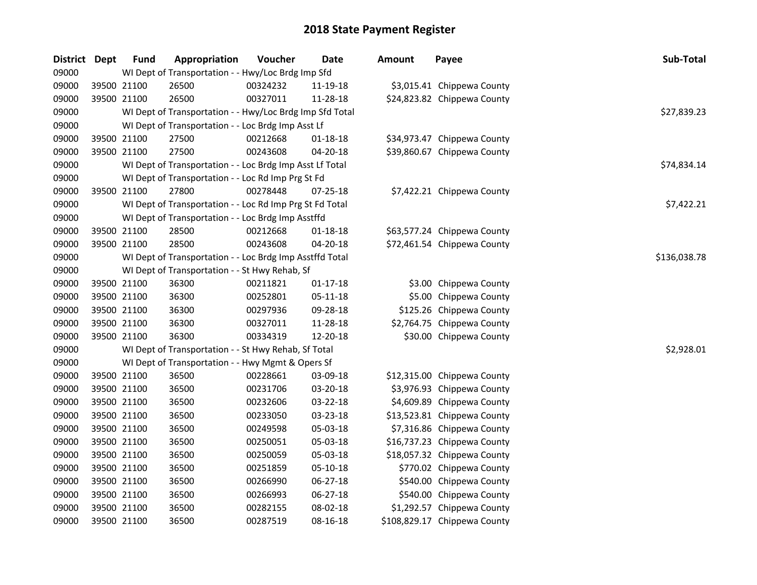# 2018 State Payment Register

| District | Dept | Fund | Appropriation | Voucher | Date | Amount | Payee | Sub-Total |
|---|---|---|---|---|---|---|---|---|
| 09000 | | | WI Dept of Transportation - - Hwy/Loc Brdg Imp Sfd | | | | | |
| 09000 | 39500 | 21100 | 26500 | 00324232 | 11-19-18 | $3,015.41 | Chippewa County | |
| 09000 | 39500 | 21100 | 26500 | 00327011 | 11-28-18 | $24,823.82 | Chippewa County | |
| 09000 | | | WI Dept of Transportation - - Hwy/Loc Brdg Imp Sfd Total | | | | | $27,839.23 |
| 09000 | | | WI Dept of Transportation - - Loc Brdg Imp Asst Lf | | | | | |
| 09000 | 39500 | 21100 | 27500 | 00212668 | 01-18-18 | $34,973.47 | Chippewa County | |
| 09000 | 39500 | 21100 | 27500 | 00243608 | 04-20-18 | $39,860.67 | Chippewa County | |
| 09000 | | | WI Dept of Transportation - - Loc Brdg Imp Asst Lf Total | | | | | $74,834.14 |
| 09000 | | | WI Dept of Transportation - - Loc Rd Imp Prg St Fd | | | | | |
| 09000 | 39500 | 21100 | 27800 | 00278448 | 07-25-18 | $7,422.21 | Chippewa County | |
| 09000 | | | WI Dept of Transportation - - Loc Rd Imp Prg St Fd Total | | | | | $7,422.21 |
| 09000 | | | WI Dept of Transportation - - Loc Brdg Imp Asstffd | | | | | |
| 09000 | 39500 | 21100 | 28500 | 00212668 | 01-18-18 | $63,577.24 | Chippewa County | |
| 09000 | 39500 | 21100 | 28500 | 00243608 | 04-20-18 | $72,461.54 | Chippewa County | |
| 09000 | | | WI Dept of Transportation - - Loc Brdg Imp Asstffd Total | | | | | $136,038.78 |
| 09000 | | | WI Dept of Transportation - - St Hwy Rehab, Sf | | | | | |
| 09000 | 39500 | 21100 | 36300 | 00211821 | 01-17-18 | $3.00 | Chippewa County | |
| 09000 | 39500 | 21100 | 36300 | 00252801 | 05-11-18 | $5.00 | Chippewa County | |
| 09000 | 39500 | 21100 | 36300 | 00297936 | 09-28-18 | $125.26 | Chippewa County | |
| 09000 | 39500 | 21100 | 36300 | 00327011 | 11-28-18 | $2,764.75 | Chippewa County | |
| 09000 | 39500 | 21100 | 36300 | 00334319 | 12-20-18 | $30.00 | Chippewa County | |
| 09000 | | | WI Dept of Transportation - - St Hwy Rehab, Sf Total | | | | | $2,928.01 |
| 09000 | | | WI Dept of Transportation - - Hwy Mgmt & Opers Sf | | | | | |
| 09000 | 39500 | 21100 | 36500 | 00228661 | 03-09-18 | $12,315.00 | Chippewa County | |
| 09000 | 39500 | 21100 | 36500 | 00231706 | 03-20-18 | $3,976.93 | Chippewa County | |
| 09000 | 39500 | 21100 | 36500 | 00232606 | 03-22-18 | $4,609.89 | Chippewa County | |
| 09000 | 39500 | 21100 | 36500 | 00233050 | 03-23-18 | $13,523.81 | Chippewa County | |
| 09000 | 39500 | 21100 | 36500 | 00249598 | 05-03-18 | $7,316.86 | Chippewa County | |
| 09000 | 39500 | 21100 | 36500 | 00250051 | 05-03-18 | $16,737.23 | Chippewa County | |
| 09000 | 39500 | 21100 | 36500 | 00250059 | 05-03-18 | $18,057.32 | Chippewa County | |
| 09000 | 39500 | 21100 | 36500 | 00251859 | 05-10-18 | $770.02 | Chippewa County | |
| 09000 | 39500 | 21100 | 36500 | 00266990 | 06-27-18 | $540.00 | Chippewa County | |
| 09000 | 39500 | 21100 | 36500 | 00266993 | 06-27-18 | $540.00 | Chippewa County | |
| 09000 | 39500 | 21100 | 36500 | 00282155 | 08-02-18 | $1,292.57 | Chippewa County | |
| 09000 | 39500 | 21100 | 36500 | 00287519 | 08-16-18 | $108,829.17 | Chippewa County | |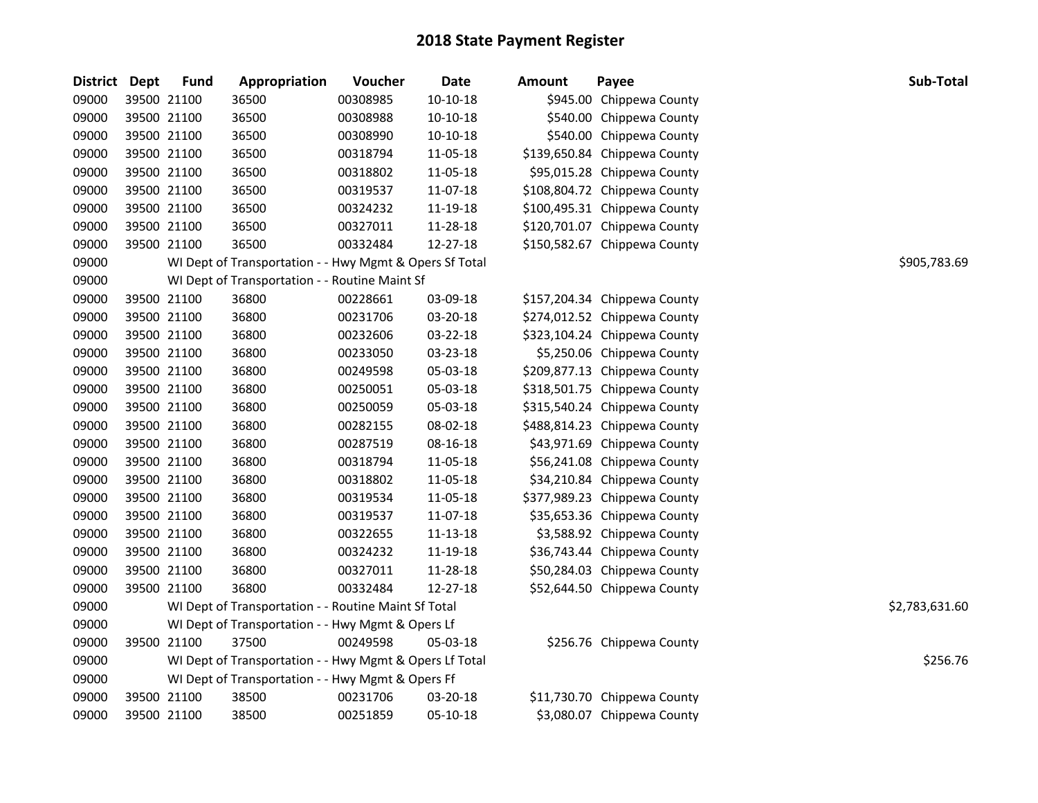# 2018 State Payment Register

| District | Dept | Fund | Appropriation | Voucher | Date | Amount | Payee | Sub-Total |
|---|---|---|---|---|---|---|---|---|
| 09000 | 39500 | 21100 | 36500 | 00308985 | 10-10-18 | $945.00 | Chippewa County | |
| 09000 | 39500 | 21100 | 36500 | 00308988 | 10-10-18 | $540.00 | Chippewa County | |
| 09000 | 39500 | 21100 | 36500 | 00308990 | 10-10-18 | $540.00 | Chippewa County | |
| 09000 | 39500 | 21100 | 36500 | 00318794 | 11-05-18 | $139,650.84 | Chippewa County | |
| 09000 | 39500 | 21100 | 36500 | 00318802 | 11-05-18 | $95,015.28 | Chippewa County | |
| 09000 | 39500 | 21100 | 36500 | 00319537 | 11-07-18 | $108,804.72 | Chippewa County | |
| 09000 | 39500 | 21100 | 36500 | 00324232 | 11-19-18 | $100,495.31 | Chippewa County | |
| 09000 | 39500 | 21100 | 36500 | 00327011 | 11-28-18 | $120,701.07 | Chippewa County | |
| 09000 | 39500 | 21100 | 36500 | 00332484 | 12-27-18 | $150,582.67 | Chippewa County | |
| 09000 | | WI Dept of Transportation - - Hwy Mgmt & Opers Sf Total | | | | | | $905,783.69 |
| 09000 | | WI Dept of Transportation - - Routine Maint Sf | | | | | | |
| 09000 | 39500 | 21100 | 36800 | 00228661 | 03-09-18 | $157,204.34 | Chippewa County | |
| 09000 | 39500 | 21100 | 36800 | 00231706 | 03-20-18 | $274,012.52 | Chippewa County | |
| 09000 | 39500 | 21100 | 36800 | 00232606 | 03-22-18 | $323,104.24 | Chippewa County | |
| 09000 | 39500 | 21100 | 36800 | 00233050 | 03-23-18 | $5,250.06 | Chippewa County | |
| 09000 | 39500 | 21100 | 36800 | 00249598 | 05-03-18 | $209,877.13 | Chippewa County | |
| 09000 | 39500 | 21100 | 36800 | 00250051 | 05-03-18 | $318,501.75 | Chippewa County | |
| 09000 | 39500 | 21100 | 36800 | 00250059 | 05-03-18 | $315,540.24 | Chippewa County | |
| 09000 | 39500 | 21100 | 36800 | 00282155 | 08-02-18 | $488,814.23 | Chippewa County | |
| 09000 | 39500 | 21100 | 36800 | 00287519 | 08-16-18 | $43,971.69 | Chippewa County | |
| 09000 | 39500 | 21100 | 36800 | 00318794 | 11-05-18 | $56,241.08 | Chippewa County | |
| 09000 | 39500 | 21100 | 36800 | 00318802 | 11-05-18 | $34,210.84 | Chippewa County | |
| 09000 | 39500 | 21100 | 36800 | 00319534 | 11-05-18 | $377,989.23 | Chippewa County | |
| 09000 | 39500 | 21100 | 36800 | 00319537 | 11-07-18 | $35,653.36 | Chippewa County | |
| 09000 | 39500 | 21100 | 36800 | 00322655 | 11-13-18 | $3,588.92 | Chippewa County | |
| 09000 | 39500 | 21100 | 36800 | 00324232 | 11-19-18 | $36,743.44 | Chippewa County | |
| 09000 | 39500 | 21100 | 36800 | 00327011 | 11-28-18 | $50,284.03 | Chippewa County | |
| 09000 | 39500 | 21100 | 36800 | 00332484 | 12-27-18 | $52,644.50 | Chippewa County | |
| 09000 | | WI Dept of Transportation - - Routine Maint Sf Total | | | | | | $2,783,631.60 |
| 09000 | | WI Dept of Transportation - - Hwy Mgmt & Opers Lf | | | | | | |
| 09000 | 39500 | 21100 | 37500 | 00249598 | 05-03-18 | $256.76 | Chippewa County | |
| 09000 | | WI Dept of Transportation - - Hwy Mgmt & Opers Lf Total | | | | | | $256.76 |
| 09000 | | WI Dept of Transportation - - Hwy Mgmt & Opers Ff | | | | | | |
| 09000 | 39500 | 21100 | 38500 | 00231706 | 03-20-18 | $11,730.70 | Chippewa County | |
| 09000 | 39500 | 21100 | 38500 | 00251859 | 05-10-18 | $3,080.07 | Chippewa County | |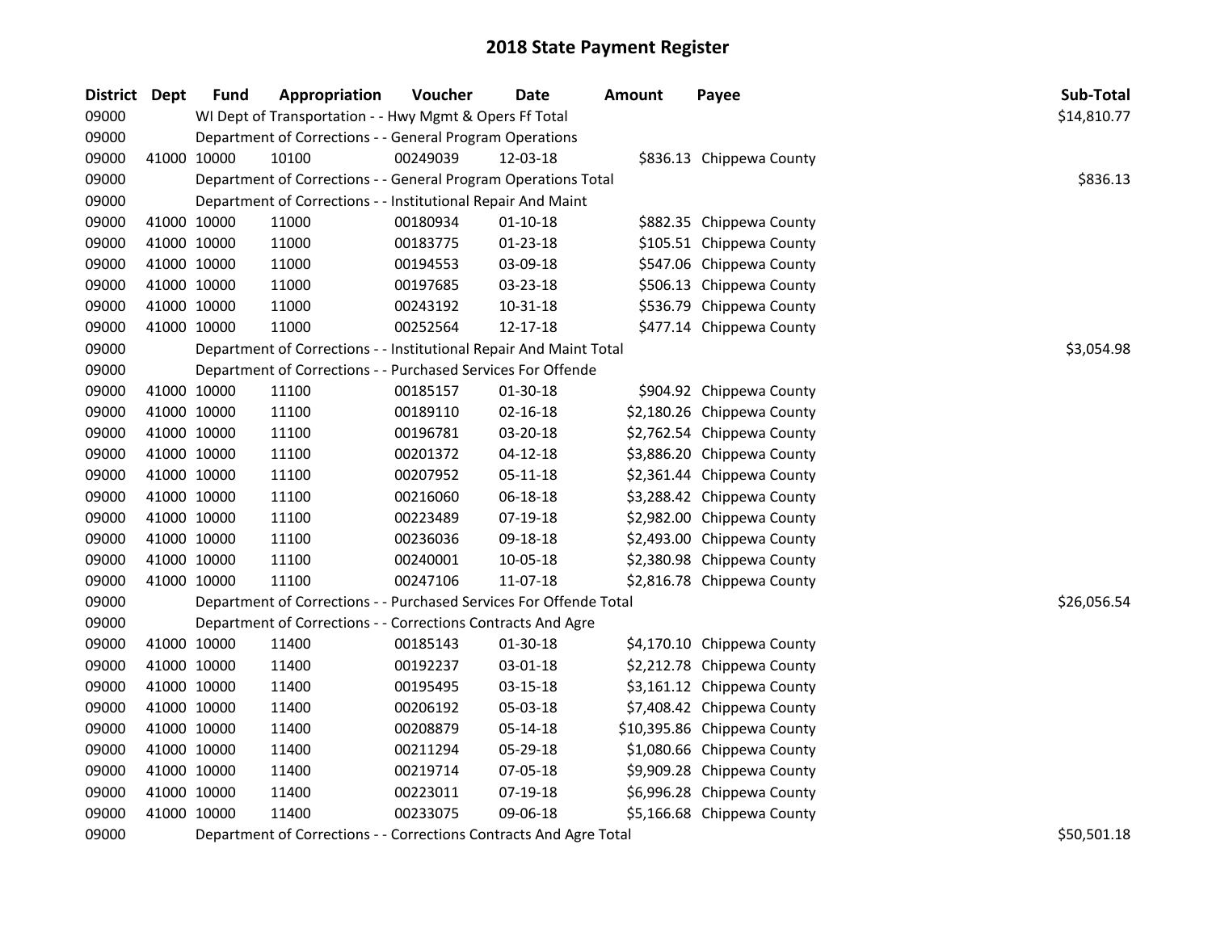## 2018 State Payment Register

| District | Dept | Fund | Appropriation | Voucher | Date | Amount | Payee | Sub-Total |
|---|---|---|---|---|---|---|---|---|
| 09000 | | WI Dept of Transportation - - Hwy Mgmt & Opers Ff Total | | | | | | $14,810.77 |
| 09000 | | Department of Corrections - - General Program Operations | | | | | | |
| 09000 | 41000 | 10000 | 10100 | 00249039 | 12-03-18 | $836.13 | Chippewa County | |
| 09000 | | Department of Corrections - - General Program Operations Total | | | | | | $836.13 |
| 09000 | | Department of Corrections - - Institutional Repair And Maint | | | | | | |
| 09000 | 41000 | 10000 | 11000 | 00180934 | 01-10-18 | $882.35 | Chippewa County | |
| 09000 | 41000 | 10000 | 11000 | 00183775 | 01-23-18 | $105.51 | Chippewa County | |
| 09000 | 41000 | 10000 | 11000 | 00194553 | 03-09-18 | $547.06 | Chippewa County | |
| 09000 | 41000 | 10000 | 11000 | 00197685 | 03-23-18 | $506.13 | Chippewa County | |
| 09000 | 41000 | 10000 | 11000 | 00243192 | 10-31-18 | $536.79 | Chippewa County | |
| 09000 | 41000 | 10000 | 11000 | 00252564 | 12-17-18 | $477.14 | Chippewa County | |
| 09000 | | Department of Corrections - - Institutional Repair And Maint Total | | | | | | $3,054.98 |
| 09000 | | Department of Corrections - - Purchased Services For Offende | | | | | | |
| 09000 | 41000 | 10000 | 11100 | 00185157 | 01-30-18 | $904.92 | Chippewa County | |
| 09000 | 41000 | 10000 | 11100 | 00189110 | 02-16-18 | $2,180.26 | Chippewa County | |
| 09000 | 41000 | 10000 | 11100 | 00196781 | 03-20-18 | $2,762.54 | Chippewa County | |
| 09000 | 41000 | 10000 | 11100 | 00201372 | 04-12-18 | $3,886.20 | Chippewa County | |
| 09000 | 41000 | 10000 | 11100 | 00207952 | 05-11-18 | $2,361.44 | Chippewa County | |
| 09000 | 41000 | 10000 | 11100 | 00216060 | 06-18-18 | $3,288.42 | Chippewa County | |
| 09000 | 41000 | 10000 | 11100 | 00223489 | 07-19-18 | $2,982.00 | Chippewa County | |
| 09000 | 41000 | 10000 | 11100 | 00236036 | 09-18-18 | $2,493.00 | Chippewa County | |
| 09000 | 41000 | 10000 | 11100 | 00240001 | 10-05-18 | $2,380.98 | Chippewa County | |
| 09000 | 41000 | 10000 | 11100 | 00247106 | 11-07-18 | $2,816.78 | Chippewa County | |
| 09000 | | Department of Corrections - - Purchased Services For Offende Total | | | | | | $26,056.54 |
| 09000 | | Department of Corrections - - Corrections Contracts And Agre | | | | | | |
| 09000 | 41000 | 10000 | 11400 | 00185143 | 01-30-18 | $4,170.10 | Chippewa County | |
| 09000 | 41000 | 10000 | 11400 | 00192237 | 03-01-18 | $2,212.78 | Chippewa County | |
| 09000 | 41000 | 10000 | 11400 | 00195495 | 03-15-18 | $3,161.12 | Chippewa County | |
| 09000 | 41000 | 10000 | 11400 | 00206192 | 05-03-18 | $7,408.42 | Chippewa County | |
| 09000 | 41000 | 10000 | 11400 | 00208879 | 05-14-18 | $10,395.86 | Chippewa County | |
| 09000 | 41000 | 10000 | 11400 | 00211294 | 05-29-18 | $1,080.66 | Chippewa County | |
| 09000 | 41000 | 10000 | 11400 | 00219714 | 07-05-18 | $9,909.28 | Chippewa County | |
| 09000 | 41000 | 10000 | 11400 | 00223011 | 07-19-18 | $6,996.28 | Chippewa County | |
| 09000 | 41000 | 10000 | 11400 | 00233075 | 09-06-18 | $5,166.68 | Chippewa County | |
| 09000 | | Department of Corrections - - Corrections Contracts And Agre Total | | | | | | $50,501.18 |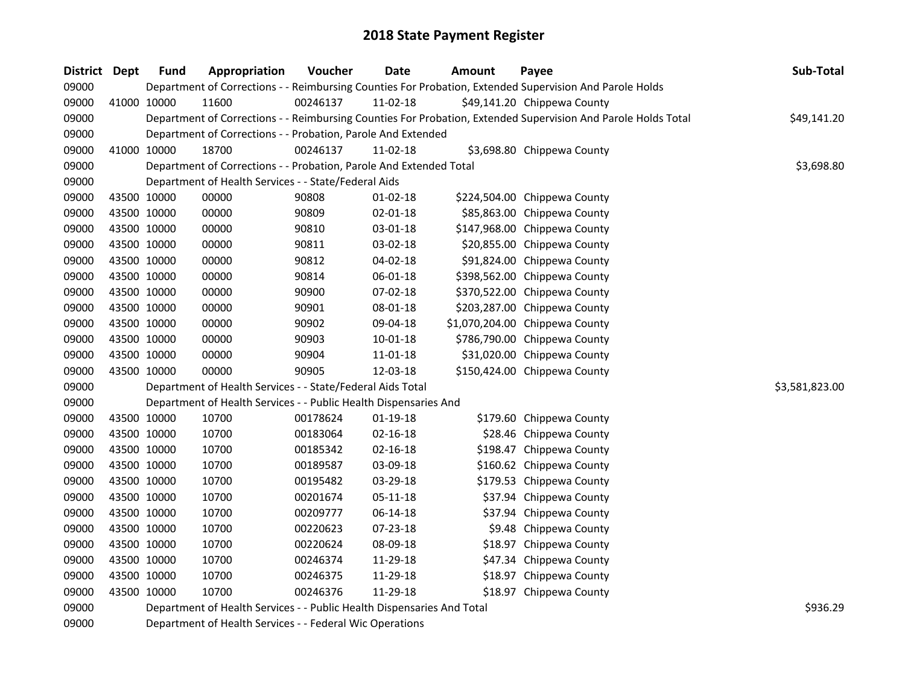# 2018 State Payment Register

| District | Dept | Fund | Appropriation | Voucher | Date | Amount | Payee | Sub-Total |
|---|---|---|---|---|---|---|---|---|
| 09000 | | | Department of Corrections - - Reimbursing Counties For Probation, Extended Supervision And Parole Holds | | | | | |
| 09000 | 41000 | 10000 | 11600 | 00246137 | 11-02-18 | $49,141.20 | Chippewa County | |
| 09000 | | | Department of Corrections - - Reimbursing Counties For Probation, Extended Supervision And Parole Holds Total | | | | | $49,141.20 |
| 09000 | | | Department of Corrections - - Probation, Parole And Extended | | | | | |
| 09000 | 41000 | 10000 | 18700 | 00246137 | 11-02-18 | $3,698.80 | Chippewa County | |
| 09000 | | | Department of Corrections - - Probation, Parole And Extended Total | | | | | $3,698.80 |
| 09000 | | | Department of Health Services - - State/Federal Aids | | | | | |
| 09000 | 43500 | 10000 | 00000 | 90808 | 01-02-18 | $224,504.00 | Chippewa County | |
| 09000 | 43500 | 10000 | 00000 | 90809 | 02-01-18 | $85,863.00 | Chippewa County | |
| 09000 | 43500 | 10000 | 00000 | 90810 | 03-01-18 | $147,968.00 | Chippewa County | |
| 09000 | 43500 | 10000 | 00000 | 90811 | 03-02-18 | $20,855.00 | Chippewa County | |
| 09000 | 43500 | 10000 | 00000 | 90812 | 04-02-18 | $91,824.00 | Chippewa County | |
| 09000 | 43500 | 10000 | 00000 | 90814 | 06-01-18 | $398,562.00 | Chippewa County | |
| 09000 | 43500 | 10000 | 00000 | 90900 | 07-02-18 | $370,522.00 | Chippewa County | |
| 09000 | 43500 | 10000 | 00000 | 90901 | 08-01-18 | $203,287.00 | Chippewa County | |
| 09000 | 43500 | 10000 | 00000 | 90902 | 09-04-18 | $1,070,204.00 | Chippewa County | |
| 09000 | 43500 | 10000 | 00000 | 90903 | 10-01-18 | $786,790.00 | Chippewa County | |
| 09000 | 43500 | 10000 | 00000 | 90904 | 11-01-18 | $31,020.00 | Chippewa County | |
| 09000 | 43500 | 10000 | 00000 | 90905 | 12-03-18 | $150,424.00 | Chippewa County | |
| 09000 | | | Department of Health Services - - State/Federal Aids Total | | | | | $3,581,823.00 |
| 09000 | | | Department of Health Services - - Public Health Dispensaries And | | | | | |
| 09000 | 43500 | 10000 | 10700 | 00178624 | 01-19-18 | $179.60 | Chippewa County | |
| 09000 | 43500 | 10000 | 10700 | 00183064 | 02-16-18 | $28.46 | Chippewa County | |
| 09000 | 43500 | 10000 | 10700 | 00185342 | 02-16-18 | $198.47 | Chippewa County | |
| 09000 | 43500 | 10000 | 10700 | 00189587 | 03-09-18 | $160.62 | Chippewa County | |
| 09000 | 43500 | 10000 | 10700 | 00195482 | 03-29-18 | $179.53 | Chippewa County | |
| 09000 | 43500 | 10000 | 10700 | 00201674 | 05-11-18 | $37.94 | Chippewa County | |
| 09000 | 43500 | 10000 | 10700 | 00209777 | 06-14-18 | $37.94 | Chippewa County | |
| 09000 | 43500 | 10000 | 10700 | 00220623 | 07-23-18 | $9.48 | Chippewa County | |
| 09000 | 43500 | 10000 | 10700 | 00220624 | 08-09-18 | $18.97 | Chippewa County | |
| 09000 | 43500 | 10000 | 10700 | 00246374 | 11-29-18 | $47.34 | Chippewa County | |
| 09000 | 43500 | 10000 | 10700 | 00246375 | 11-29-18 | $18.97 | Chippewa County | |
| 09000 | 43500 | 10000 | 10700 | 00246376 | 11-29-18 | $18.97 | Chippewa County | |
| 09000 | | | Department of Health Services - - Public Health Dispensaries And Total | | | | | $936.29 |
| 09000 | | | Department of Health Services - - Federal Wic Operations | | | | | |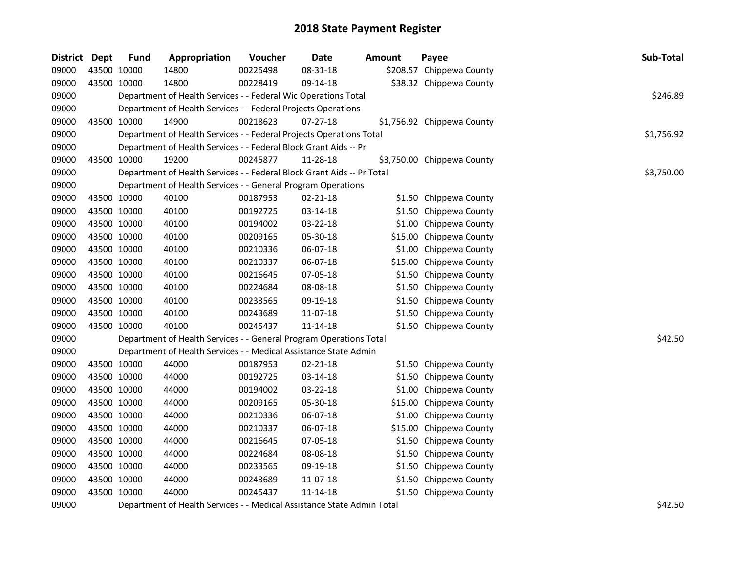# 2018 State Payment Register

| District | Dept | Fund | Appropriation | Voucher | Date | Amount | Payee | Sub-Total |
|---|---|---|---|---|---|---|---|---|
| 09000 | 43500 | 10000 | 14800 | 00225498 | 08-31-18 | $208.57 | Chippewa County | |
| 09000 | 43500 | 10000 | 14800 | 00228419 | 09-14-18 | $38.32 | Chippewa County | |
| 09000 | | Department of Health Services - - Federal Wic Operations Total | | | | | | $246.89 |
| 09000 | | Department of Health Services - - Federal Projects Operations | | | | | | |
| 09000 | 43500 | 10000 | 14900 | 00218623 | 07-27-18 | $1,756.92 | Chippewa County | |
| 09000 | | Department of Health Services - - Federal Projects Operations Total | | | | | | $1,756.92 |
| 09000 | | Department of Health Services - - Federal Block Grant Aids -- Pr | | | | | | |
| 09000 | 43500 | 10000 | 19200 | 00245877 | 11-28-18 | $3,750.00 | Chippewa County | |
| 09000 | | Department of Health Services - - Federal Block Grant Aids -- Pr Total | | | | | | $3,750.00 |
| 09000 | | Department of Health Services - - General Program Operations | | | | | | |
| 09000 | 43500 | 10000 | 40100 | 00187953 | 02-21-18 | $1.50 | Chippewa County | |
| 09000 | 43500 | 10000 | 40100 | 00192725 | 03-14-18 | $1.50 | Chippewa County | |
| 09000 | 43500 | 10000 | 40100 | 00194002 | 03-22-18 | $1.00 | Chippewa County | |
| 09000 | 43500 | 10000 | 40100 | 00209165 | 05-30-18 | $15.00 | Chippewa County | |
| 09000 | 43500 | 10000 | 40100 | 00210336 | 06-07-18 | $1.00 | Chippewa County | |
| 09000 | 43500 | 10000 | 40100 | 00210337 | 06-07-18 | $15.00 | Chippewa County | |
| 09000 | 43500 | 10000 | 40100 | 00216645 | 07-05-18 | $1.50 | Chippewa County | |
| 09000 | 43500 | 10000 | 40100 | 00224684 | 08-08-18 | $1.50 | Chippewa County | |
| 09000 | 43500 | 10000 | 40100 | 00233565 | 09-19-18 | $1.50 | Chippewa County | |
| 09000 | 43500 | 10000 | 40100 | 00243689 | 11-07-18 | $1.50 | Chippewa County | |
| 09000 | 43500 | 10000 | 40100 | 00245437 | 11-14-18 | $1.50 | Chippewa County | |
| 09000 | | Department of Health Services - - General Program Operations Total | | | | | | $42.50 |
| 09000 | | Department of Health Services - - Medical Assistance State Admin | | | | | | |
| 09000 | 43500 | 10000 | 44000 | 00187953 | 02-21-18 | $1.50 | Chippewa County | |
| 09000 | 43500 | 10000 | 44000 | 00192725 | 03-14-18 | $1.50 | Chippewa County | |
| 09000 | 43500 | 10000 | 44000 | 00194002 | 03-22-18 | $1.00 | Chippewa County | |
| 09000 | 43500 | 10000 | 44000 | 00209165 | 05-30-18 | $15.00 | Chippewa County | |
| 09000 | 43500 | 10000 | 44000 | 00210336 | 06-07-18 | $1.00 | Chippewa County | |
| 09000 | 43500 | 10000 | 44000 | 00210337 | 06-07-18 | $15.00 | Chippewa County | |
| 09000 | 43500 | 10000 | 44000 | 00216645 | 07-05-18 | $1.50 | Chippewa County | |
| 09000 | 43500 | 10000 | 44000 | 00224684 | 08-08-18 | $1.50 | Chippewa County | |
| 09000 | 43500 | 10000 | 44000 | 00233565 | 09-19-18 | $1.50 | Chippewa County | |
| 09000 | 43500 | 10000 | 44000 | 00243689 | 11-07-18 | $1.50 | Chippewa County | |
| 09000 | 43500 | 10000 | 44000 | 00245437 | 11-14-18 | $1.50 | Chippewa County | |
| 09000 | | Department of Health Services - - Medical Assistance State Admin Total | | | | | | $42.50 |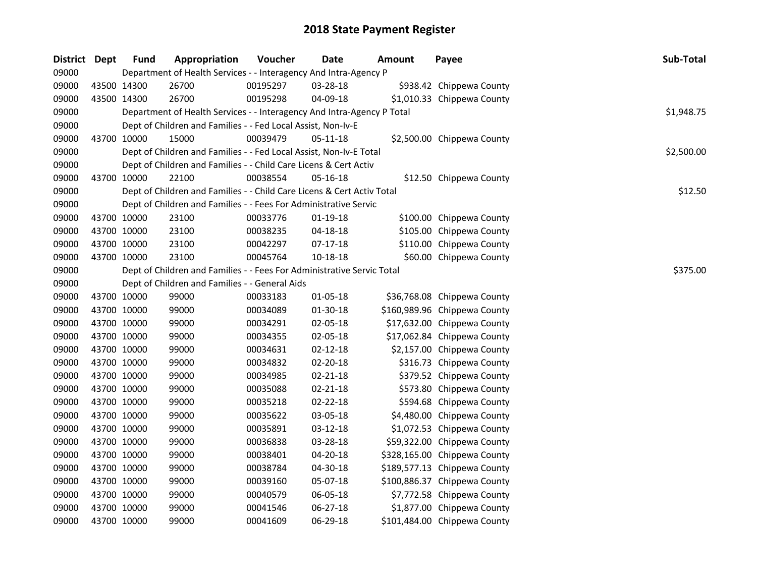# 2018 State Payment Register

| District | Dept | Fund | Appropriation | Voucher | Date | Amount | Payee | Sub-Total |
|---|---|---|---|---|---|---|---|---|
| 09000 | | | Department of Health Services - - Interagency And Intra-Agency P | | | | | |
| 09000 | 43500 | 14300 | 26700 | 00195297 | 03-28-18 | $938.42 | Chippewa County | |
| 09000 | 43500 | 14300 | 26700 | 00195298 | 04-09-18 | $1,010.33 | Chippewa County | |
| 09000 | | | Department of Health Services - - Interagency And Intra-Agency P Total | | | | | $1,948.75 |
| 09000 | | | Dept of Children and Families - - Fed Local Assist, Non-Iv-E | | | | | |
| 09000 | 43700 | 10000 | 15000 | 00039479 | 05-11-18 | $2,500.00 | Chippewa County | |
| 09000 | | | Dept of Children and Families - - Fed Local Assist, Non-Iv-E Total | | | | | $2,500.00 |
| 09000 | | | Dept of Children and Families - - Child Care Licens & Cert Activ | | | | | |
| 09000 | 43700 | 10000 | 22100 | 00038554 | 05-16-18 | $12.50 | Chippewa County | |
| 09000 | | | Dept of Children and Families - - Child Care Licens & Cert Activ Total | | | | | $12.50 |
| 09000 | | | Dept of Children and Families - - Fees For Administrative Servic | | | | | |
| 09000 | 43700 | 10000 | 23100 | 00033776 | 01-19-18 | $100.00 | Chippewa County | |
| 09000 | 43700 | 10000 | 23100 | 00038235 | 04-18-18 | $105.00 | Chippewa County | |
| 09000 | 43700 | 10000 | 23100 | 00042297 | 07-17-18 | $110.00 | Chippewa County | |
| 09000 | 43700 | 10000 | 23100 | 00045764 | 10-18-18 | $60.00 | Chippewa County | |
| 09000 | | | Dept of Children and Families - - Fees For Administrative Servic Total | | | | | $375.00 |
| 09000 | | | Dept of Children and Families - - General Aids | | | | | |
| 09000 | 43700 | 10000 | 99000 | 00033183 | 01-05-18 | $36,768.08 | Chippewa County | |
| 09000 | 43700 | 10000 | 99000 | 00034089 | 01-30-18 | $160,989.96 | Chippewa County | |
| 09000 | 43700 | 10000 | 99000 | 00034291 | 02-05-18 | $17,632.00 | Chippewa County | |
| 09000 | 43700 | 10000 | 99000 | 00034355 | 02-05-18 | $17,062.84 | Chippewa County | |
| 09000 | 43700 | 10000 | 99000 | 00034631 | 02-12-18 | $2,157.00 | Chippewa County | |
| 09000 | 43700 | 10000 | 99000 | 00034832 | 02-20-18 | $316.73 | Chippewa County | |
| 09000 | 43700 | 10000 | 99000 | 00034985 | 02-21-18 | $379.52 | Chippewa County | |
| 09000 | 43700 | 10000 | 99000 | 00035088 | 02-21-18 | $573.80 | Chippewa County | |
| 09000 | 43700 | 10000 | 99000 | 00035218 | 02-22-18 | $594.68 | Chippewa County | |
| 09000 | 43700 | 10000 | 99000 | 00035622 | 03-05-18 | $4,480.00 | Chippewa County | |
| 09000 | 43700 | 10000 | 99000 | 00035891 | 03-12-18 | $1,072.53 | Chippewa County | |
| 09000 | 43700 | 10000 | 99000 | 00036838 | 03-28-18 | $59,322.00 | Chippewa County | |
| 09000 | 43700 | 10000 | 99000 | 00038401 | 04-20-18 | $328,165.00 | Chippewa County | |
| 09000 | 43700 | 10000 | 99000 | 00038784 | 04-30-18 | $189,577.13 | Chippewa County | |
| 09000 | 43700 | 10000 | 99000 | 00039160 | 05-07-18 | $100,886.37 | Chippewa County | |
| 09000 | 43700 | 10000 | 99000 | 00040579 | 06-05-18 | $7,772.58 | Chippewa County | |
| 09000 | 43700 | 10000 | 99000 | 00041546 | 06-27-18 | $1,877.00 | Chippewa County | |
| 09000 | 43700 | 10000 | 99000 | 00041609 | 06-29-18 | $101,484.00 | Chippewa County | |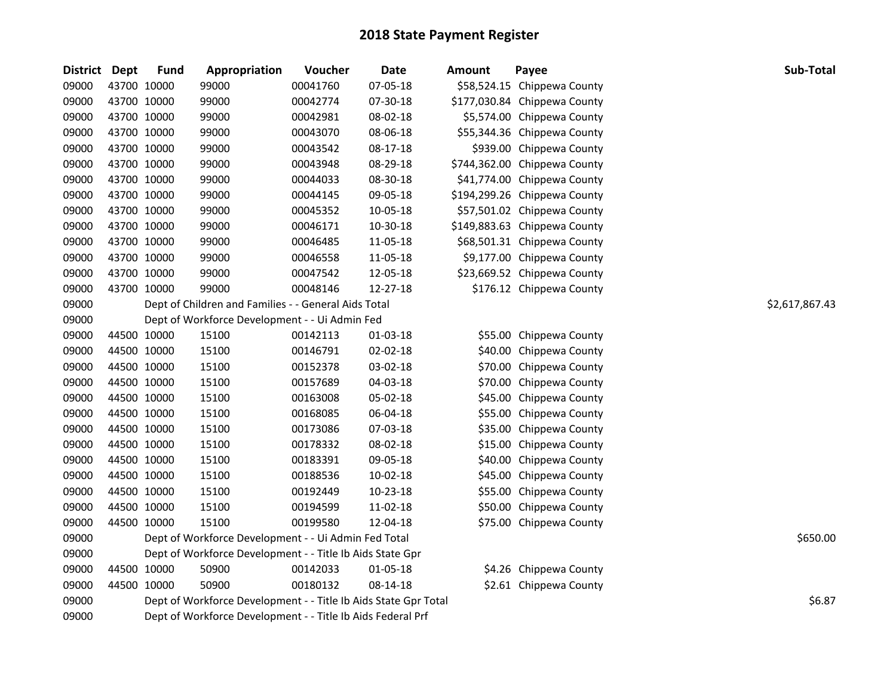# 2018 State Payment Register

| District | Dept | Fund | Appropriation | Voucher | Date | Amount | Payee | Sub-Total |
|---|---|---|---|---|---|---|---|---|
| 09000 | 43700 | 10000 | 99000 | 00041760 | 07-05-18 | $58,524.15 | Chippewa County | |
| 09000 | 43700 | 10000 | 99000 | 00042774 | 07-30-18 | $177,030.84 | Chippewa County | |
| 09000 | 43700 | 10000 | 99000 | 00042981 | 08-02-18 | $5,574.00 | Chippewa County | |
| 09000 | 43700 | 10000 | 99000 | 00043070 | 08-06-18 | $55,344.36 | Chippewa County | |
| 09000 | 43700 | 10000 | 99000 | 00043542 | 08-17-18 | $939.00 | Chippewa County | |
| 09000 | 43700 | 10000 | 99000 | 00043948 | 08-29-18 | $744,362.00 | Chippewa County | |
| 09000 | 43700 | 10000 | 99000 | 00044033 | 08-30-18 | $41,774.00 | Chippewa County | |
| 09000 | 43700 | 10000 | 99000 | 00044145 | 09-05-18 | $194,299.26 | Chippewa County | |
| 09000 | 43700 | 10000 | 99000 | 00045352 | 10-05-18 | $57,501.02 | Chippewa County | |
| 09000 | 43700 | 10000 | 99000 | 00046171 | 10-30-18 | $149,883.63 | Chippewa County | |
| 09000 | 43700 | 10000 | 99000 | 00046485 | 11-05-18 | $68,501.31 | Chippewa County | |
| 09000 | 43700 | 10000 | 99000 | 00046558 | 11-05-18 | $9,177.00 | Chippewa County | |
| 09000 | 43700 | 10000 | 99000 | 00047542 | 12-05-18 | $23,669.52 | Chippewa County | |
| 09000 | 43700 | 10000 | 99000 | 00048146 | 12-27-18 | $176.12 | Chippewa County | |
| 09000 | | | Dept of Children and Families - - General Aids Total | | | | | $2,617,867.43 |
| 09000 | | | Dept of Workforce Development - - Ui Admin Fed | | | | | |
| 09000 | 44500 | 10000 | 15100 | 00142113 | 01-03-18 | $55.00 | Chippewa County | |
| 09000 | 44500 | 10000 | 15100 | 00146791 | 02-02-18 | $40.00 | Chippewa County | |
| 09000 | 44500 | 10000 | 15100 | 00152378 | 03-02-18 | $70.00 | Chippewa County | |
| 09000 | 44500 | 10000 | 15100 | 00157689 | 04-03-18 | $70.00 | Chippewa County | |
| 09000 | 44500 | 10000 | 15100 | 00163008 | 05-02-18 | $45.00 | Chippewa County | |
| 09000 | 44500 | 10000 | 15100 | 00168085 | 06-04-18 | $55.00 | Chippewa County | |
| 09000 | 44500 | 10000 | 15100 | 00173086 | 07-03-18 | $35.00 | Chippewa County | |
| 09000 | 44500 | 10000 | 15100 | 00178332 | 08-02-18 | $15.00 | Chippewa County | |
| 09000 | 44500 | 10000 | 15100 | 00183391 | 09-05-18 | $40.00 | Chippewa County | |
| 09000 | 44500 | 10000 | 15100 | 00188536 | 10-02-18 | $45.00 | Chippewa County | |
| 09000 | 44500 | 10000 | 15100 | 00192449 | 10-23-18 | $55.00 | Chippewa County | |
| 09000 | 44500 | 10000 | 15100 | 00194599 | 11-02-18 | $50.00 | Chippewa County | |
| 09000 | 44500 | 10000 | 15100 | 00199580 | 12-04-18 | $75.00 | Chippewa County | |
| 09000 | | | Dept of Workforce Development - - Ui Admin Fed Total | | | | | $650.00 |
| 09000 | | | Dept of Workforce Development - - Title Ib Aids State Gpr | | | | | |
| 09000 | 44500 | 10000 | 50900 | 00142033 | 01-05-18 | $4.26 | Chippewa County | |
| 09000 | 44500 | 10000 | 50900 | 00180132 | 08-14-18 | $2.61 | Chippewa County | |
| 09000 | | | Dept of Workforce Development - - Title Ib Aids State Gpr Total | | | | | $6.87 |
| 09000 | | | Dept of Workforce Development - - Title Ib Aids Federal Prf | | | | | |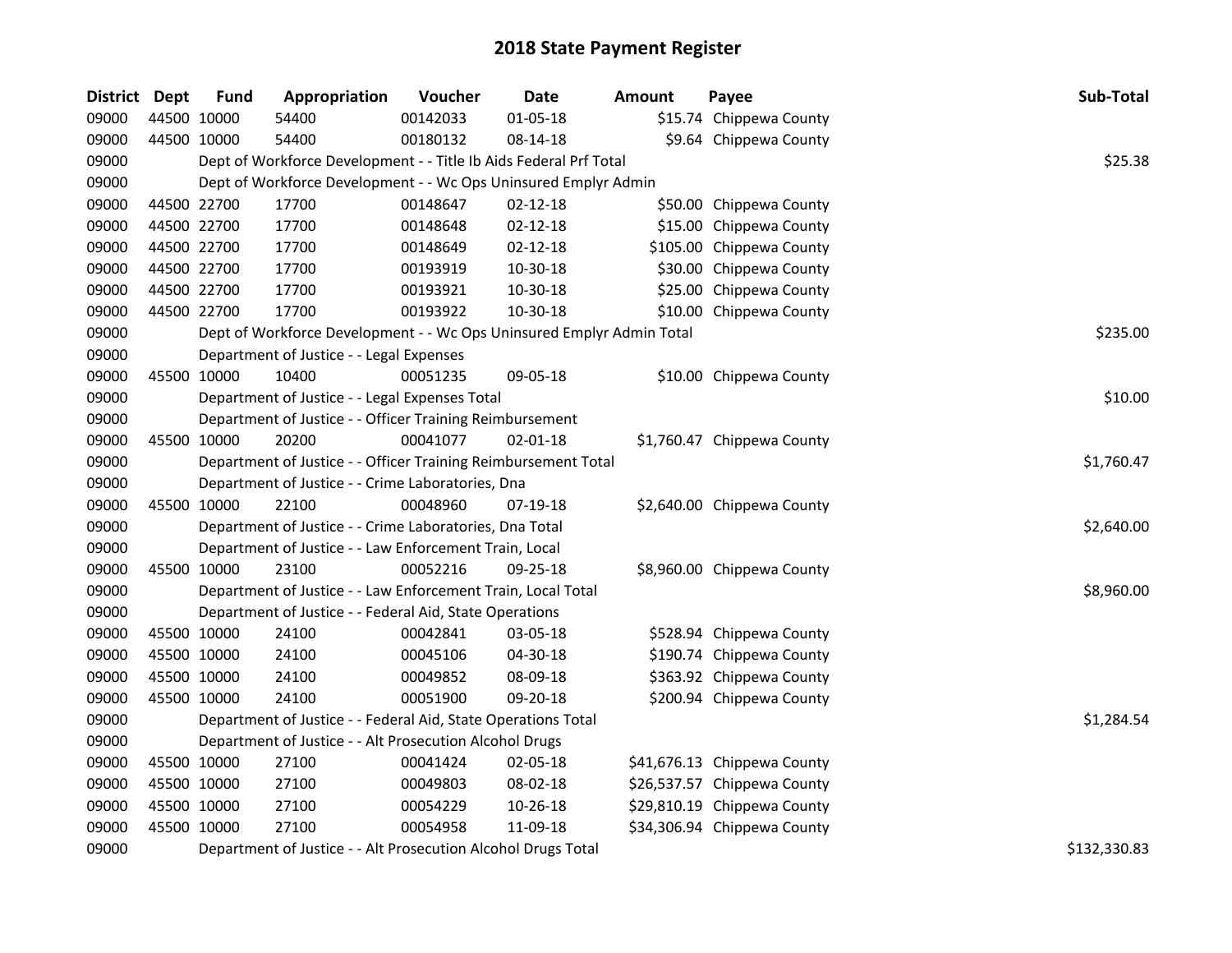# 2018 State Payment Register

| District | Dept | Fund | Appropriation | Voucher | Date | Amount | Payee | Sub-Total |
|---|---|---|---|---|---|---|---|---|
| 09000 | 44500 | 10000 | 54400 | 00142033 | 01-05-18 | $15.74 | Chippewa County | |
| 09000 | 44500 | 10000 | 54400 | 00180132 | 08-14-18 | $9.64 | Chippewa County | |
| 09000 | | | Dept of Workforce Development - - Title Ib Aids Federal Prf Total | | | | | $25.38 |
| 09000 | | | Dept of Workforce Development - - Wc Ops Uninsured Emplyr Admin | | | | | |
| 09000 | 44500 | 22700 | 17700 | 00148647 | 02-12-18 | $50.00 | Chippewa County | |
| 09000 | 44500 | 22700 | 17700 | 00148648 | 02-12-18 | $15.00 | Chippewa County | |
| 09000 | 44500 | 22700 | 17700 | 00148649 | 02-12-18 | $105.00 | Chippewa County | |
| 09000 | 44500 | 22700 | 17700 | 00193919 | 10-30-18 | $30.00 | Chippewa County | |
| 09000 | 44500 | 22700 | 17700 | 00193921 | 10-30-18 | $25.00 | Chippewa County | |
| 09000 | 44500 | 22700 | 17700 | 00193922 | 10-30-18 | $10.00 | Chippewa County | |
| 09000 | | | Dept of Workforce Development - - Wc Ops Uninsured Emplyr Admin Total | | | | | $235.00 |
| 09000 | | | Department of Justice - - Legal Expenses | | | | | |
| 09000 | 45500 | 10000 | 10400 | 00051235 | 09-05-18 | $10.00 | Chippewa County | |
| 09000 | | | Department of Justice - - Legal Expenses Total | | | | | $10.00 |
| 09000 | | | Department of Justice - - Officer Training Reimbursement | | | | | |
| 09000 | 45500 | 10000 | 20200 | 00041077 | 02-01-18 | $1,760.47 | Chippewa County | |
| 09000 | | | Department of Justice - - Officer Training Reimbursement Total | | | | | $1,760.47 |
| 09000 | | | Department of Justice - - Crime Laboratories, Dna | | | | | |
| 09000 | 45500 | 10000 | 22100 | 00048960 | 07-19-18 | $2,640.00 | Chippewa County | |
| 09000 | | | Department of Justice - - Crime Laboratories, Dna Total | | | | | $2,640.00 |
| 09000 | | | Department of Justice - - Law Enforcement Train, Local | | | | | |
| 09000 | 45500 | 10000 | 23100 | 00052216 | 09-25-18 | $8,960.00 | Chippewa County | |
| 09000 | | | Department of Justice - - Law Enforcement Train, Local Total | | | | | $8,960.00 |
| 09000 | | | Department of Justice - - Federal Aid, State Operations | | | | | |
| 09000 | 45500 | 10000 | 24100 | 00042841 | 03-05-18 | $528.94 | Chippewa County | |
| 09000 | 45500 | 10000 | 24100 | 00045106 | 04-30-18 | $190.74 | Chippewa County | |
| 09000 | 45500 | 10000 | 24100 | 00049852 | 08-09-18 | $363.92 | Chippewa County | |
| 09000 | 45500 | 10000 | 24100 | 00051900 | 09-20-18 | $200.94 | Chippewa County | |
| 09000 | | | Department of Justice - - Federal Aid, State Operations Total | | | | | $1,284.54 |
| 09000 | | | Department of Justice - - Alt Prosecution Alcohol Drugs | | | | | |
| 09000 | 45500 | 10000 | 27100 | 00041424 | 02-05-18 | $41,676.13 | Chippewa County | |
| 09000 | 45500 | 10000 | 27100 | 00049803 | 08-02-18 | $26,537.57 | Chippewa County | |
| 09000 | 45500 | 10000 | 27100 | 00054229 | 10-26-18 | $29,810.19 | Chippewa County | |
| 09000 | 45500 | 10000 | 27100 | 00054958 | 11-09-18 | $34,306.94 | Chippewa County | |
| 09000 | | | Department of Justice - - Alt Prosecution Alcohol Drugs Total | | | | | $132,330.83 |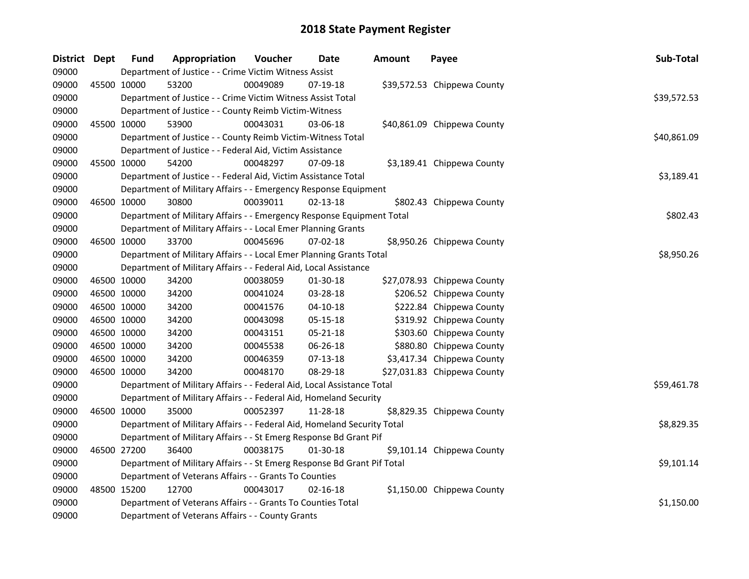## 2018 State Payment Register

| District | Dept | Fund | Appropriation | Voucher | Date | Amount | Payee | Sub-Total |
|---|---|---|---|---|---|---|---|---|
| 09000 | | Department of Justice - - Crime Victim Witness Assist | | | | | | |
| 09000 | 45500 | 10000 | 53200 | 00049089 | 07-19-18 | $39,572.53 | Chippewa County | |
| 09000 | | Department of Justice - - Crime Victim Witness Assist Total | | | | | | $39,572.53 |
| 09000 | | Department of Justice - - County Reimb Victim-Witness | | | | | | |
| 09000 | 45500 | 10000 | 53900 | 00043031 | 03-06-18 | $40,861.09 | Chippewa County | |
| 09000 | | Department of Justice - - County Reimb Victim-Witness Total | | | | | | $40,861.09 |
| 09000 | | Department of Justice - - Federal Aid, Victim Assistance | | | | | | |
| 09000 | 45500 | 10000 | 54200 | 00048297 | 07-09-18 | $3,189.41 | Chippewa County | |
| 09000 | | Department of Justice - - Federal Aid, Victim Assistance Total | | | | | | $3,189.41 |
| 09000 | | Department of Military Affairs - - Emergency Response Equipment | | | | | | |
| 09000 | 46500 | 10000 | 30800 | 00039011 | 02-13-18 | $802.43 | Chippewa County | |
| 09000 | | Department of Military Affairs - - Emergency Response Equipment Total | | | | | | $802.43 |
| 09000 | | Department of Military Affairs - - Local Emer Planning Grants | | | | | | |
| 09000 | 46500 | 10000 | 33700 | 00045696 | 07-02-18 | $8,950.26 | Chippewa County | |
| 09000 | | Department of Military Affairs - - Local Emer Planning Grants Total | | | | | | $8,950.26 |
| 09000 | | Department of Military Affairs - - Federal Aid, Local Assistance | | | | | | |
| 09000 | 46500 | 10000 | 34200 | 00038059 | 01-30-18 | $27,078.93 | Chippewa County | |
| 09000 | 46500 | 10000 | 34200 | 00041024 | 03-28-18 | $206.52 | Chippewa County | |
| 09000 | 46500 | 10000 | 34200 | 00041576 | 04-10-18 | $222.84 | Chippewa County | |
| 09000 | 46500 | 10000 | 34200 | 00043098 | 05-15-18 | $319.92 | Chippewa County | |
| 09000 | 46500 | 10000 | 34200 | 00043151 | 05-21-18 | $303.60 | Chippewa County | |
| 09000 | 46500 | 10000 | 34200 | 00045538 | 06-26-18 | $880.80 | Chippewa County | |
| 09000 | 46500 | 10000 | 34200 | 00046359 | 07-13-18 | $3,417.34 | Chippewa County | |
| 09000 | 46500 | 10000 | 34200 | 00048170 | 08-29-18 | $27,031.83 | Chippewa County | |
| 09000 | | Department of Military Affairs - - Federal Aid, Local Assistance Total | | | | | | $59,461.78 |
| 09000 | | Department of Military Affairs - - Federal Aid, Homeland Security | | | | | | |
| 09000 | 46500 | 10000 | 35000 | 00052397 | 11-28-18 | $8,829.35 | Chippewa County | |
| 09000 | | Department of Military Affairs - - Federal Aid, Homeland Security Total | | | | | | $8,829.35 |
| 09000 | | Department of Military Affairs - - St Emerg Response Bd Grant Pif | | | | | | |
| 09000 | 46500 | 27200 | 36400 | 00038175 | 01-30-18 | $9,101.14 | Chippewa County | |
| 09000 | | Department of Military Affairs - - St Emerg Response Bd Grant Pif Total | | | | | | $9,101.14 |
| 09000 | | Department of Veterans Affairs - - Grants To Counties | | | | | | |
| 09000 | 48500 | 15200 | 12700 | 00043017 | 02-16-18 | $1,150.00 | Chippewa County | |
| 09000 | | Department of Veterans Affairs - - Grants To Counties Total | | | | | | $1,150.00 |
| 09000 | | Department of Veterans Affairs - - County Grants | | | | | | |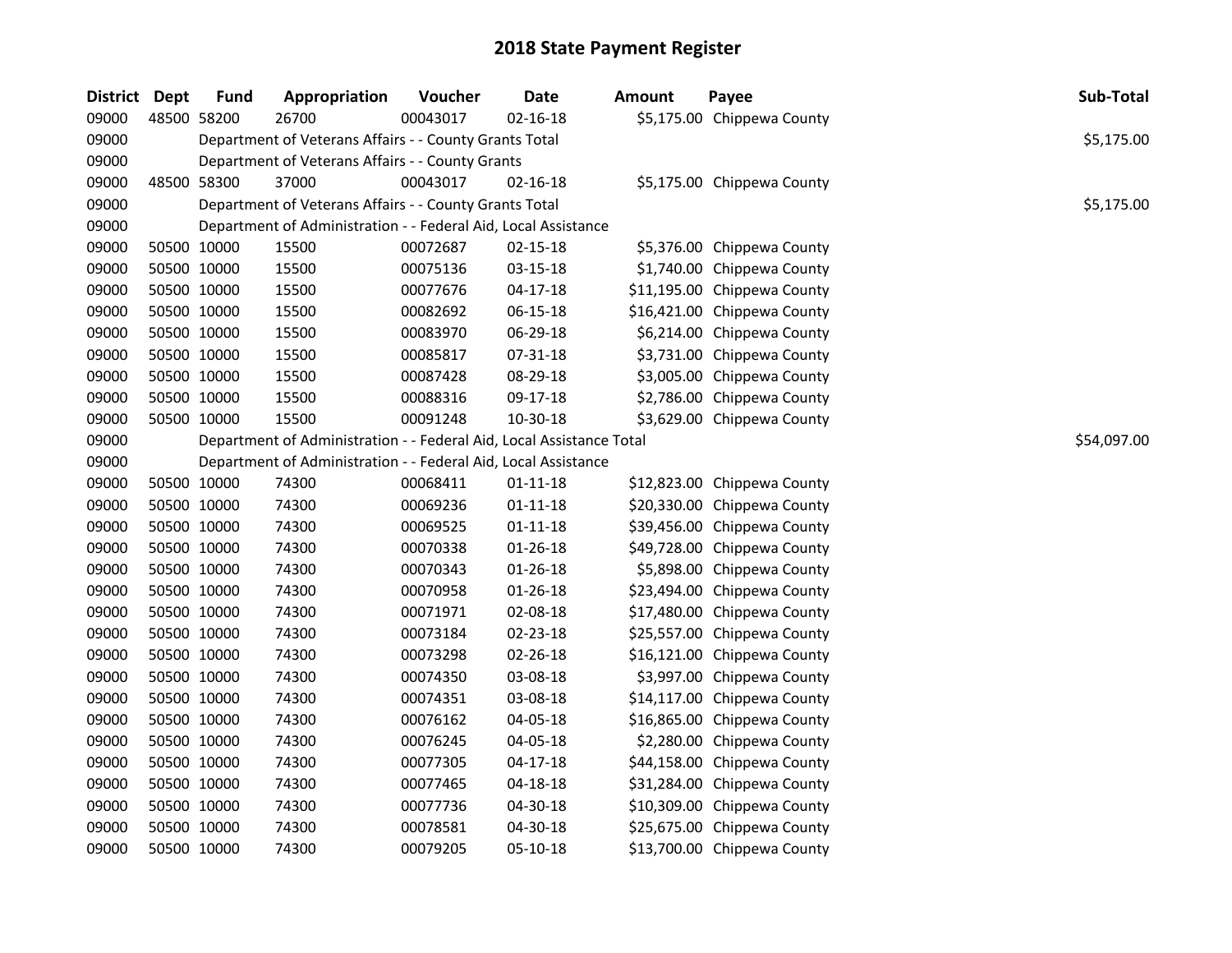# 2018 State Payment Register

| District | Dept | Fund | Appropriation | Voucher | Date | Amount | Payee | Sub-Total |
|---|---|---|---|---|---|---|---|---|
| 09000 | 48500 | 58200 | 26700 | 00043017 | 02-16-18 | $5,175.00 | Chippewa County | |
| 09000 | | Department of Veterans Affairs - - County Grants Total | | | | | | $5,175.00 |
| 09000 | | Department of Veterans Affairs - - County Grants | | | | | | |
| 09000 | 48500 | 58300 | 37000 | 00043017 | 02-16-18 | $5,175.00 | Chippewa County | |
| 09000 | | Department of Veterans Affairs - - County Grants Total | | | | | | $5,175.00 |
| 09000 | | Department of Administration - - Federal Aid, Local Assistance | | | | | | |
| 09000 | 50500 | 10000 | 15500 | 00072687 | 02-15-18 | $5,376.00 | Chippewa County | |
| 09000 | 50500 | 10000 | 15500 | 00075136 | 03-15-18 | $1,740.00 | Chippewa County | |
| 09000 | 50500 | 10000 | 15500 | 00077676 | 04-17-18 | $11,195.00 | Chippewa County | |
| 09000 | 50500 | 10000 | 15500 | 00082692 | 06-15-18 | $16,421.00 | Chippewa County | |
| 09000 | 50500 | 10000 | 15500 | 00083970 | 06-29-18 | $6,214.00 | Chippewa County | |
| 09000 | 50500 | 10000 | 15500 | 00085817 | 07-31-18 | $3,731.00 | Chippewa County | |
| 09000 | 50500 | 10000 | 15500 | 00087428 | 08-29-18 | $3,005.00 | Chippewa County | |
| 09000 | 50500 | 10000 | 15500 | 00088316 | 09-17-18 | $2,786.00 | Chippewa County | |
| 09000 | 50500 | 10000 | 15500 | 00091248 | 10-30-18 | $3,629.00 | Chippewa County | |
| 09000 | | Department of Administration - - Federal Aid, Local Assistance Total | | | | | | $54,097.00 |
| 09000 | | Department of Administration - - Federal Aid, Local Assistance | | | | | | |
| 09000 | 50500 | 10000 | 74300 | 00068411 | 01-11-18 | $12,823.00 | Chippewa County | |
| 09000 | 50500 | 10000 | 74300 | 00069236 | 01-11-18 | $20,330.00 | Chippewa County | |
| 09000 | 50500 | 10000 | 74300 | 00069525 | 01-11-18 | $39,456.00 | Chippewa County | |
| 09000 | 50500 | 10000 | 74300 | 00070338 | 01-26-18 | $49,728.00 | Chippewa County | |
| 09000 | 50500 | 10000 | 74300 | 00070343 | 01-26-18 | $5,898.00 | Chippewa County | |
| 09000 | 50500 | 10000 | 74300 | 00070958 | 01-26-18 | $23,494.00 | Chippewa County | |
| 09000 | 50500 | 10000 | 74300 | 00071971 | 02-08-18 | $17,480.00 | Chippewa County | |
| 09000 | 50500 | 10000 | 74300 | 00073184 | 02-23-18 | $25,557.00 | Chippewa County | |
| 09000 | 50500 | 10000 | 74300 | 00073298 | 02-26-18 | $16,121.00 | Chippewa County | |
| 09000 | 50500 | 10000 | 74300 | 00074350 | 03-08-18 | $3,997.00 | Chippewa County | |
| 09000 | 50500 | 10000 | 74300 | 00074351 | 03-08-18 | $14,117.00 | Chippewa County | |
| 09000 | 50500 | 10000 | 74300 | 00076162 | 04-05-18 | $16,865.00 | Chippewa County | |
| 09000 | 50500 | 10000 | 74300 | 00076245 | 04-05-18 | $2,280.00 | Chippewa County | |
| 09000 | 50500 | 10000 | 74300 | 00077305 | 04-17-18 | $44,158.00 | Chippewa County | |
| 09000 | 50500 | 10000 | 74300 | 00077465 | 04-18-18 | $31,284.00 | Chippewa County | |
| 09000 | 50500 | 10000 | 74300 | 00077736 | 04-30-18 | $10,309.00 | Chippewa County | |
| 09000 | 50500 | 10000 | 74300 | 00078581 | 04-30-18 | $25,675.00 | Chippewa County | |
| 09000 | 50500 | 10000 | 74300 | 00079205 | 05-10-18 | $13,700.00 | Chippewa County | |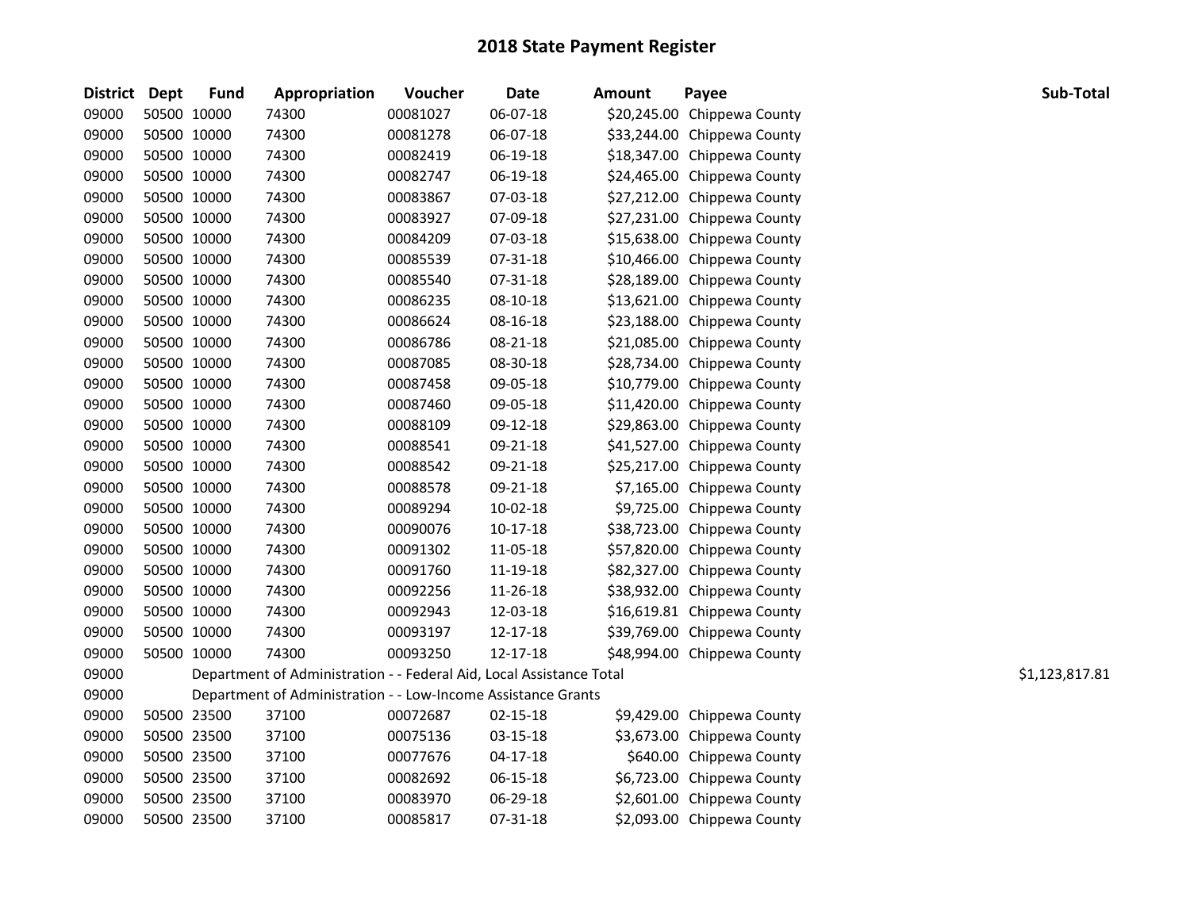# 2018 State Payment Register

| District | Dept | Fund | Appropriation | Voucher | Date | Amount | Payee | Sub-Total |
|---|---|---|---|---|---|---|---|---|
| 09000 | 50500 | 10000 | 74300 | 00081027 | 06-07-18 | $20,245.00 | Chippewa County | |
| 09000 | 50500 | 10000 | 74300 | 00081278 | 06-07-18 | $33,244.00 | Chippewa County | |
| 09000 | 50500 | 10000 | 74300 | 00082419 | 06-19-18 | $18,347.00 | Chippewa County | |
| 09000 | 50500 | 10000 | 74300 | 00082747 | 06-19-18 | $24,465.00 | Chippewa County | |
| 09000 | 50500 | 10000 | 74300 | 00083867 | 07-03-18 | $27,212.00 | Chippewa County | |
| 09000 | 50500 | 10000 | 74300 | 00083927 | 07-09-18 | $27,231.00 | Chippewa County | |
| 09000 | 50500 | 10000 | 74300 | 00084209 | 07-03-18 | $15,638.00 | Chippewa County | |
| 09000 | 50500 | 10000 | 74300 | 00085539 | 07-31-18 | $10,466.00 | Chippewa County | |
| 09000 | 50500 | 10000 | 74300 | 00085540 | 07-31-18 | $28,189.00 | Chippewa County | |
| 09000 | 50500 | 10000 | 74300 | 00086235 | 08-10-18 | $13,621.00 | Chippewa County | |
| 09000 | 50500 | 10000 | 74300 | 00086624 | 08-16-18 | $23,188.00 | Chippewa County | |
| 09000 | 50500 | 10000 | 74300 | 00086786 | 08-21-18 | $21,085.00 | Chippewa County | |
| 09000 | 50500 | 10000 | 74300 | 00087085 | 08-30-18 | $28,734.00 | Chippewa County | |
| 09000 | 50500 | 10000 | 74300 | 00087458 | 09-05-18 | $10,779.00 | Chippewa County | |
| 09000 | 50500 | 10000 | 74300 | 00087460 | 09-05-18 | $11,420.00 | Chippewa County | |
| 09000 | 50500 | 10000 | 74300 | 00088109 | 09-12-18 | $29,863.00 | Chippewa County | |
| 09000 | 50500 | 10000 | 74300 | 00088541 | 09-21-18 | $41,527.00 | Chippewa County | |
| 09000 | 50500 | 10000 | 74300 | 00088542 | 09-21-18 | $25,217.00 | Chippewa County | |
| 09000 | 50500 | 10000 | 74300 | 00088578 | 09-21-18 | $7,165.00 | Chippewa County | |
| 09000 | 50500 | 10000 | 74300 | 00089294 | 10-02-18 | $9,725.00 | Chippewa County | |
| 09000 | 50500 | 10000 | 74300 | 00090076 | 10-17-18 | $38,723.00 | Chippewa County | |
| 09000 | 50500 | 10000 | 74300 | 00091302 | 11-05-18 | $57,820.00 | Chippewa County | |
| 09000 | 50500 | 10000 | 74300 | 00091760 | 11-19-18 | $82,327.00 | Chippewa County | |
| 09000 | 50500 | 10000 | 74300 | 00092256 | 11-26-18 | $38,932.00 | Chippewa County | |
| 09000 | 50500 | 10000 | 74300 | 00092943 | 12-03-18 | $16,619.81 | Chippewa County | |
| 09000 | 50500 | 10000 | 74300 | 00093197 | 12-17-18 | $39,769.00 | Chippewa County | |
| 09000 | 50500 | 10000 | 74300 | 00093250 | 12-17-18 | $48,994.00 | Chippewa County | |
| 09000 | | Department of Administration - - Federal Aid, Local Assistance Total | | | | | | $1,123,817.81 |
| 09000 | | Department of Administration - - Low-Income Assistance Grants | | | | | | |
| 09000 | 50500 | 23500 | 37100 | 00072687 | 02-15-18 | $9,429.00 | Chippewa County | |
| 09000 | 50500 | 23500 | 37100 | 00075136 | 03-15-18 | $3,673.00 | Chippewa County | |
| 09000 | 50500 | 23500 | 37100 | 00077676 | 04-17-18 | $640.00 | Chippewa County | |
| 09000 | 50500 | 23500 | 37100 | 00082692 | 06-15-18 | $6,723.00 | Chippewa County | |
| 09000 | 50500 | 23500 | 37100 | 00083970 | 06-29-18 | $2,601.00 | Chippewa County | |
| 09000 | 50500 | 23500 | 37100 | 00085817 | 07-31-18 | $2,093.00 | Chippewa County | |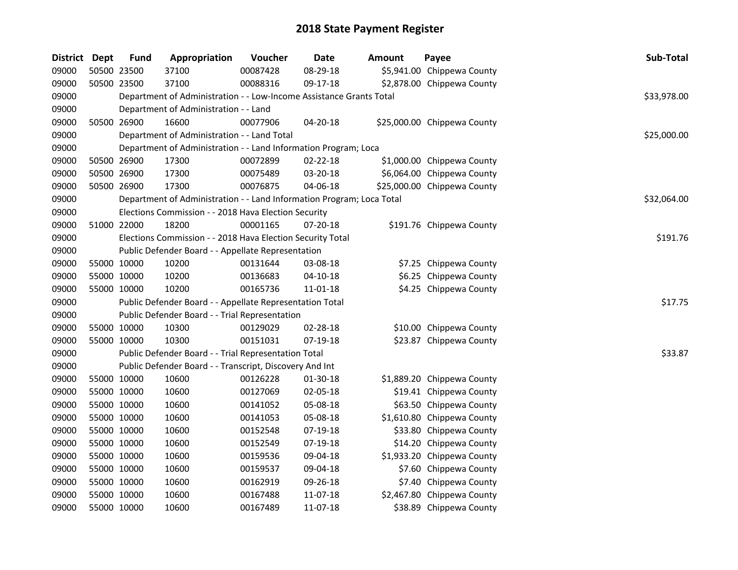# 2018 State Payment Register

| District | Dept | Fund | Appropriation | Voucher | Date | Amount | Payee | Sub-Total |
|---|---|---|---|---|---|---|---|---|
| 09000 | 50500 | 23500 | 37100 | 00087428 | 08-29-18 | $5,941.00 | Chippewa County | |
| 09000 | 50500 | 23500 | 37100 | 00088316 | 09-17-18 | $2,878.00 | Chippewa County | |
| 09000 | | | Department of Administration - - Low-Income Assistance Grants Total | | | | | $33,978.00 |
| 09000 | | | Department of Administration - - Land | | | | | |
| 09000 | 50500 | 26900 | 16600 | 00077906 | 04-20-18 | $25,000.00 | Chippewa County | |
| 09000 | | | Department of Administration - - Land Total | | | | | $25,000.00 |
| 09000 | | | Department of Administration - - Land Information Program; Loca | | | | | |
| 09000 | 50500 | 26900 | 17300 | 00072899 | 02-22-18 | $1,000.00 | Chippewa County | |
| 09000 | 50500 | 26900 | 17300 | 00075489 | 03-20-18 | $6,064.00 | Chippewa County | |
| 09000 | 50500 | 26900 | 17300 | 00076875 | 04-06-18 | $25,000.00 | Chippewa County | |
| 09000 | | | Department of Administration - - Land Information Program; Loca Total | | | | | $32,064.00 |
| 09000 | | | Elections Commission - - 2018 Hava Election Security | | | | | |
| 09000 | 51000 | 22000 | 18200 | 00001165 | 07-20-18 | $191.76 | Chippewa County | |
| 09000 | | | Elections Commission - - 2018 Hava Election Security Total | | | | | $191.76 |
| 09000 | | | Public Defender Board - - Appellate Representation | | | | | |
| 09000 | 55000 | 10000 | 10200 | 00131644 | 03-08-18 | $7.25 | Chippewa County | |
| 09000 | 55000 | 10000 | 10200 | 00136683 | 04-10-18 | $6.25 | Chippewa County | |
| 09000 | 55000 | 10000 | 10200 | 00165736 | 11-01-18 | $4.25 | Chippewa County | |
| 09000 | | | Public Defender Board - - Appellate Representation Total | | | | | $17.75 |
| 09000 | | | Public Defender Board - - Trial Representation | | | | | |
| 09000 | 55000 | 10000 | 10300 | 00129029 | 02-28-18 | $10.00 | Chippewa County | |
| 09000 | 55000 | 10000 | 10300 | 00151031 | 07-19-18 | $23.87 | Chippewa County | |
| 09000 | | | Public Defender Board - - Trial Representation Total | | | | | $33.87 |
| 09000 | | | Public Defender Board - - Transcript, Discovery And Int | | | | | |
| 09000 | 55000 | 10000 | 10600 | 00126228 | 01-30-18 | $1,889.20 | Chippewa County | |
| 09000 | 55000 | 10000 | 10600 | 00127069 | 02-05-18 | $19.41 | Chippewa County | |
| 09000 | 55000 | 10000 | 10600 | 00141052 | 05-08-18 | $63.50 | Chippewa County | |
| 09000 | 55000 | 10000 | 10600 | 00141053 | 05-08-18 | $1,610.80 | Chippewa County | |
| 09000 | 55000 | 10000 | 10600 | 00152548 | 07-19-18 | $33.80 | Chippewa County | |
| 09000 | 55000 | 10000 | 10600 | 00152549 | 07-19-18 | $14.20 | Chippewa County | |
| 09000 | 55000 | 10000 | 10600 | 00159536 | 09-04-18 | $1,933.20 | Chippewa County | |
| 09000 | 55000 | 10000 | 10600 | 00159537 | 09-04-18 | $7.60 | Chippewa County | |
| 09000 | 55000 | 10000 | 10600 | 00162919 | 09-26-18 | $7.40 | Chippewa County | |
| 09000 | 55000 | 10000 | 10600 | 00167488 | 11-07-18 | $2,467.80 | Chippewa County | |
| 09000 | 55000 | 10000 | 10600 | 00167489 | 11-07-18 | $38.89 | Chippewa County | |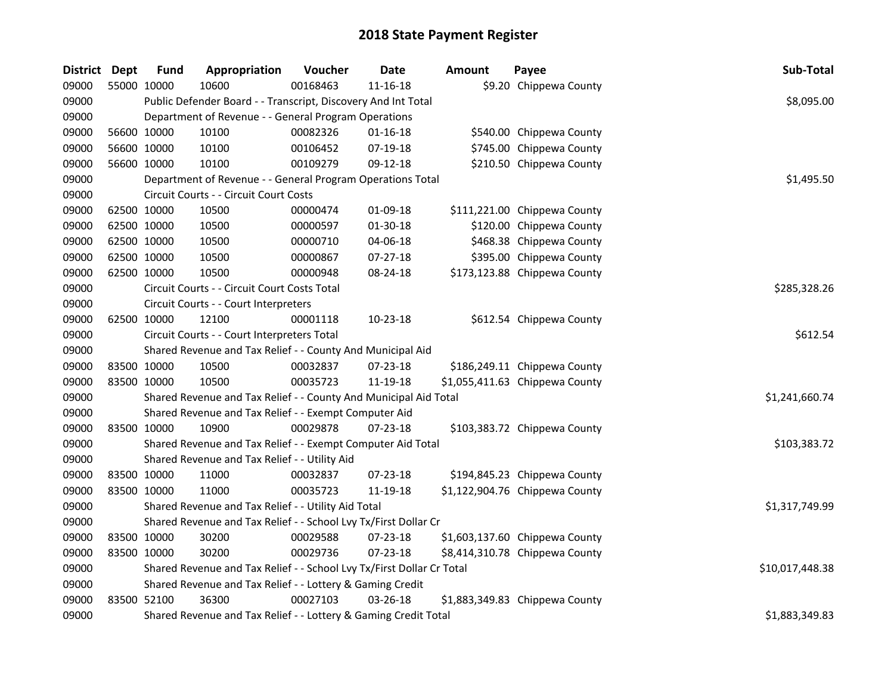# 2018 State Payment Register

| District | Dept | Fund | Appropriation | Voucher | Date | Amount | Payee | Sub-Total |
|---|---|---|---|---|---|---|---|---|
| 09000 | 55000 | 10000 | 10600 | 00168463 | 11-16-18 | $9.20 | Chippewa County | |
| 09000 | | | Public Defender Board - - Transcript, Discovery And Int Total | | | | | $8,095.00 |
| 09000 | | | Department of Revenue - - General Program Operations | | | | | |
| 09000 | 56600 | 10000 | 10100 | 00082326 | 01-16-18 | $540.00 | Chippewa County | |
| 09000 | 56600 | 10000 | 10100 | 00106452 | 07-19-18 | $745.00 | Chippewa County | |
| 09000 | 56600 | 10000 | 10100 | 00109279 | 09-12-18 | $210.50 | Chippewa County | |
| 09000 | | | Department of Revenue - - General Program Operations Total | | | | | $1,495.50 |
| 09000 | | | Circuit Courts - - Circuit Court Costs | | | | | |
| 09000 | 62500 | 10000 | 10500 | 00000474 | 01-09-18 | $111,221.00 | Chippewa County | |
| 09000 | 62500 | 10000 | 10500 | 00000597 | 01-30-18 | $120.00 | Chippewa County | |
| 09000 | 62500 | 10000 | 10500 | 00000710 | 04-06-18 | $468.38 | Chippewa County | |
| 09000 | 62500 | 10000 | 10500 | 00000867 | 07-27-18 | $395.00 | Chippewa County | |
| 09000 | 62500 | 10000 | 10500 | 00000948 | 08-24-18 | $173,123.88 | Chippewa County | |
| 09000 | | | Circuit Courts - - Circuit Court Costs Total | | | | | $285,328.26 |
| 09000 | | | Circuit Courts - - Court Interpreters | | | | | |
| 09000 | 62500 | 10000 | 12100 | 00001118 | 10-23-18 | $612.54 | Chippewa County | |
| 09000 | | | Circuit Courts - - Court Interpreters Total | | | | | $612.54 |
| 09000 | | | Shared Revenue and Tax Relief - - County And Municipal Aid | | | | | |
| 09000 | 83500 | 10000 | 10500 | 00032837 | 07-23-18 | $186,249.11 | Chippewa County | |
| 09000 | 83500 | 10000 | 10500 | 00035723 | 11-19-18 | $1,055,411.63 | Chippewa County | |
| 09000 | | | Shared Revenue and Tax Relief - - County And Municipal Aid Total | | | | | $1,241,660.74 |
| 09000 | | | Shared Revenue and Tax Relief - - Exempt Computer Aid | | | | | |
| 09000 | 83500 | 10000 | 10900 | 00029878 | 07-23-18 | $103,383.72 | Chippewa County | |
| 09000 | | | Shared Revenue and Tax Relief - - Exempt Computer Aid Total | | | | | $103,383.72 |
| 09000 | | | Shared Revenue and Tax Relief - - Utility Aid | | | | | |
| 09000 | 83500 | 10000 | 11000 | 00032837 | 07-23-18 | $194,845.23 | Chippewa County | |
| 09000 | 83500 | 10000 | 11000 | 00035723 | 11-19-18 | $1,122,904.76 | Chippewa County | |
| 09000 | | | Shared Revenue and Tax Relief - - Utility Aid Total | | | | | $1,317,749.99 |
| 09000 | | | Shared Revenue and Tax Relief - - School Lvy Tx/First Dollar Cr | | | | | |
| 09000 | 83500 | 10000 | 30200 | 00029588 | 07-23-18 | $1,603,137.60 | Chippewa County | |
| 09000 | 83500 | 10000 | 30200 | 00029736 | 07-23-18 | $8,414,310.78 | Chippewa County | |
| 09000 | | | Shared Revenue and Tax Relief - - School Lvy Tx/First Dollar Cr Total | | | | | $10,017,448.38 |
| 09000 | | | Shared Revenue and Tax Relief - - Lottery & Gaming Credit | | | | | |
| 09000 | 83500 | 52100 | 36300 | 00027103 | 03-26-18 | $1,883,349.83 | Chippewa County | |
| 09000 | | | Shared Revenue and Tax Relief - - Lottery & Gaming Credit Total | | | | | $1,883,349.83 |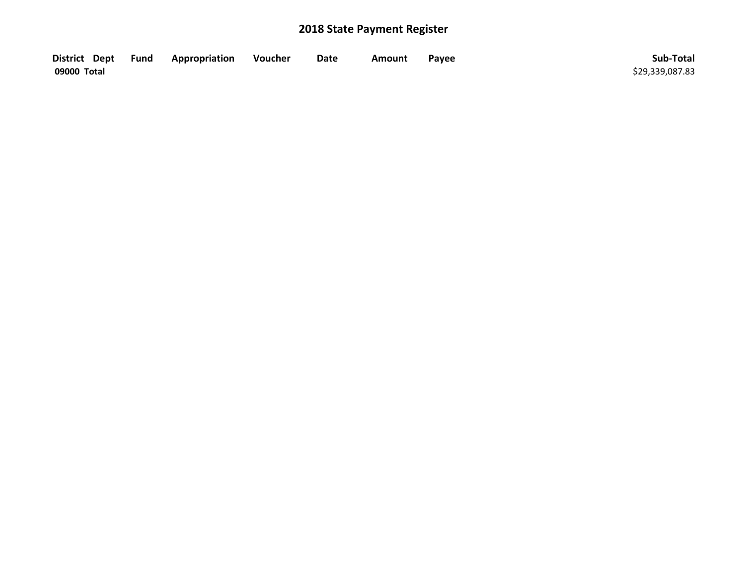## 2018 State Payment Register

| District | Dept | Fund | Appropriation | Voucher | Date | Amount | Payee | Sub-Total |
|---|---|---|---|---|---|---|---|---|
| **09000 Total** | | | | | | | | $29,339,087.83 |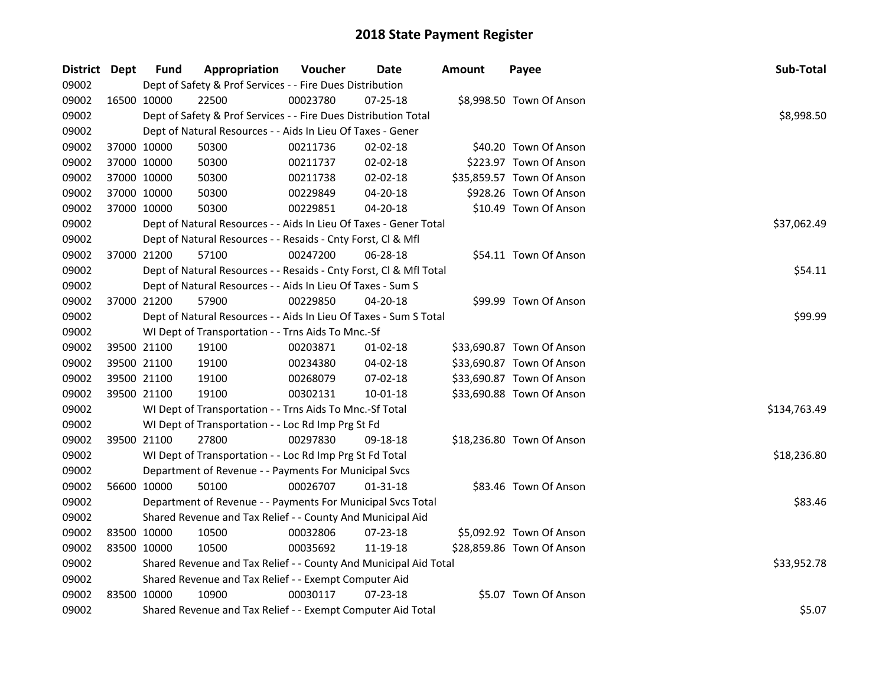# 2018 State Payment Register

| District | Dept | Fund | Appropriation | Voucher | Date | Amount | Payee | Sub-Total |
|---|---|---|---|---|---|---|---|---|
| 09002 | | Dept of Safety & Prof Services - - Fire Dues Distribution | | | | | | |
| 09002 | 16500 | 10000 | 22500 | 00023780 | 07-25-18 | $8,998.50 | Town Of Anson | |
| 09002 | | Dept of Safety & Prof Services - - Fire Dues Distribution Total | | | | | | $8,998.50 |
| 09002 | | Dept of Natural Resources - - Aids In Lieu Of Taxes - Gener | | | | | | |
| 09002 | 37000 | 10000 | 50300 | 00211736 | 02-02-18 | $40.20 | Town Of Anson | |
| 09002 | 37000 | 10000 | 50300 | 00211737 | 02-02-18 | $223.97 | Town Of Anson | |
| 09002 | 37000 | 10000 | 50300 | 00211738 | 02-02-18 | $35,859.57 | Town Of Anson | |
| 09002 | 37000 | 10000 | 50300 | 00229849 | 04-20-18 | $928.26 | Town Of Anson | |
| 09002 | 37000 | 10000 | 50300 | 00229851 | 04-20-18 | $10.49 | Town Of Anson | |
| 09002 | | Dept of Natural Resources - - Aids In Lieu Of Taxes - Gener Total | | | | | | $37,062.49 |
| 09002 | | Dept of Natural Resources - - Resaids - Cnty Forst, Cl & Mfl | | | | | | |
| 09002 | 37000 | 21200 | 57100 | 00247200 | 06-28-18 | $54.11 | Town Of Anson | |
| 09002 | | Dept of Natural Resources - - Resaids - Cnty Forst, Cl & Mfl Total | | | | | | $54.11 |
| 09002 | | Dept of Natural Resources - - Aids In Lieu Of Taxes - Sum S | | | | | | |
| 09002 | 37000 | 21200 | 57900 | 00229850 | 04-20-18 | $99.99 | Town Of Anson | |
| 09002 | | Dept of Natural Resources - - Aids In Lieu Of Taxes - Sum S Total | | | | | | $99.99 |
| 09002 | | WI Dept of Transportation - - Trns Aids To Mnc.-Sf | | | | | | |
| 09002 | 39500 | 21100 | 19100 | 00203871 | 01-02-18 | $33,690.87 | Town Of Anson | |
| 09002 | 39500 | 21100 | 19100 | 00234380 | 04-02-18 | $33,690.87 | Town Of Anson | |
| 09002 | 39500 | 21100 | 19100 | 00268079 | 07-02-18 | $33,690.87 | Town Of Anson | |
| 09002 | 39500 | 21100 | 19100 | 00302131 | 10-01-18 | $33,690.88 | Town Of Anson | |
| 09002 | | WI Dept of Transportation - - Trns Aids To Mnc.-Sf Total | | | | | | $134,763.49 |
| 09002 | | WI Dept of Transportation - - Loc Rd Imp Prg St Fd | | | | | | |
| 09002 | 39500 | 21100 | 27800 | 00297830 | 09-18-18 | $18,236.80 | Town Of Anson | |
| 09002 | | WI Dept of Transportation - - Loc Rd Imp Prg St Fd Total | | | | | | $18,236.80 |
| 09002 | | Department of Revenue - - Payments For Municipal Svcs | | | | | | |
| 09002 | 56600 | 10000 | 50100 | 00026707 | 01-31-18 | $83.46 | Town Of Anson | |
| 09002 | | Department of Revenue - - Payments For Municipal Svcs Total | | | | | | $83.46 |
| 09002 | | Shared Revenue and Tax Relief - - County And Municipal Aid | | | | | | |
| 09002 | 83500 | 10000 | 10500 | 00032806 | 07-23-18 | $5,092.92 | Town Of Anson | |
| 09002 | 83500 | 10000 | 10500 | 00035692 | 11-19-18 | $28,859.86 | Town Of Anson | |
| 09002 | | Shared Revenue and Tax Relief - - County And Municipal Aid Total | | | | | | $33,952.78 |
| 09002 | | Shared Revenue and Tax Relief - - Exempt Computer Aid | | | | | | |
| 09002 | 83500 | 10000 | 10900 | 00030117 | 07-23-18 | $5.07 | Town Of Anson | |
| 09002 | | Shared Revenue and Tax Relief - - Exempt Computer Aid Total | | | | | | $5.07 |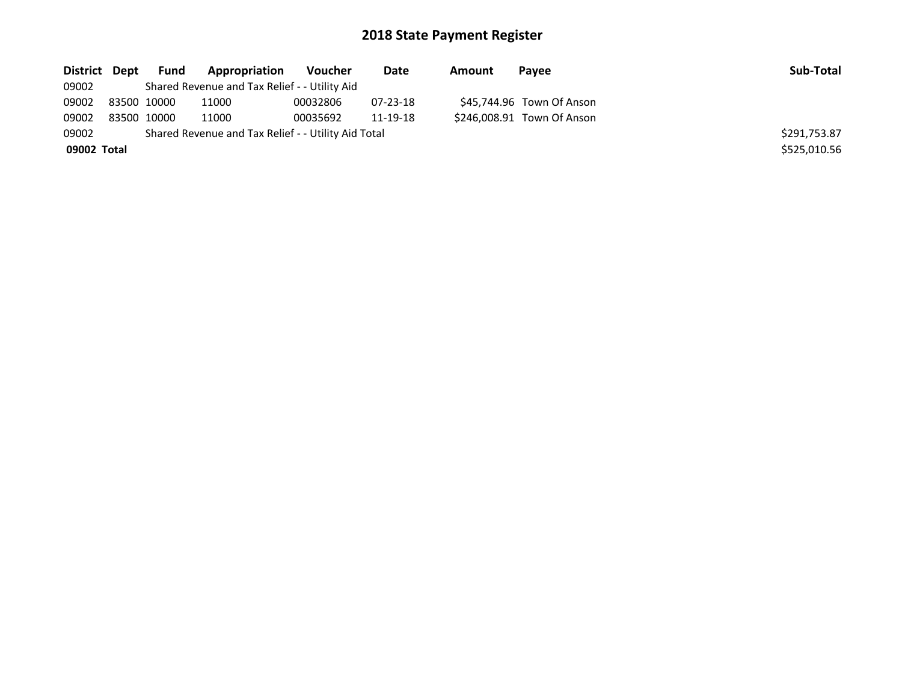# 2018 State Payment Register

| District | Dept | Fund | Appropriation | Voucher | Date | Amount | Payee | Sub-Total |
|---|---|---|---|---|---|---|---|---|
| 09002 | | Shared Revenue and Tax Relief - - Utility Aid | | | | | | |
| 09002 | 83500 | 10000 | 11000 | 00032806 | 07-23-18 | $45,744.96 | Town Of Anson | |
| 09002 | 83500 | 10000 | 11000 | 00035692 | 11-19-18 | $246,008.91 | Town Of Anson | |
| 09002 | | Shared Revenue and Tax Relief - - Utility Aid Total | | | | | | $291,753.87 |
| **09002** | **Total** | | | | | | | $525,010.56 |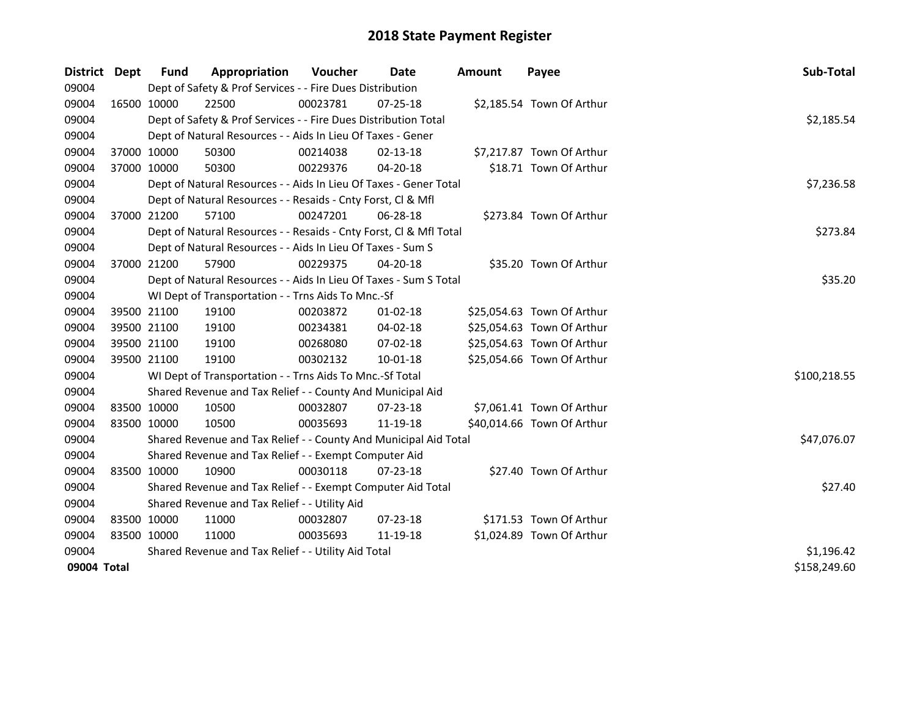# 2018 State Payment Register

| District | Dept | Fund | Appropriation | Voucher | Date | Amount | Payee | Sub-Total |
|---|---|---|---|---|---|---|---|---|
| 09004 | | Dept of Safety & Prof Services - - Fire Dues Distribution | | | | | | |
| 09004 | 16500 | 10000 | 22500 | 00023781 | 07-25-18 | $2,185.54 | Town Of Arthur | |
| 09004 | | Dept of Safety & Prof Services - - Fire Dues Distribution Total | | | | | | $2,185.54 |
| 09004 | | Dept of Natural Resources - - Aids In Lieu Of Taxes - Gener | | | | | | |
| 09004 | 37000 | 10000 | 50300 | 00214038 | 02-13-18 | $7,217.87 | Town Of Arthur | |
| 09004 | 37000 | 10000 | 50300 | 00229376 | 04-20-18 | $18.71 | Town Of Arthur | |
| 09004 | | Dept of Natural Resources - - Aids In Lieu Of Taxes - Gener Total | | | | | | $7,236.58 |
| 09004 | | Dept of Natural Resources - - Resaids - Cnty Forst, Cl & Mfl | | | | | | |
| 09004 | 37000 | 21200 | 57100 | 00247201 | 06-28-18 | $273.84 | Town Of Arthur | |
| 09004 | | Dept of Natural Resources - - Resaids - Cnty Forst, Cl & Mfl Total | | | | | | $273.84 |
| 09004 | | Dept of Natural Resources - - Aids In Lieu Of Taxes - Sum S | | | | | | |
| 09004 | 37000 | 21200 | 57900 | 00229375 | 04-20-18 | $35.20 | Town Of Arthur | |
| 09004 | | Dept of Natural Resources - - Aids In Lieu Of Taxes - Sum S Total | | | | | | $35.20 |
| 09004 | | WI Dept of Transportation - - Trns Aids To Mnc.-Sf | | | | | | |
| 09004 | 39500 | 21100 | 19100 | 00203872 | 01-02-18 | $25,054.63 | Town Of Arthur | |
| 09004 | 39500 | 21100 | 19100 | 00234381 | 04-02-18 | $25,054.63 | Town Of Arthur | |
| 09004 | 39500 | 21100 | 19100 | 00268080 | 07-02-18 | $25,054.63 | Town Of Arthur | |
| 09004 | 39500 | 21100 | 19100 | 00302132 | 10-01-18 | $25,054.66 | Town Of Arthur | |
| 09004 | | WI Dept of Transportation - - Trns Aids To Mnc.-Sf Total | | | | | | $100,218.55 |
| 09004 | | Shared Revenue and Tax Relief - - County And Municipal Aid | | | | | | |
| 09004 | 83500 | 10000 | 10500 | 00032807 | 07-23-18 | $7,061.41 | Town Of Arthur | |
| 09004 | 83500 | 10000 | 10500 | 00035693 | 11-19-18 | $40,014.66 | Town Of Arthur | |
| 09004 | | Shared Revenue and Tax Relief - - County And Municipal Aid Total | | | | | | $47,076.07 |
| 09004 | | Shared Revenue and Tax Relief - - Exempt Computer Aid | | | | | | |
| 09004 | 83500 | 10000 | 10900 | 00030118 | 07-23-18 | $27.40 | Town Of Arthur | |
| 09004 | | Shared Revenue and Tax Relief - - Exempt Computer Aid Total | | | | | | $27.40 |
| 09004 | | Shared Revenue and Tax Relief - - Utility Aid | | | | | | |
| 09004 | 83500 | 10000 | 11000 | 00032807 | 07-23-18 | $171.53 | Town Of Arthur | |
| 09004 | 83500 | 10000 | 11000 | 00035693 | 11-19-18 | $1,024.89 | Town Of Arthur | |
| 09004 | | Shared Revenue and Tax Relief - - Utility Aid Total | | | | | | $1,196.42 |
| **09004 Total** | | | | | | | | $158,249.60 |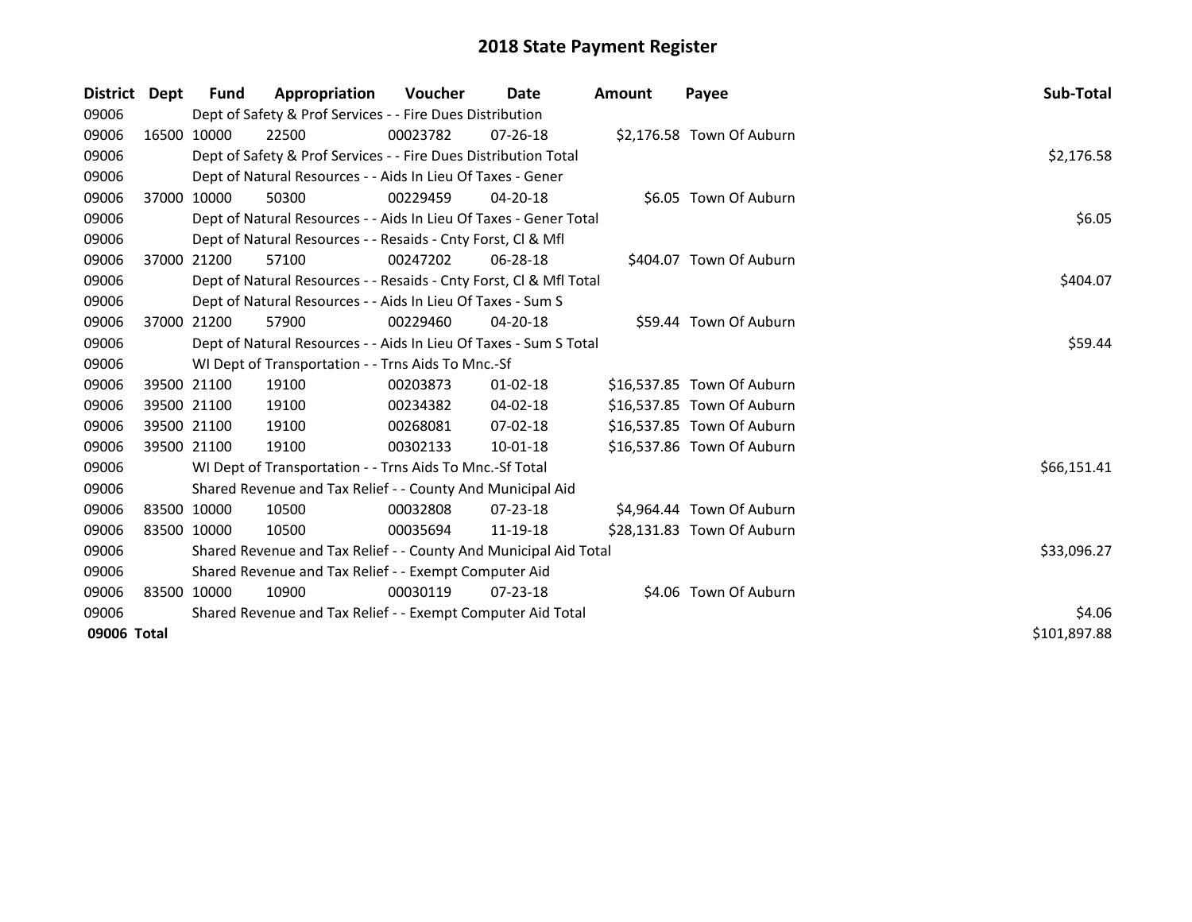# 2018 State Payment Register

| District | Dept | Fund | Appropriation | Voucher | Date | Amount | Payee | Sub-Total |
|---|---|---|---|---|---|---|---|---|
| 09006 | | Dept of Safety & Prof Services - - Fire Dues Distribution | | | | | | |
| 09006 | 16500 | 10000 | 22500 | 00023782 | 07-26-18 | $2,176.58 | Town Of Auburn | |
| 09006 | | Dept of Safety & Prof Services - - Fire Dues Distribution Total | | | | | | $2,176.58 |
| 09006 | | Dept of Natural Resources - - Aids In Lieu Of Taxes - Gener | | | | | | |
| 09006 | 37000 | 10000 | 50300 | 00229459 | 04-20-18 | $6.05 | Town Of Auburn | |
| 09006 | | Dept of Natural Resources - - Aids In Lieu Of Taxes - Gener Total | | | | | | $6.05 |
| 09006 | | Dept of Natural Resources - - Resaids - Cnty Forst, Cl & Mfl | | | | | | |
| 09006 | 37000 | 21200 | 57100 | 00247202 | 06-28-18 | $404.07 | Town Of Auburn | |
| 09006 | | Dept of Natural Resources - - Resaids - Cnty Forst, Cl & Mfl Total | | | | | | $404.07 |
| 09006 | | Dept of Natural Resources - - Aids In Lieu Of Taxes - Sum S | | | | | | |
| 09006 | 37000 | 21200 | 57900 | 00229460 | 04-20-18 | $59.44 | Town Of Auburn | |
| 09006 | | Dept of Natural Resources - - Aids In Lieu Of Taxes - Sum S Total | | | | | | $59.44 |
| 09006 | | WI Dept of Transportation - - Trns Aids To Mnc.-Sf | | | | | | |
| 09006 | 39500 | 21100 | 19100 | 00203873 | 01-02-18 | $16,537.85 | Town Of Auburn | |
| 09006 | 39500 | 21100 | 19100 | 00234382 | 04-02-18 | $16,537.85 | Town Of Auburn | |
| 09006 | 39500 | 21100 | 19100 | 00268081 | 07-02-18 | $16,537.85 | Town Of Auburn | |
| 09006 | 39500 | 21100 | 19100 | 00302133 | 10-01-18 | $16,537.86 | Town Of Auburn | |
| 09006 | | WI Dept of Transportation - - Trns Aids To Mnc.-Sf Total | | | | | | $66,151.41 |
| 09006 | | Shared Revenue and Tax Relief - - County And Municipal Aid | | | | | | |
| 09006 | 83500 | 10000 | 10500 | 00032808 | 07-23-18 | $4,964.44 | Town Of Auburn | |
| 09006 | 83500 | 10000 | 10500 | 00035694 | 11-19-18 | $28,131.83 | Town Of Auburn | |
| 09006 | | Shared Revenue and Tax Relief - - County And Municipal Aid Total | | | | | | $33,096.27 |
| 09006 | | Shared Revenue and Tax Relief - - Exempt Computer Aid | | | | | | |
| 09006 | 83500 | 10000 | 10900 | 00030119 | 07-23-18 | $4.06 | Town Of Auburn | |
| 09006 | | Shared Revenue and Tax Relief - - Exempt Computer Aid Total | | | | | | $4.06 |
| **09006 Total** | | | | | | | | $101,897.88 |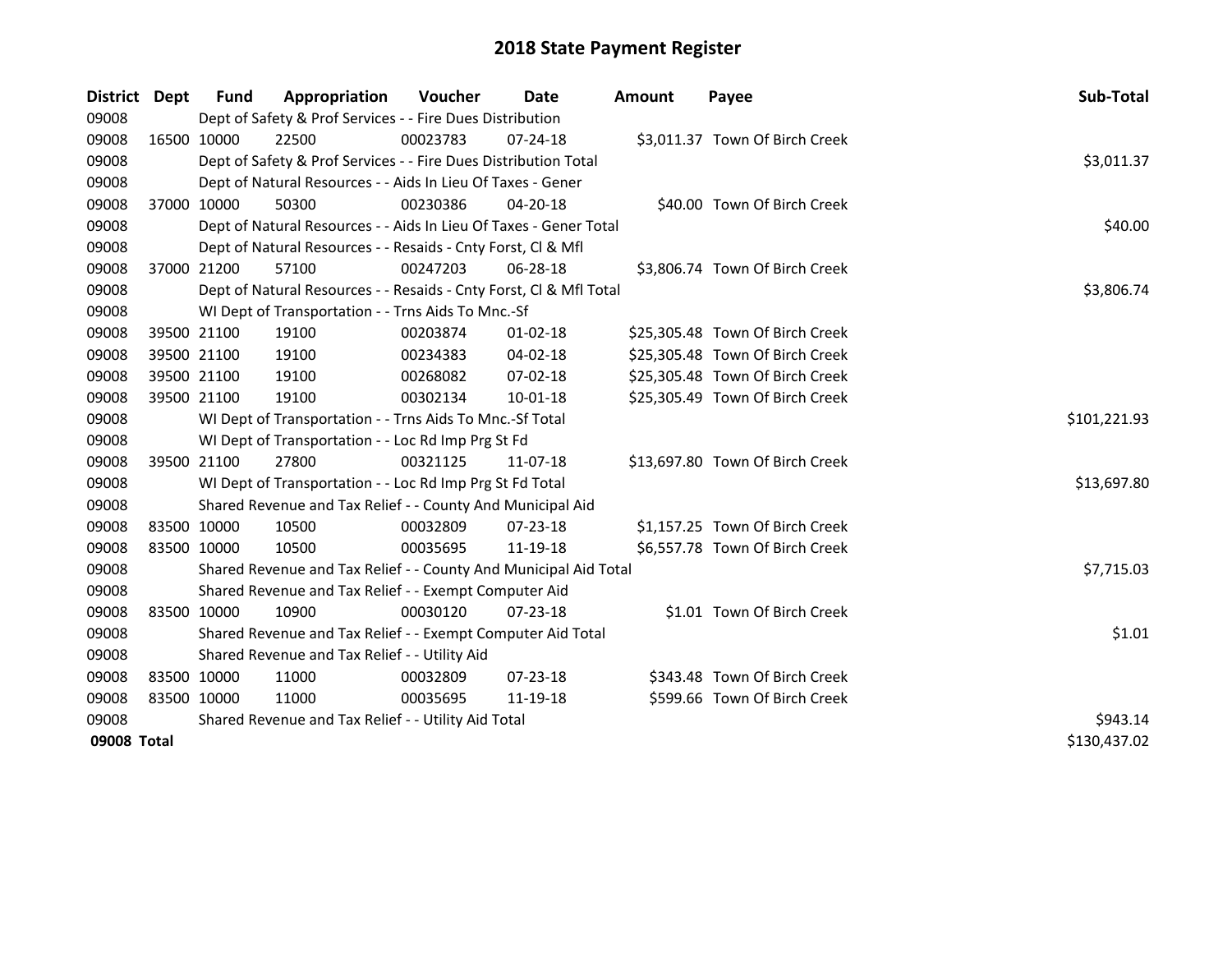# 2018 State Payment Register

| District | Dept | Fund | Appropriation | Voucher | Date | Amount | Payee | Sub-Total |
|---|---|---|---|---|---|---|---|---|
| 09008 | | Dept of Safety & Prof Services - - Fire Dues Distribution | | | | | | |
| 09008 | 16500 | 10000 | 22500 | 00023783 | 07-24-18 | $3,011.37 | Town Of Birch Creek | |
| 09008 | | Dept of Safety & Prof Services - - Fire Dues Distribution Total | | | | | | $3,011.37 |
| 09008 | | Dept of Natural Resources - - Aids In Lieu Of Taxes - Gener | | | | | | |
| 09008 | 37000 | 10000 | 50300 | 00230386 | 04-20-18 | $40.00 | Town Of Birch Creek | |
| 09008 | | Dept of Natural Resources - - Aids In Lieu Of Taxes - Gener Total | | | | | | $40.00 |
| 09008 | | Dept of Natural Resources - - Resaids - Cnty Forst, Cl & Mfl | | | | | | |
| 09008 | 37000 | 21200 | 57100 | 00247203 | 06-28-18 | $3,806.74 | Town Of Birch Creek | |
| 09008 | | Dept of Natural Resources - - Resaids - Cnty Forst, Cl & Mfl Total | | | | | | $3,806.74 |
| 09008 | | WI Dept of Transportation - - Trns Aids To Mnc.-Sf | | | | | | |
| 09008 | 39500 | 21100 | 19100 | 00203874 | 01-02-18 | $25,305.48 | Town Of Birch Creek | |
| 09008 | 39500 | 21100 | 19100 | 00234383 | 04-02-18 | $25,305.48 | Town Of Birch Creek | |
| 09008 | 39500 | 21100 | 19100 | 00268082 | 07-02-18 | $25,305.48 | Town Of Birch Creek | |
| 09008 | 39500 | 21100 | 19100 | 00302134 | 10-01-18 | $25,305.49 | Town Of Birch Creek | |
| 09008 | | WI Dept of Transportation - - Trns Aids To Mnc.-Sf Total | | | | | | $101,221.93 |
| 09008 | | WI Dept of Transportation - - Loc Rd Imp Prg St Fd | | | | | | |
| 09008 | 39500 | 21100 | 27800 | 00321125 | 11-07-18 | $13,697.80 | Town Of Birch Creek | |
| 09008 | | WI Dept of Transportation - - Loc Rd Imp Prg St Fd Total | | | | | | $13,697.80 |
| 09008 | | Shared Revenue and Tax Relief - - County And Municipal Aid | | | | | | |
| 09008 | 83500 | 10000 | 10500 | 00032809 | 07-23-18 | $1,157.25 | Town Of Birch Creek | |
| 09008 | 83500 | 10000 | 10500 | 00035695 | 11-19-18 | $6,557.78 | Town Of Birch Creek | |
| 09008 | | Shared Revenue and Tax Relief - - County And Municipal Aid Total | | | | | | $7,715.03 |
| 09008 | | Shared Revenue and Tax Relief - - Exempt Computer Aid | | | | | | |
| 09008 | 83500 | 10000 | 10900 | 00030120 | 07-23-18 | $1.01 | Town Of Birch Creek | |
| 09008 | | Shared Revenue and Tax Relief - - Exempt Computer Aid Total | | | | | | $1.01 |
| 09008 | | Shared Revenue and Tax Relief - - Utility Aid | | | | | | |
| 09008 | 83500 | 10000 | 11000 | 00032809 | 07-23-18 | $343.48 | Town Of Birch Creek | |
| 09008 | 83500 | 10000 | 11000 | 00035695 | 11-19-18 | $599.66 | Town Of Birch Creek | |
| 09008 | | Shared Revenue and Tax Relief - - Utility Aid Total | | | | | | $943.14 |
| **09008 Total** | | | | | | | | $130,437.02 |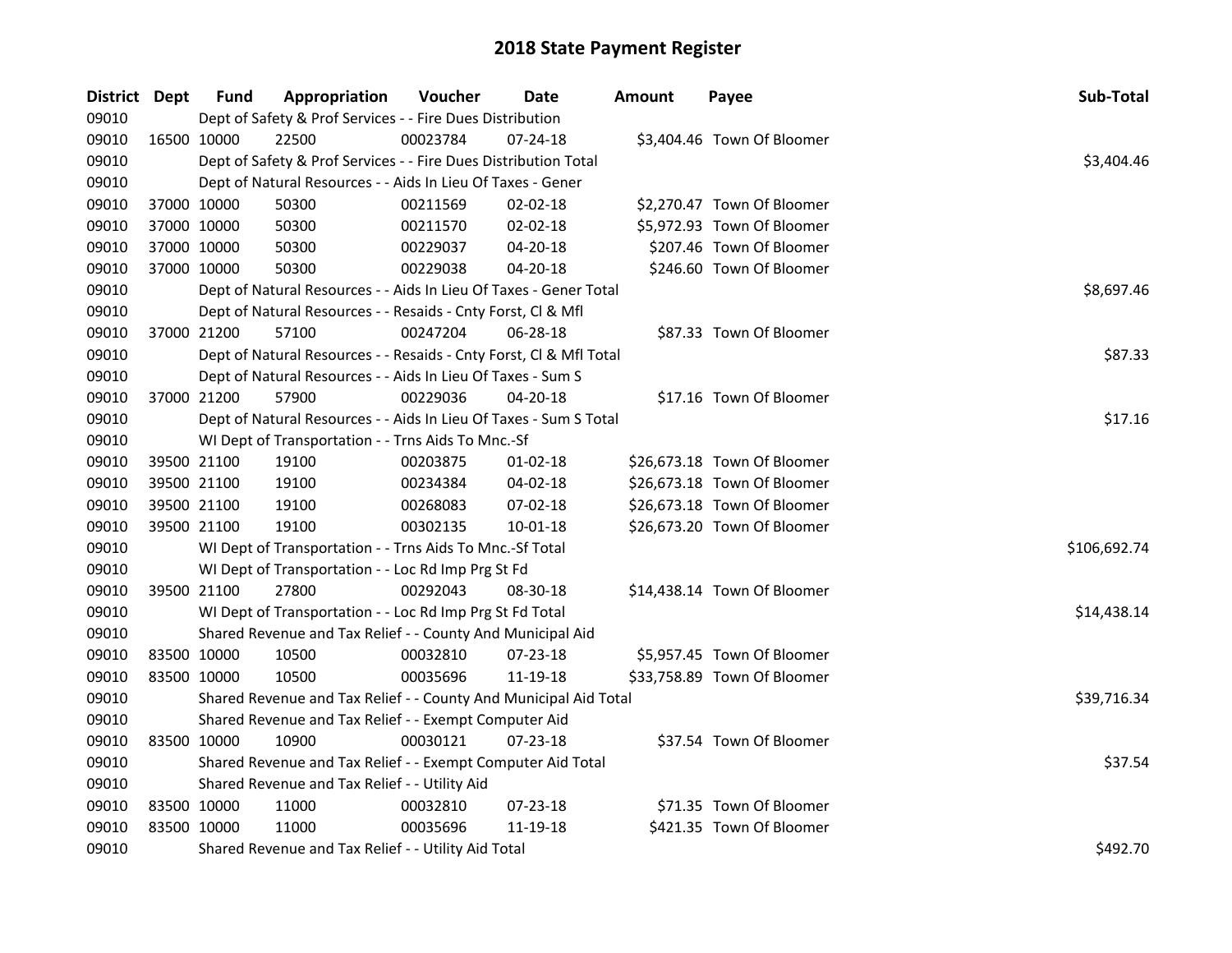# 2018 State Payment Register

| District | Dept | Fund | Appropriation | Voucher | Date | Amount | Payee | Sub-Total |
|---|---|---|---|---|---|---|---|---|
| 09010 | | Dept of Safety & Prof Services - - Fire Dues Distribution | | | | | | |
| 09010 | 16500 | 10000 | 22500 | 00023784 | 07-24-18 | $3,404.46 | Town Of Bloomer | |
| 09010 | | Dept of Safety & Prof Services - - Fire Dues Distribution Total | | | | | | $3,404.46 |
| 09010 | | Dept of Natural Resources - - Aids In Lieu Of Taxes - Gener | | | | | | |
| 09010 | 37000 | 10000 | 50300 | 00211569 | 02-02-18 | $2,270.47 | Town Of Bloomer | |
| 09010 | 37000 | 10000 | 50300 | 00211570 | 02-02-18 | $5,972.93 | Town Of Bloomer | |
| 09010 | 37000 | 10000 | 50300 | 00229037 | 04-20-18 | $207.46 | Town Of Bloomer | |
| 09010 | 37000 | 10000 | 50300 | 00229038 | 04-20-18 | $246.60 | Town Of Bloomer | |
| 09010 | | Dept of Natural Resources - - Aids In Lieu Of Taxes - Gener Total | | | | | | $8,697.46 |
| 09010 | | Dept of Natural Resources - - Resaids - Cnty Forst, Cl & Mfl | | | | | | |
| 09010 | 37000 | 21200 | 57100 | 00247204 | 06-28-18 | $87.33 | Town Of Bloomer | |
| 09010 | | Dept of Natural Resources - - Resaids - Cnty Forst, Cl & Mfl Total | | | | | | $87.33 |
| 09010 | | Dept of Natural Resources - - Aids In Lieu Of Taxes - Sum S | | | | | | |
| 09010 | 37000 | 21200 | 57900 | 00229036 | 04-20-18 | $17.16 | Town Of Bloomer | |
| 09010 | | Dept of Natural Resources - - Aids In Lieu Of Taxes - Sum S Total | | | | | | $17.16 |
| 09010 | | WI Dept of Transportation - - Trns Aids To Mnc.-Sf | | | | | | |
| 09010 | 39500 | 21100 | 19100 | 00203875 | 01-02-18 | $26,673.18 | Town Of Bloomer | |
| 09010 | 39500 | 21100 | 19100 | 00234384 | 04-02-18 | $26,673.18 | Town Of Bloomer | |
| 09010 | 39500 | 21100 | 19100 | 00268083 | 07-02-18 | $26,673.18 | Town Of Bloomer | |
| 09010 | 39500 | 21100 | 19100 | 00302135 | 10-01-18 | $26,673.20 | Town Of Bloomer | |
| 09010 | | WI Dept of Transportation - - Trns Aids To Mnc.-Sf Total | | | | | | $106,692.74 |
| 09010 | | WI Dept of Transportation - - Loc Rd Imp Prg St Fd | | | | | | |
| 09010 | 39500 | 21100 | 27800 | 00292043 | 08-30-18 | $14,438.14 | Town Of Bloomer | |
| 09010 | | WI Dept of Transportation - - Loc Rd Imp Prg St Fd Total | | | | | | $14,438.14 |
| 09010 | | Shared Revenue and Tax Relief - - County And Municipal Aid | | | | | | |
| 09010 | 83500 | 10000 | 10500 | 00032810 | 07-23-18 | $5,957.45 | Town Of Bloomer | |
| 09010 | 83500 | 10000 | 10500 | 00035696 | 11-19-18 | $33,758.89 | Town Of Bloomer | |
| 09010 | | Shared Revenue and Tax Relief - - County And Municipal Aid Total | | | | | | $39,716.34 |
| 09010 | | Shared Revenue and Tax Relief - - Exempt Computer Aid | | | | | | |
| 09010 | 83500 | 10000 | 10900 | 00030121 | 07-23-18 | $37.54 | Town Of Bloomer | |
| 09010 | | Shared Revenue and Tax Relief - - Exempt Computer Aid Total | | | | | | $37.54 |
| 09010 | | Shared Revenue and Tax Relief - - Utility Aid | | | | | | |
| 09010 | 83500 | 10000 | 11000 | 00032810 | 07-23-18 | $71.35 | Town Of Bloomer | |
| 09010 | 83500 | 10000 | 11000 | 00035696 | 11-19-18 | $421.35 | Town Of Bloomer | |
| 09010 | | Shared Revenue and Tax Relief - - Utility Aid Total | | | | | | $492.70 |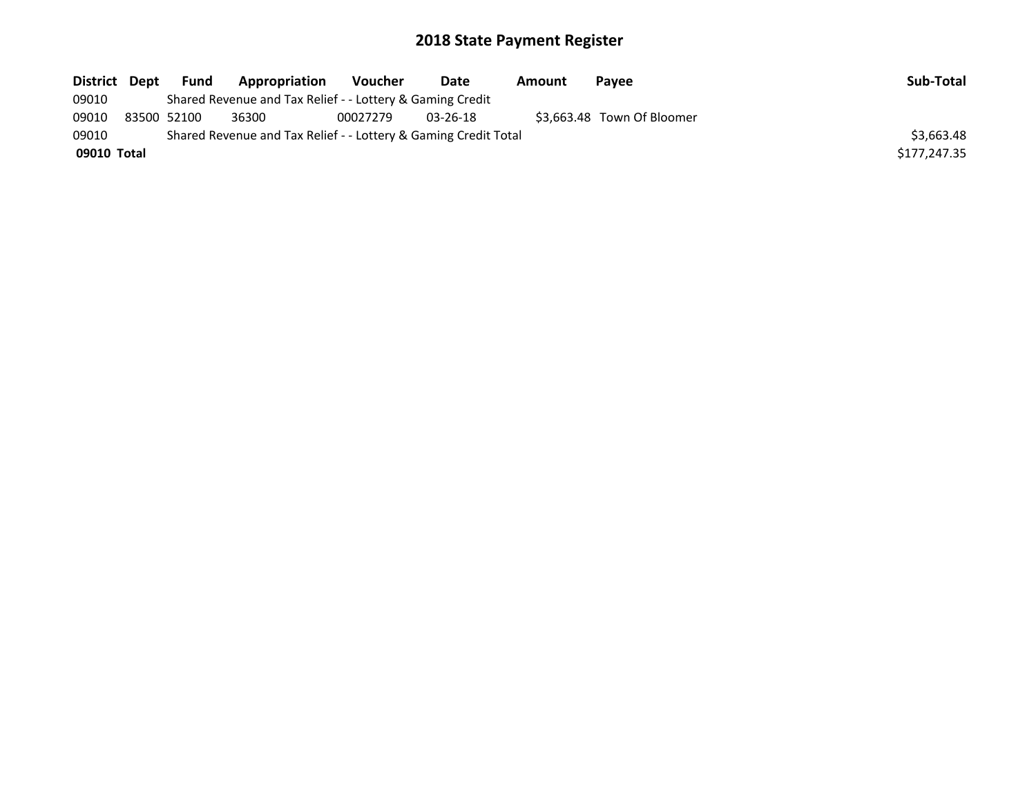# 2018 State Payment Register

| District | Dept | Fund | Appropriation | Voucher | Date | Amount | Payee | Sub-Total |
|---|---|---|---|---|---|---|---|---|
| 09010 | | Shared Revenue and Tax Relief - - Lottery & Gaming Credit | | | | | | |
| 09010 | 83500 | 52100 | 36300 | 00027279 | 03-26-18 | $3,663.48 | Town Of Bloomer | |
| 09010 | | Shared Revenue and Tax Relief - - Lottery & Gaming Credit Total | | | | | | $3,663.48 |
| **09010 Total** | | | | | | | | $177,247.35 |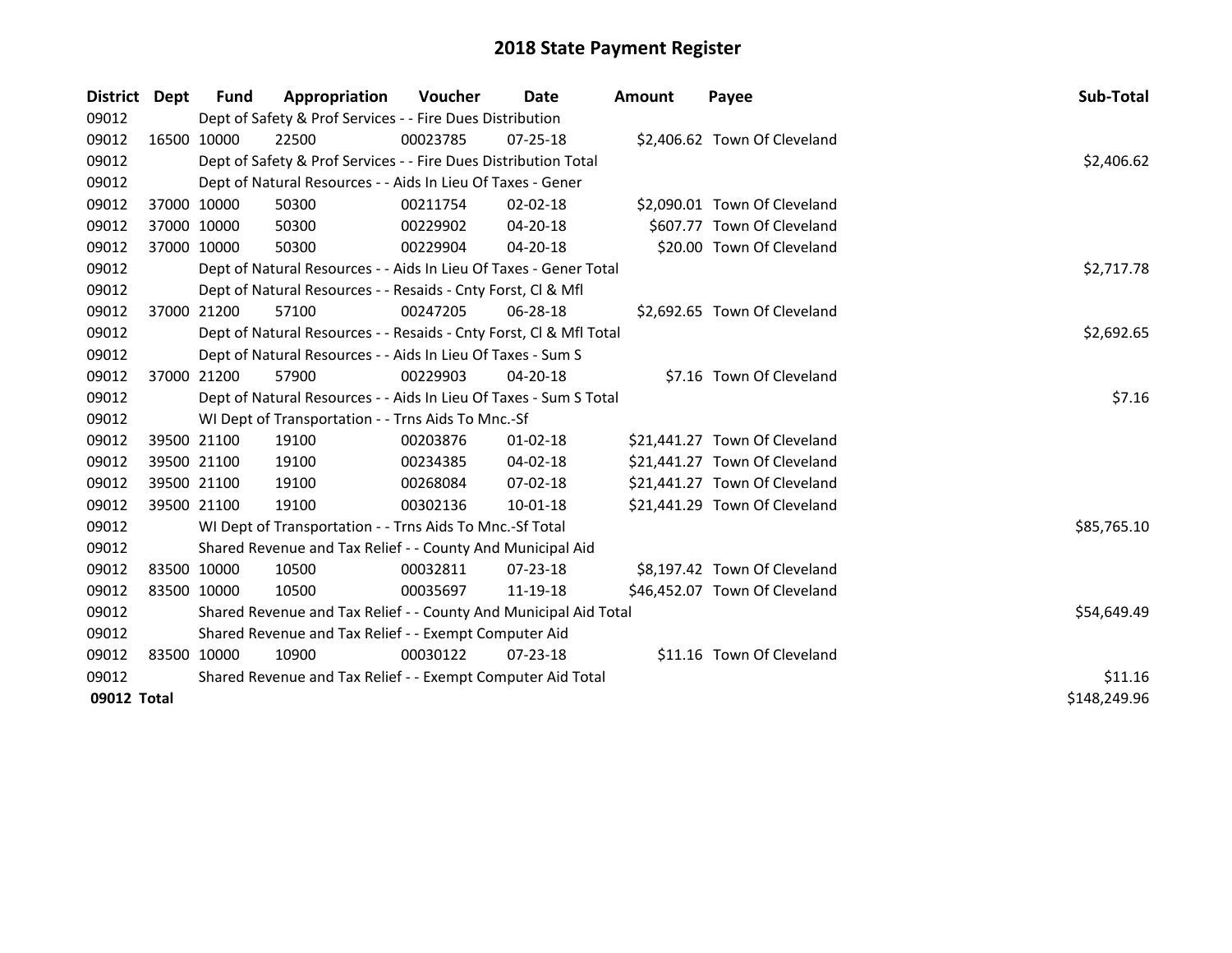# 2018 State Payment Register

| District | Dept | Fund | Appropriation | Voucher | Date | Amount | Payee | Sub-Total |
|---|---|---|---|---|---|---|---|---|
| 09012 | | Dept of Safety & Prof Services - - Fire Dues Distribution | | | | | | |
| 09012 | 16500 | 10000 | 22500 | 00023785 | 07-25-18 | $2,406.62 | Town Of Cleveland | |
| 09012 | | Dept of Safety & Prof Services - - Fire Dues Distribution Total | | | | | | $2,406.62 |
| 09012 | | Dept of Natural Resources - - Aids In Lieu Of Taxes - Gener | | | | | | |
| 09012 | 37000 | 10000 | 50300 | 00211754 | 02-02-18 | $2,090.01 | Town Of Cleveland | |
| 09012 | 37000 | 10000 | 50300 | 00229902 | 04-20-18 | $607.77 | Town Of Cleveland | |
| 09012 | 37000 | 10000 | 50300 | 00229904 | 04-20-18 | $20.00 | Town Of Cleveland | |
| 09012 | | Dept of Natural Resources - - Aids In Lieu Of Taxes - Gener Total | | | | | | $2,717.78 |
| 09012 | | Dept of Natural Resources - - Resaids - Cnty Forst, Cl & Mfl | | | | | | |
| 09012 | 37000 | 21200 | 57100 | 00247205 | 06-28-18 | $2,692.65 | Town Of Cleveland | |
| 09012 | | Dept of Natural Resources - - Resaids - Cnty Forst, Cl & Mfl Total | | | | | | $2,692.65 |
| 09012 | | Dept of Natural Resources - - Aids In Lieu Of Taxes - Sum S | | | | | | |
| 09012 | 37000 | 21200 | 57900 | 00229903 | 04-20-18 | $7.16 | Town Of Cleveland | |
| 09012 | | Dept of Natural Resources - - Aids In Lieu Of Taxes - Sum S Total | | | | | | $7.16 |
| 09012 | | WI Dept of Transportation - - Trns Aids To Mnc.-Sf | | | | | | |
| 09012 | 39500 | 21100 | 19100 | 00203876 | 01-02-18 | $21,441.27 | Town Of Cleveland | |
| 09012 | 39500 | 21100 | 19100 | 00234385 | 04-02-18 | $21,441.27 | Town Of Cleveland | |
| 09012 | 39500 | 21100 | 19100 | 00268084 | 07-02-18 | $21,441.27 | Town Of Cleveland | |
| 09012 | 39500 | 21100 | 19100 | 00302136 | 10-01-18 | $21,441.29 | Town Of Cleveland | |
| 09012 | | WI Dept of Transportation - - Trns Aids To Mnc.-Sf Total | | | | | | $85,765.10 |
| 09012 | | Shared Revenue and Tax Relief - - County And Municipal Aid | | | | | | |
| 09012 | 83500 | 10000 | 10500 | 00032811 | 07-23-18 | $8,197.42 | Town Of Cleveland | |
| 09012 | 83500 | 10000 | 10500 | 00035697 | 11-19-18 | $46,452.07 | Town Of Cleveland | |
| 09012 | | Shared Revenue and Tax Relief - - County And Municipal Aid Total | | | | | | $54,649.49 |
| 09012 | | Shared Revenue and Tax Relief - - Exempt Computer Aid | | | | | | |
| 09012 | 83500 | 10000 | 10900 | 00030122 | 07-23-18 | $11.16 | Town Of Cleveland | |
| 09012 | | Shared Revenue and Tax Relief - - Exempt Computer Aid Total | | | | | | $11.16 |
| **09012 Total** | | | | | | | | $148,249.96 |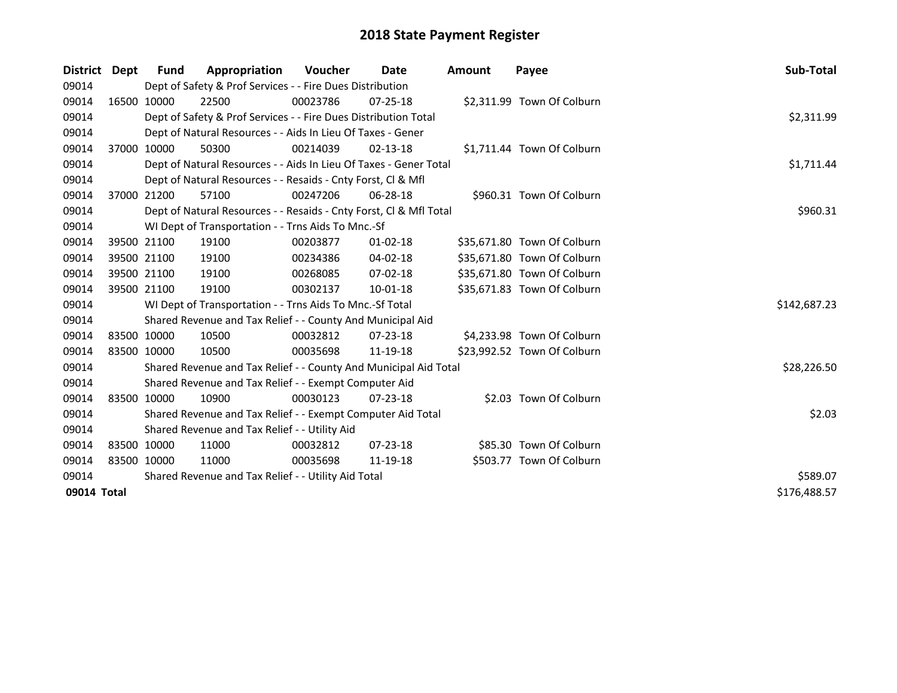# 2018 State Payment Register

| District | Dept | Fund | Appropriation | Voucher | Date | Amount | Payee | Sub-Total |
|---|---|---|---|---|---|---|---|---|
| 09014 | | Dept of Safety & Prof Services - - Fire Dues Distribution | | | | | | |
| 09014 | 16500 | 10000 | 22500 | 00023786 | 07-25-18 | $2,311.99 | Town Of Colburn | |
| 09014 | | Dept of Safety & Prof Services - - Fire Dues Distribution Total | | | | | | $2,311.99 |
| 09014 | | Dept of Natural Resources - - Aids In Lieu Of Taxes - Gener | | | | | | |
| 09014 | 37000 | 10000 | 50300 | 00214039 | 02-13-18 | $1,711.44 | Town Of Colburn | |
| 09014 | | Dept of Natural Resources - - Aids In Lieu Of Taxes - Gener Total | | | | | | $1,711.44 |
| 09014 | | Dept of Natural Resources - - Resaids - Cnty Forst, Cl & Mfl | | | | | | |
| 09014 | 37000 | 21200 | 57100 | 00247206 | 06-28-18 | $960.31 | Town Of Colburn | |
| 09014 | | Dept of Natural Resources - - Resaids - Cnty Forst, Cl & Mfl Total | | | | | | $960.31 |
| 09014 | | WI Dept of Transportation - - Trns Aids To Mnc.-Sf | | | | | | |
| 09014 | 39500 | 21100 | 19100 | 00203877 | 01-02-18 | $35,671.80 | Town Of Colburn | |
| 09014 | 39500 | 21100 | 19100 | 00234386 | 04-02-18 | $35,671.80 | Town Of Colburn | |
| 09014 | 39500 | 21100 | 19100 | 00268085 | 07-02-18 | $35,671.80 | Town Of Colburn | |
| 09014 | 39500 | 21100 | 19100 | 00302137 | 10-01-18 | $35,671.83 | Town Of Colburn | |
| 09014 | | WI Dept of Transportation - - Trns Aids To Mnc.-Sf Total | | | | | | $142,687.23 |
| 09014 | | Shared Revenue and Tax Relief - - County And Municipal Aid | | | | | | |
| 09014 | 83500 | 10000 | 10500 | 00032812 | 07-23-18 | $4,233.98 | Town Of Colburn | |
| 09014 | 83500 | 10000 | 10500 | 00035698 | 11-19-18 | $23,992.52 | Town Of Colburn | |
| 09014 | | Shared Revenue and Tax Relief - - County And Municipal Aid Total | | | | | | $28,226.50 |
| 09014 | | Shared Revenue and Tax Relief - - Exempt Computer Aid | | | | | | |
| 09014 | 83500 | 10000 | 10900 | 00030123 | 07-23-18 | $2.03 | Town Of Colburn | |
| 09014 | | Shared Revenue and Tax Relief - - Exempt Computer Aid Total | | | | | | $2.03 |
| 09014 | | Shared Revenue and Tax Relief - - Utility Aid | | | | | | |
| 09014 | 83500 | 10000 | 11000 | 00032812 | 07-23-18 | $85.30 | Town Of Colburn | |
| 09014 | 83500 | 10000 | 11000 | 00035698 | 11-19-18 | $503.77 | Town Of Colburn | |
| 09014 | | Shared Revenue and Tax Relief - - Utility Aid Total | | | | | | $589.07 |
| **09014 Total** | | | | | | | | $176,488.57 |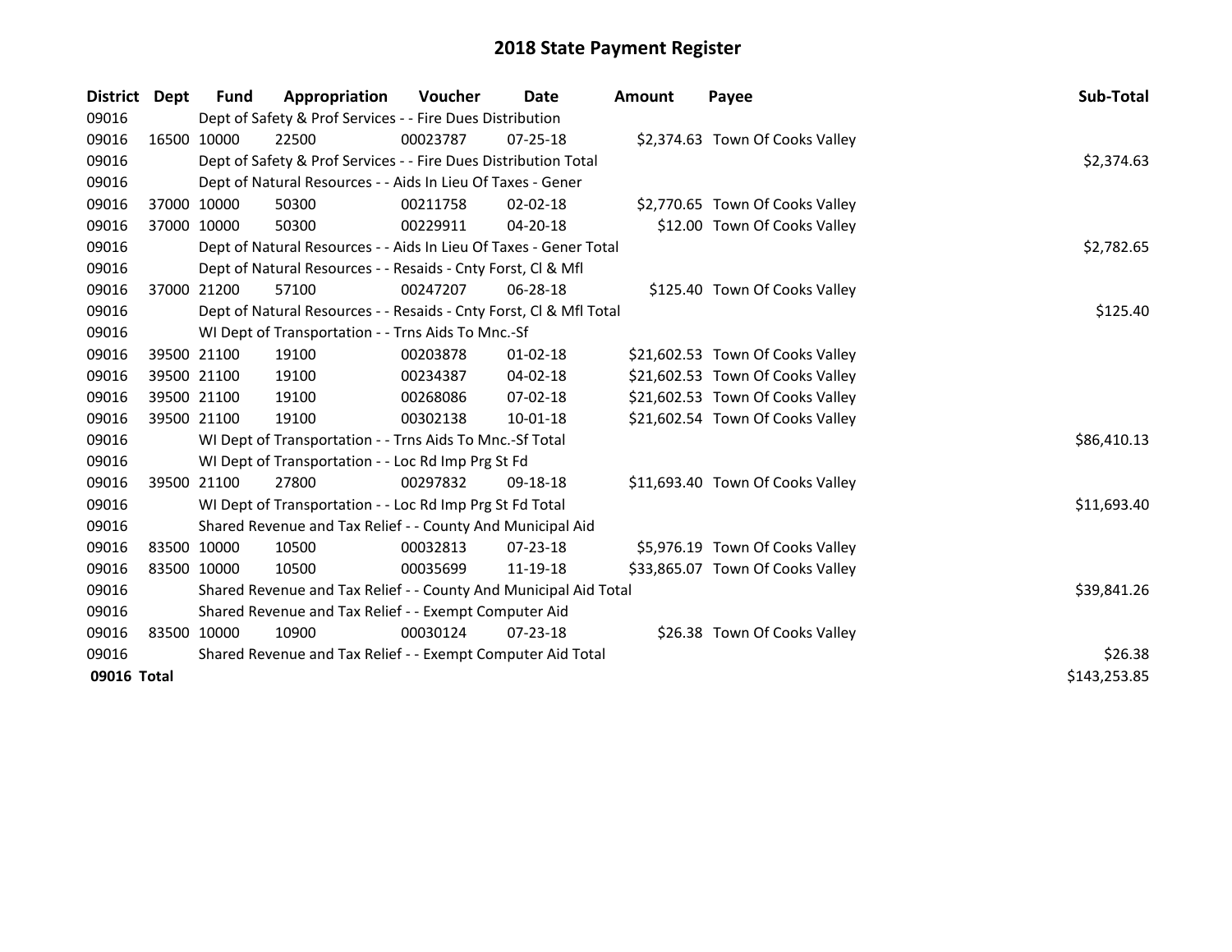# 2018 State Payment Register

| District | Dept | Fund | Appropriation | Voucher | Date | Amount | Payee | Sub-Total |
|---|---|---|---|---|---|---|---|---|
| 09016 | | Dept of Safety & Prof Services - - Fire Dues Distribution | | | | | | |
| 09016 | 16500 | 10000 | 22500 | 00023787 | 07-25-18 | $2,374.63 | Town Of Cooks Valley | |
| 09016 | | Dept of Safety & Prof Services - - Fire Dues Distribution Total | | | | | | $2,374.63 |
| 09016 | | Dept of Natural Resources - - Aids In Lieu Of Taxes - Gener | | | | | | |
| 09016 | 37000 | 10000 | 50300 | 00211758 | 02-02-18 | $2,770.65 | Town Of Cooks Valley | |
| 09016 | 37000 | 10000 | 50300 | 00229911 | 04-20-18 | $12.00 | Town Of Cooks Valley | |
| 09016 | | Dept of Natural Resources - - Aids In Lieu Of Taxes - Gener Total | | | | | | $2,782.65 |
| 09016 | | Dept of Natural Resources - - Resaids - Cnty Forst, Cl & Mfl | | | | | | |
| 09016 | 37000 | 21200 | 57100 | 00247207 | 06-28-18 | $125.40 | Town Of Cooks Valley | |
| 09016 | | Dept of Natural Resources - - Resaids - Cnty Forst, Cl & Mfl Total | | | | | | $125.40 |
| 09016 | | WI Dept of Transportation - - Trns Aids To Mnc.-Sf | | | | | | |
| 09016 | 39500 | 21100 | 19100 | 00203878 | 01-02-18 | $21,602.53 | Town Of Cooks Valley | |
| 09016 | 39500 | 21100 | 19100 | 00234387 | 04-02-18 | $21,602.53 | Town Of Cooks Valley | |
| 09016 | 39500 | 21100 | 19100 | 00268086 | 07-02-18 | $21,602.53 | Town Of Cooks Valley | |
| 09016 | 39500 | 21100 | 19100 | 00302138 | 10-01-18 | $21,602.54 | Town Of Cooks Valley | |
| 09016 | | WI Dept of Transportation - - Trns Aids To Mnc.-Sf Total | | | | | | $86,410.13 |
| 09016 | | WI Dept of Transportation - - Loc Rd Imp Prg St Fd | | | | | | |
| 09016 | 39500 | 21100 | 27800 | 00297832 | 09-18-18 | $11,693.40 | Town Of Cooks Valley | |
| 09016 | | WI Dept of Transportation - - Loc Rd Imp Prg St Fd Total | | | | | | $11,693.40 |
| 09016 | | Shared Revenue and Tax Relief - - County And Municipal Aid | | | | | | |
| 09016 | 83500 | 10000 | 10500 | 00032813 | 07-23-18 | $5,976.19 | Town Of Cooks Valley | |
| 09016 | 83500 | 10000 | 10500 | 00035699 | 11-19-18 | $33,865.07 | Town Of Cooks Valley | |
| 09016 | | Shared Revenue and Tax Relief - - County And Municipal Aid Total | | | | | | $39,841.26 |
| 09016 | | Shared Revenue and Tax Relief - - Exempt Computer Aid | | | | | | |
| 09016 | 83500 | 10000 | 10900 | 00030124 | 07-23-18 | $26.38 | Town Of Cooks Valley | |
| 09016 | | Shared Revenue and Tax Relief - - Exempt Computer Aid Total | | | | | | $26.38 |
| **09016 Total** | | | | | | | | $143,253.85 |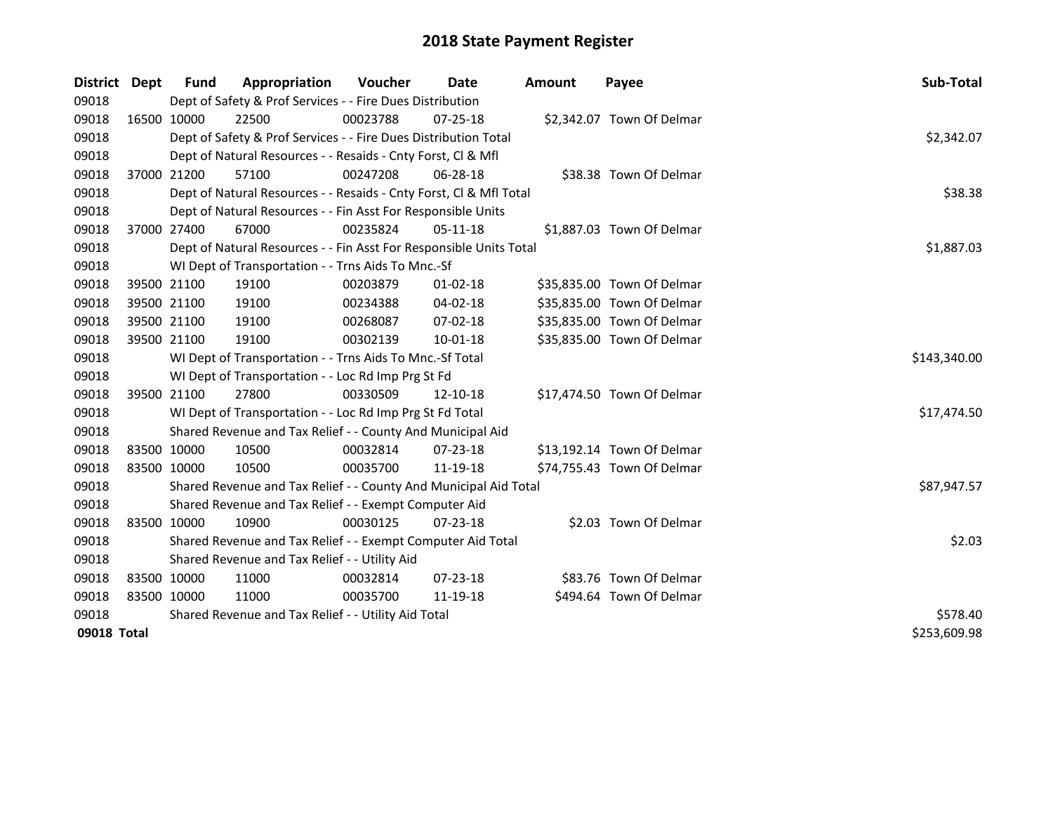# 2018 State Payment Register

| District | Dept | Fund | Appropriation | Voucher | Date | Amount | Payee | Sub-Total |
|---|---|---|---|---|---|---|---|---|
| 09018 | | Dept of Safety & Prof Services - - Fire Dues Distribution | | | | | | |
| 09018 | 16500 | 10000 | 22500 | 00023788 | 07-25-18 | $2,342.07 | Town Of Delmar | |
| 09018 | | Dept of Safety & Prof Services - - Fire Dues Distribution Total | | | | | | $2,342.07 |
| 09018 | | Dept of Natural Resources - - Resaids - Cnty Forst, Cl & Mfl | | | | | | |
| 09018 | 37000 | 21200 | 57100 | 00247208 | 06-28-18 | $38.38 | Town Of Delmar | |
| 09018 | | Dept of Natural Resources - - Resaids - Cnty Forst, Cl & Mfl Total | | | | | | $38.38 |
| 09018 | | Dept of Natural Resources - - Fin Asst For Responsible Units | | | | | | |
| 09018 | 37000 | 27400 | 67000 | 00235824 | 05-11-18 | $1,887.03 | Town Of Delmar | |
| 09018 | | Dept of Natural Resources - - Fin Asst For Responsible Units Total | | | | | | $1,887.03 |
| 09018 | | WI Dept of Transportation - - Trns Aids To Mnc.-Sf | | | | | | |
| 09018 | 39500 | 21100 | 19100 | 00203879 | 01-02-18 | $35,835.00 | Town Of Delmar | |
| 09018 | 39500 | 21100 | 19100 | 00234388 | 04-02-18 | $35,835.00 | Town Of Delmar | |
| 09018 | 39500 | 21100 | 19100 | 00268087 | 07-02-18 | $35,835.00 | Town Of Delmar | |
| 09018 | 39500 | 21100 | 19100 | 00302139 | 10-01-18 | $35,835.00 | Town Of Delmar | |
| 09018 | | WI Dept of Transportation - - Trns Aids To Mnc.-Sf Total | | | | | | $143,340.00 |
| 09018 | | WI Dept of Transportation - - Loc Rd Imp Prg St Fd | | | | | | |
| 09018 | 39500 | 21100 | 27800 | 00330509 | 12-10-18 | $17,474.50 | Town Of Delmar | |
| 09018 | | WI Dept of Transportation - - Loc Rd Imp Prg St Fd Total | | | | | | $17,474.50 |
| 09018 | | Shared Revenue and Tax Relief - - County And Municipal Aid | | | | | | |
| 09018 | 83500 | 10000 | 10500 | 00032814 | 07-23-18 | $13,192.14 | Town Of Delmar | |
| 09018 | 83500 | 10000 | 10500 | 00035700 | 11-19-18 | $74,755.43 | Town Of Delmar | |
| 09018 | | Shared Revenue and Tax Relief - - County And Municipal Aid Total | | | | | | $87,947.57 |
| 09018 | | Shared Revenue and Tax Relief - - Exempt Computer Aid | | | | | | |
| 09018 | 83500 | 10000 | 10900 | 00030125 | 07-23-18 | $2.03 | Town Of Delmar | |
| 09018 | | Shared Revenue and Tax Relief - - Exempt Computer Aid Total | | | | | | $2.03 |
| 09018 | | Shared Revenue and Tax Relief - - Utility Aid | | | | | | |
| 09018 | 83500 | 10000 | 11000 | 00032814 | 07-23-18 | $83.76 | Town Of Delmar | |
| 09018 | 83500 | 10000 | 11000 | 00035700 | 11-19-18 | $494.64 | Town Of Delmar | |
| 09018 | | Shared Revenue and Tax Relief - - Utility Aid Total | | | | | | $578.40 |
| **09018 Total** | | | | | | | | $253,609.98 |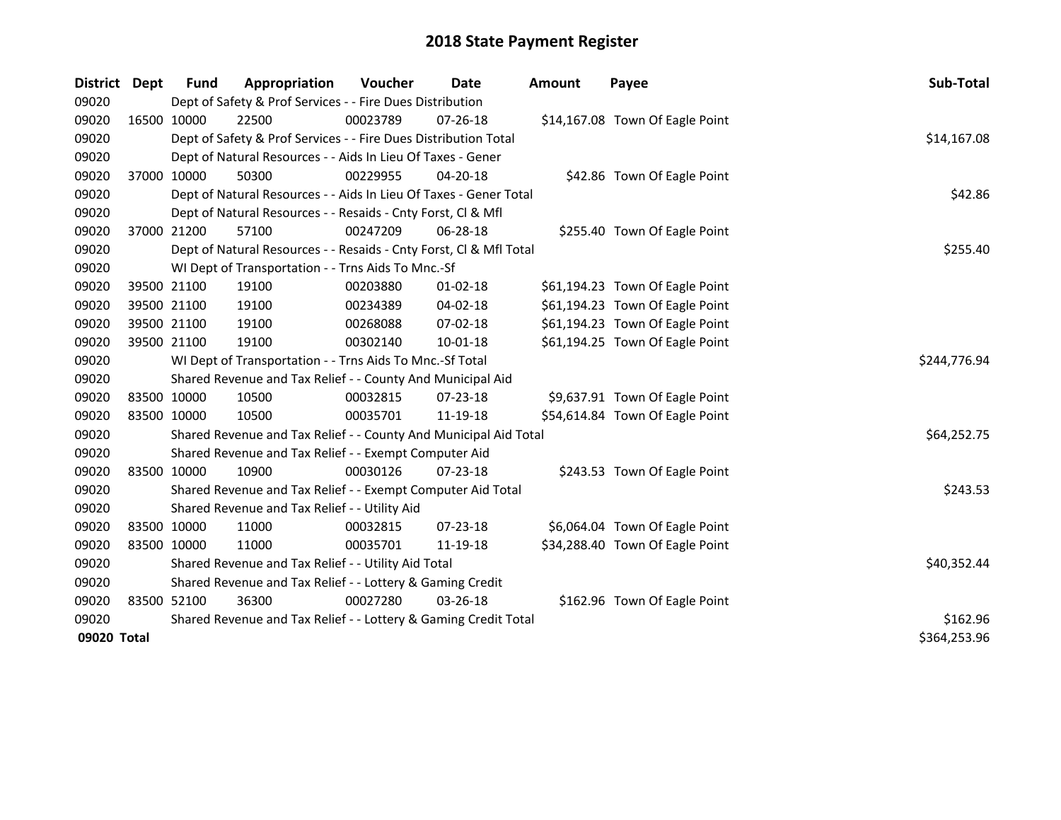# 2018 State Payment Register

| District | Dept | Fund | Appropriation | Voucher | Date | Amount | Payee | Sub-Total |
|---|---|---|---|---|---|---|---|---|
| 09020 | | Dept of Safety & Prof Services - - Fire Dues Distribution | | | | | | |
| 09020 | 16500 | 10000 | 22500 | 00023789 | 07-26-18 | $14,167.08 | Town Of Eagle Point | |
| 09020 | | Dept of Safety & Prof Services - - Fire Dues Distribution Total | | | | | | $14,167.08 |
| 09020 | | Dept of Natural Resources - - Aids In Lieu Of Taxes - Gener | | | | | | |
| 09020 | 37000 | 10000 | 50300 | 00229955 | 04-20-18 | $42.86 | Town Of Eagle Point | |
| 09020 | | Dept of Natural Resources - - Aids In Lieu Of Taxes - Gener Total | | | | | | $42.86 |
| 09020 | | Dept of Natural Resources - - Resaids - Cnty Forst, Cl & Mfl | | | | | | |
| 09020 | 37000 | 21200 | 57100 | 00247209 | 06-28-18 | $255.40 | Town Of Eagle Point | |
| 09020 | | Dept of Natural Resources - - Resaids - Cnty Forst, Cl & Mfl Total | | | | | | $255.40 |
| 09020 | | WI Dept of Transportation - - Trns Aids To Mnc.-Sf | | | | | | |
| 09020 | 39500 | 21100 | 19100 | 00203880 | 01-02-18 | $61,194.23 | Town Of Eagle Point | |
| 09020 | 39500 | 21100 | 19100 | 00234389 | 04-02-18 | $61,194.23 | Town Of Eagle Point | |
| 09020 | 39500 | 21100 | 19100 | 00268088 | 07-02-18 | $61,194.23 | Town Of Eagle Point | |
| 09020 | 39500 | 21100 | 19100 | 00302140 | 10-01-18 | $61,194.25 | Town Of Eagle Point | |
| 09020 | | WI Dept of Transportation - - Trns Aids To Mnc.-Sf Total | | | | | | $244,776.94 |
| 09020 | | Shared Revenue and Tax Relief - - County And Municipal Aid | | | | | | |
| 09020 | 83500 | 10000 | 10500 | 00032815 | 07-23-18 | $9,637.91 | Town Of Eagle Point | |
| 09020 | 83500 | 10000 | 10500 | 00035701 | 11-19-18 | $54,614.84 | Town Of Eagle Point | |
| 09020 | | Shared Revenue and Tax Relief - - County And Municipal Aid Total | | | | | | $64,252.75 |
| 09020 | | Shared Revenue and Tax Relief - - Exempt Computer Aid | | | | | | |
| 09020 | 83500 | 10000 | 10900 | 00030126 | 07-23-18 | $243.53 | Town Of Eagle Point | |
| 09020 | | Shared Revenue and Tax Relief - - Exempt Computer Aid Total | | | | | | $243.53 |
| 09020 | | Shared Revenue and Tax Relief - - Utility Aid | | | | | | |
| 09020 | 83500 | 10000 | 11000 | 00032815 | 07-23-18 | $6,064.04 | Town Of Eagle Point | |
| 09020 | 83500 | 10000 | 11000 | 00035701 | 11-19-18 | $34,288.40 | Town Of Eagle Point | |
| 09020 | | Shared Revenue and Tax Relief - - Utility Aid Total | | | | | | $40,352.44 |
| 09020 | | Shared Revenue and Tax Relief - - Lottery & Gaming Credit | | | | | | |
| 09020 | 83500 | 52100 | 36300 | 00027280 | 03-26-18 | $162.96 | Town Of Eagle Point | |
| 09020 | | Shared Revenue and Tax Relief - - Lottery & Gaming Credit Total | | | | | | $162.96 |
| **09020 Total** | | | | | | | | $364,253.96 |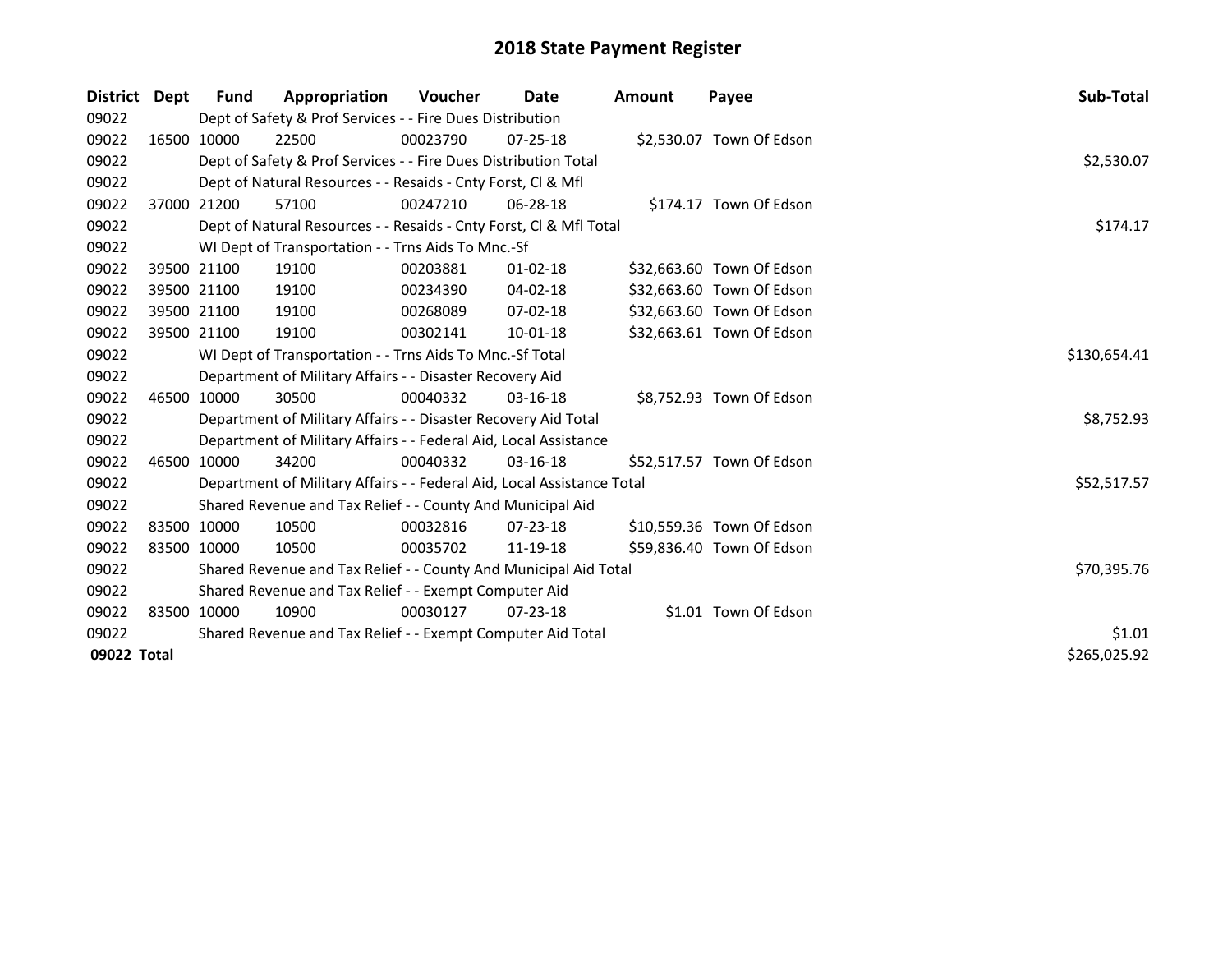# 2018 State Payment Register

| District | Dept | Fund | Appropriation | Voucher | Date | Amount | Payee | Sub-Total |
|---|---|---|---|---|---|---|---|---|
| 09022 | | Dept of Safety & Prof Services - - Fire Dues Distribution | | | | | | |
| 09022 | 16500 | 10000 | 22500 | 00023790 | 07-25-18 | $2,530.07 | Town Of Edson | |
| 09022 | | Dept of Safety & Prof Services - - Fire Dues Distribution Total | | | | | | $2,530.07 |
| 09022 | | Dept of Natural Resources - - Resaids - Cnty Forst, Cl & Mfl | | | | | | |
| 09022 | 37000 | 21200 | 57100 | 00247210 | 06-28-18 | $174.17 | Town Of Edson | |
| 09022 | | Dept of Natural Resources - - Resaids - Cnty Forst, Cl & Mfl Total | | | | | | $174.17 |
| 09022 | | WI Dept of Transportation - - Trns Aids To Mnc.-Sf | | | | | | |
| 09022 | 39500 | 21100 | 19100 | 00203881 | 01-02-18 | $32,663.60 | Town Of Edson | |
| 09022 | 39500 | 21100 | 19100 | 00234390 | 04-02-18 | $32,663.60 | Town Of Edson | |
| 09022 | 39500 | 21100 | 19100 | 00268089 | 07-02-18 | $32,663.60 | Town Of Edson | |
| 09022 | 39500 | 21100 | 19100 | 00302141 | 10-01-18 | $32,663.61 | Town Of Edson | |
| 09022 | | WI Dept of Transportation - - Trns Aids To Mnc.-Sf Total | | | | | | $130,654.41 |
| 09022 | | Department of Military Affairs - - Disaster Recovery Aid | | | | | | |
| 09022 | 46500 | 10000 | 30500 | 00040332 | 03-16-18 | $8,752.93 | Town Of Edson | |
| 09022 | | Department of Military Affairs - - Disaster Recovery Aid Total | | | | | | $8,752.93 |
| 09022 | | Department of Military Affairs - - Federal Aid, Local Assistance | | | | | | |
| 09022 | 46500 | 10000 | 34200 | 00040332 | 03-16-18 | $52,517.57 | Town Of Edson | |
| 09022 | | Department of Military Affairs - - Federal Aid, Local Assistance Total | | | | | | $52,517.57 |
| 09022 | | Shared Revenue and Tax Relief - - County And Municipal Aid | | | | | | |
| 09022 | 83500 | 10000 | 10500 | 00032816 | 07-23-18 | $10,559.36 | Town Of Edson | |
| 09022 | 83500 | 10000 | 10500 | 00035702 | 11-19-18 | $59,836.40 | Town Of Edson | |
| 09022 | | Shared Revenue and Tax Relief - - County And Municipal Aid Total | | | | | | $70,395.76 |
| 09022 | | Shared Revenue and Tax Relief - - Exempt Computer Aid | | | | | | |
| 09022 | 83500 | 10000 | 10900 | 00030127 | 07-23-18 | $1.01 | Town Of Edson | |
| 09022 | | Shared Revenue and Tax Relief - - Exempt Computer Aid Total | | | | | | $1.01 |
| **09022 Total** | | | | | | | | $265,025.92 |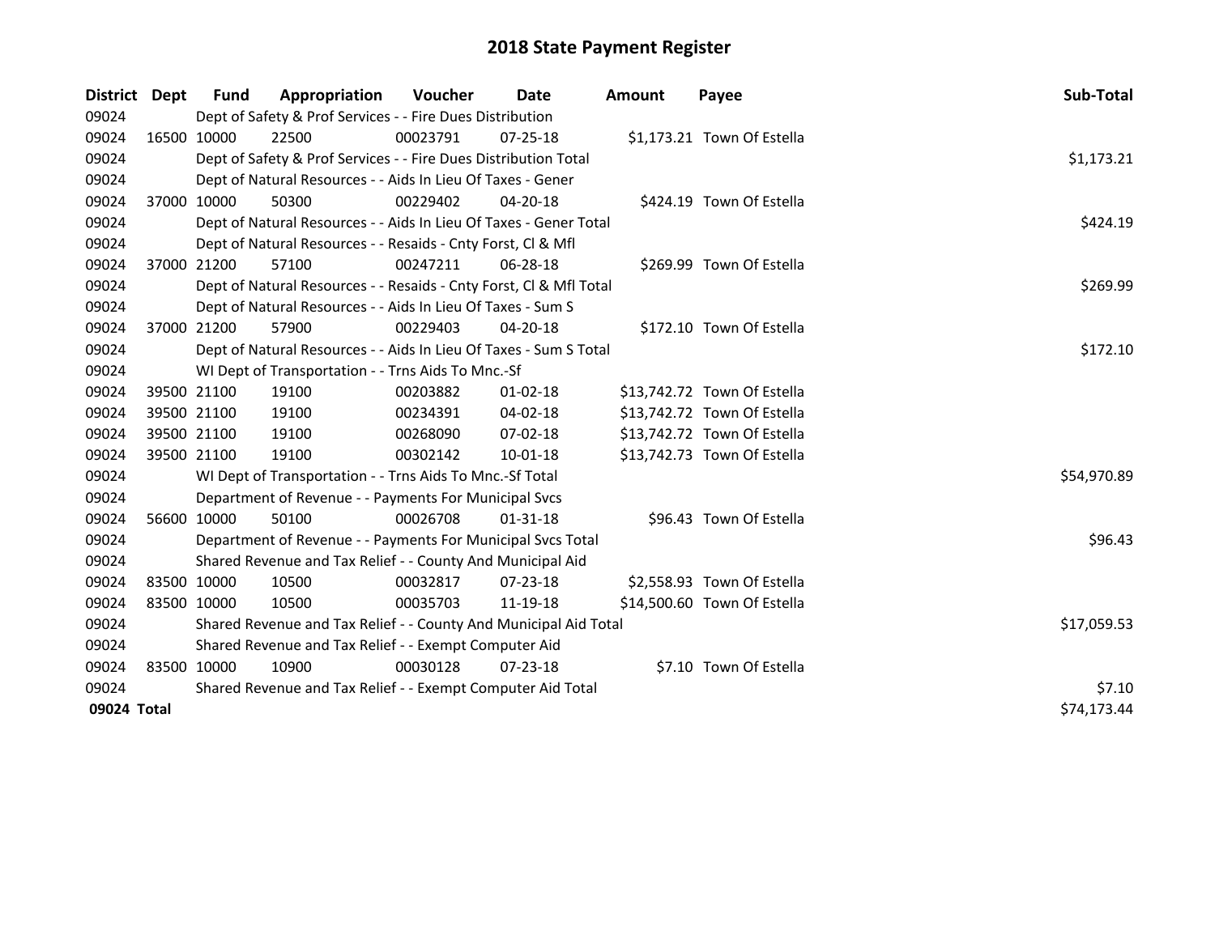# 2018 State Payment Register

| District | Dept | Fund | Appropriation | Voucher | Date | Amount | Payee | Sub-Total |
|---|---|---|---|---|---|---|---|---|
| 09024 | | Dept of Safety & Prof Services - - Fire Dues Distribution | | | | | | |
| 09024 | 16500 | 10000 | 22500 | 00023791 | 07-25-18 | $1,173.21 | Town Of Estella | |
| 09024 | | Dept of Safety & Prof Services - - Fire Dues Distribution Total | | | | | | $1,173.21 |
| 09024 | | Dept of Natural Resources - - Aids In Lieu Of Taxes - Gener | | | | | | |
| 09024 | 37000 | 10000 | 50300 | 00229402 | 04-20-18 | $424.19 | Town Of Estella | |
| 09024 | | Dept of Natural Resources - - Aids In Lieu Of Taxes - Gener Total | | | | | | $424.19 |
| 09024 | | Dept of Natural Resources - - Resaids - Cnty Forst, Cl & Mfl | | | | | | |
| 09024 | 37000 | 21200 | 57100 | 00247211 | 06-28-18 | $269.99 | Town Of Estella | |
| 09024 | | Dept of Natural Resources - - Resaids - Cnty Forst, Cl & Mfl Total | | | | | | $269.99 |
| 09024 | | Dept of Natural Resources - - Aids In Lieu Of Taxes - Sum S | | | | | | |
| 09024 | 37000 | 21200 | 57900 | 00229403 | 04-20-18 | $172.10 | Town Of Estella | |
| 09024 | | Dept of Natural Resources - - Aids In Lieu Of Taxes - Sum S Total | | | | | | $172.10 |
| 09024 | | WI Dept of Transportation - - Trns Aids To Mnc.-Sf | | | | | | |
| 09024 | 39500 | 21100 | 19100 | 00203882 | 01-02-18 | $13,742.72 | Town Of Estella | |
| 09024 | 39500 | 21100 | 19100 | 00234391 | 04-02-18 | $13,742.72 | Town Of Estella | |
| 09024 | 39500 | 21100 | 19100 | 00268090 | 07-02-18 | $13,742.72 | Town Of Estella | |
| 09024 | 39500 | 21100 | 19100 | 00302142 | 10-01-18 | $13,742.73 | Town Of Estella | |
| 09024 | | WI Dept of Transportation - - Trns Aids To Mnc.-Sf Total | | | | | | $54,970.89 |
| 09024 | | Department of Revenue - - Payments For Municipal Svcs | | | | | | |
| 09024 | 56600 | 10000 | 50100 | 00026708 | 01-31-18 | $96.43 | Town Of Estella | |
| 09024 | | Department of Revenue - - Payments For Municipal Svcs Total | | | | | | $96.43 |
| 09024 | | Shared Revenue and Tax Relief - - County And Municipal Aid | | | | | | |
| 09024 | 83500 | 10000 | 10500 | 00032817 | 07-23-18 | $2,558.93 | Town Of Estella | |
| 09024 | 83500 | 10000 | 10500 | 00035703 | 11-19-18 | $14,500.60 | Town Of Estella | |
| 09024 | | Shared Revenue and Tax Relief - - County And Municipal Aid Total | | | | | | $17,059.53 |
| 09024 | | Shared Revenue and Tax Relief - - Exempt Computer Aid | | | | | | |
| 09024 | 83500 | 10000 | 10900 | 00030128 | 07-23-18 | $7.10 | Town Of Estella | |
| 09024 | | Shared Revenue and Tax Relief - - Exempt Computer Aid Total | | | | | | $7.10 |
| **09024 Total** | | | | | | | | $74,173.44 |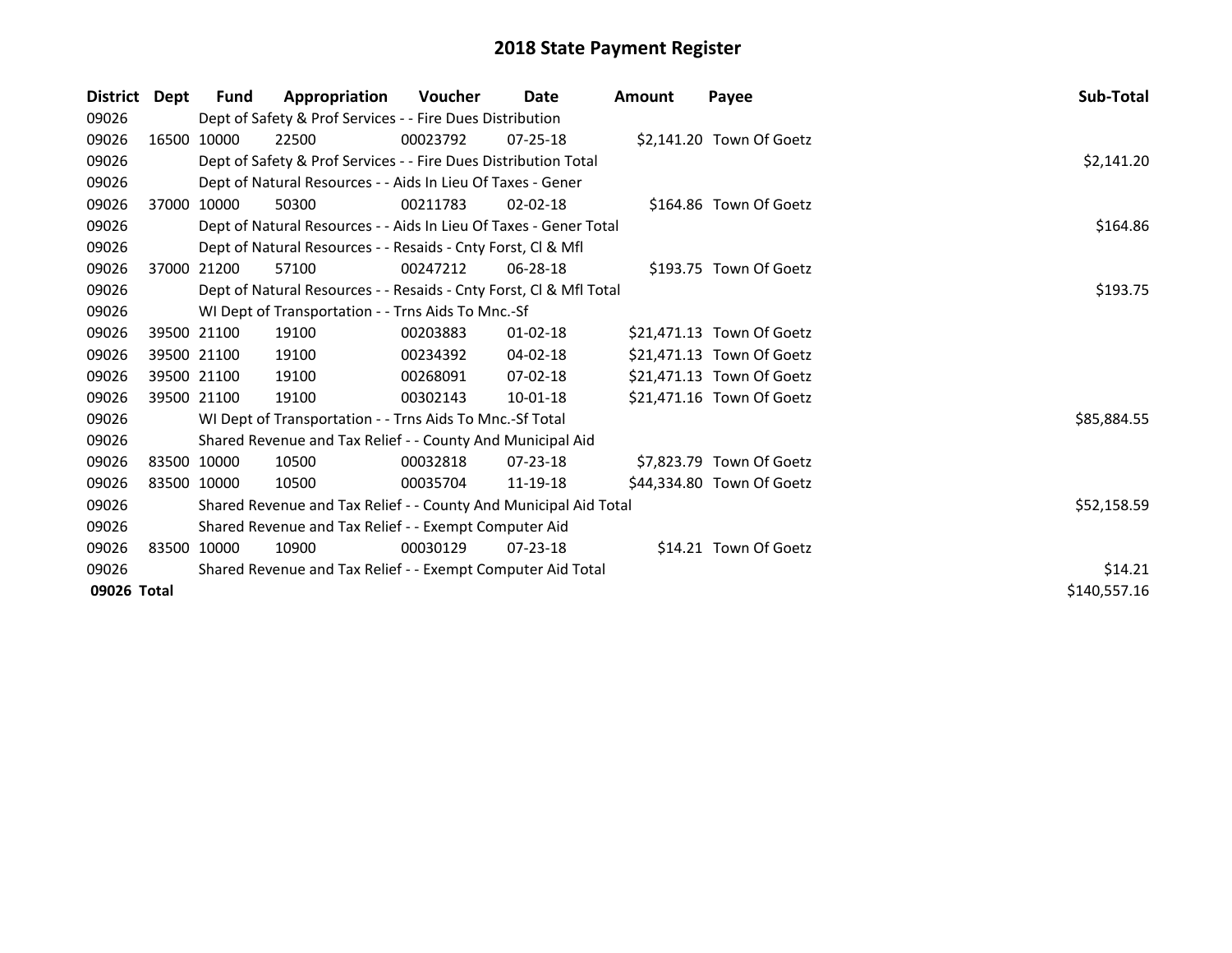# 2018 State Payment Register

| District | Dept | Fund | Appropriation | Voucher | Date | Amount | Payee | Sub-Total |
|---|---|---|---|---|---|---|---|---|
| 09026 | | Dept of Safety & Prof Services - - Fire Dues Distribution | | | | | | |
| 09026 | 16500 | 10000 | 22500 | 00023792 | 07-25-18 | $2,141.20 | Town Of Goetz | |
| 09026 | | Dept of Safety & Prof Services - - Fire Dues Distribution Total | | | | | | $2,141.20 |
| 09026 | | Dept of Natural Resources - - Aids In Lieu Of Taxes - Gener | | | | | | |
| 09026 | 37000 | 10000 | 50300 | 00211783 | 02-02-18 | $164.86 | Town Of Goetz | |
| 09026 | | Dept of Natural Resources - - Aids In Lieu Of Taxes - Gener Total | | | | | | $164.86 |
| 09026 | | Dept of Natural Resources - - Resaids - Cnty Forst, Cl & Mfl | | | | | | |
| 09026 | 37000 | 21200 | 57100 | 00247212 | 06-28-18 | $193.75 | Town Of Goetz | |
| 09026 | | Dept of Natural Resources - - Resaids - Cnty Forst, Cl & Mfl Total | | | | | | $193.75 |
| 09026 | | WI Dept of Transportation - - Trns Aids To Mnc.-Sf | | | | | | |
| 09026 | 39500 | 21100 | 19100 | 00203883 | 01-02-18 | $21,471.13 | Town Of Goetz | |
| 09026 | 39500 | 21100 | 19100 | 00234392 | 04-02-18 | $21,471.13 | Town Of Goetz | |
| 09026 | 39500 | 21100 | 19100 | 00268091 | 07-02-18 | $21,471.13 | Town Of Goetz | |
| 09026 | 39500 | 21100 | 19100 | 00302143 | 10-01-18 | $21,471.16 | Town Of Goetz | |
| 09026 | | WI Dept of Transportation - - Trns Aids To Mnc.-Sf Total | | | | | | $85,884.55 |
| 09026 | | Shared Revenue and Tax Relief - - County And Municipal Aid | | | | | | |
| 09026 | 83500 | 10000 | 10500 | 00032818 | 07-23-18 | $7,823.79 | Town Of Goetz | |
| 09026 | 83500 | 10000 | 10500 | 00035704 | 11-19-18 | $44,334.80 | Town Of Goetz | |
| 09026 | | Shared Revenue and Tax Relief - - County And Municipal Aid Total | | | | | | $52,158.59 |
| 09026 | | Shared Revenue and Tax Relief - - Exempt Computer Aid | | | | | | |
| 09026 | 83500 | 10000 | 10900 | 00030129 | 07-23-18 | $14.21 | Town Of Goetz | |
| 09026 | | Shared Revenue and Tax Relief - - Exempt Computer Aid Total | | | | | | $14.21 |
| **09026 Total** | | | | | | | | $140,557.16 |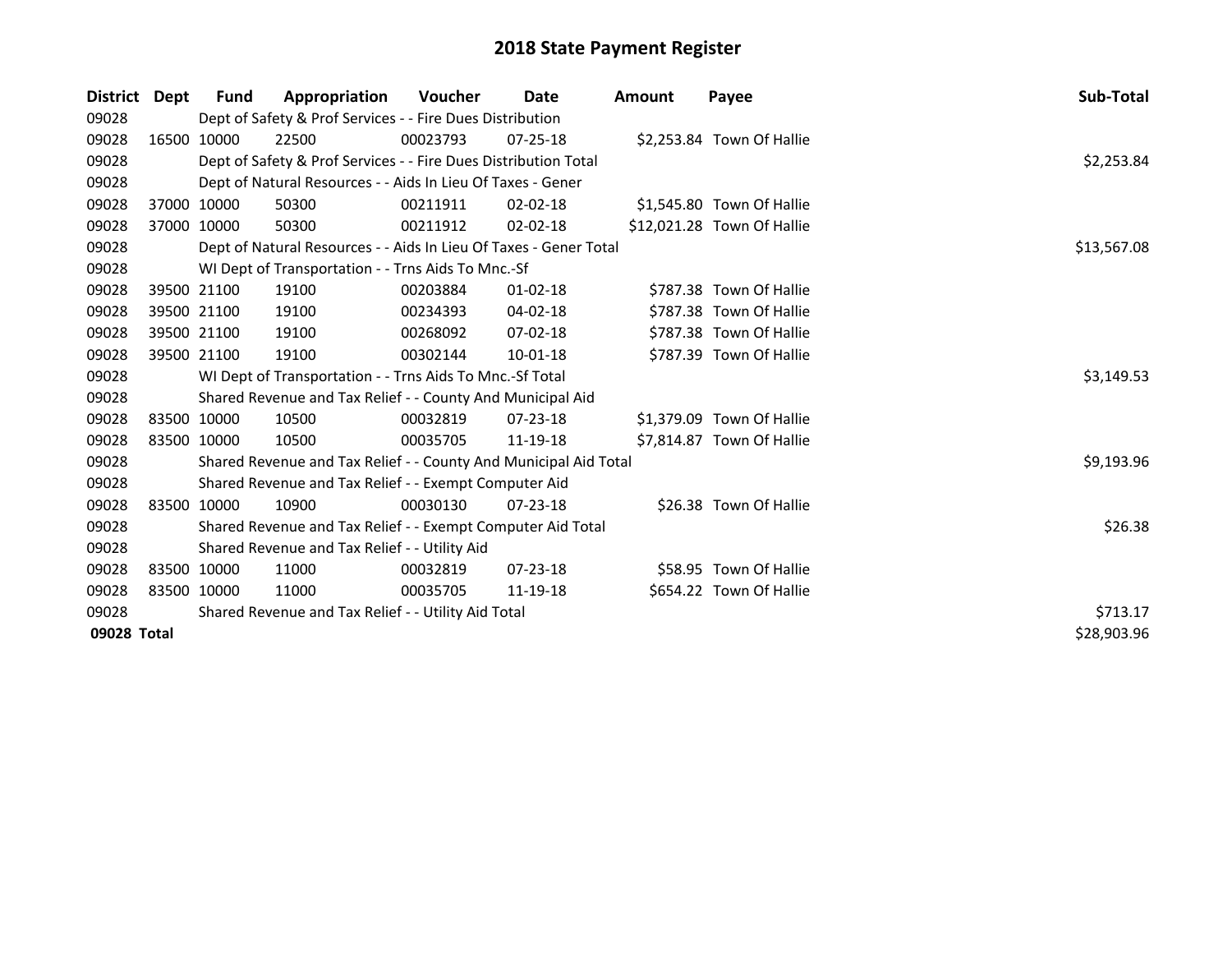# 2018 State Payment Register

| District | Dept | Fund | Appropriation | Voucher | Date | Amount | Payee | Sub-Total |
|---|---|---|---|---|---|---|---|---|
| 09028 | | Dept of Safety & Prof Services - - Fire Dues Distribution | | | | | | |
| 09028 | 16500 | 10000 | 22500 | 00023793 | 07-25-18 | $2,253.84 | Town Of Hallie | |
| 09028 | | Dept of Safety & Prof Services - - Fire Dues Distribution Total | | | | | | $2,253.84 |
| 09028 | | Dept of Natural Resources - - Aids In Lieu Of Taxes - Gener | | | | | | |
| 09028 | 37000 | 10000 | 50300 | 00211911 | 02-02-18 | $1,545.80 | Town Of Hallie | |
| 09028 | 37000 | 10000 | 50300 | 00211912 | 02-02-18 | $12,021.28 | Town Of Hallie | |
| 09028 | | Dept of Natural Resources - - Aids In Lieu Of Taxes - Gener Total | | | | | | $13,567.08 |
| 09028 | | WI Dept of Transportation - - Trns Aids To Mnc.-Sf | | | | | | |
| 09028 | 39500 | 21100 | 19100 | 00203884 | 01-02-18 | $787.38 | Town Of Hallie | |
| 09028 | 39500 | 21100 | 19100 | 00234393 | 04-02-18 | $787.38 | Town Of Hallie | |
| 09028 | 39500 | 21100 | 19100 | 00268092 | 07-02-18 | $787.38 | Town Of Hallie | |
| 09028 | 39500 | 21100 | 19100 | 00302144 | 10-01-18 | $787.39 | Town Of Hallie | |
| 09028 | | WI Dept of Transportation - - Trns Aids To Mnc.-Sf Total | | | | | | $3,149.53 |
| 09028 | | Shared Revenue and Tax Relief - - County And Municipal Aid | | | | | | |
| 09028 | 83500 | 10000 | 10500 | 00032819 | 07-23-18 | $1,379.09 | Town Of Hallie | |
| 09028 | 83500 | 10000 | 10500 | 00035705 | 11-19-18 | $7,814.87 | Town Of Hallie | |
| 09028 | | Shared Revenue and Tax Relief - - County And Municipal Aid Total | | | | | | $9,193.96 |
| 09028 | | Shared Revenue and Tax Relief - - Exempt Computer Aid | | | | | | |
| 09028 | 83500 | 10000 | 10900 | 00030130 | 07-23-18 | $26.38 | Town Of Hallie | |
| 09028 | | Shared Revenue and Tax Relief - - Exempt Computer Aid Total | | | | | | $26.38 |
| 09028 | | Shared Revenue and Tax Relief - - Utility Aid | | | | | | |
| 09028 | 83500 | 10000 | 11000 | 00032819 | 07-23-18 | $58.95 | Town Of Hallie | |
| 09028 | 83500 | 10000 | 11000 | 00035705 | 11-19-18 | $654.22 | Town Of Hallie | |
| 09028 | | Shared Revenue and Tax Relief - - Utility Aid Total | | | | | | $713.17 |
| **09028 Total** | | | | | | | | $28,903.96 |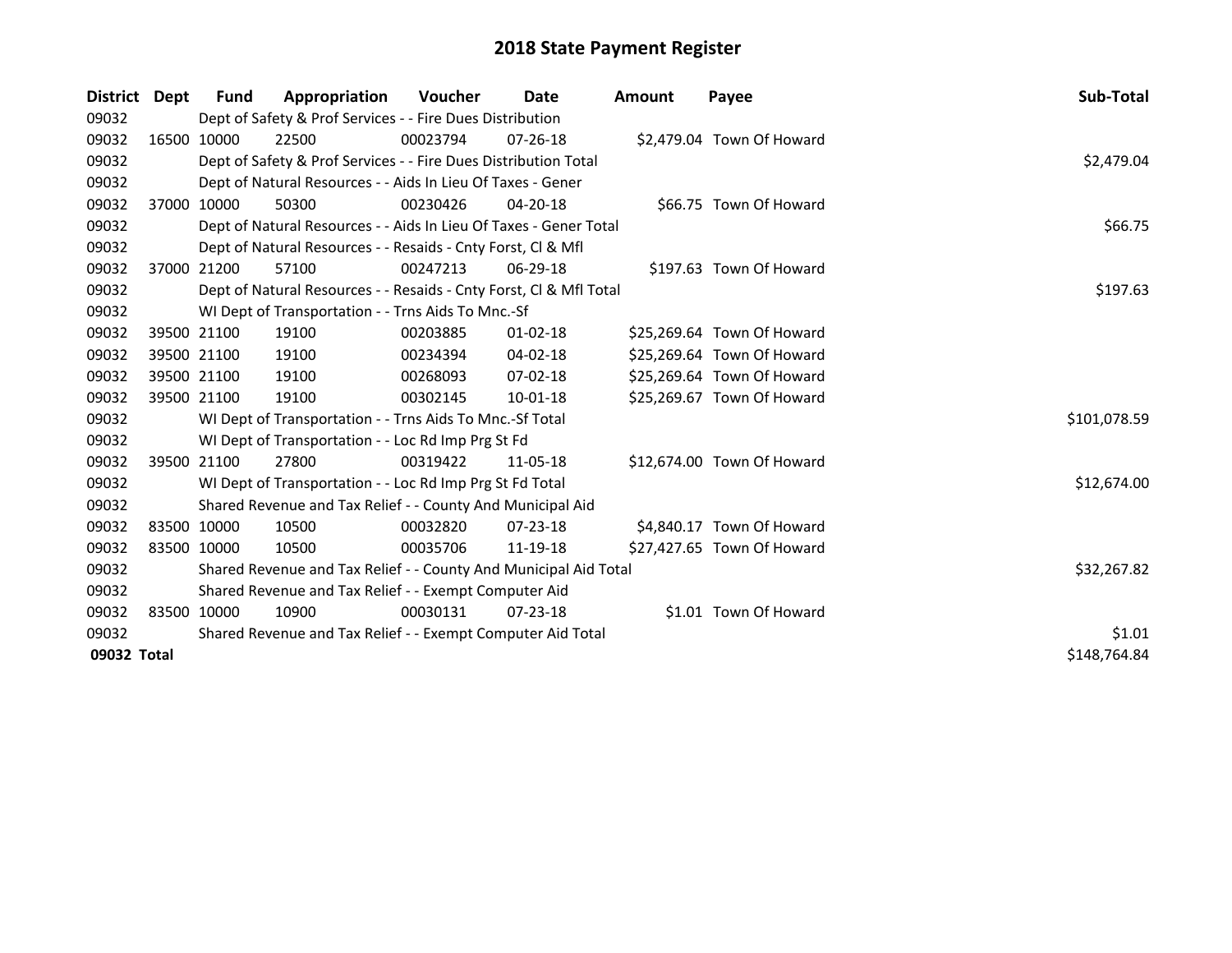# 2018 State Payment Register

| District | Dept | Fund | Appropriation | Voucher | Date | Amount | Payee | Sub-Total |
|---|---|---|---|---|---|---|---|---|
| 09032 | | Dept of Safety & Prof Services - - Fire Dues Distribution | | | | | | |
| 09032 | 16500 | 10000 | 22500 | 00023794 | 07-26-18 | $2,479.04 | Town Of Howard | |
| 09032 | | Dept of Safety & Prof Services - - Fire Dues Distribution Total | | | | | | $2,479.04 |
| 09032 | | Dept of Natural Resources - - Aids In Lieu Of Taxes - Gener | | | | | | |
| 09032 | 37000 | 10000 | 50300 | 00230426 | 04-20-18 | $66.75 | Town Of Howard | |
| 09032 | | Dept of Natural Resources - - Aids In Lieu Of Taxes - Gener Total | | | | | | $66.75 |
| 09032 | | Dept of Natural Resources - - Resaids - Cnty Forst, Cl & Mfl | | | | | | |
| 09032 | 37000 | 21200 | 57100 | 00247213 | 06-29-18 | $197.63 | Town Of Howard | |
| 09032 | | Dept of Natural Resources - - Resaids - Cnty Forst, Cl & Mfl Total | | | | | | $197.63 |
| 09032 | | WI Dept of Transportation - - Trns Aids To Mnc.-Sf | | | | | | |
| 09032 | 39500 | 21100 | 19100 | 00203885 | 01-02-18 | $25,269.64 | Town Of Howard | |
| 09032 | 39500 | 21100 | 19100 | 00234394 | 04-02-18 | $25,269.64 | Town Of Howard | |
| 09032 | 39500 | 21100 | 19100 | 00268093 | 07-02-18 | $25,269.64 | Town Of Howard | |
| 09032 | 39500 | 21100 | 19100 | 00302145 | 10-01-18 | $25,269.67 | Town Of Howard | |
| 09032 | | WI Dept of Transportation - - Trns Aids To Mnc.-Sf Total | | | | | | $101,078.59 |
| 09032 | | WI Dept of Transportation - - Loc Rd Imp Prg St Fd | | | | | | |
| 09032 | 39500 | 21100 | 27800 | 00319422 | 11-05-18 | $12,674.00 | Town Of Howard | |
| 09032 | | WI Dept of Transportation - - Loc Rd Imp Prg St Fd Total | | | | | | $12,674.00 |
| 09032 | | Shared Revenue and Tax Relief - - County And Municipal Aid | | | | | | |
| 09032 | 83500 | 10000 | 10500 | 00032820 | 07-23-18 | $4,840.17 | Town Of Howard | |
| 09032 | 83500 | 10000 | 10500 | 00035706 | 11-19-18 | $27,427.65 | Town Of Howard | |
| 09032 | | Shared Revenue and Tax Relief - - County And Municipal Aid Total | | | | | | $32,267.82 |
| 09032 | | Shared Revenue and Tax Relief - - Exempt Computer Aid | | | | | | |
| 09032 | 83500 | 10000 | 10900 | 00030131 | 07-23-18 | $1.01 | Town Of Howard | |
| 09032 | | Shared Revenue and Tax Relief - - Exempt Computer Aid Total | | | | | | $1.01 |
| **09032 Total** | | | | | | | | $148,764.84 |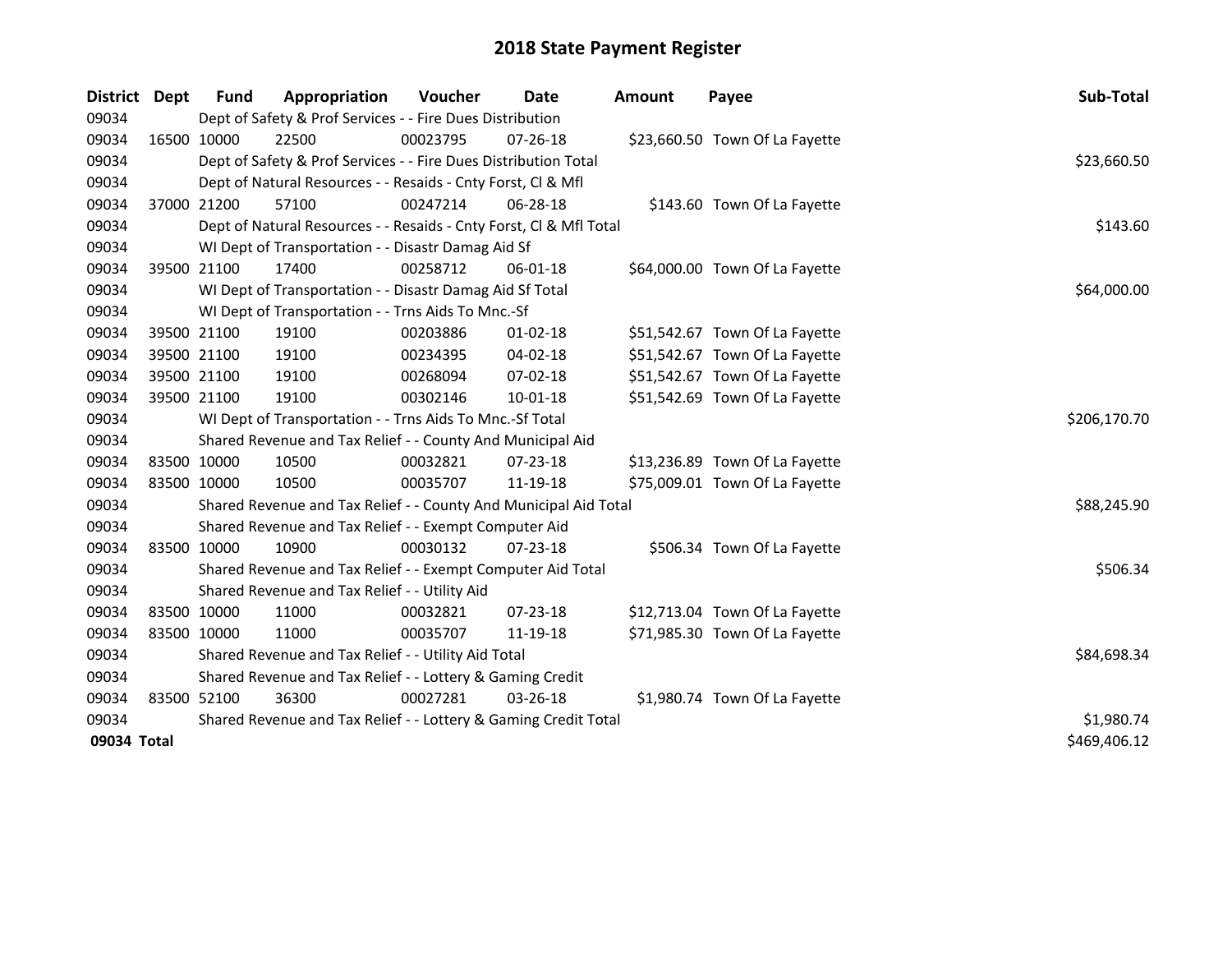# 2018 State Payment Register

| District | Dept | Fund | Appropriation | Voucher | Date | Amount | Payee | Sub-Total |
|---|---|---|---|---|---|---|---|---|
| 09034 | | Dept of Safety & Prof Services - - Fire Dues Distribution | | | | | | |
| 09034 | 16500 | 10000 | 22500 | 00023795 | 07-26-18 | $23,660.50 | Town Of La Fayette | |
| 09034 | | Dept of Safety & Prof Services - - Fire Dues Distribution Total | | | | | | $23,660.50 |
| 09034 | | Dept of Natural Resources - - Resaids - Cnty Forst, Cl & Mfl | | | | | | |
| 09034 | 37000 | 21200 | 57100 | 00247214 | 06-28-18 | $143.60 | Town Of La Fayette | |
| 09034 | | Dept of Natural Resources - - Resaids - Cnty Forst, Cl & Mfl Total | | | | | | $143.60 |
| 09034 | | WI Dept of Transportation - - Disastr Damag Aid Sf | | | | | | |
| 09034 | 39500 | 21100 | 17400 | 00258712 | 06-01-18 | $64,000.00 | Town Of La Fayette | |
| 09034 | | WI Dept of Transportation - - Disastr Damag Aid Sf Total | | | | | | $64,000.00 |
| 09034 | | WI Dept of Transportation - - Trns Aids To Mnc.-Sf | | | | | | |
| 09034 | 39500 | 21100 | 19100 | 00203886 | 01-02-18 | $51,542.67 | Town Of La Fayette | |
| 09034 | 39500 | 21100 | 19100 | 00234395 | 04-02-18 | $51,542.67 | Town Of La Fayette | |
| 09034 | 39500 | 21100 | 19100 | 00268094 | 07-02-18 | $51,542.67 | Town Of La Fayette | |
| 09034 | 39500 | 21100 | 19100 | 00302146 | 10-01-18 | $51,542.69 | Town Of La Fayette | |
| 09034 | | WI Dept of Transportation - - Trns Aids To Mnc.-Sf Total | | | | | | $206,170.70 |
| 09034 | | Shared Revenue and Tax Relief - - County And Municipal Aid | | | | | | |
| 09034 | 83500 | 10000 | 10500 | 00032821 | 07-23-18 | $13,236.89 | Town Of La Fayette | |
| 09034 | 83500 | 10000 | 10500 | 00035707 | 11-19-18 | $75,009.01 | Town Of La Fayette | |
| 09034 | | Shared Revenue and Tax Relief - - County And Municipal Aid Total | | | | | | $88,245.90 |
| 09034 | | Shared Revenue and Tax Relief - - Exempt Computer Aid | | | | | | |
| 09034 | 83500 | 10000 | 10900 | 00030132 | 07-23-18 | $506.34 | Town Of La Fayette | |
| 09034 | | Shared Revenue and Tax Relief - - Exempt Computer Aid Total | | | | | | $506.34 |
| 09034 | | Shared Revenue and Tax Relief - - Utility Aid | | | | | | |
| 09034 | 83500 | 10000 | 11000 | 00032821 | 07-23-18 | $12,713.04 | Town Of La Fayette | |
| 09034 | 83500 | 10000 | 11000 | 00035707 | 11-19-18 | $71,985.30 | Town Of La Fayette | |
| 09034 | | Shared Revenue and Tax Relief - - Utility Aid Total | | | | | | $84,698.34 |
| 09034 | | Shared Revenue and Tax Relief - - Lottery & Gaming Credit | | | | | | |
| 09034 | 83500 | 52100 | 36300 | 00027281 | 03-26-18 | $1,980.74 | Town Of La Fayette | |
| 09034 | | Shared Revenue and Tax Relief - - Lottery & Gaming Credit Total | | | | | | $1,980.74 |
| **09034 Total** | | | | | | | | $469,406.12 |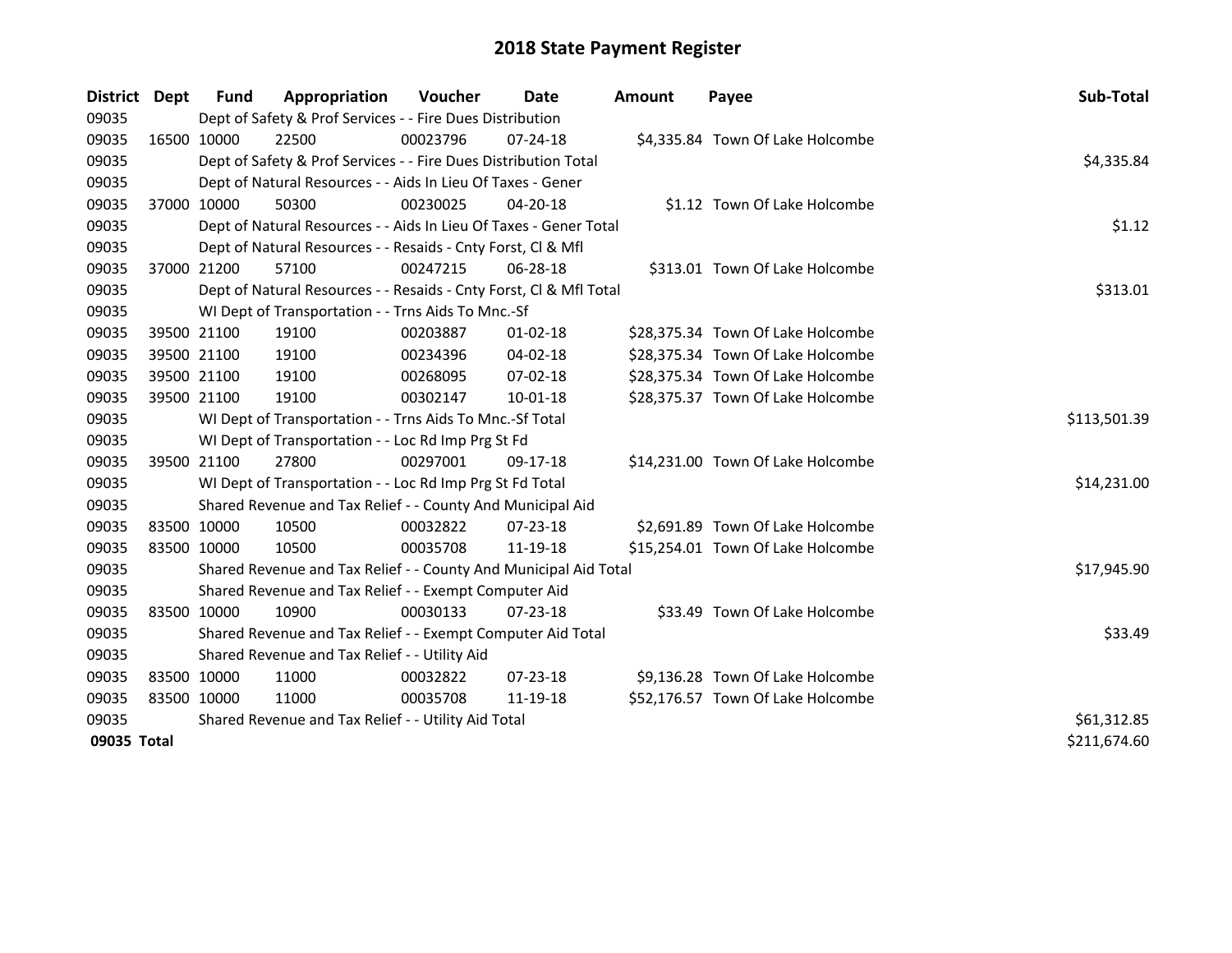# 2018 State Payment Register

| District | Dept | Fund | Appropriation | Voucher | Date | Amount | Payee | Sub-Total |
|---|---|---|---|---|---|---|---|---|
| 09035 | | Dept of Safety & Prof Services - - Fire Dues Distribution | | | | | | |
| 09035 | 16500 | 10000 | 22500 | 00023796 | 07-24-18 | $4,335.84 | Town Of Lake Holcombe | |
| 09035 | | Dept of Safety & Prof Services - - Fire Dues Distribution Total | | | | | | $4,335.84 |
| 09035 | | Dept of Natural Resources - - Aids In Lieu Of Taxes - Gener | | | | | | |
| 09035 | 37000 | 10000 | 50300 | 00230025 | 04-20-18 | $1.12 | Town Of Lake Holcombe | |
| 09035 | | Dept of Natural Resources - - Aids In Lieu Of Taxes - Gener Total | | | | | | $1.12 |
| 09035 | | Dept of Natural Resources - - Resaids - Cnty Forst, Cl & Mfl | | | | | | |
| 09035 | 37000 | 21200 | 57100 | 00247215 | 06-28-18 | $313.01 | Town Of Lake Holcombe | |
| 09035 | | Dept of Natural Resources - - Resaids - Cnty Forst, Cl & Mfl Total | | | | | | $313.01 |
| 09035 | | WI Dept of Transportation - - Trns Aids To Mnc.-Sf | | | | | | |
| 09035 | 39500 | 21100 | 19100 | 00203887 | 01-02-18 | $28,375.34 | Town Of Lake Holcombe | |
| 09035 | 39500 | 21100 | 19100 | 00234396 | 04-02-18 | $28,375.34 | Town Of Lake Holcombe | |
| 09035 | 39500 | 21100 | 19100 | 00268095 | 07-02-18 | $28,375.34 | Town Of Lake Holcombe | |
| 09035 | 39500 | 21100 | 19100 | 00302147 | 10-01-18 | $28,375.37 | Town Of Lake Holcombe | |
| 09035 | | WI Dept of Transportation - - Trns Aids To Mnc.-Sf Total | | | | | | $113,501.39 |
| 09035 | | WI Dept of Transportation - - Loc Rd Imp Prg St Fd | | | | | | |
| 09035 | 39500 | 21100 | 27800 | 00297001 | 09-17-18 | $14,231.00 | Town Of Lake Holcombe | |
| 09035 | | WI Dept of Transportation - - Loc Rd Imp Prg St Fd Total | | | | | | $14,231.00 |
| 09035 | | Shared Revenue and Tax Relief - - County And Municipal Aid | | | | | | |
| 09035 | 83500 | 10000 | 10500 | 00032822 | 07-23-18 | $2,691.89 | Town Of Lake Holcombe | |
| 09035 | 83500 | 10000 | 10500 | 00035708 | 11-19-18 | $15,254.01 | Town Of Lake Holcombe | |
| 09035 | | Shared Revenue and Tax Relief - - County And Municipal Aid Total | | | | | | $17,945.90 |
| 09035 | | Shared Revenue and Tax Relief - - Exempt Computer Aid | | | | | | |
| 09035 | 83500 | 10000 | 10900 | 00030133 | 07-23-18 | $33.49 | Town Of Lake Holcombe | |
| 09035 | | Shared Revenue and Tax Relief - - Exempt Computer Aid Total | | | | | | $33.49 |
| 09035 | | Shared Revenue and Tax Relief - - Utility Aid | | | | | | |
| 09035 | 83500 | 10000 | 11000 | 00032822 | 07-23-18 | $9,136.28 | Town Of Lake Holcombe | |
| 09035 | 83500 | 10000 | 11000 | 00035708 | 11-19-18 | $52,176.57 | Town Of Lake Holcombe | |
| 09035 | | Shared Revenue and Tax Relief - - Utility Aid Total | | | | | | $61,312.85 |
| **09035 Total** | | | | | | | | $211,674.60 |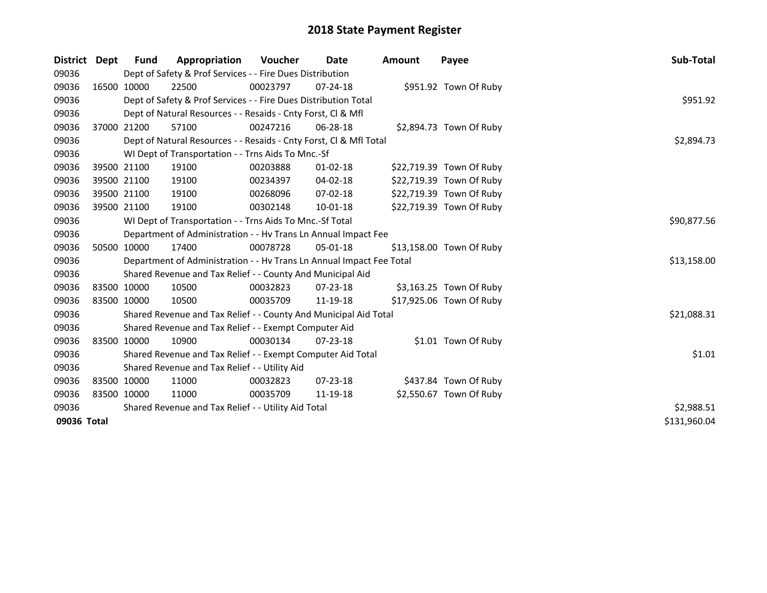# 2018 State Payment Register

| District | Dept | Fund | Appropriation | Voucher | Date | Amount | Payee | Sub-Total |
|---|---|---|---|---|---|---|---|---|
| 09036 | Dept of Safety & Prof Services - - Fire Dues Distribution | | | | | | | |
| 09036 | 16500 | 10000 | 22500 | 00023797 | 07-24-18 | $951.92 | Town Of Ruby | |
| 09036 | Dept of Safety & Prof Services - - Fire Dues Distribution Total | | | | | | | $951.92 |
| 09036 | Dept of Natural Resources - - Resaids - Cnty Forst, Cl & Mfl | | | | | | | |
| 09036 | 37000 | 21200 | 57100 | 00247216 | 06-28-18 | $2,894.73 | Town Of Ruby | |
| 09036 | Dept of Natural Resources - - Resaids - Cnty Forst, Cl & Mfl Total | | | | | | | $2,894.73 |
| 09036 | WI Dept of Transportation - - Trns Aids To Mnc.-Sf | | | | | | | |
| 09036 | 39500 | 21100 | 19100 | 00203888 | 01-02-18 | $22,719.39 | Town Of Ruby | |
| 09036 | 39500 | 21100 | 19100 | 00234397 | 04-02-18 | $22,719.39 | Town Of Ruby | |
| 09036 | 39500 | 21100 | 19100 | 00268096 | 07-02-18 | $22,719.39 | Town Of Ruby | |
| 09036 | 39500 | 21100 | 19100 | 00302148 | 10-01-18 | $22,719.39 | Town Of Ruby | |
| 09036 | WI Dept of Transportation - - Trns Aids To Mnc.-Sf Total | | | | | | | $90,877.56 |
| 09036 | Department of Administration - - Hv Trans Ln Annual Impact Fee | | | | | | | |
| 09036 | 50500 | 10000 | 17400 | 00078728 | 05-01-18 | $13,158.00 | Town Of Ruby | |
| 09036 | Department of Administration - - Hv Trans Ln Annual Impact Fee Total | | | | | | | $13,158.00 |
| 09036 | Shared Revenue and Tax Relief - - County And Municipal Aid | | | | | | | |
| 09036 | 83500 | 10000 | 10500 | 00032823 | 07-23-18 | $3,163.25 | Town Of Ruby | |
| 09036 | 83500 | 10000 | 10500 | 00035709 | 11-19-18 | $17,925.06 | Town Of Ruby | |
| 09036 | Shared Revenue and Tax Relief - - County And Municipal Aid Total | | | | | | | $21,088.31 |
| 09036 | Shared Revenue and Tax Relief - - Exempt Computer Aid | | | | | | | |
| 09036 | 83500 | 10000 | 10900 | 00030134 | 07-23-18 | $1.01 | Town Of Ruby | |
| 09036 | Shared Revenue and Tax Relief - - Exempt Computer Aid Total | | | | | | | $1.01 |
| 09036 | Shared Revenue and Tax Relief - - Utility Aid | | | | | | | |
| 09036 | 83500 | 10000 | 11000 | 00032823 | 07-23-18 | $437.84 | Town Of Ruby | |
| 09036 | 83500 | 10000 | 11000 | 00035709 | 11-19-18 | $2,550.67 | Town Of Ruby | |
| 09036 | Shared Revenue and Tax Relief - - Utility Aid Total | | | | | | | $2,988.51 |
| **09036 Total** | | | | | | | | $131,960.04 |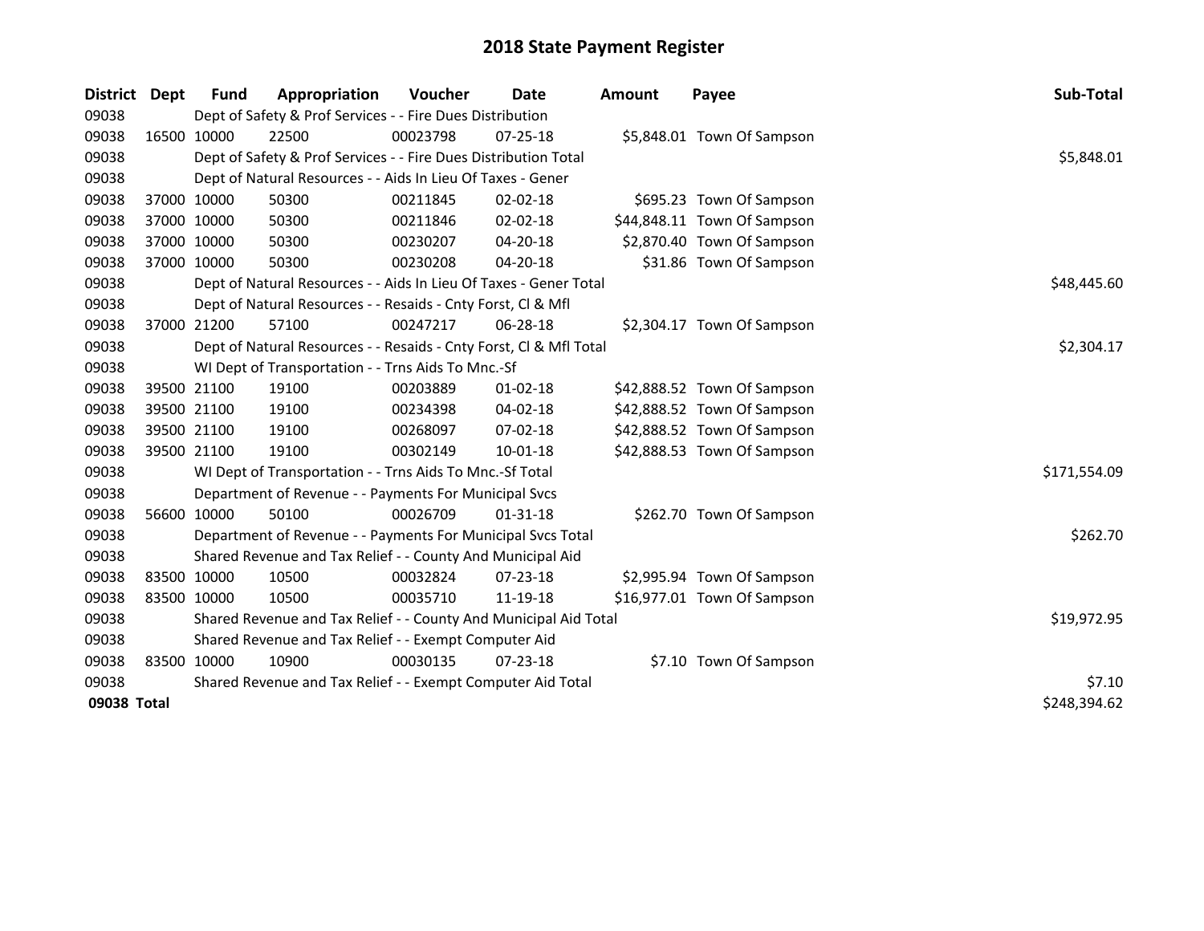# 2018 State Payment Register

| District | Dept | Fund | Appropriation | Voucher | Date | Amount | Payee | Sub-Total |
|---|---|---|---|---|---|---|---|---|
| 09038 | | Dept of Safety & Prof Services - - Fire Dues Distribution | | | | | | |
| 09038 | 16500 | 10000 | 22500 | 00023798 | 07-25-18 | $5,848.01 | Town Of Sampson | |
| 09038 | | Dept of Safety & Prof Services - - Fire Dues Distribution Total | | | | | | $5,848.01 |
| 09038 | | Dept of Natural Resources - - Aids In Lieu Of Taxes - Gener | | | | | | |
| 09038 | 37000 | 10000 | 50300 | 00211845 | 02-02-18 | $695.23 | Town Of Sampson | |
| 09038 | 37000 | 10000 | 50300 | 00211846 | 02-02-18 | $44,848.11 | Town Of Sampson | |
| 09038 | 37000 | 10000 | 50300 | 00230207 | 04-20-18 | $2,870.40 | Town Of Sampson | |
| 09038 | 37000 | 10000 | 50300 | 00230208 | 04-20-18 | $31.86 | Town Of Sampson | |
| 09038 | | Dept of Natural Resources - - Aids In Lieu Of Taxes - Gener Total | | | | | | $48,445.60 |
| 09038 | | Dept of Natural Resources - - Resaids - Cnty Forst, Cl & Mfl | | | | | | |
| 09038 | 37000 | 21200 | 57100 | 00247217 | 06-28-18 | $2,304.17 | Town Of Sampson | |
| 09038 | | Dept of Natural Resources - - Resaids - Cnty Forst, Cl & Mfl Total | | | | | | $2,304.17 |
| 09038 | | WI Dept of Transportation - - Trns Aids To Mnc.-Sf | | | | | | |
| 09038 | 39500 | 21100 | 19100 | 00203889 | 01-02-18 | $42,888.52 | Town Of Sampson | |
| 09038 | 39500 | 21100 | 19100 | 00234398 | 04-02-18 | $42,888.52 | Town Of Sampson | |
| 09038 | 39500 | 21100 | 19100 | 00268097 | 07-02-18 | $42,888.52 | Town Of Sampson | |
| 09038 | 39500 | 21100 | 19100 | 00302149 | 10-01-18 | $42,888.53 | Town Of Sampson | |
| 09038 | | WI Dept of Transportation - - Trns Aids To Mnc.-Sf Total | | | | | | $171,554.09 |
| 09038 | | Department of Revenue - - Payments For Municipal Svcs | | | | | | |
| 09038 | 56600 | 10000 | 50100 | 00026709 | 01-31-18 | $262.70 | Town Of Sampson | |
| 09038 | | Department of Revenue - - Payments For Municipal Svcs Total | | | | | | $262.70 |
| 09038 | | Shared Revenue and Tax Relief - - County And Municipal Aid | | | | | | |
| 09038 | 83500 | 10000 | 10500 | 00032824 | 07-23-18 | $2,995.94 | Town Of Sampson | |
| 09038 | 83500 | 10000 | 10500 | 00035710 | 11-19-18 | $16,977.01 | Town Of Sampson | |
| 09038 | | Shared Revenue and Tax Relief - - County And Municipal Aid Total | | | | | | $19,972.95 |
| 09038 | | Shared Revenue and Tax Relief - - Exempt Computer Aid | | | | | | |
| 09038 | 83500 | 10000 | 10900 | 00030135 | 07-23-18 | $7.10 | Town Of Sampson | |
| 09038 | | Shared Revenue and Tax Relief - - Exempt Computer Aid Total | | | | | | $7.10 |
| **09038 Total** | | | | | | | | $248,394.62 |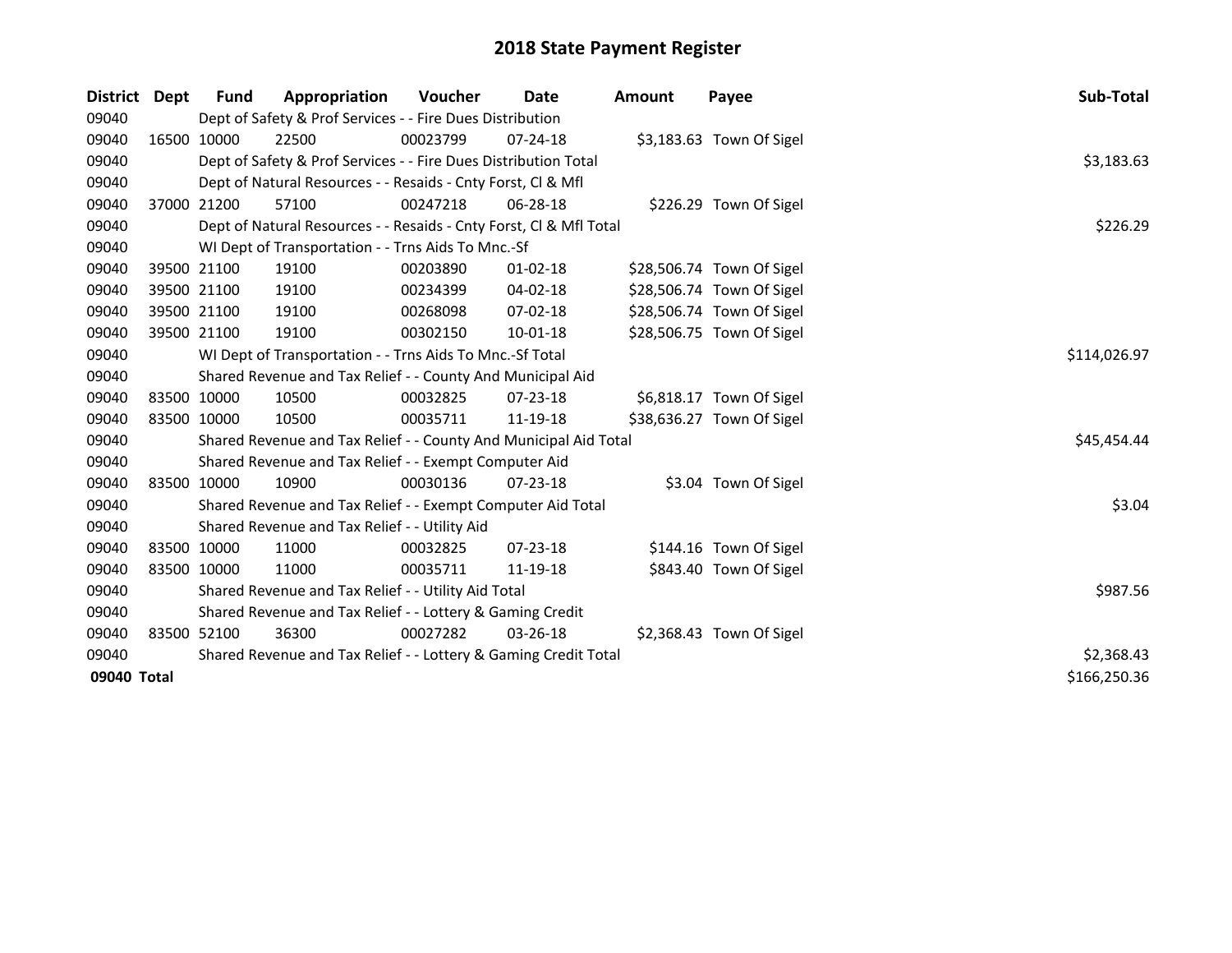# 2018 State Payment Register

| District | Dept | Fund | Appropriation | Voucher | Date | Amount | Payee | Sub-Total |
|---|---|---|---|---|---|---|---|---|
| 09040 | | Dept of Safety & Prof Services - - Fire Dues Distribution | | | | | | |
| 09040 | 16500 | 10000 | 22500 | 00023799 | 07-24-18 | $3,183.63 | Town Of Sigel | |
| 09040 | | Dept of Safety & Prof Services - - Fire Dues Distribution Total | | | | | | $3,183.63 |
| 09040 | | Dept of Natural Resources - - Resaids - Cnty Forst, Cl & Mfl | | | | | | |
| 09040 | 37000 | 21200 | 57100 | 00247218 | 06-28-18 | $226.29 | Town Of Sigel | |
| 09040 | | Dept of Natural Resources - - Resaids - Cnty Forst, Cl & Mfl Total | | | | | | $226.29 |
| 09040 | | WI Dept of Transportation - - Trns Aids To Mnc.-Sf | | | | | | |
| 09040 | 39500 | 21100 | 19100 | 00203890 | 01-02-18 | $28,506.74 | Town Of Sigel | |
| 09040 | 39500 | 21100 | 19100 | 00234399 | 04-02-18 | $28,506.74 | Town Of Sigel | |
| 09040 | 39500 | 21100 | 19100 | 00268098 | 07-02-18 | $28,506.74 | Town Of Sigel | |
| 09040 | 39500 | 21100 | 19100 | 00302150 | 10-01-18 | $28,506.75 | Town Of Sigel | |
| 09040 | | WI Dept of Transportation - - Trns Aids To Mnc.-Sf Total | | | | | | $114,026.97 |
| 09040 | | Shared Revenue and Tax Relief - - County And Municipal Aid | | | | | | |
| 09040 | 83500 | 10000 | 10500 | 00032825 | 07-23-18 | $6,818.17 | Town Of Sigel | |
| 09040 | 83500 | 10000 | 10500 | 00035711 | 11-19-18 | $38,636.27 | Town Of Sigel | |
| 09040 | | Shared Revenue and Tax Relief - - County And Municipal Aid Total | | | | | | $45,454.44 |
| 09040 | | Shared Revenue and Tax Relief - - Exempt Computer Aid | | | | | | |
| 09040 | 83500 | 10000 | 10900 | 00030136 | 07-23-18 | $3.04 | Town Of Sigel | |
| 09040 | | Shared Revenue and Tax Relief - - Exempt Computer Aid Total | | | | | | $3.04 |
| 09040 | | Shared Revenue and Tax Relief - - Utility Aid | | | | | | |
| 09040 | 83500 | 10000 | 11000 | 00032825 | 07-23-18 | $144.16 | Town Of Sigel | |
| 09040 | 83500 | 10000 | 11000 | 00035711 | 11-19-18 | $843.40 | Town Of Sigel | |
| 09040 | | Shared Revenue and Tax Relief - - Utility Aid Total | | | | | | $987.56 |
| 09040 | | Shared Revenue and Tax Relief - - Lottery & Gaming Credit | | | | | | |
| 09040 | 83500 | 52100 | 36300 | 00027282 | 03-26-18 | $2,368.43 | Town Of Sigel | |
| 09040 | | Shared Revenue and Tax Relief - - Lottery & Gaming Credit Total | | | | | | $2,368.43 |
| **09040 Total** | | | | | | | | $166,250.36 |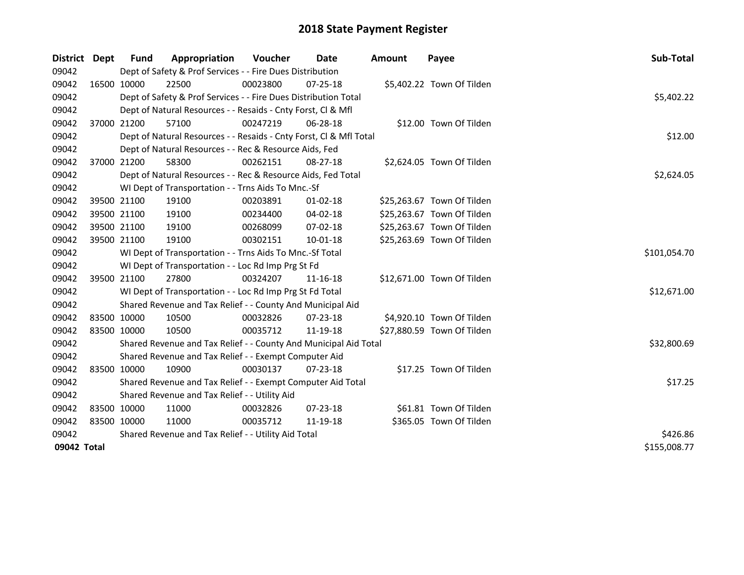# 2018 State Payment Register

| District | Dept | Fund | Appropriation | Voucher | Date | Amount | Payee | Sub-Total |
|---|---|---|---|---|---|---|---|---|
| 09042 | | Dept of Safety & Prof Services - - Fire Dues Distribution | | | | | | |
| 09042 | 16500 | 10000 | 22500 | 00023800 | 07-25-18 | $5,402.22 | Town Of Tilden | |
| 09042 | | Dept of Safety & Prof Services - - Fire Dues Distribution Total | | | | | | $5,402.22 |
| 09042 | | Dept of Natural Resources - - Resaids - Cnty Forst, Cl & Mfl | | | | | | |
| 09042 | 37000 | 21200 | 57100 | 00247219 | 06-28-18 | $12.00 | Town Of Tilden | |
| 09042 | | Dept of Natural Resources - - Resaids - Cnty Forst, Cl & Mfl Total | | | | | | $12.00 |
| 09042 | | Dept of Natural Resources - - Rec & Resource Aids, Fed | | | | | | |
| 09042 | 37000 | 21200 | 58300 | 00262151 | 08-27-18 | $2,624.05 | Town Of Tilden | |
| 09042 | | Dept of Natural Resources - - Rec & Resource Aids, Fed Total | | | | | | $2,624.05 |
| 09042 | | WI Dept of Transportation - - Trns Aids To Mnc.-Sf | | | | | | |
| 09042 | 39500 | 21100 | 19100 | 00203891 | 01-02-18 | $25,263.67 | Town Of Tilden | |
| 09042 | 39500 | 21100 | 19100 | 00234400 | 04-02-18 | $25,263.67 | Town Of Tilden | |
| 09042 | 39500 | 21100 | 19100 | 00268099 | 07-02-18 | $25,263.67 | Town Of Tilden | |
| 09042 | 39500 | 21100 | 19100 | 00302151 | 10-01-18 | $25,263.69 | Town Of Tilden | |
| 09042 | | WI Dept of Transportation - - Trns Aids To Mnc.-Sf Total | | | | | | $101,054.70 |
| 09042 | | WI Dept of Transportation - - Loc Rd Imp Prg St Fd | | | | | | |
| 09042 | 39500 | 21100 | 27800 | 00324207 | 11-16-18 | $12,671.00 | Town Of Tilden | |
| 09042 | | WI Dept of Transportation - - Loc Rd Imp Prg St Fd Total | | | | | | $12,671.00 |
| 09042 | | Shared Revenue and Tax Relief - - County And Municipal Aid | | | | | | |
| 09042 | 83500 | 10000 | 10500 | 00032826 | 07-23-18 | $4,920.10 | Town Of Tilden | |
| 09042 | 83500 | 10000 | 10500 | 00035712 | 11-19-18 | $27,880.59 | Town Of Tilden | |
| 09042 | | Shared Revenue and Tax Relief - - County And Municipal Aid Total | | | | | | $32,800.69 |
| 09042 | | Shared Revenue and Tax Relief - - Exempt Computer Aid | | | | | | |
| 09042 | 83500 | 10000 | 10900 | 00030137 | 07-23-18 | $17.25 | Town Of Tilden | |
| 09042 | | Shared Revenue and Tax Relief - - Exempt Computer Aid Total | | | | | | $17.25 |
| 09042 | | Shared Revenue and Tax Relief - - Utility Aid | | | | | | |
| 09042 | 83500 | 10000 | 11000 | 00032826 | 07-23-18 | $61.81 | Town Of Tilden | |
| 09042 | 83500 | 10000 | 11000 | 00035712 | 11-19-18 | $365.05 | Town Of Tilden | |
| 09042 | | Shared Revenue and Tax Relief - - Utility Aid Total | | | | | | $426.86 |
| **09042 Total** | | | | | | | | $155,008.77 |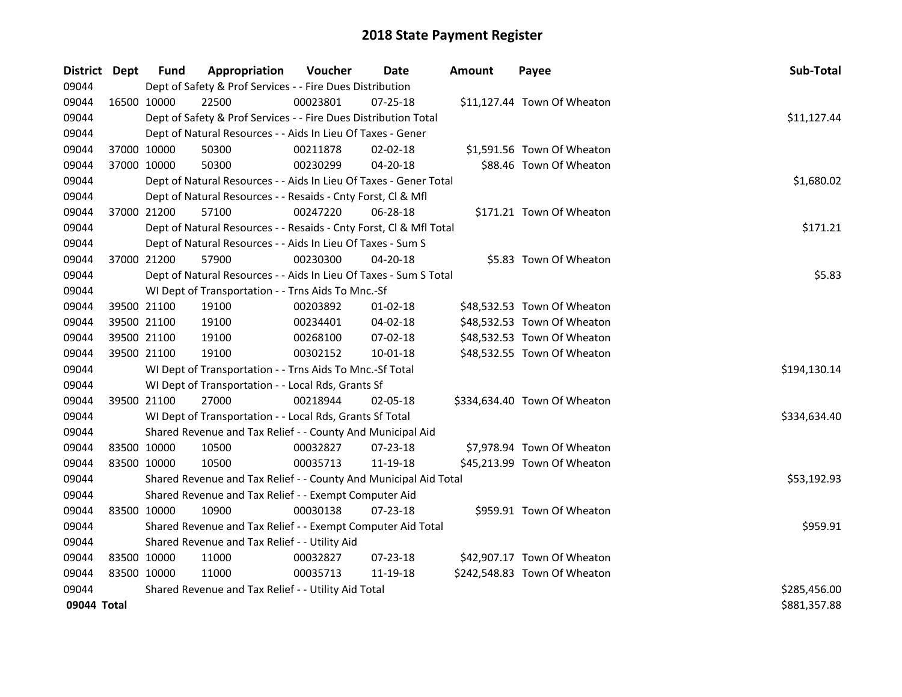# 2018 State Payment Register

| District | Dept | Fund | Appropriation | Voucher | Date | Amount | Payee | Sub-Total |
|---|---|---|---|---|---|---|---|---|
| 09044 | Dept of Safety & Prof Services - - Fire Dues Distribution | | | | | | | |
| 09044 | 16500 | 10000 | 22500 | 00023801 | 07-25-18 | $11,127.44 | Town Of Wheaton | |
| 09044 | Dept of Safety & Prof Services - - Fire Dues Distribution Total | | | | | | | $11,127.44 |
| 09044 | Dept of Natural Resources - - Aids In Lieu Of Taxes - Gener | | | | | | | |
| 09044 | 37000 | 10000 | 50300 | 00211878 | 02-02-18 | $1,591.56 | Town Of Wheaton | |
| 09044 | 37000 | 10000 | 50300 | 00230299 | 04-20-18 | $88.46 | Town Of Wheaton | |
| 09044 | Dept of Natural Resources - - Aids In Lieu Of Taxes - Gener Total | | | | | | | $1,680.02 |
| 09044 | Dept of Natural Resources - - Resaids - Cnty Forst, Cl & Mfl | | | | | | | |
| 09044 | 37000 | 21200 | 57100 | 00247220 | 06-28-18 | $171.21 | Town Of Wheaton | |
| 09044 | Dept of Natural Resources - - Resaids - Cnty Forst, Cl & Mfl Total | | | | | | | $171.21 |
| 09044 | Dept of Natural Resources - - Aids In Lieu Of Taxes - Sum S | | | | | | | |
| 09044 | 37000 | 21200 | 57900 | 00230300 | 04-20-18 | $5.83 | Town Of Wheaton | |
| 09044 | Dept of Natural Resources - - Aids In Lieu Of Taxes - Sum S Total | | | | | | | $5.83 |
| 09044 | WI Dept of Transportation - - Trns Aids To Mnc.-Sf | | | | | | | |
| 09044 | 39500 | 21100 | 19100 | 00203892 | 01-02-18 | $48,532.53 | Town Of Wheaton | |
| 09044 | 39500 | 21100 | 19100 | 00234401 | 04-02-18 | $48,532.53 | Town Of Wheaton | |
| 09044 | 39500 | 21100 | 19100 | 00268100 | 07-02-18 | $48,532.53 | Town Of Wheaton | |
| 09044 | 39500 | 21100 | 19100 | 00302152 | 10-01-18 | $48,532.55 | Town Of Wheaton | |
| 09044 | WI Dept of Transportation - - Trns Aids To Mnc.-Sf Total | | | | | | | $194,130.14 |
| 09044 | WI Dept of Transportation - - Local Rds, Grants Sf | | | | | | | |
| 09044 | 39500 | 21100 | 27000 | 00218944 | 02-05-18 | $334,634.40 | Town Of Wheaton | |
| 09044 | WI Dept of Transportation - - Local Rds, Grants Sf Total | | | | | | | $334,634.40 |
| 09044 | Shared Revenue and Tax Relief - - County And Municipal Aid | | | | | | | |
| 09044 | 83500 | 10000 | 10500 | 00032827 | 07-23-18 | $7,978.94 | Town Of Wheaton | |
| 09044 | 83500 | 10000 | 10500 | 00035713 | 11-19-18 | $45,213.99 | Town Of Wheaton | |
| 09044 | Shared Revenue and Tax Relief - - County And Municipal Aid Total | | | | | | | $53,192.93 |
| 09044 | Shared Revenue and Tax Relief - - Exempt Computer Aid | | | | | | | |
| 09044 | 83500 | 10000 | 10900 | 00030138 | 07-23-18 | $959.91 | Town Of Wheaton | |
| 09044 | Shared Revenue and Tax Relief - - Exempt Computer Aid Total | | | | | | | $959.91 |
| 09044 | Shared Revenue and Tax Relief - - Utility Aid | | | | | | | |
| 09044 | 83500 | 10000 | 11000 | 00032827 | 07-23-18 | $42,907.17 | Town Of Wheaton | |
| 09044 | 83500 | 10000 | 11000 | 00035713 | 11-19-18 | $242,548.83 | Town Of Wheaton | |
| 09044 | Shared Revenue and Tax Relief - - Utility Aid Total | | | | | | | $285,456.00 |
| **09044 Total** | | | | | | | | $881,357.88 |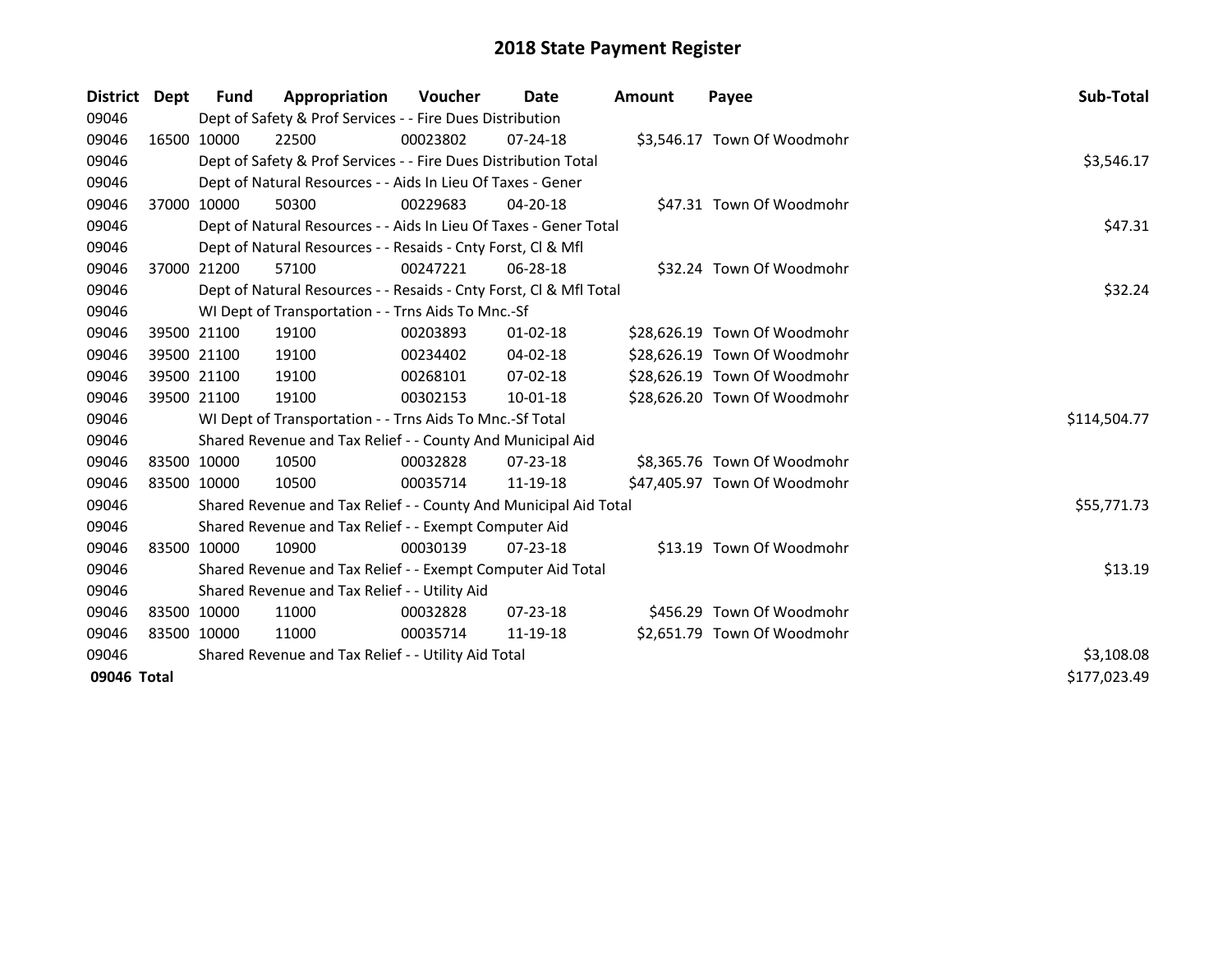# 2018 State Payment Register

| District | Dept | Fund | Appropriation | Voucher | Date | Amount | Payee | Sub-Total |
|---|---|---|---|---|---|---|---|---|
| 09046 | | Dept of Safety & Prof Services - - Fire Dues Distribution | | | | | | |
| 09046 | 16500 | 10000 | 22500 | 00023802 | 07-24-18 | $3,546.17 | Town Of Woodmohr | |
| 09046 | | Dept of Safety & Prof Services - - Fire Dues Distribution Total | | | | | | $3,546.17 |
| 09046 | | Dept of Natural Resources - - Aids In Lieu Of Taxes - Gener | | | | | | |
| 09046 | 37000 | 10000 | 50300 | 00229683 | 04-20-18 | $47.31 | Town Of Woodmohr | |
| 09046 | | Dept of Natural Resources - - Aids In Lieu Of Taxes - Gener Total | | | | | | $47.31 |
| 09046 | | Dept of Natural Resources - - Resaids - Cnty Forst, Cl & Mfl | | | | | | |
| 09046 | 37000 | 21200 | 57100 | 00247221 | 06-28-18 | $32.24 | Town Of Woodmohr | |
| 09046 | | Dept of Natural Resources - - Resaids - Cnty Forst, Cl & Mfl Total | | | | | | $32.24 |
| 09046 | | WI Dept of Transportation - - Trns Aids To Mnc.-Sf | | | | | | |
| 09046 | 39500 | 21100 | 19100 | 00203893 | 01-02-18 | $28,626.19 | Town Of Woodmohr | |
| 09046 | 39500 | 21100 | 19100 | 00234402 | 04-02-18 | $28,626.19 | Town Of Woodmohr | |
| 09046 | 39500 | 21100 | 19100 | 00268101 | 07-02-18 | $28,626.19 | Town Of Woodmohr | |
| 09046 | 39500 | 21100 | 19100 | 00302153 | 10-01-18 | $28,626.20 | Town Of Woodmohr | |
| 09046 | | WI Dept of Transportation - - Trns Aids To Mnc.-Sf Total | | | | | | $114,504.77 |
| 09046 | | Shared Revenue and Tax Relief - - County And Municipal Aid | | | | | | |
| 09046 | 83500 | 10000 | 10500 | 00032828 | 07-23-18 | $8,365.76 | Town Of Woodmohr | |
| 09046 | 83500 | 10000 | 10500 | 00035714 | 11-19-18 | $47,405.97 | Town Of Woodmohr | |
| 09046 | | Shared Revenue and Tax Relief - - County And Municipal Aid Total | | | | | | $55,771.73 |
| 09046 | | Shared Revenue and Tax Relief - - Exempt Computer Aid | | | | | | |
| 09046 | 83500 | 10000 | 10900 | 00030139 | 07-23-18 | $13.19 | Town Of Woodmohr | |
| 09046 | | Shared Revenue and Tax Relief - - Exempt Computer Aid Total | | | | | | $13.19 |
| 09046 | | Shared Revenue and Tax Relief - - Utility Aid | | | | | | |
| 09046 | 83500 | 10000 | 11000 | 00032828 | 07-23-18 | $456.29 | Town Of Woodmohr | |
| 09046 | 83500 | 10000 | 11000 | 00035714 | 11-19-18 | $2,651.79 | Town Of Woodmohr | |
| 09046 | | Shared Revenue and Tax Relief - - Utility Aid Total | | | | | | $3,108.08 |
| **09046 Total** | | | | | | | | $177,023.49 |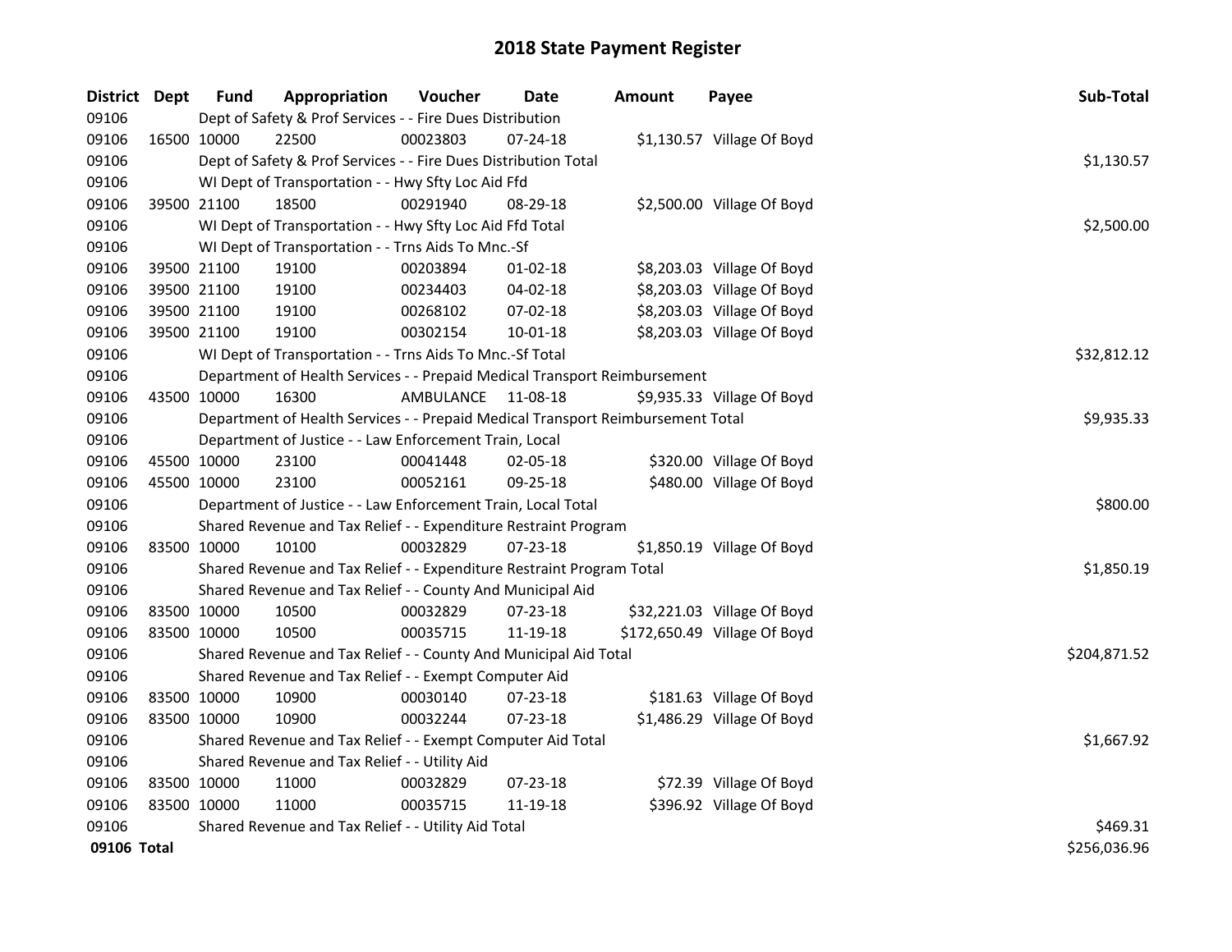# 2018 State Payment Register

| District | Dept | Fund | Appropriation | Voucher | Date | Amount | Payee | Sub-Total |
|---|---|---|---|---|---|---|---|---|
| 09106 | | Dept of Safety & Prof Services - - Fire Dues Distribution | | | | | | |
| 09106 | 16500 | 10000 | 22500 | 00023803 | 07-24-18 | $1,130.57 | Village Of Boyd | |
| 09106 | | Dept of Safety & Prof Services - - Fire Dues Distribution Total | | | | | | $1,130.57 |
| 09106 | | WI Dept of Transportation - - Hwy Sfty Loc Aid Ffd | | | | | | |
| 09106 | 39500 | 21100 | 18500 | 00291940 | 08-29-18 | $2,500.00 | Village Of Boyd | |
| 09106 | | WI Dept of Transportation - - Hwy Sfty Loc Aid Ffd Total | | | | | | $2,500.00 |
| 09106 | | WI Dept of Transportation - - Trns Aids To Mnc.-Sf | | | | | | |
| 09106 | 39500 | 21100 | 19100 | 00203894 | 01-02-18 | $8,203.03 | Village Of Boyd | |
| 09106 | 39500 | 21100 | 19100 | 00234403 | 04-02-18 | $8,203.03 | Village Of Boyd | |
| 09106 | 39500 | 21100 | 19100 | 00268102 | 07-02-18 | $8,203.03 | Village Of Boyd | |
| 09106 | 39500 | 21100 | 19100 | 00302154 | 10-01-18 | $8,203.03 | Village Of Boyd | |
| 09106 | | WI Dept of Transportation - - Trns Aids To Mnc.-Sf Total | | | | | | $32,812.12 |
| 09106 | | Department of Health Services - - Prepaid Medical Transport Reimbursement | | | | | | |
| 09106 | 43500 | 10000 | 16300 | AMBULANCE | 11-08-18 | $9,935.33 | Village Of Boyd | |
| 09106 | | Department of Health Services - - Prepaid Medical Transport Reimbursement Total | | | | | | $9,935.33 |
| 09106 | | Department of Justice - - Law Enforcement Train, Local | | | | | | |
| 09106 | 45500 | 10000 | 23100 | 00041448 | 02-05-18 | $320.00 | Village Of Boyd | |
| 09106 | 45500 | 10000 | 23100 | 00052161 | 09-25-18 | $480.00 | Village Of Boyd | |
| 09106 | | Department of Justice - - Law Enforcement Train, Local Total | | | | | | $800.00 |
| 09106 | | Shared Revenue and Tax Relief - - Expenditure Restraint Program | | | | | | |
| 09106 | 83500 | 10000 | 10100 | 00032829 | 07-23-18 | $1,850.19 | Village Of Boyd | |
| 09106 | | Shared Revenue and Tax Relief - - Expenditure Restraint Program Total | | | | | | $1,850.19 |
| 09106 | | Shared Revenue and Tax Relief - - County And Municipal Aid | | | | | | |
| 09106 | 83500 | 10000 | 10500 | 00032829 | 07-23-18 | $32,221.03 | Village Of Boyd | |
| 09106 | 83500 | 10000 | 10500 | 00035715 | 11-19-18 | $172,650.49 | Village Of Boyd | |
| 09106 | | Shared Revenue and Tax Relief - - County And Municipal Aid Total | | | | | | $204,871.52 |
| 09106 | | Shared Revenue and Tax Relief - - Exempt Computer Aid | | | | | | |
| 09106 | 83500 | 10000 | 10900 | 00030140 | 07-23-18 | $181.63 | Village Of Boyd | |
| 09106 | 83500 | 10000 | 10900 | 00032244 | 07-23-18 | $1,486.29 | Village Of Boyd | |
| 09106 | | Shared Revenue and Tax Relief - - Exempt Computer Aid Total | | | | | | $1,667.92 |
| 09106 | | Shared Revenue and Tax Relief - - Utility Aid | | | | | | |
| 09106 | 83500 | 10000 | 11000 | 00032829 | 07-23-18 | $72.39 | Village Of Boyd | |
| 09106 | 83500 | 10000 | 11000 | 00035715 | 11-19-18 | $396.92 | Village Of Boyd | |
| 09106 | | Shared Revenue and Tax Relief - - Utility Aid Total | | | | | | $469.31 |
| **09106 Total** | | | | | | | | $256,036.96 |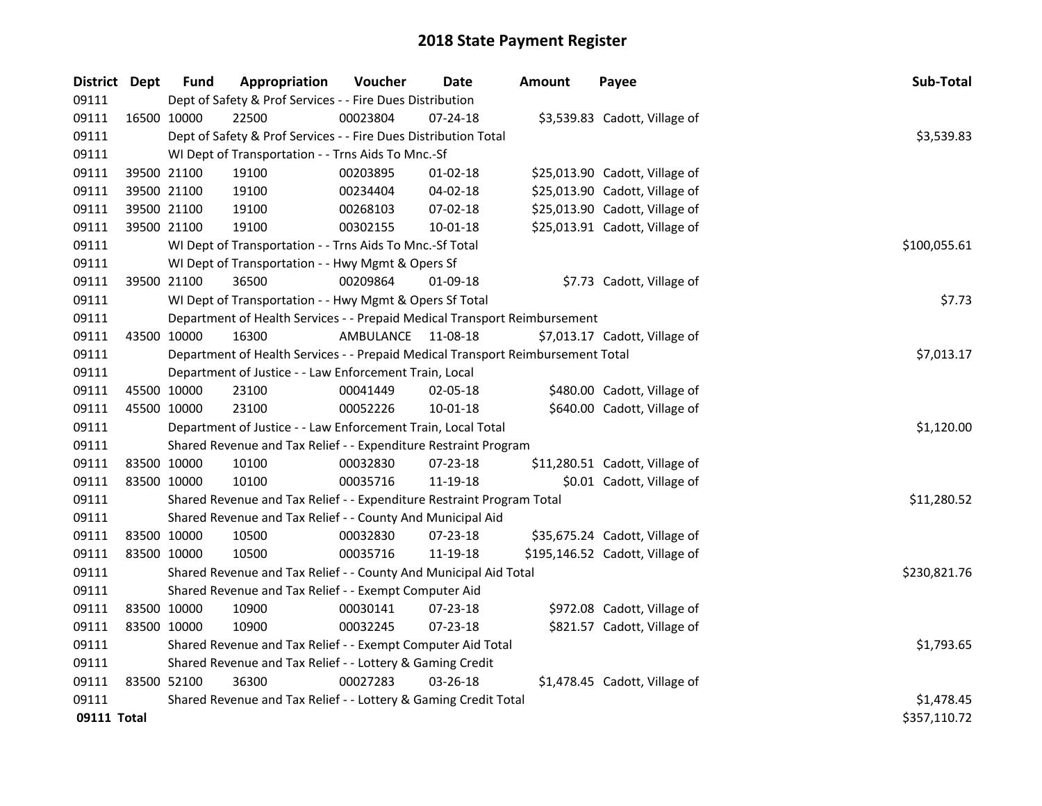# 2018 State Payment Register

| District | Dept | Fund | Appropriation | Voucher | Date | Amount | Payee | Sub-Total |
|---|---|---|---|---|---|---|---|---|
| 09111 | | Dept of Safety & Prof Services - - Fire Dues Distribution | | | | | | |
| 09111 | 16500 | 10000 | 22500 | 00023804 | 07-24-18 | $3,539.83 | Cadott, Village of | |
| 09111 | | Dept of Safety & Prof Services - - Fire Dues Distribution Total | | | | | | $3,539.83 |
| 09111 | | WI Dept of Transportation - - Trns Aids To Mnc.-Sf | | | | | | |
| 09111 | 39500 | 21100 | 19100 | 00203895 | 01-02-18 | $25,013.90 | Cadott, Village of | |
| 09111 | 39500 | 21100 | 19100 | 00234404 | 04-02-18 | $25,013.90 | Cadott, Village of | |
| 09111 | 39500 | 21100 | 19100 | 00268103 | 07-02-18 | $25,013.90 | Cadott, Village of | |
| 09111 | 39500 | 21100 | 19100 | 00302155 | 10-01-18 | $25,013.91 | Cadott, Village of | |
| 09111 | | WI Dept of Transportation - - Trns Aids To Mnc.-Sf Total | | | | | | $100,055.61 |
| 09111 | | WI Dept of Transportation - - Hwy Mgmt & Opers Sf | | | | | | |
| 09111 | 39500 | 21100 | 36500 | 00209864 | 01-09-18 | $7.73 | Cadott, Village of | |
| 09111 | | WI Dept of Transportation - - Hwy Mgmt & Opers Sf Total | | | | | | $7.73 |
| 09111 | | Department of Health Services - - Prepaid Medical Transport Reimbursement | | | | | | |
| 09111 | 43500 | 10000 | 16300 | AMBULANCE | 11-08-18 | $7,013.17 | Cadott, Village of | |
| 09111 | | Department of Health Services - - Prepaid Medical Transport Reimbursement Total | | | | | | $7,013.17 |
| 09111 | | Department of Justice - - Law Enforcement Train, Local | | | | | | |
| 09111 | 45500 | 10000 | 23100 | 00041449 | 02-05-18 | $480.00 | Cadott, Village of | |
| 09111 | 45500 | 10000 | 23100 | 00052226 | 10-01-18 | $640.00 | Cadott, Village of | |
| 09111 | | Department of Justice - - Law Enforcement Train, Local Total | | | | | | $1,120.00 |
| 09111 | | Shared Revenue and Tax Relief - - Expenditure Restraint Program | | | | | | |
| 09111 | 83500 | 10000 | 10100 | 00032830 | 07-23-18 | $11,280.51 | Cadott, Village of | |
| 09111 | 83500 | 10000 | 10100 | 00035716 | 11-19-18 | $0.01 | Cadott, Village of | |
| 09111 | | Shared Revenue and Tax Relief - - Expenditure Restraint Program Total | | | | | | $11,280.52 |
| 09111 | | Shared Revenue and Tax Relief - - County And Municipal Aid | | | | | | |
| 09111 | 83500 | 10000 | 10500 | 00032830 | 07-23-18 | $35,675.24 | Cadott, Village of | |
| 09111 | 83500 | 10000 | 10500 | 00035716 | 11-19-18 | $195,146.52 | Cadott, Village of | |
| 09111 | | Shared Revenue and Tax Relief - - County And Municipal Aid Total | | | | | | $230,821.76 |
| 09111 | | Shared Revenue and Tax Relief - - Exempt Computer Aid | | | | | | |
| 09111 | 83500 | 10000 | 10900 | 00030141 | 07-23-18 | $972.08 | Cadott, Village of | |
| 09111 | 83500 | 10000 | 10900 | 00032245 | 07-23-18 | $821.57 | Cadott, Village of | |
| 09111 | | Shared Revenue and Tax Relief - - Exempt Computer Aid Total | | | | | | $1,793.65 |
| 09111 | | Shared Revenue and Tax Relief - - Lottery & Gaming Credit | | | | | | |
| 09111 | 83500 | 52100 | 36300 | 00027283 | 03-26-18 | $1,478.45 | Cadott, Village of | |
| 09111 | | Shared Revenue and Tax Relief - - Lottery & Gaming Credit Total | | | | | | $1,478.45 |
| **09111 Total** | | | | | | | | $357,110.72 |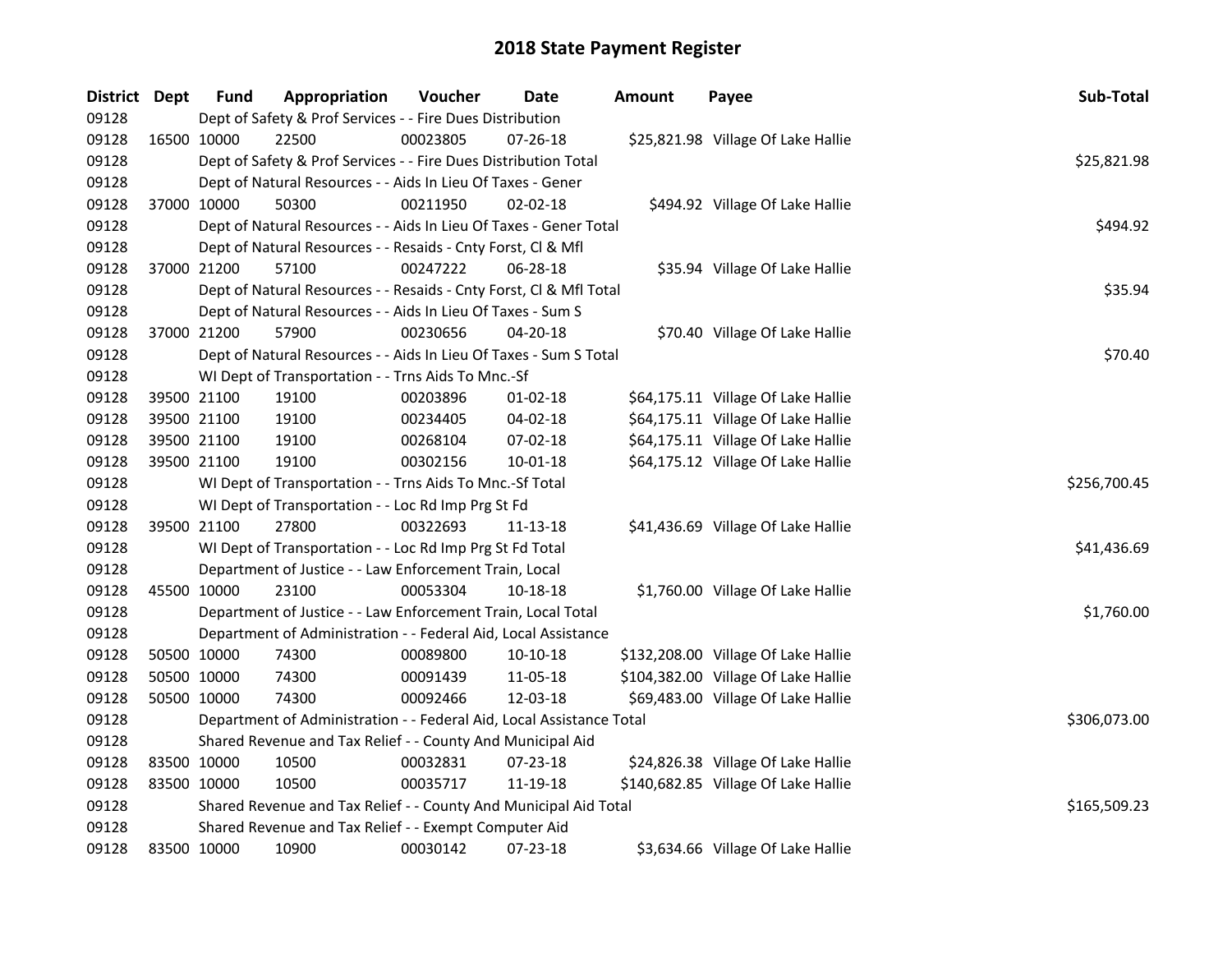# 2018 State Payment Register

| District | Dept | Fund | Appropriation | Voucher | Date | Amount | Payee | Sub-Total |
|---|---|---|---|---|---|---|---|---|
| 09128 | | Dept of Safety & Prof Services - - Fire Dues Distribution | | | | | | |
| 09128 | 16500 | 10000 | 22500 | 00023805 | 07-26-18 | $25,821.98 | Village Of Lake Hallie | |
| 09128 | | Dept of Safety & Prof Services - - Fire Dues Distribution Total | | | | | | $25,821.98 |
| 09128 | | Dept of Natural Resources - - Aids In Lieu Of Taxes - Gener | | | | | | |
| 09128 | 37000 | 10000 | 50300 | 00211950 | 02-02-18 | $494.92 | Village Of Lake Hallie | |
| 09128 | | Dept of Natural Resources - - Aids In Lieu Of Taxes - Gener Total | | | | | | $494.92 |
| 09128 | | Dept of Natural Resources - - Resaids - Cnty Forst, Cl & Mfl | | | | | | |
| 09128 | 37000 | 21200 | 57100 | 00247222 | 06-28-18 | $35.94 | Village Of Lake Hallie | |
| 09128 | | Dept of Natural Resources - - Resaids - Cnty Forst, Cl & Mfl Total | | | | | | $35.94 |
| 09128 | | Dept of Natural Resources - - Aids In Lieu Of Taxes - Sum S | | | | | | |
| 09128 | 37000 | 21200 | 57900 | 00230656 | 04-20-18 | $70.40 | Village Of Lake Hallie | |
| 09128 | | Dept of Natural Resources - - Aids In Lieu Of Taxes - Sum S Total | | | | | | $70.40 |
| 09128 | | WI Dept of Transportation - - Trns Aids To Mnc.-Sf | | | | | | |
| 09128 | 39500 | 21100 | 19100 | 00203896 | 01-02-18 | $64,175.11 | Village Of Lake Hallie | |
| 09128 | 39500 | 21100 | 19100 | 00234405 | 04-02-18 | $64,175.11 | Village Of Lake Hallie | |
| 09128 | 39500 | 21100 | 19100 | 00268104 | 07-02-18 | $64,175.11 | Village Of Lake Hallie | |
| 09128 | 39500 | 21100 | 19100 | 00302156 | 10-01-18 | $64,175.12 | Village Of Lake Hallie | |
| 09128 | | WI Dept of Transportation - - Trns Aids To Mnc.-Sf Total | | | | | | $256,700.45 |
| 09128 | | WI Dept of Transportation - - Loc Rd Imp Prg St Fd | | | | | | |
| 09128 | 39500 | 21100 | 27800 | 00322693 | 11-13-18 | $41,436.69 | Village Of Lake Hallie | |
| 09128 | | WI Dept of Transportation - - Loc Rd Imp Prg St Fd Total | | | | | | $41,436.69 |
| 09128 | | Department of Justice - - Law Enforcement Train, Local | | | | | | |
| 09128 | 45500 | 10000 | 23100 | 00053304 | 10-18-18 | $1,760.00 | Village Of Lake Hallie | |
| 09128 | | Department of Justice - - Law Enforcement Train, Local Total | | | | | | $1,760.00 |
| 09128 | | Department of Administration - - Federal Aid, Local Assistance | | | | | | |
| 09128 | 50500 | 10000 | 74300 | 00089800 | 10-10-18 | $132,208.00 | Village Of Lake Hallie | |
| 09128 | 50500 | 10000 | 74300 | 00091439 | 11-05-18 | $104,382.00 | Village Of Lake Hallie | |
| 09128 | 50500 | 10000 | 74300 | 00092466 | 12-03-18 | $69,483.00 | Village Of Lake Hallie | |
| 09128 | | Department of Administration - - Federal Aid, Local Assistance Total | | | | | | $306,073.00 |
| 09128 | | Shared Revenue and Tax Relief - - County And Municipal Aid | | | | | | |
| 09128 | 83500 | 10000 | 10500 | 00032831 | 07-23-18 | $24,826.38 | Village Of Lake Hallie | |
| 09128 | 83500 | 10000 | 10500 | 00035717 | 11-19-18 | $140,682.85 | Village Of Lake Hallie | |
| 09128 | | Shared Revenue and Tax Relief - - County And Municipal Aid Total | | | | | | $165,509.23 |
| 09128 | | Shared Revenue and Tax Relief - - Exempt Computer Aid | | | | | | |
| 09128 | 83500 | 10000 | 10900 | 00030142 | 07-23-18 | $3,634.66 | Village Of Lake Hallie | |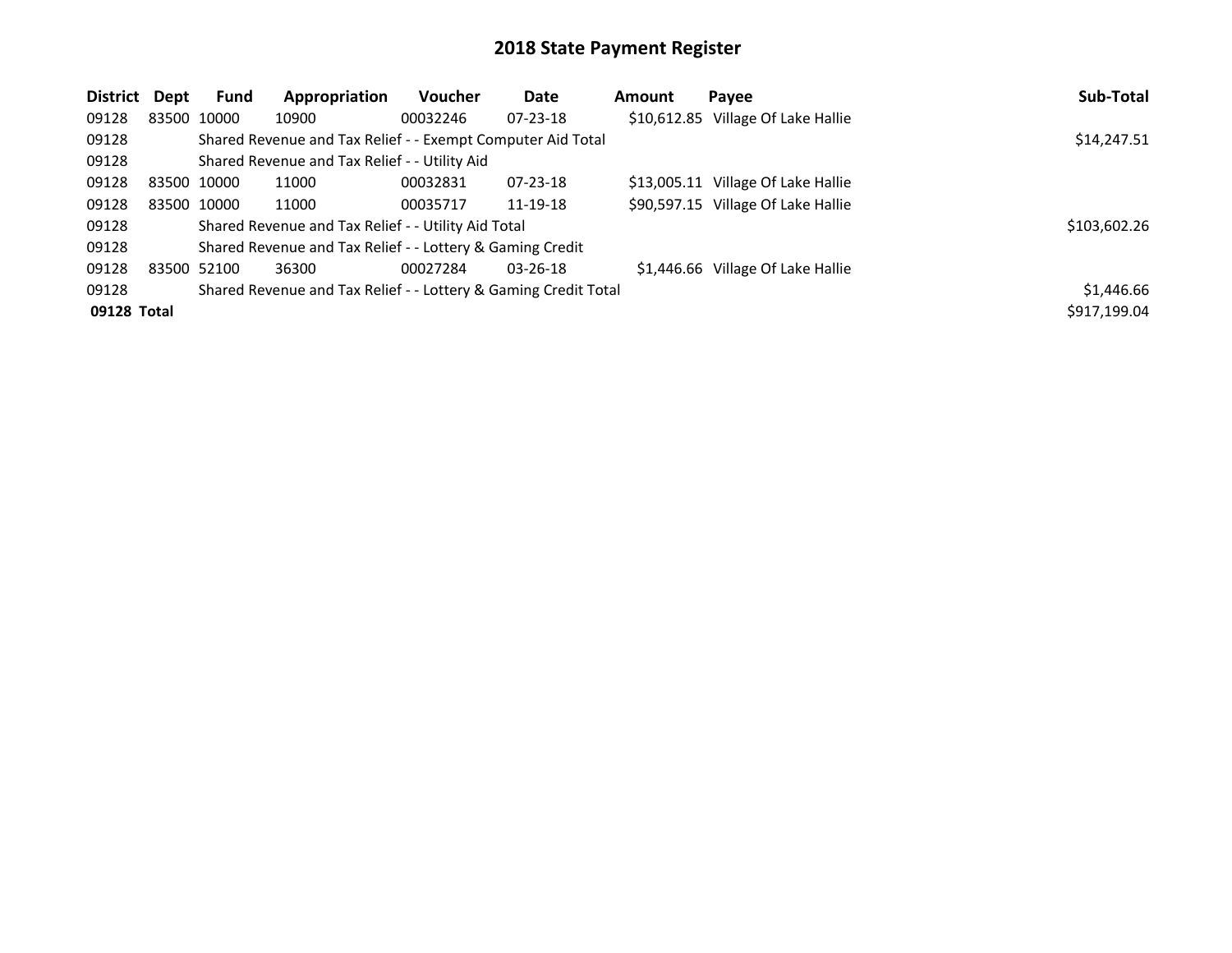# 2018 State Payment Register

| District | Dept | Fund | Appropriation | Voucher | Date | Amount | Payee | Sub-Total |
| --- | --- | --- | --- | --- | --- | --- | --- | --- |
| 09128 | 83500 | 10000 | 10900 | 00032246 | 07-23-18 | $10,612.85 | Village Of Lake Hallie | |
| 09128 | | Shared Revenue and Tax Relief - - Exempt Computer Aid Total | | | | | | $14,247.51 |
| 09128 | | Shared Revenue and Tax Relief - - Utility Aid | | | | | | |
| 09128 | 83500 | 10000 | 11000 | 00032831 | 07-23-18 | $13,005.11 | Village Of Lake Hallie | |
| 09128 | 83500 | 10000 | 11000 | 00035717 | 11-19-18 | $90,597.15 | Village Of Lake Hallie | |
| 09128 | | Shared Revenue and Tax Relief - - Utility Aid Total | | | | | | $103,602.26 |
| 09128 | | Shared Revenue and Tax Relief - - Lottery & Gaming Credit | | | | | | |
| 09128 | 83500 | 52100 | 36300 | 00027284 | 03-26-18 | $1,446.66 | Village Of Lake Hallie | |
| 09128 | | Shared Revenue and Tax Relief - - Lottery & Gaming Credit Total | | | | | | $1,446.66 |
| **09128 Total** | | | | | | | | $917,199.04 |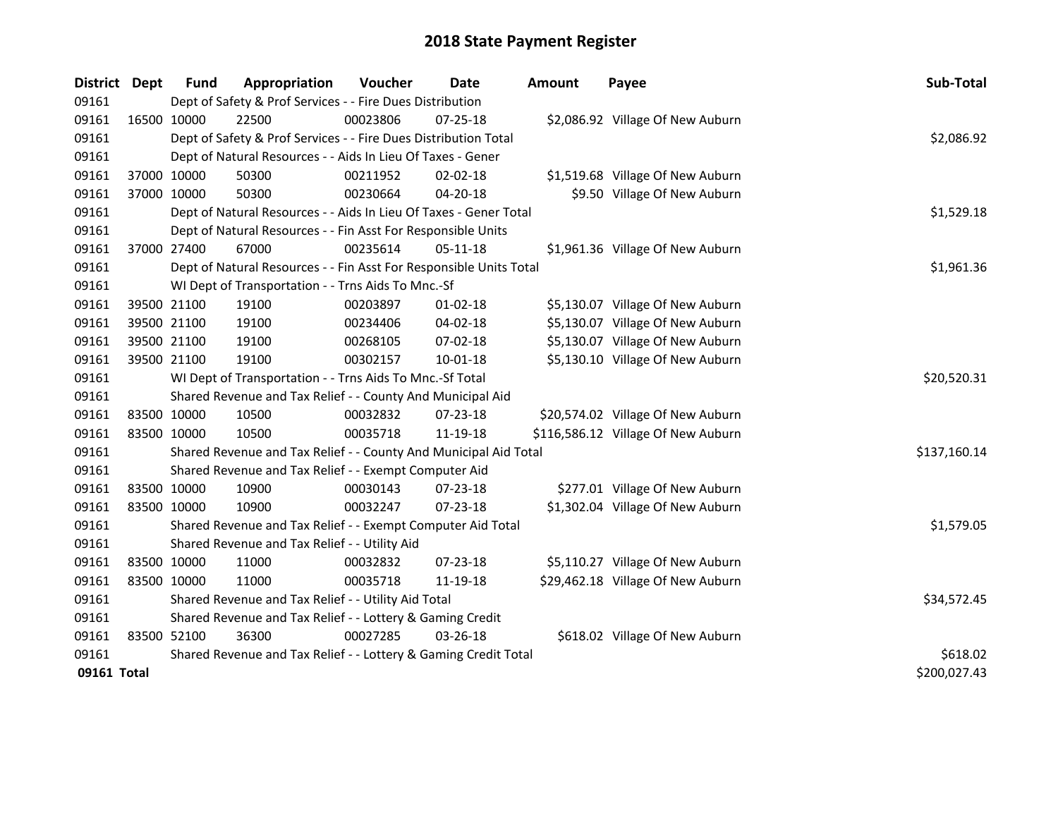# 2018 State Payment Register

| District | Dept | Fund | Appropriation | Voucher | Date | Amount | Payee | Sub-Total |
|---|---|---|---|---|---|---|---|---|
| 09161 | | Dept of Safety & Prof Services - - Fire Dues Distribution | | | | | | |
| 09161 | 16500 | 10000 | 22500 | 00023806 | 07-25-18 | $2,086.92 | Village Of New Auburn | |
| 09161 | | Dept of Safety & Prof Services - - Fire Dues Distribution Total | | | | | | $2,086.92 |
| 09161 | | Dept of Natural Resources - - Aids In Lieu Of Taxes - Gener | | | | | | |
| 09161 | 37000 | 10000 | 50300 | 00211952 | 02-02-18 | $1,519.68 | Village Of New Auburn | |
| 09161 | 37000 | 10000 | 50300 | 00230664 | 04-20-18 | $9.50 | Village Of New Auburn | |
| 09161 | | Dept of Natural Resources - - Aids In Lieu Of Taxes - Gener Total | | | | | | $1,529.18 |
| 09161 | | Dept of Natural Resources - - Fin Asst For Responsible Units | | | | | | |
| 09161 | 37000 | 27400 | 67000 | 00235614 | 05-11-18 | $1,961.36 | Village Of New Auburn | |
| 09161 | | Dept of Natural Resources - - Fin Asst For Responsible Units Total | | | | | | $1,961.36 |
| 09161 | | WI Dept of Transportation - - Trns Aids To Mnc.-Sf | | | | | | |
| 09161 | 39500 | 21100 | 19100 | 00203897 | 01-02-18 | $5,130.07 | Village Of New Auburn | |
| 09161 | 39500 | 21100 | 19100 | 00234406 | 04-02-18 | $5,130.07 | Village Of New Auburn | |
| 09161 | 39500 | 21100 | 19100 | 00268105 | 07-02-18 | $5,130.07 | Village Of New Auburn | |
| 09161 | 39500 | 21100 | 19100 | 00302157 | 10-01-18 | $5,130.10 | Village Of New Auburn | |
| 09161 | | WI Dept of Transportation - - Trns Aids To Mnc.-Sf Total | | | | | | $20,520.31 |
| 09161 | | Shared Revenue and Tax Relief - - County And Municipal Aid | | | | | | |
| 09161 | 83500 | 10000 | 10500 | 00032832 | 07-23-18 | $20,574.02 | Village Of New Auburn | |
| 09161 | 83500 | 10000 | 10500 | 00035718 | 11-19-18 | $116,586.12 | Village Of New Auburn | |
| 09161 | | Shared Revenue and Tax Relief - - County And Municipal Aid Total | | | | | | $137,160.14 |
| 09161 | | Shared Revenue and Tax Relief - - Exempt Computer Aid | | | | | | |
| 09161 | 83500 | 10000 | 10900 | 00030143 | 07-23-18 | $277.01 | Village Of New Auburn | |
| 09161 | 83500 | 10000 | 10900 | 00032247 | 07-23-18 | $1,302.04 | Village Of New Auburn | |
| 09161 | | Shared Revenue and Tax Relief - - Exempt Computer Aid Total | | | | | | $1,579.05 |
| 09161 | | Shared Revenue and Tax Relief - - Utility Aid | | | | | | |
| 09161 | 83500 | 10000 | 11000 | 00032832 | 07-23-18 | $5,110.27 | Village Of New Auburn | |
| 09161 | 83500 | 10000 | 11000 | 00035718 | 11-19-18 | $29,462.18 | Village Of New Auburn | |
| 09161 | | Shared Revenue and Tax Relief - - Utility Aid Total | | | | | | $34,572.45 |
| 09161 | | Shared Revenue and Tax Relief - - Lottery & Gaming Credit | | | | | | |
| 09161 | 83500 | 52100 | 36300 | 00027285 | 03-26-18 | $618.02 | Village Of New Auburn | |
| 09161 | | Shared Revenue and Tax Relief - - Lottery & Gaming Credit Total | | | | | | $618.02 |
| **09161 Total** | | | | | | | | $200,027.43 |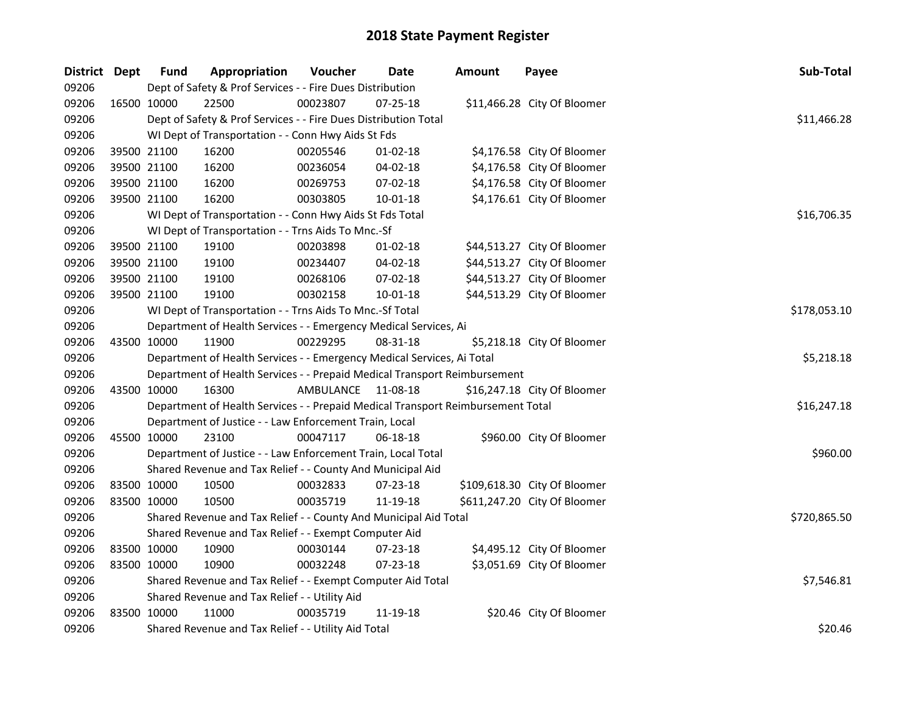# 2018 State Payment Register

| District | Dept | Fund | Appropriation | Voucher | Date | Amount | Payee | Sub-Total |
|---|---|---|---|---|---|---|---|---|
| 09206 | | Dept of Safety & Prof Services - - Fire Dues Distribution | | | | | | |
| 09206 | 16500 | 10000 | 22500 | 00023807 | 07-25-18 | $11,466.28 | City Of Bloomer | |
| 09206 | | Dept of Safety & Prof Services - - Fire Dues Distribution Total | | | | | | $11,466.28 |
| 09206 | | WI Dept of Transportation - - Conn Hwy Aids St Fds | | | | | | |
| 09206 | 39500 | 21100 | 16200 | 00205546 | 01-02-18 | $4,176.58 | City Of Bloomer | |
| 09206 | 39500 | 21100 | 16200 | 00236054 | 04-02-18 | $4,176.58 | City Of Bloomer | |
| 09206 | 39500 | 21100 | 16200 | 00269753 | 07-02-18 | $4,176.58 | City Of Bloomer | |
| 09206 | 39500 | 21100 | 16200 | 00303805 | 10-01-18 | $4,176.61 | City Of Bloomer | |
| 09206 | | WI Dept of Transportation - - Conn Hwy Aids St Fds Total | | | | | | $16,706.35 |
| 09206 | | WI Dept of Transportation - - Trns Aids To Mnc.-Sf | | | | | | |
| 09206 | 39500 | 21100 | 19100 | 00203898 | 01-02-18 | $44,513.27 | City Of Bloomer | |
| 09206 | 39500 | 21100 | 19100 | 00234407 | 04-02-18 | $44,513.27 | City Of Bloomer | |
| 09206 | 39500 | 21100 | 19100 | 00268106 | 07-02-18 | $44,513.27 | City Of Bloomer | |
| 09206 | 39500 | 21100 | 19100 | 00302158 | 10-01-18 | $44,513.29 | City Of Bloomer | |
| 09206 | | WI Dept of Transportation - - Trns Aids To Mnc.-Sf Total | | | | | | $178,053.10 |
| 09206 | | Department of Health Services - - Emergency Medical Services, Ai | | | | | | |
| 09206 | 43500 | 10000 | 11900 | 00229295 | 08-31-18 | $5,218.18 | City Of Bloomer | |
| 09206 | | Department of Health Services - - Emergency Medical Services, Ai Total | | | | | | $5,218.18 |
| 09206 | | Department of Health Services - - Prepaid Medical Transport Reimbursement | | | | | | |
| 09206 | 43500 | 10000 | 16300 | AMBULANCE | 11-08-18 | $16,247.18 | City Of Bloomer | |
| 09206 | | Department of Health Services - - Prepaid Medical Transport Reimbursement Total | | | | | | $16,247.18 |
| 09206 | | Department of Justice - - Law Enforcement Train, Local | | | | | | |
| 09206 | 45500 | 10000 | 23100 | 00047117 | 06-18-18 | $960.00 | City Of Bloomer | |
| 09206 | | Department of Justice - - Law Enforcement Train, Local Total | | | | | | $960.00 |
| 09206 | | Shared Revenue and Tax Relief - - County And Municipal Aid | | | | | | |
| 09206 | 83500 | 10000 | 10500 | 00032833 | 07-23-18 | $109,618.30 | City Of Bloomer | |
| 09206 | 83500 | 10000 | 10500 | 00035719 | 11-19-18 | $611,247.20 | City Of Bloomer | |
| 09206 | | Shared Revenue and Tax Relief - - County And Municipal Aid Total | | | | | | $720,865.50 |
| 09206 | | Shared Revenue and Tax Relief - - Exempt Computer Aid | | | | | | |
| 09206 | 83500 | 10000 | 10900 | 00030144 | 07-23-18 | $4,495.12 | City Of Bloomer | |
| 09206 | 83500 | 10000 | 10900 | 00032248 | 07-23-18 | $3,051.69 | City Of Bloomer | |
| 09206 | | Shared Revenue and Tax Relief - - Exempt Computer Aid Total | | | | | | $7,546.81 |
| 09206 | | Shared Revenue and Tax Relief - - Utility Aid | | | | | | |
| 09206 | 83500 | 10000 | 11000 | 00035719 | 11-19-18 | $20.46 | City Of Bloomer | |
| 09206 | | Shared Revenue and Tax Relief - - Utility Aid Total | | | | | | $20.46 |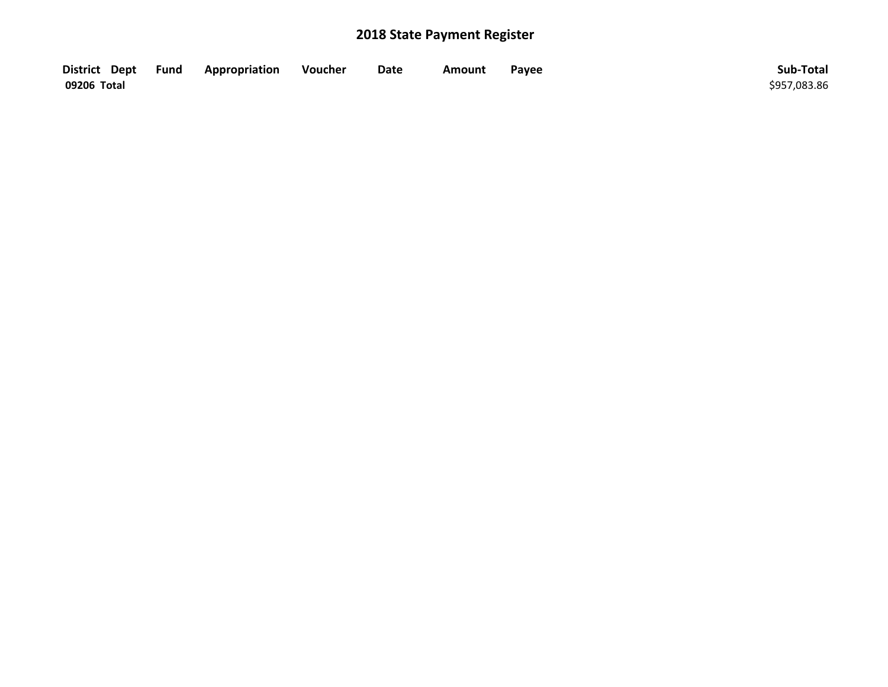## 2018 State Payment Register

| District | Dept | Fund | Appropriation | Voucher | Date | Amount | Payee | Sub-Total |
|---|---|---|---|---|---|---|---|---|
| 09206 Total | | | | | | | | $957,083.86 |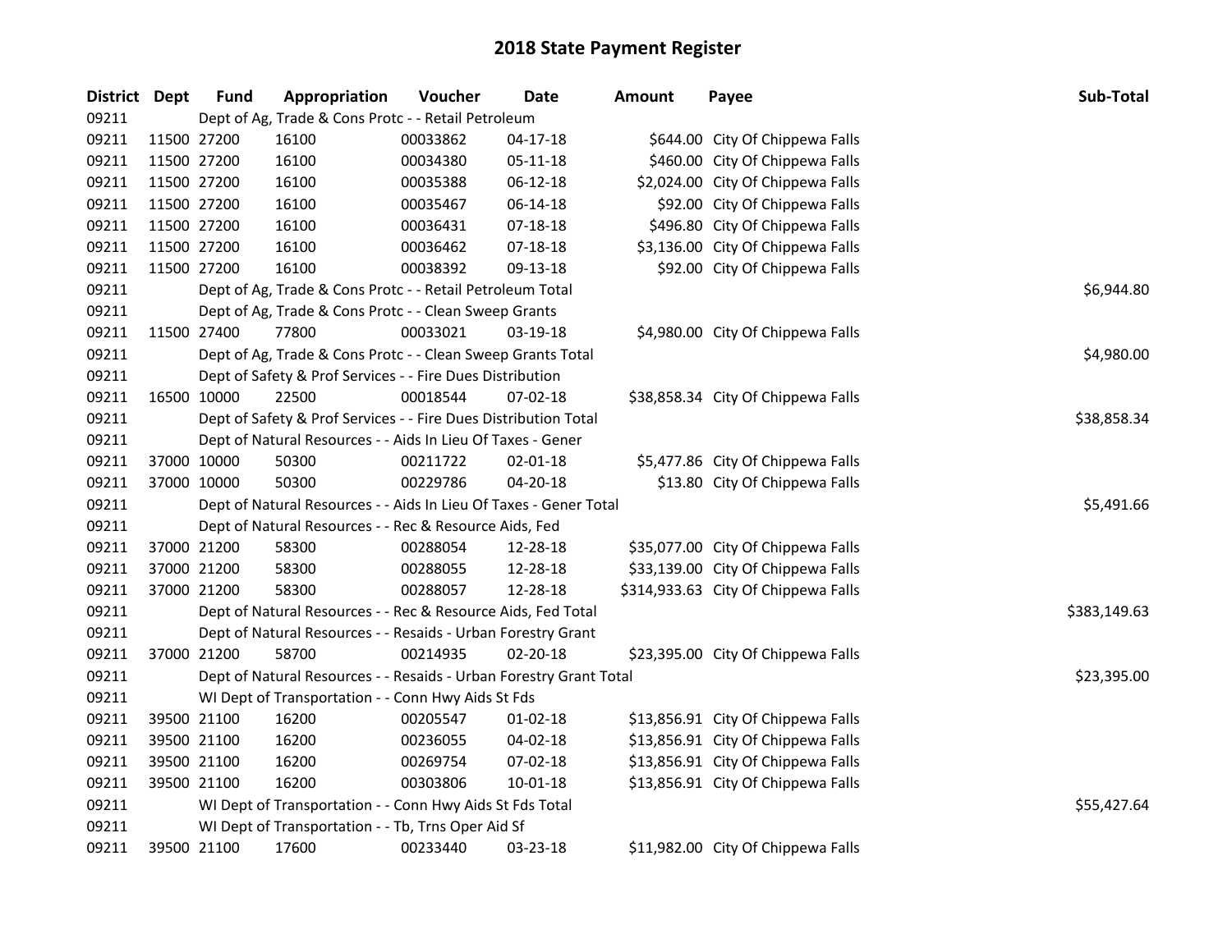# 2018 State Payment Register

| District | Dept | Fund | Appropriation | Voucher | Date | Amount | Payee | Sub-Total |
|---|---|---|---|---|---|---|---|---|
| 09211 | | Dept of Ag, Trade & Cons Protc - - Retail Petroleum | | | | | | |
| 09211 | 11500 | 27200 | 16100 | 00033862 | 04-17-18 | $644.00 | City Of Chippewa Falls | |
| 09211 | 11500 | 27200 | 16100 | 00034380 | 05-11-18 | $460.00 | City Of Chippewa Falls | |
| 09211 | 11500 | 27200 | 16100 | 00035388 | 06-12-18 | $2,024.00 | City Of Chippewa Falls | |
| 09211 | 11500 | 27200 | 16100 | 00035467 | 06-14-18 | $92.00 | City Of Chippewa Falls | |
| 09211 | 11500 | 27200 | 16100 | 00036431 | 07-18-18 | $496.80 | City Of Chippewa Falls | |
| 09211 | 11500 | 27200 | 16100 | 00036462 | 07-18-18 | $3,136.00 | City Of Chippewa Falls | |
| 09211 | 11500 | 27200 | 16100 | 00038392 | 09-13-18 | $92.00 | City Of Chippewa Falls | |
| 09211 | | Dept of Ag, Trade & Cons Protc - - Retail Petroleum Total | | | | | | $6,944.80 |
| 09211 | | Dept of Ag, Trade & Cons Protc - - Clean Sweep Grants | | | | | | |
| 09211 | 11500 | 27400 | 77800 | 00033021 | 03-19-18 | $4,980.00 | City Of Chippewa Falls | |
| 09211 | | Dept of Ag, Trade & Cons Protc - - Clean Sweep Grants Total | | | | | | $4,980.00 |
| 09211 | | Dept of Safety & Prof Services - - Fire Dues Distribution | | | | | | |
| 09211 | 16500 | 10000 | 22500 | 00018544 | 07-02-18 | $38,858.34 | City Of Chippewa Falls | |
| 09211 | | Dept of Safety & Prof Services - - Fire Dues Distribution Total | | | | | | $38,858.34 |
| 09211 | | Dept of Natural Resources - - Aids In Lieu Of Taxes - Gener | | | | | | |
| 09211 | 37000 | 10000 | 50300 | 00211722 | 02-01-18 | $5,477.86 | City Of Chippewa Falls | |
| 09211 | 37000 | 10000 | 50300 | 00229786 | 04-20-18 | $13.80 | City Of Chippewa Falls | |
| 09211 | | Dept of Natural Resources - - Aids In Lieu Of Taxes - Gener Total | | | | | | $5,491.66 |
| 09211 | | Dept of Natural Resources - - Rec & Resource Aids, Fed | | | | | | |
| 09211 | 37000 | 21200 | 58300 | 00288054 | 12-28-18 | $35,077.00 | City Of Chippewa Falls | |
| 09211 | 37000 | 21200 | 58300 | 00288055 | 12-28-18 | $33,139.00 | City Of Chippewa Falls | |
| 09211 | 37000 | 21200 | 58300 | 00288057 | 12-28-18 | $314,933.63 | City Of Chippewa Falls | |
| 09211 | | Dept of Natural Resources - - Rec & Resource Aids, Fed Total | | | | | | $383,149.63 |
| 09211 | | Dept of Natural Resources - - Resaids - Urban Forestry Grant | | | | | | |
| 09211 | 37000 | 21200 | 58700 | 00214935 | 02-20-18 | $23,395.00 | City Of Chippewa Falls | |
| 09211 | | Dept of Natural Resources - - Resaids - Urban Forestry Grant Total | | | | | | $23,395.00 |
| 09211 | | WI Dept of Transportation - - Conn Hwy Aids St Fds | | | | | | |
| 09211 | 39500 | 21100 | 16200 | 00205547 | 01-02-18 | $13,856.91 | City Of Chippewa Falls | |
| 09211 | 39500 | 21100 | 16200 | 00236055 | 04-02-18 | $13,856.91 | City Of Chippewa Falls | |
| 09211 | 39500 | 21100 | 16200 | 00269754 | 07-02-18 | $13,856.91 | City Of Chippewa Falls | |
| 09211 | 39500 | 21100 | 16200 | 00303806 | 10-01-18 | $13,856.91 | City Of Chippewa Falls | |
| 09211 | | WI Dept of Transportation - - Conn Hwy Aids St Fds Total | | | | | | $55,427.64 |
| 09211 | | WI Dept of Transportation - - Tb, Trns Oper Aid Sf | | | | | | |
| 09211 | 39500 | 21100 | 17600 | 00233440 | 03-23-18 | $11,982.00 | City Of Chippewa Falls | |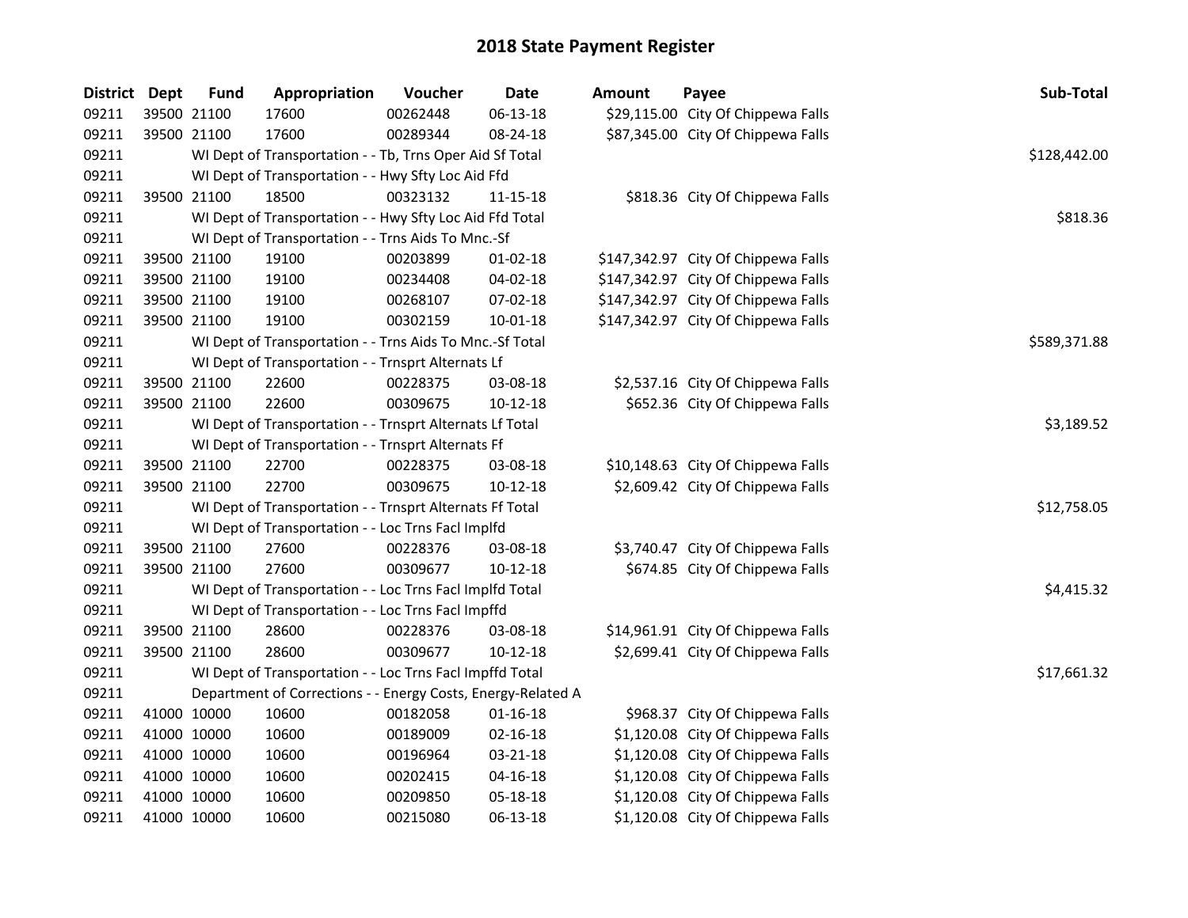# 2018 State Payment Register

| District | Dept | Fund | Appropriation | Voucher | Date | Amount | Payee | Sub-Total |
|---|---|---|---|---|---|---|---|---|
| 09211 | 39500 | 21100 | 17600 | 00262448 | 06-13-18 | $29,115.00 | City Of Chippewa Falls | |
| 09211 | 39500 | 21100 | 17600 | 00289344 | 08-24-18 | $87,345.00 | City Of Chippewa Falls | |
| 09211 | | | WI Dept of Transportation - - Tb, Trns Oper Aid Sf Total | | | | | $128,442.00 |
| 09211 | | | WI Dept of Transportation - - Hwy Sfty Loc Aid Ffd | | | | | |
| 09211 | 39500 | 21100 | 18500 | 00323132 | 11-15-18 | $818.36 | City Of Chippewa Falls | |
| 09211 | | | WI Dept of Transportation - - Hwy Sfty Loc Aid Ffd Total | | | | | $818.36 |
| 09211 | | | WI Dept of Transportation - - Trns Aids To Mnc.-Sf | | | | | |
| 09211 | 39500 | 21100 | 19100 | 00203899 | 01-02-18 | $147,342.97 | City Of Chippewa Falls | |
| 09211 | 39500 | 21100 | 19100 | 00234408 | 04-02-18 | $147,342.97 | City Of Chippewa Falls | |
| 09211 | 39500 | 21100 | 19100 | 00268107 | 07-02-18 | $147,342.97 | City Of Chippewa Falls | |
| 09211 | 39500 | 21100 | 19100 | 00302159 | 10-01-18 | $147,342.97 | City Of Chippewa Falls | |
| 09211 | | | WI Dept of Transportation - - Trns Aids To Mnc.-Sf Total | | | | | $589,371.88 |
| 09211 | | | WI Dept of Transportation - - Trnsprt Alternats Lf | | | | | |
| 09211 | 39500 | 21100 | 22600 | 00228375 | 03-08-18 | $2,537.16 | City Of Chippewa Falls | |
| 09211 | 39500 | 21100 | 22600 | 00309675 | 10-12-18 | $652.36 | City Of Chippewa Falls | |
| 09211 | | | WI Dept of Transportation - - Trnsprt Alternats Lf Total | | | | | $3,189.52 |
| 09211 | | | WI Dept of Transportation - - Trnsprt Alternats Ff | | | | | |
| 09211 | 39500 | 21100 | 22700 | 00228375 | 03-08-18 | $10,148.63 | City Of Chippewa Falls | |
| 09211 | 39500 | 21100 | 22700 | 00309675 | 10-12-18 | $2,609.42 | City Of Chippewa Falls | |
| 09211 | | | WI Dept of Transportation - - Trnsprt Alternats Ff Total | | | | | $12,758.05 |
| 09211 | | | WI Dept of Transportation - - Loc Trns Facl Implfd | | | | | |
| 09211 | 39500 | 21100 | 27600 | 00228376 | 03-08-18 | $3,740.47 | City Of Chippewa Falls | |
| 09211 | 39500 | 21100 | 27600 | 00309677 | 10-12-18 | $674.85 | City Of Chippewa Falls | |
| 09211 | | | WI Dept of Transportation - - Loc Trns Facl Implfd Total | | | | | $4,415.32 |
| 09211 | | | WI Dept of Transportation - - Loc Trns Facl Impffd | | | | | |
| 09211 | 39500 | 21100 | 28600 | 00228376 | 03-08-18 | $14,961.91 | City Of Chippewa Falls | |
| 09211 | 39500 | 21100 | 28600 | 00309677 | 10-12-18 | $2,699.41 | City Of Chippewa Falls | |
| 09211 | | | WI Dept of Transportation - - Loc Trns Facl Impffd Total | | | | | $17,661.32 |
| 09211 | | | Department of Corrections - - Energy Costs, Energy-Related A | | | | | |
| 09211 | 41000 | 10000 | 10600 | 00182058 | 01-16-18 | $968.37 | City Of Chippewa Falls | |
| 09211 | 41000 | 10000 | 10600 | 00189009 | 02-16-18 | $1,120.08 | City Of Chippewa Falls | |
| 09211 | 41000 | 10000 | 10600 | 00196964 | 03-21-18 | $1,120.08 | City Of Chippewa Falls | |
| 09211 | 41000 | 10000 | 10600 | 00202415 | 04-16-18 | $1,120.08 | City Of Chippewa Falls | |
| 09211 | 41000 | 10000 | 10600 | 00209850 | 05-18-18 | $1,120.08 | City Of Chippewa Falls | |
| 09211 | 41000 | 10000 | 10600 | 00215080 | 06-13-18 | $1,120.08 | City Of Chippewa Falls | |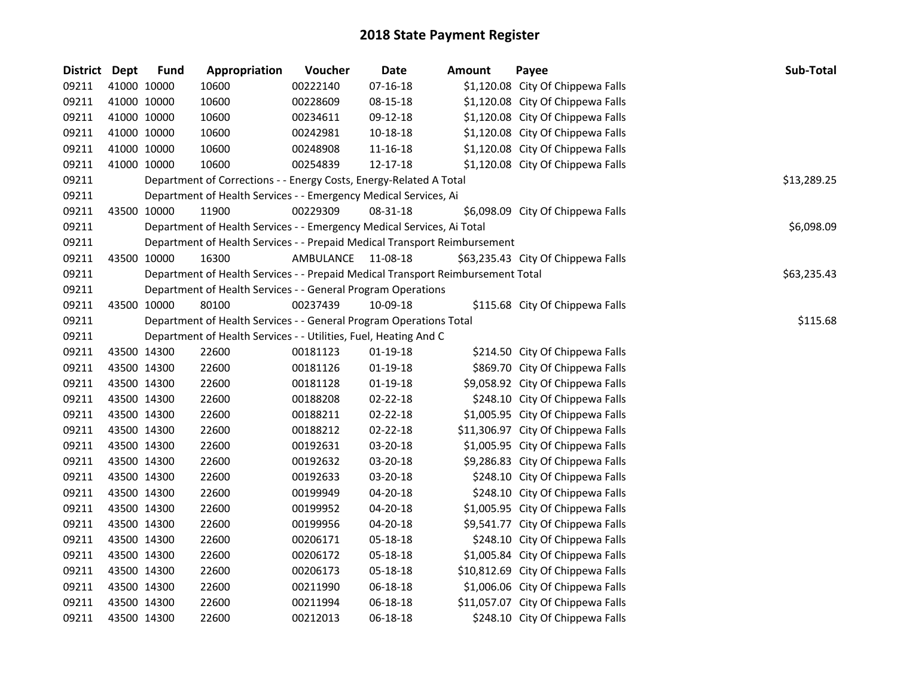# 2018 State Payment Register

| District | Dept | Fund | Appropriation | Voucher | Date | Amount | Payee | Sub-Total |
|---|---|---|---|---|---|---|---|---|
| 09211 | 41000 | 10000 | 10600 | 00222140 | 07-16-18 | $1,120.08 | City Of Chippewa Falls | |
| 09211 | 41000 | 10000 | 10600 | 00228609 | 08-15-18 | $1,120.08 | City Of Chippewa Falls | |
| 09211 | 41000 | 10000 | 10600 | 00234611 | 09-12-18 | $1,120.08 | City Of Chippewa Falls | |
| 09211 | 41000 | 10000 | 10600 | 00242981 | 10-18-18 | $1,120.08 | City Of Chippewa Falls | |
| 09211 | 41000 | 10000 | 10600 | 00248908 | 11-16-18 | $1,120.08 | City Of Chippewa Falls | |
| 09211 | 41000 | 10000 | 10600 | 00254839 | 12-17-18 | $1,120.08 | City Of Chippewa Falls | |
| 09211 | Department of Corrections - - Energy Costs, Energy-Related A Total | | | | | | | $13,289.25 |
| 09211 | Department of Health Services - - Emergency Medical Services, Ai | | | | | | | |
| 09211 | 43500 | 10000 | 11900 | 00229309 | 08-31-18 | $6,098.09 | City Of Chippewa Falls | |
| 09211 | Department of Health Services - - Emergency Medical Services, Ai Total | | | | | | | $6,098.09 |
| 09211 | Department of Health Services - - Prepaid Medical Transport Reimbursement | | | | | | | |
| 09211 | 43500 | 10000 | 16300 | AMBULANCE | 11-08-18 | $63,235.43 | City Of Chippewa Falls | |
| 09211 | Department of Health Services - - Prepaid Medical Transport Reimbursement Total | | | | | | | $63,235.43 |
| 09211 | Department of Health Services - - General Program Operations | | | | | | | |
| 09211 | 43500 | 10000 | 80100 | 00237439 | 10-09-18 | $115.68 | City Of Chippewa Falls | |
| 09211 | Department of Health Services - - General Program Operations Total | | | | | | | $115.68 |
| 09211 | Department of Health Services - - Utilities, Fuel, Heating And C | | | | | | | |
| 09211 | 43500 | 14300 | 22600 | 00181123 | 01-19-18 | $214.50 | City Of Chippewa Falls | |
| 09211 | 43500 | 14300 | 22600 | 00181126 | 01-19-18 | $869.70 | City Of Chippewa Falls | |
| 09211 | 43500 | 14300 | 22600 | 00181128 | 01-19-18 | $9,058.92 | City Of Chippewa Falls | |
| 09211 | 43500 | 14300 | 22600 | 00188208 | 02-22-18 | $248.10 | City Of Chippewa Falls | |
| 09211 | 43500 | 14300 | 22600 | 00188211 | 02-22-18 | $1,005.95 | City Of Chippewa Falls | |
| 09211 | 43500 | 14300 | 22600 | 00188212 | 02-22-18 | $11,306.97 | City Of Chippewa Falls | |
| 09211 | 43500 | 14300 | 22600 | 00192631 | 03-20-18 | $1,005.95 | City Of Chippewa Falls | |
| 09211 | 43500 | 14300 | 22600 | 00192632 | 03-20-18 | $9,286.83 | City Of Chippewa Falls | |
| 09211 | 43500 | 14300 | 22600 | 00192633 | 03-20-18 | $248.10 | City Of Chippewa Falls | |
| 09211 | 43500 | 14300 | 22600 | 00199949 | 04-20-18 | $248.10 | City Of Chippewa Falls | |
| 09211 | 43500 | 14300 | 22600 | 00199952 | 04-20-18 | $1,005.95 | City Of Chippewa Falls | |
| 09211 | 43500 | 14300 | 22600 | 00199956 | 04-20-18 | $9,541.77 | City Of Chippewa Falls | |
| 09211 | 43500 | 14300 | 22600 | 00206171 | 05-18-18 | $248.10 | City Of Chippewa Falls | |
| 09211 | 43500 | 14300 | 22600 | 00206172 | 05-18-18 | $1,005.84 | City Of Chippewa Falls | |
| 09211 | 43500 | 14300 | 22600 | 00206173 | 05-18-18 | $10,812.69 | City Of Chippewa Falls | |
| 09211 | 43500 | 14300 | 22600 | 00211990 | 06-18-18 | $1,006.06 | City Of Chippewa Falls | |
| 09211 | 43500 | 14300 | 22600 | 00211994 | 06-18-18 | $11,057.07 | City Of Chippewa Falls | |
| 09211 | 43500 | 14300 | 22600 | 00212013 | 06-18-18 | $248.10 | City Of Chippewa Falls | |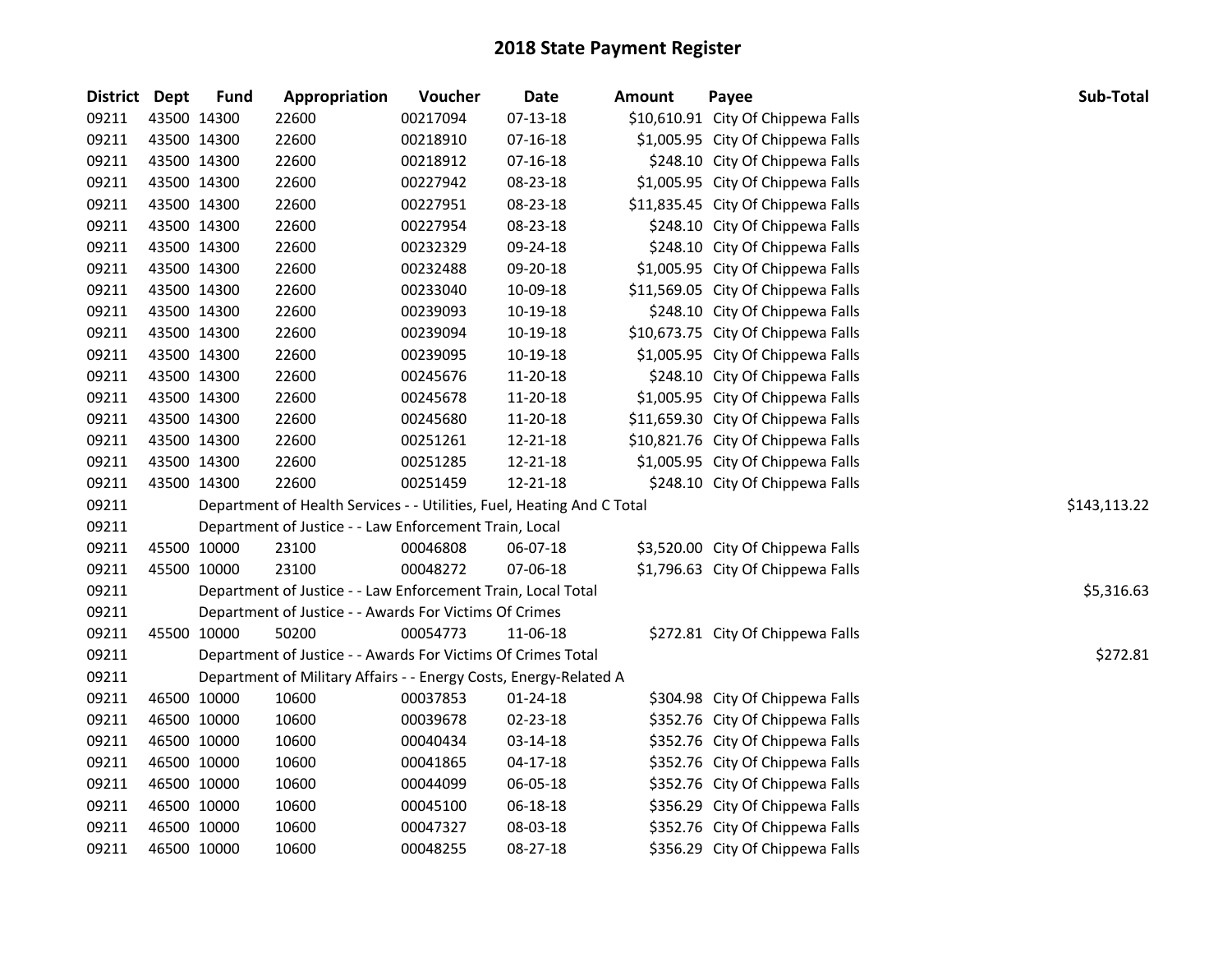# 2018 State Payment Register

| District | Dept | Fund | Appropriation | Voucher | Date | Amount | Payee | Sub-Total |
|---|---|---|---|---|---|---|---|---|
| 09211 | 43500 | 14300 | 22600 | 00217094 | 07-13-18 | $10,610.91 | City Of Chippewa Falls | |
| 09211 | 43500 | 14300 | 22600 | 00218910 | 07-16-18 | $1,005.95 | City Of Chippewa Falls | |
| 09211 | 43500 | 14300 | 22600 | 00218912 | 07-16-18 | $248.10 | City Of Chippewa Falls | |
| 09211 | 43500 | 14300 | 22600 | 00227942 | 08-23-18 | $1,005.95 | City Of Chippewa Falls | |
| 09211 | 43500 | 14300 | 22600 | 00227951 | 08-23-18 | $11,835.45 | City Of Chippewa Falls | |
| 09211 | 43500 | 14300 | 22600 | 00227954 | 08-23-18 | $248.10 | City Of Chippewa Falls | |
| 09211 | 43500 | 14300 | 22600 | 00232329 | 09-24-18 | $248.10 | City Of Chippewa Falls | |
| 09211 | 43500 | 14300 | 22600 | 00232488 | 09-20-18 | $1,005.95 | City Of Chippewa Falls | |
| 09211 | 43500 | 14300 | 22600 | 00233040 | 10-09-18 | $11,569.05 | City Of Chippewa Falls | |
| 09211 | 43500 | 14300 | 22600 | 00239093 | 10-19-18 | $248.10 | City Of Chippewa Falls | |
| 09211 | 43500 | 14300 | 22600 | 00239094 | 10-19-18 | $10,673.75 | City Of Chippewa Falls | |
| 09211 | 43500 | 14300 | 22600 | 00239095 | 10-19-18 | $1,005.95 | City Of Chippewa Falls | |
| 09211 | 43500 | 14300 | 22600 | 00245676 | 11-20-18 | $248.10 | City Of Chippewa Falls | |
| 09211 | 43500 | 14300 | 22600 | 00245678 | 11-20-18 | $1,005.95 | City Of Chippewa Falls | |
| 09211 | 43500 | 14300 | 22600 | 00245680 | 11-20-18 | $11,659.30 | City Of Chippewa Falls | |
| 09211 | 43500 | 14300 | 22600 | 00251261 | 12-21-18 | $10,821.76 | City Of Chippewa Falls | |
| 09211 | 43500 | 14300 | 22600 | 00251285 | 12-21-18 | $1,005.95 | City Of Chippewa Falls | |
| 09211 | 43500 | 14300 | 22600 | 00251459 | 12-21-18 | $248.10 | City Of Chippewa Falls | |
| 09211 | | | Department of Health Services - - Utilities, Fuel, Heating And C Total | | | | | $143,113.22 |
| 09211 | | | Department of Justice - - Law Enforcement Train, Local | | | | | |
| 09211 | 45500 | 10000 | 23100 | 00046808 | 06-07-18 | $3,520.00 | City Of Chippewa Falls | |
| 09211 | 45500 | 10000 | 23100 | 00048272 | 07-06-18 | $1,796.63 | City Of Chippewa Falls | |
| 09211 | | | Department of Justice - - Law Enforcement Train, Local Total | | | | | $5,316.63 |
| 09211 | | | Department of Justice - - Awards For Victims Of Crimes | | | | | |
| 09211 | 45500 | 10000 | 50200 | 00054773 | 11-06-18 | $272.81 | City Of Chippewa Falls | |
| 09211 | | | Department of Justice - - Awards For Victims Of Crimes Total | | | | | $272.81 |
| 09211 | | | Department of Military Affairs - - Energy Costs, Energy-Related A | | | | | |
| 09211 | 46500 | 10000 | 10600 | 00037853 | 01-24-18 | $304.98 | City Of Chippewa Falls | |
| 09211 | 46500 | 10000 | 10600 | 00039678 | 02-23-18 | $352.76 | City Of Chippewa Falls | |
| 09211 | 46500 | 10000 | 10600 | 00040434 | 03-14-18 | $352.76 | City Of Chippewa Falls | |
| 09211 | 46500 | 10000 | 10600 | 00041865 | 04-17-18 | $352.76 | City Of Chippewa Falls | |
| 09211 | 46500 | 10000 | 10600 | 00044099 | 06-05-18 | $352.76 | City Of Chippewa Falls | |
| 09211 | 46500 | 10000 | 10600 | 00045100 | 06-18-18 | $356.29 | City Of Chippewa Falls | |
| 09211 | 46500 | 10000 | 10600 | 00047327 | 08-03-18 | $352.76 | City Of Chippewa Falls | |
| 09211 | 46500 | 10000 | 10600 | 00048255 | 08-27-18 | $356.29 | City Of Chippewa Falls | |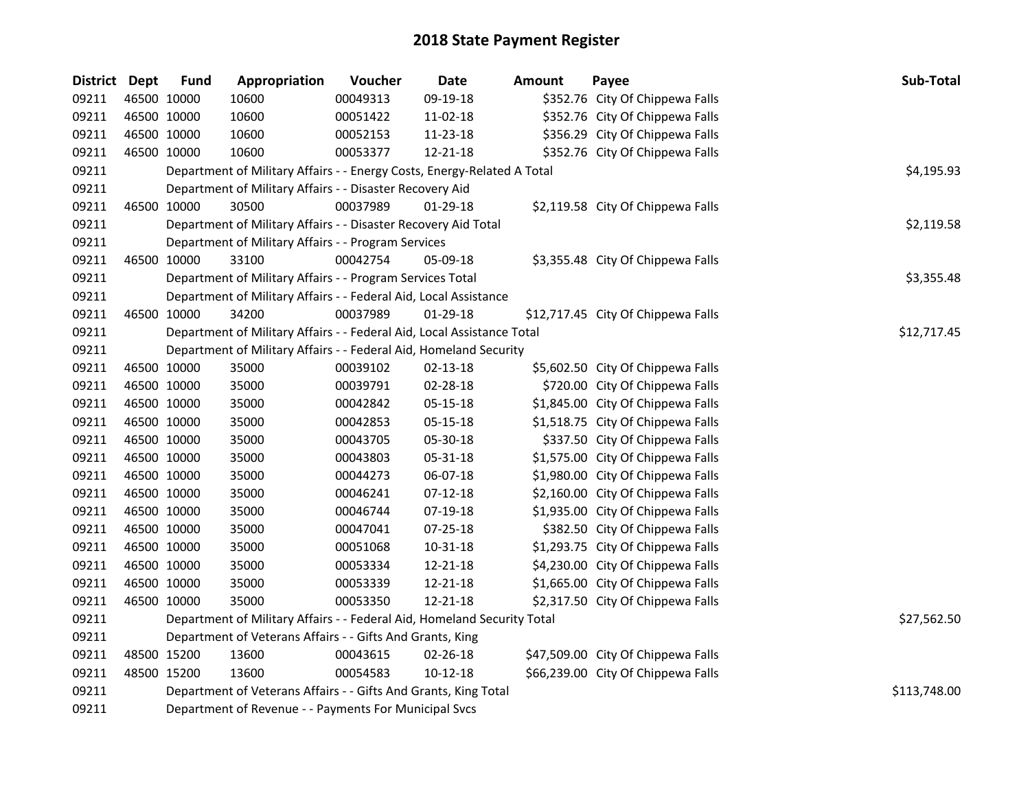# 2018 State Payment Register

| District | Dept | Fund | Appropriation | Voucher | Date | Amount | Payee | Sub-Total |
|---|---|---|---|---|---|---|---|---|
| 09211 | 46500 | 10000 | 10600 | 00049313 | 09-19-18 | $352.76 | City Of Chippewa Falls | |
| 09211 | 46500 | 10000 | 10600 | 00051422 | 11-02-18 | $352.76 | City Of Chippewa Falls | |
| 09211 | 46500 | 10000 | 10600 | 00052153 | 11-23-18 | $356.29 | City Of Chippewa Falls | |
| 09211 | 46500 | 10000 | 10600 | 00053377 | 12-21-18 | $352.76 | City Of Chippewa Falls | |
| 09211 | | | Department of Military Affairs - - Energy Costs, Energy-Related A Total | | | | | $4,195.93 |
| 09211 | | | Department of Military Affairs - - Disaster Recovery Aid | | | | | |
| 09211 | 46500 | 10000 | 30500 | 00037989 | 01-29-18 | $2,119.58 | City Of Chippewa Falls | |
| 09211 | | | Department of Military Affairs - - Disaster Recovery Aid Total | | | | | $2,119.58 |
| 09211 | | | Department of Military Affairs - - Program Services | | | | | |
| 09211 | 46500 | 10000 | 33100 | 00042754 | 05-09-18 | $3,355.48 | City Of Chippewa Falls | |
| 09211 | | | Department of Military Affairs - - Program Services Total | | | | | $3,355.48 |
| 09211 | | | Department of Military Affairs - - Federal Aid, Local Assistance | | | | | |
| 09211 | 46500 | 10000 | 34200 | 00037989 | 01-29-18 | $12,717.45 | City Of Chippewa Falls | |
| 09211 | | | Department of Military Affairs - - Federal Aid, Local Assistance Total | | | | | $12,717.45 |
| 09211 | | | Department of Military Affairs - - Federal Aid, Homeland Security | | | | | |
| 09211 | 46500 | 10000 | 35000 | 00039102 | 02-13-18 | $5,602.50 | City Of Chippewa Falls | |
| 09211 | 46500 | 10000 | 35000 | 00039791 | 02-28-18 | $720.00 | City Of Chippewa Falls | |
| 09211 | 46500 | 10000 | 35000 | 00042842 | 05-15-18 | $1,845.00 | City Of Chippewa Falls | |
| 09211 | 46500 | 10000 | 35000 | 00042853 | 05-15-18 | $1,518.75 | City Of Chippewa Falls | |
| 09211 | 46500 | 10000 | 35000 | 00043705 | 05-30-18 | $337.50 | City Of Chippewa Falls | |
| 09211 | 46500 | 10000 | 35000 | 00043803 | 05-31-18 | $1,575.00 | City Of Chippewa Falls | |
| 09211 | 46500 | 10000 | 35000 | 00044273 | 06-07-18 | $1,980.00 | City Of Chippewa Falls | |
| 09211 | 46500 | 10000 | 35000 | 00046241 | 07-12-18 | $2,160.00 | City Of Chippewa Falls | |
| 09211 | 46500 | 10000 | 35000 | 00046744 | 07-19-18 | $1,935.00 | City Of Chippewa Falls | |
| 09211 | 46500 | 10000 | 35000 | 00047041 | 07-25-18 | $382.50 | City Of Chippewa Falls | |
| 09211 | 46500 | 10000 | 35000 | 00051068 | 10-31-18 | $1,293.75 | City Of Chippewa Falls | |
| 09211 | 46500 | 10000 | 35000 | 00053334 | 12-21-18 | $4,230.00 | City Of Chippewa Falls | |
| 09211 | 46500 | 10000 | 35000 | 00053339 | 12-21-18 | $1,665.00 | City Of Chippewa Falls | |
| 09211 | 46500 | 10000 | 35000 | 00053350 | 12-21-18 | $2,317.50 | City Of Chippewa Falls | |
| 09211 | | | Department of Military Affairs - - Federal Aid, Homeland Security Total | | | | | $27,562.50 |
| 09211 | | | Department of Veterans Affairs - - Gifts And Grants, King | | | | | |
| 09211 | 48500 | 15200 | 13600 | 00043615 | 02-26-18 | $47,509.00 | City Of Chippewa Falls | |
| 09211 | 48500 | 15200 | 13600 | 00054583 | 10-12-18 | $66,239.00 | City Of Chippewa Falls | |
| 09211 | | | Department of Veterans Affairs - - Gifts And Grants, King Total | | | | | $113,748.00 |
| 09211 | | | Department of Revenue - - Payments For Municipal Svcs | | | | | |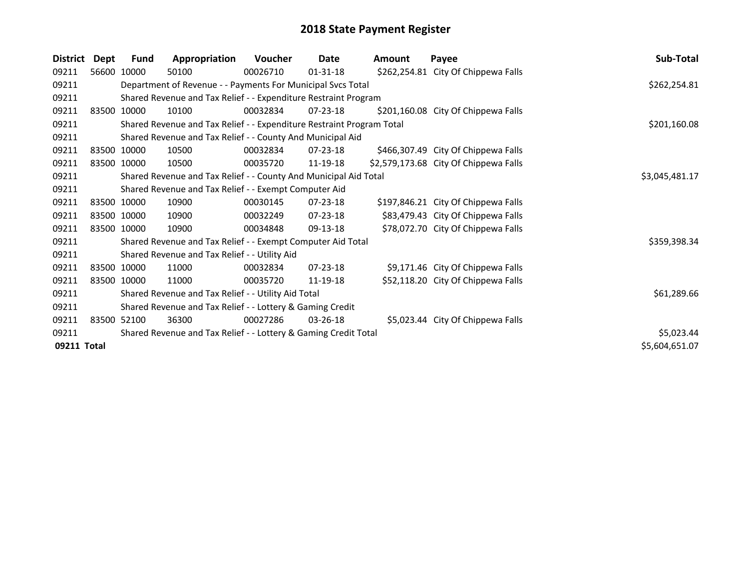# 2018 State Payment Register

| District | Dept | Fund | Appropriation | Voucher | Date | Amount | Payee | Sub-Total |
|---|---|---|---|---|---|---|---|---|
| 09211 | 56600 | 10000 | 50100 | 00026710 | 01-31-18 | $262,254.81 | City Of Chippewa Falls | |
| 09211 | | Department of Revenue - - Payments For Municipal Svcs Total | | | | | | $262,254.81 |
| 09211 | | Shared Revenue and Tax Relief - - Expenditure Restraint Program | | | | | | |
| 09211 | 83500 | 10000 | 10100 | 00032834 | 07-23-18 | $201,160.08 | City Of Chippewa Falls | |
| 09211 | | Shared Revenue and Tax Relief - - Expenditure Restraint Program Total | | | | | | $201,160.08 |
| 09211 | | Shared Revenue and Tax Relief - - County And Municipal Aid | | | | | | |
| 09211 | 83500 | 10000 | 10500 | 00032834 | 07-23-18 | $466,307.49 | City Of Chippewa Falls | |
| 09211 | 83500 | 10000 | 10500 | 00035720 | 11-19-18 | $2,579,173.68 | City Of Chippewa Falls | |
| 09211 | | Shared Revenue and Tax Relief - - County And Municipal Aid Total | | | | | | $3,045,481.17 |
| 09211 | | Shared Revenue and Tax Relief - - Exempt Computer Aid | | | | | | |
| 09211 | 83500 | 10000 | 10900 | 00030145 | 07-23-18 | $197,846.21 | City Of Chippewa Falls | |
| 09211 | 83500 | 10000 | 10900 | 00032249 | 07-23-18 | $83,479.43 | City Of Chippewa Falls | |
| 09211 | 83500 | 10000 | 10900 | 00034848 | 09-13-18 | $78,072.70 | City Of Chippewa Falls | |
| 09211 | | Shared Revenue and Tax Relief - - Exempt Computer Aid Total | | | | | | $359,398.34 |
| 09211 | | Shared Revenue and Tax Relief - - Utility Aid | | | | | | |
| 09211 | 83500 | 10000 | 11000 | 00032834 | 07-23-18 | $9,171.46 | City Of Chippewa Falls | |
| 09211 | 83500 | 10000 | 11000 | 00035720 | 11-19-18 | $52,118.20 | City Of Chippewa Falls | |
| 09211 | | Shared Revenue and Tax Relief - - Utility Aid Total | | | | | | $61,289.66 |
| 09211 | | Shared Revenue and Tax Relief - - Lottery & Gaming Credit | | | | | | |
| 09211 | 83500 | 52100 | 36300 | 00027286 | 03-26-18 | $5,023.44 | City Of Chippewa Falls | |
| 09211 | | Shared Revenue and Tax Relief - - Lottery & Gaming Credit Total | | | | | | $5,023.44 |
| **09211 Total** | | | | | | | | $5,604,651.07 |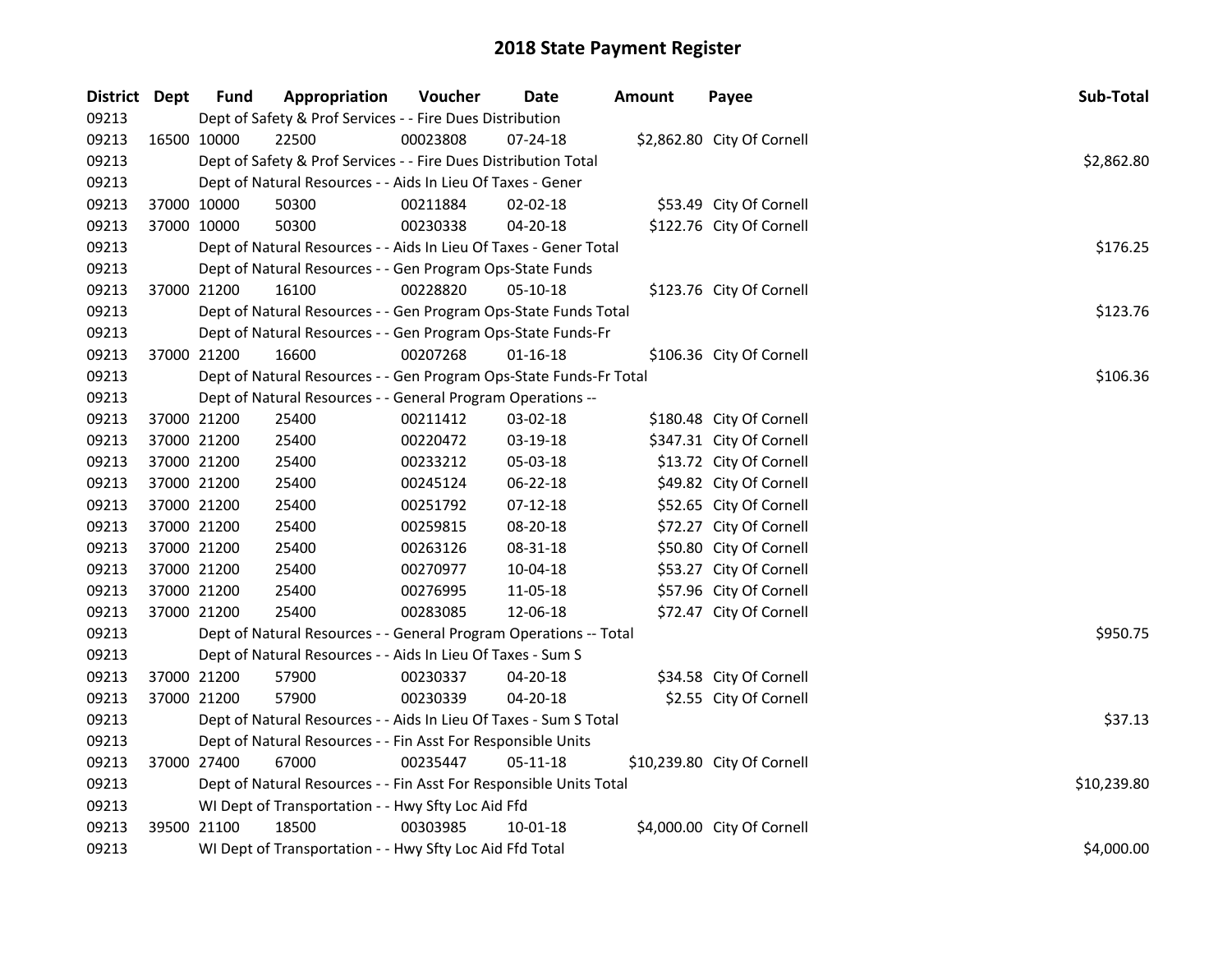# 2018 State Payment Register

| District | Dept | Fund | Appropriation | Voucher | Date | Amount | Payee | Sub-Total |
|---|---|---|---|---|---|---|---|---|
| 09213 | | Dept of Safety & Prof Services - - Fire Dues Distribution | | | | | | |
| 09213 | 16500 | 10000 | 22500 | 00023808 | 07-24-18 | $2,862.80 | City Of Cornell | |
| 09213 | | Dept of Safety & Prof Services - - Fire Dues Distribution Total | | | | | | $2,862.80 |
| 09213 | | Dept of Natural Resources - - Aids In Lieu Of Taxes - Gener | | | | | | |
| 09213 | 37000 | 10000 | 50300 | 00211884 | 02-02-18 | $53.49 | City Of Cornell | |
| 09213 | 37000 | 10000 | 50300 | 00230338 | 04-20-18 | $122.76 | City Of Cornell | |
| 09213 | | Dept of Natural Resources - - Aids In Lieu Of Taxes - Gener Total | | | | | | $176.25 |
| 09213 | | Dept of Natural Resources - - Gen Program Ops-State Funds | | | | | | |
| 09213 | 37000 | 21200 | 16100 | 00228820 | 05-10-18 | $123.76 | City Of Cornell | |
| 09213 | | Dept of Natural Resources - - Gen Program Ops-State Funds Total | | | | | | $123.76 |
| 09213 | | Dept of Natural Resources - - Gen Program Ops-State Funds-Fr | | | | | | |
| 09213 | 37000 | 21200 | 16600 | 00207268 | 01-16-18 | $106.36 | City Of Cornell | |
| 09213 | | Dept of Natural Resources - - Gen Program Ops-State Funds-Fr Total | | | | | | $106.36 |
| 09213 | | Dept of Natural Resources - - General Program Operations -- | | | | | | |
| 09213 | 37000 | 21200 | 25400 | 00211412 | 03-02-18 | $180.48 | City Of Cornell | |
| 09213 | 37000 | 21200 | 25400 | 00220472 | 03-19-18 | $347.31 | City Of Cornell | |
| 09213 | 37000 | 21200 | 25400 | 00233212 | 05-03-18 | $13.72 | City Of Cornell | |
| 09213 | 37000 | 21200 | 25400 | 00245124 | 06-22-18 | $49.82 | City Of Cornell | |
| 09213 | 37000 | 21200 | 25400 | 00251792 | 07-12-18 | $52.65 | City Of Cornell | |
| 09213 | 37000 | 21200 | 25400 | 00259815 | 08-20-18 | $72.27 | City Of Cornell | |
| 09213 | 37000 | 21200 | 25400 | 00263126 | 08-31-18 | $50.80 | City Of Cornell | |
| 09213 | 37000 | 21200 | 25400 | 00270977 | 10-04-18 | $53.27 | City Of Cornell | |
| 09213 | 37000 | 21200 | 25400 | 00276995 | 11-05-18 | $57.96 | City Of Cornell | |
| 09213 | 37000 | 21200 | 25400 | 00283085 | 12-06-18 | $72.47 | City Of Cornell | |
| 09213 | | Dept of Natural Resources - - General Program Operations -- Total | | | | | | $950.75 |
| 09213 | | Dept of Natural Resources - - Aids In Lieu Of Taxes - Sum S | | | | | | |
| 09213 | 37000 | 21200 | 57900 | 00230337 | 04-20-18 | $34.58 | City Of Cornell | |
| 09213 | 37000 | 21200 | 57900 | 00230339 | 04-20-18 | $2.55 | City Of Cornell | |
| 09213 | | Dept of Natural Resources - - Aids In Lieu Of Taxes - Sum S Total | | | | | | $37.13 |
| 09213 | | Dept of Natural Resources - - Fin Asst For Responsible Units | | | | | | |
| 09213 | 37000 | 27400 | 67000 | 00235447 | 05-11-18 | $10,239.80 | City Of Cornell | |
| 09213 | | Dept of Natural Resources - - Fin Asst For Responsible Units Total | | | | | | $10,239.80 |
| 09213 | | WI Dept of Transportation - - Hwy Sfty Loc Aid Ffd | | | | | | |
| 09213 | 39500 | 21100 | 18500 | 00303985 | 10-01-18 | $4,000.00 | City Of Cornell | |
| 09213 | | WI Dept of Transportation - - Hwy Sfty Loc Aid Ffd Total | | | | | | $4,000.00 |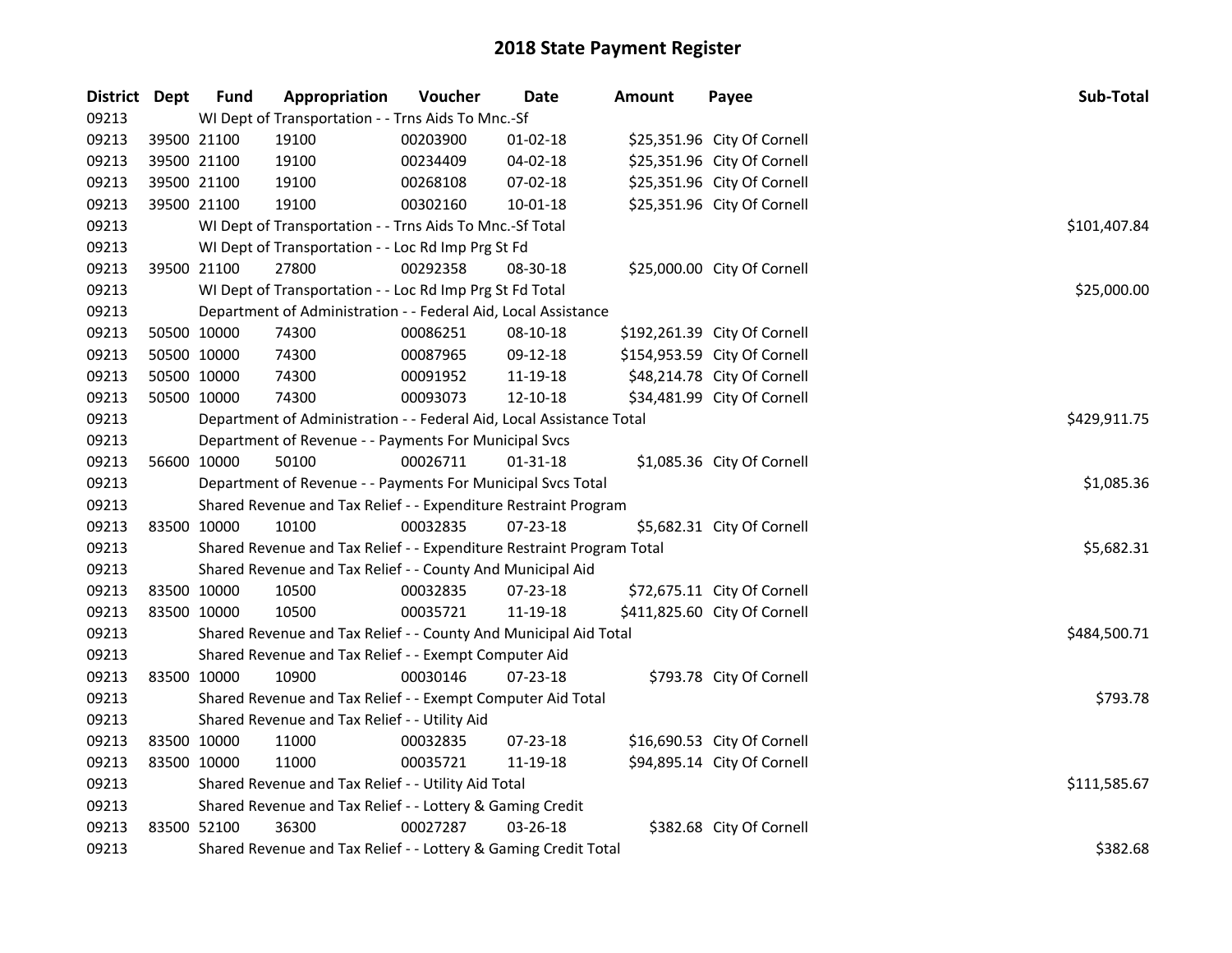# 2018 State Payment Register

| District | Dept | Fund | Appropriation | Voucher | Date | Amount | Payee | Sub-Total |
|---|---|---|---|---|---|---|---|---|
| 09213 | | WI Dept of Transportation - - Trns Aids To Mnc.-Sf | | | | | | |
| 09213 | 39500 | 21100 | 19100 | 00203900 | 01-02-18 | $25,351.96 | City Of Cornell | |
| 09213 | 39500 | 21100 | 19100 | 00234409 | 04-02-18 | $25,351.96 | City Of Cornell | |
| 09213 | 39500 | 21100 | 19100 | 00268108 | 07-02-18 | $25,351.96 | City Of Cornell | |
| 09213 | 39500 | 21100 | 19100 | 00302160 | 10-01-18 | $25,351.96 | City Of Cornell | |
| 09213 | | WI Dept of Transportation - - Trns Aids To Mnc.-Sf Total | | | | | | $101,407.84 |
| 09213 | | WI Dept of Transportation - - Loc Rd Imp Prg St Fd | | | | | | |
| 09213 | 39500 | 21100 | 27800 | 00292358 | 08-30-18 | $25,000.00 | City Of Cornell | |
| 09213 | | WI Dept of Transportation - - Loc Rd Imp Prg St Fd Total | | | | | | $25,000.00 |
| 09213 | | Department of Administration - - Federal Aid, Local Assistance | | | | | | |
| 09213 | 50500 | 10000 | 74300 | 00086251 | 08-10-18 | $192,261.39 | City Of Cornell | |
| 09213 | 50500 | 10000 | 74300 | 00087965 | 09-12-18 | $154,953.59 | City Of Cornell | |
| 09213 | 50500 | 10000 | 74300 | 00091952 | 11-19-18 | $48,214.78 | City Of Cornell | |
| 09213 | 50500 | 10000 | 74300 | 00093073 | 12-10-18 | $34,481.99 | City Of Cornell | |
| 09213 | | Department of Administration - - Federal Aid, Local Assistance Total | | | | | | $429,911.75 |
| 09213 | | Department of Revenue - - Payments For Municipal Svcs | | | | | | |
| 09213 | 56600 | 10000 | 50100 | 00026711 | 01-31-18 | $1,085.36 | City Of Cornell | |
| 09213 | | Department of Revenue - - Payments For Municipal Svcs Total | | | | | | $1,085.36 |
| 09213 | | Shared Revenue and Tax Relief - - Expenditure Restraint Program | | | | | | |
| 09213 | 83500 | 10000 | 10100 | 00032835 | 07-23-18 | $5,682.31 | City Of Cornell | |
| 09213 | | Shared Revenue and Tax Relief - - Expenditure Restraint Program Total | | | | | | $5,682.31 |
| 09213 | | Shared Revenue and Tax Relief - - County And Municipal Aid | | | | | | |
| 09213 | 83500 | 10000 | 10500 | 00032835 | 07-23-18 | $72,675.11 | City Of Cornell | |
| 09213 | 83500 | 10000 | 10500 | 00035721 | 11-19-18 | $411,825.60 | City Of Cornell | |
| 09213 | | Shared Revenue and Tax Relief - - County And Municipal Aid Total | | | | | | $484,500.71 |
| 09213 | | Shared Revenue and Tax Relief - - Exempt Computer Aid | | | | | | |
| 09213 | 83500 | 10000 | 10900 | 00030146 | 07-23-18 | $793.78 | City Of Cornell | |
| 09213 | | Shared Revenue and Tax Relief - - Exempt Computer Aid Total | | | | | | $793.78 |
| 09213 | | Shared Revenue and Tax Relief - - Utility Aid | | | | | | |
| 09213 | 83500 | 10000 | 11000 | 00032835 | 07-23-18 | $16,690.53 | City Of Cornell | |
| 09213 | 83500 | 10000 | 11000 | 00035721 | 11-19-18 | $94,895.14 | City Of Cornell | |
| 09213 | | Shared Revenue and Tax Relief - - Utility Aid Total | | | | | | $111,585.67 |
| 09213 | | Shared Revenue and Tax Relief - - Lottery & Gaming Credit | | | | | | |
| 09213 | 83500 | 52100 | 36300 | 00027287 | 03-26-18 | $382.68 | City Of Cornell | |
| 09213 | | Shared Revenue and Tax Relief - - Lottery & Gaming Credit Total | | | | | | $382.68 |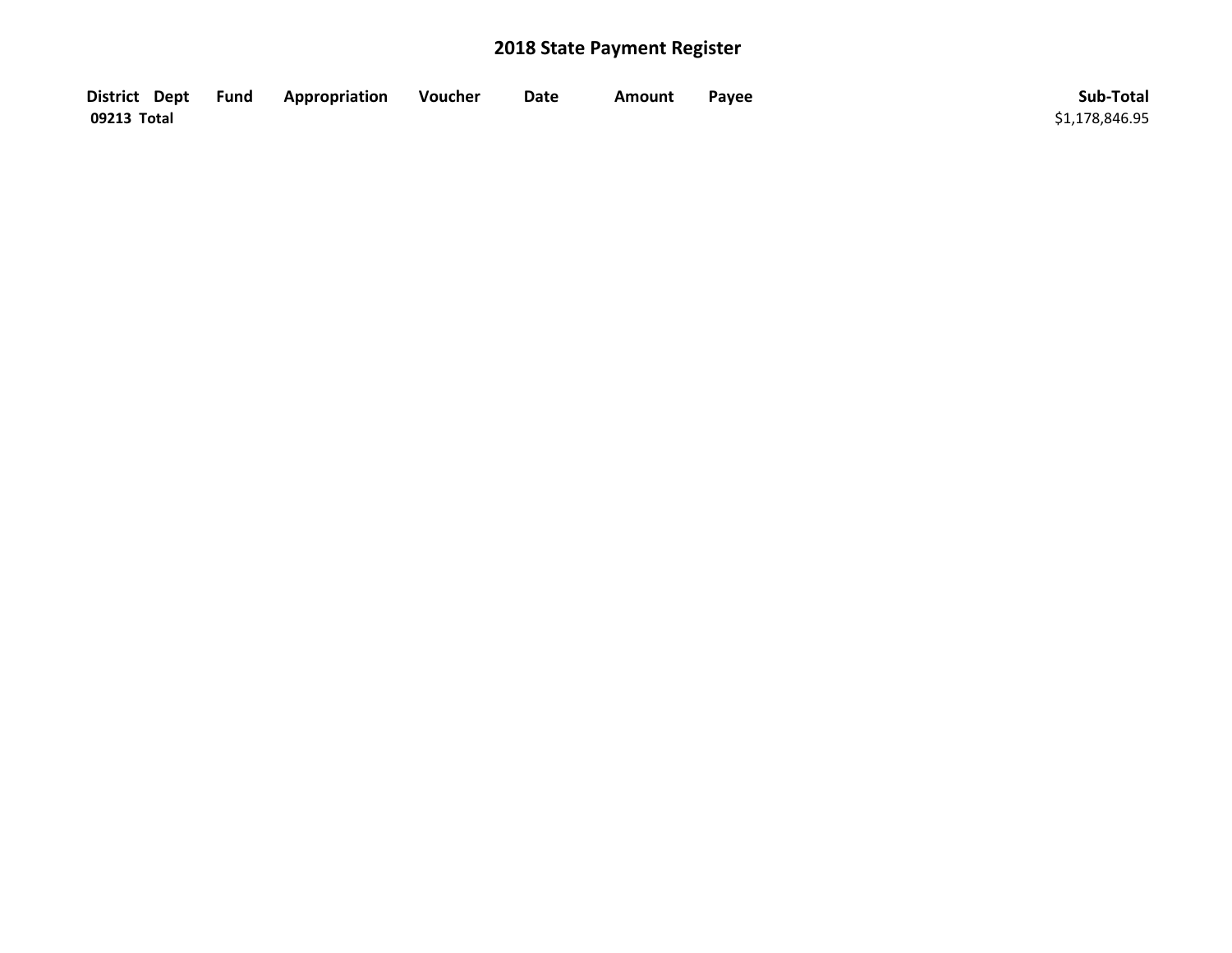# 2018 State Payment Register

| District | Dept | Fund | Appropriation | Voucher | Date | Amount | Payee | Sub-Total |
|---|---|---|---|---|---|---|---|---|
| **09213 Total** | | | | | | | | $1,178,846.95 |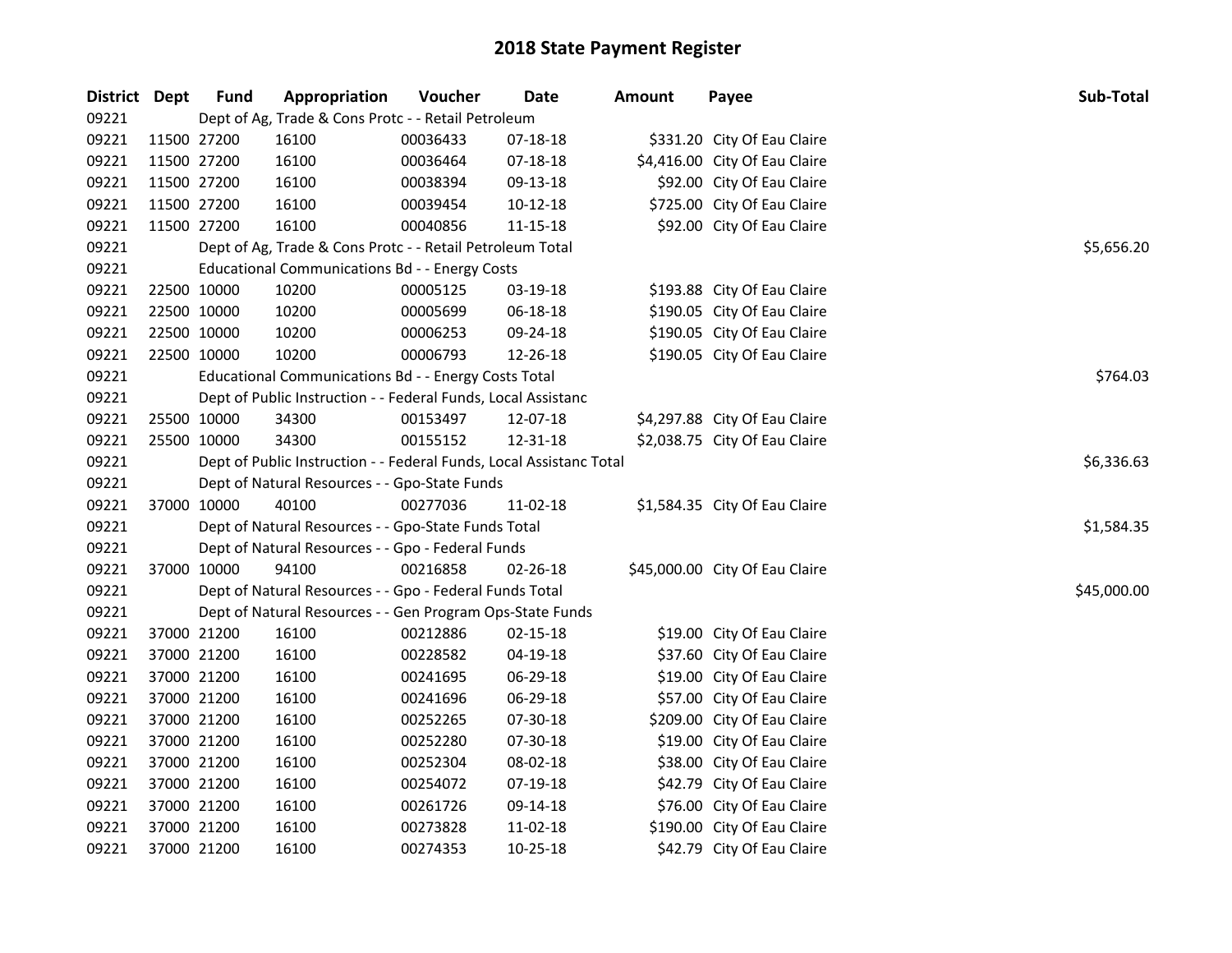# 2018 State Payment Register

| District | Dept | Fund | Appropriation | Voucher | Date | Amount | Payee | Sub-Total |
|---|---|---|---|---|---|---|---|---|
| 09221 | | Dept of Ag, Trade & Cons Protc - - Retail Petroleum | | | | | | |
| 09221 | 11500 | 27200 | 16100 | 00036433 | 07-18-18 | $331.20 | City Of Eau Claire | |
| 09221 | 11500 | 27200 | 16100 | 00036464 | 07-18-18 | $4,416.00 | City Of Eau Claire | |
| 09221 | 11500 | 27200 | 16100 | 00038394 | 09-13-18 | $92.00 | City Of Eau Claire | |
| 09221 | 11500 | 27200 | 16100 | 00039454 | 10-12-18 | $725.00 | City Of Eau Claire | |
| 09221 | 11500 | 27200 | 16100 | 00040856 | 11-15-18 | $92.00 | City Of Eau Claire | |
| 09221 | | Dept of Ag, Trade & Cons Protc - - Retail Petroleum Total | | | | | | $5,656.20 |
| 09221 | | Educational Communications Bd - - Energy Costs | | | | | | |
| 09221 | 22500 | 10000 | 10200 | 00005125 | 03-19-18 | $193.88 | City Of Eau Claire | |
| 09221 | 22500 | 10000 | 10200 | 00005699 | 06-18-18 | $190.05 | City Of Eau Claire | |
| 09221 | 22500 | 10000 | 10200 | 00006253 | 09-24-18 | $190.05 | City Of Eau Claire | |
| 09221 | 22500 | 10000 | 10200 | 00006793 | 12-26-18 | $190.05 | City Of Eau Claire | |
| 09221 | | Educational Communications Bd - - Energy Costs Total | | | | | | $764.03 |
| 09221 | | Dept of Public Instruction - - Federal Funds, Local Assistanc | | | | | | |
| 09221 | 25500 | 10000 | 34300 | 00153497 | 12-07-18 | $4,297.88 | City Of Eau Claire | |
| 09221 | 25500 | 10000 | 34300 | 00155152 | 12-31-18 | $2,038.75 | City Of Eau Claire | |
| 09221 | | Dept of Public Instruction - - Federal Funds, Local Assistanc Total | | | | | | $6,336.63 |
| 09221 | | Dept of Natural Resources - - Gpo-State Funds | | | | | | |
| 09221 | 37000 | 10000 | 40100 | 00277036 | 11-02-18 | $1,584.35 | City Of Eau Claire | |
| 09221 | | Dept of Natural Resources - - Gpo-State Funds Total | | | | | | $1,584.35 |
| 09221 | | Dept of Natural Resources - - Gpo - Federal Funds | | | | | | |
| 09221 | 37000 | 10000 | 94100 | 00216858 | 02-26-18 | $45,000.00 | City Of Eau Claire | |
| 09221 | | Dept of Natural Resources - - Gpo - Federal Funds Total | | | | | | $45,000.00 |
| 09221 | | Dept of Natural Resources - - Gen Program Ops-State Funds | | | | | | |
| 09221 | 37000 | 21200 | 16100 | 00212886 | 02-15-18 | $19.00 | City Of Eau Claire | |
| 09221 | 37000 | 21200 | 16100 | 00228582 | 04-19-18 | $37.60 | City Of Eau Claire | |
| 09221 | 37000 | 21200 | 16100 | 00241695 | 06-29-18 | $19.00 | City Of Eau Claire | |
| 09221 | 37000 | 21200 | 16100 | 00241696 | 06-29-18 | $57.00 | City Of Eau Claire | |
| 09221 | 37000 | 21200 | 16100 | 00252265 | 07-30-18 | $209.00 | City Of Eau Claire | |
| 09221 | 37000 | 21200 | 16100 | 00252280 | 07-30-18 | $19.00 | City Of Eau Claire | |
| 09221 | 37000 | 21200 | 16100 | 00252304 | 08-02-18 | $38.00 | City Of Eau Claire | |
| 09221 | 37000 | 21200 | 16100 | 00254072 | 07-19-18 | $42.79 | City Of Eau Claire | |
| 09221 | 37000 | 21200 | 16100 | 00261726 | 09-14-18 | $76.00 | City Of Eau Claire | |
| 09221 | 37000 | 21200 | 16100 | 00273828 | 11-02-18 | $190.00 | City Of Eau Claire | |
| 09221 | 37000 | 21200 | 16100 | 00274353 | 10-25-18 | $42.79 | City Of Eau Claire | |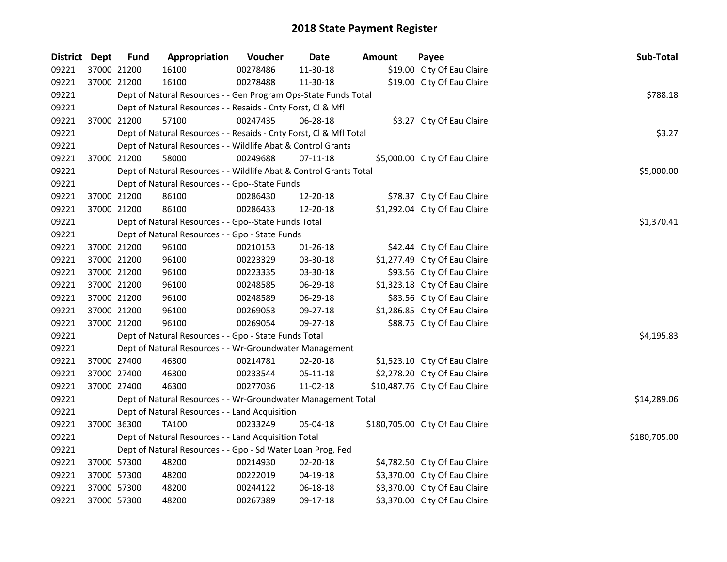## 2018 State Payment Register

| District | Dept | Fund | Appropriation | Voucher | Date | Amount | Payee | Sub-Total |
|---|---|---|---|---|---|---|---|---|
| 09221 | 37000 | 21200 | 16100 | 00278486 | 11-30-18 | $19.00 | City Of Eau Claire | |
| 09221 | 37000 | 21200 | 16100 | 00278488 | 11-30-18 | $19.00 | City Of Eau Claire | |
| 09221 | | | Dept of Natural Resources - - Gen Program Ops-State Funds Total | | | | | $788.18 |
| 09221 | | | Dept of Natural Resources - - Resaids - Cnty Forst, Cl & Mfl | | | | | |
| 09221 | 37000 | 21200 | 57100 | 00247435 | 06-28-18 | $3.27 | City Of Eau Claire | |
| 09221 | | | Dept of Natural Resources - - Resaids - Cnty Forst, Cl & Mfl Total | | | | | $3.27 |
| 09221 | | | Dept of Natural Resources - - Wildlife Abat & Control Grants | | | | | |
| 09221 | 37000 | 21200 | 58000 | 00249688 | 07-11-18 | $5,000.00 | City Of Eau Claire | |
| 09221 | | | Dept of Natural Resources - - Wildlife Abat & Control Grants Total | | | | | $5,000.00 |
| 09221 | | | Dept of Natural Resources - - Gpo--State Funds | | | | | |
| 09221 | 37000 | 21200 | 86100 | 00286430 | 12-20-18 | $78.37 | City Of Eau Claire | |
| 09221 | 37000 | 21200 | 86100 | 00286433 | 12-20-18 | $1,292.04 | City Of Eau Claire | |
| 09221 | | | Dept of Natural Resources - - Gpo--State Funds Total | | | | | $1,370.41 |
| 09221 | | | Dept of Natural Resources - - Gpo - State Funds | | | | | |
| 09221 | 37000 | 21200 | 96100 | 00210153 | 01-26-18 | $42.44 | City Of Eau Claire | |
| 09221 | 37000 | 21200 | 96100 | 00223329 | 03-30-18 | $1,277.49 | City Of Eau Claire | |
| 09221 | 37000 | 21200 | 96100 | 00223335 | 03-30-18 | $93.56 | City Of Eau Claire | |
| 09221 | 37000 | 21200 | 96100 | 00248585 | 06-29-18 | $1,323.18 | City Of Eau Claire | |
| 09221 | 37000 | 21200 | 96100 | 00248589 | 06-29-18 | $83.56 | City Of Eau Claire | |
| 09221 | 37000 | 21200 | 96100 | 00269053 | 09-27-18 | $1,286.85 | City Of Eau Claire | |
| 09221 | 37000 | 21200 | 96100 | 00269054 | 09-27-18 | $88.75 | City Of Eau Claire | |
| 09221 | | | Dept of Natural Resources - - Gpo - State Funds Total | | | | | $4,195.83 |
| 09221 | | | Dept of Natural Resources - - Wr-Groundwater Management | | | | | |
| 09221 | 37000 | 27400 | 46300 | 00214781 | 02-20-18 | $1,523.10 | City Of Eau Claire | |
| 09221 | 37000 | 27400 | 46300 | 00233544 | 05-11-18 | $2,278.20 | City Of Eau Claire | |
| 09221 | 37000 | 27400 | 46300 | 00277036 | 11-02-18 | $10,487.76 | City Of Eau Claire | |
| 09221 | | | Dept of Natural Resources - - Wr-Groundwater Management Total | | | | | $14,289.06 |
| 09221 | | | Dept of Natural Resources - - Land Acquisition | | | | | |
| 09221 | 37000 | 36300 | TA100 | 00233249 | 05-04-18 | $180,705.00 | City Of Eau Claire | |
| 09221 | | | Dept of Natural Resources - - Land Acquisition Total | | | | | $180,705.00 |
| 09221 | | | Dept of Natural Resources - - Gpo - Sd Water Loan Prog, Fed | | | | | |
| 09221 | 37000 | 57300 | 48200 | 00214930 | 02-20-18 | $4,782.50 | City Of Eau Claire | |
| 09221 | 37000 | 57300 | 48200 | 00222019 | 04-19-18 | $3,370.00 | City Of Eau Claire | |
| 09221 | 37000 | 57300 | 48200 | 00244122 | 06-18-18 | $3,370.00 | City Of Eau Claire | |
| 09221 | 37000 | 57300 | 48200 | 00267389 | 09-17-18 | $3,370.00 | City Of Eau Claire | |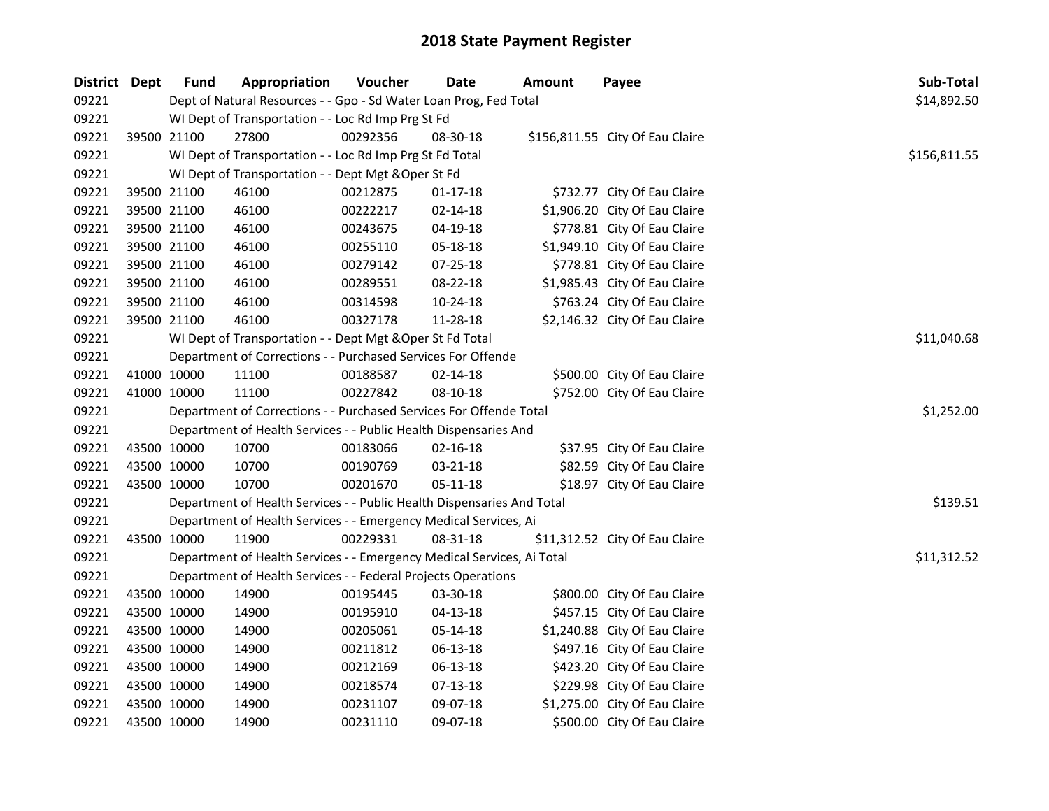# 2018 State Payment Register

| District | Dept | Fund | Appropriation | Voucher | Date | Amount | Payee | Sub-Total |
|---|---|---|---|---|---|---|---|---|
| 09221 | | Dept of Natural Resources - - Gpo - Sd Water Loan Prog, Fed Total | | | | | | $14,892.50 |
| 09221 | | WI Dept of Transportation - - Loc Rd Imp Prg St Fd | | | | | | |
| 09221 | 39500 | 21100 | 27800 | 00292356 | 08-30-18 | $156,811.55 | City Of Eau Claire | |
| 09221 | | WI Dept of Transportation - - Loc Rd Imp Prg St Fd Total | | | | | | $156,811.55 |
| 09221 | | WI Dept of Transportation - - Dept Mgt &Oper St Fd | | | | | | |
| 09221 | 39500 | 21100 | 46100 | 00212875 | 01-17-18 | $732.77 | City Of Eau Claire | |
| 09221 | 39500 | 21100 | 46100 | 00222217 | 02-14-18 | $1,906.20 | City Of Eau Claire | |
| 09221 | 39500 | 21100 | 46100 | 00243675 | 04-19-18 | $778.81 | City Of Eau Claire | |
| 09221 | 39500 | 21100 | 46100 | 00255110 | 05-18-18 | $1,949.10 | City Of Eau Claire | |
| 09221 | 39500 | 21100 | 46100 | 00279142 | 07-25-18 | $778.81 | City Of Eau Claire | |
| 09221 | 39500 | 21100 | 46100 | 00289551 | 08-22-18 | $1,985.43 | City Of Eau Claire | |
| 09221 | 39500 | 21100 | 46100 | 00314598 | 10-24-18 | $763.24 | City Of Eau Claire | |
| 09221 | 39500 | 21100 | 46100 | 00327178 | 11-28-18 | $2,146.32 | City Of Eau Claire | |
| 09221 | | WI Dept of Transportation - - Dept Mgt &Oper St Fd Total | | | | | | $11,040.68 |
| 09221 | | Department of Corrections - - Purchased Services For Offende | | | | | | |
| 09221 | 41000 | 10000 | 11100 | 00188587 | 02-14-18 | $500.00 | City Of Eau Claire | |
| 09221 | 41000 | 10000 | 11100 | 00227842 | 08-10-18 | $752.00 | City Of Eau Claire | |
| 09221 | | Department of Corrections - - Purchased Services For Offende Total | | | | | | $1,252.00 |
| 09221 | | Department of Health Services - - Public Health Dispensaries And | | | | | | |
| 09221 | 43500 | 10000 | 10700 | 00183066 | 02-16-18 | $37.95 | City Of Eau Claire | |
| 09221 | 43500 | 10000 | 10700 | 00190769 | 03-21-18 | $82.59 | City Of Eau Claire | |
| 09221 | 43500 | 10000 | 10700 | 00201670 | 05-11-18 | $18.97 | City Of Eau Claire | |
| 09221 | | Department of Health Services - - Public Health Dispensaries And Total | | | | | | $139.51 |
| 09221 | | Department of Health Services - - Emergency Medical Services, Ai | | | | | | |
| 09221 | 43500 | 10000 | 11900 | 00229331 | 08-31-18 | $11,312.52 | City Of Eau Claire | |
| 09221 | | Department of Health Services - - Emergency Medical Services, Ai Total | | | | | | $11,312.52 |
| 09221 | | Department of Health Services - - Federal Projects Operations | | | | | | |
| 09221 | 43500 | 10000 | 14900 | 00195445 | 03-30-18 | $800.00 | City Of Eau Claire | |
| 09221 | 43500 | 10000 | 14900 | 00195910 | 04-13-18 | $457.15 | City Of Eau Claire | |
| 09221 | 43500 | 10000 | 14900 | 00205061 | 05-14-18 | $1,240.88 | City Of Eau Claire | |
| 09221 | 43500 | 10000 | 14900 | 00211812 | 06-13-18 | $497.16 | City Of Eau Claire | |
| 09221 | 43500 | 10000 | 14900 | 00212169 | 06-13-18 | $423.20 | City Of Eau Claire | |
| 09221 | 43500 | 10000 | 14900 | 00218574 | 07-13-18 | $229.98 | City Of Eau Claire | |
| 09221 | 43500 | 10000 | 14900 | 00231107 | 09-07-18 | $1,275.00 | City Of Eau Claire | |
| 09221 | 43500 | 10000 | 14900 | 00231110 | 09-07-18 | $500.00 | City Of Eau Claire | |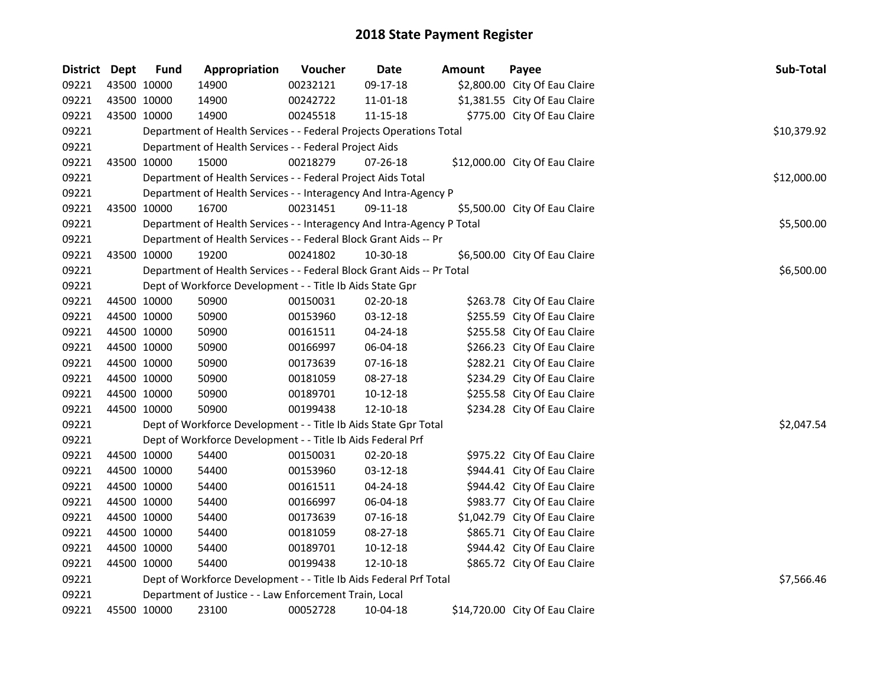# 2018 State Payment Register

| District | Dept | Fund | Appropriation | Voucher | Date | Amount | Payee | Sub-Total |
|---|---|---|---|---|---|---|---|---|
| 09221 | 43500 | 10000 | 14900 | 00232121 | 09-17-18 | $2,800.00 | City Of Eau Claire | |
| 09221 | 43500 | 10000 | 14900 | 00242722 | 11-01-18 | $1,381.55 | City Of Eau Claire | |
| 09221 | 43500 | 10000 | 14900 | 00245518 | 11-15-18 | $775.00 | City Of Eau Claire | |
| 09221 | | Department of Health Services - - Federal Projects Operations Total | | | | | | $10,379.92 |
| 09221 | | Department of Health Services - - Federal Project Aids | | | | | | |
| 09221 | 43500 | 10000 | 15000 | 00218279 | 07-26-18 | $12,000.00 | City Of Eau Claire | |
| 09221 | | Department of Health Services - - Federal Project Aids Total | | | | | | $12,000.00 |
| 09221 | | Department of Health Services - - Interagency And Intra-Agency P | | | | | | |
| 09221 | 43500 | 10000 | 16700 | 00231451 | 09-11-18 | $5,500.00 | City Of Eau Claire | |
| 09221 | | Department of Health Services - - Interagency And Intra-Agency P Total | | | | | | $5,500.00 |
| 09221 | | Department of Health Services - - Federal Block Grant Aids -- Pr | | | | | | |
| 09221 | 43500 | 10000 | 19200 | 00241802 | 10-30-18 | $6,500.00 | City Of Eau Claire | |
| 09221 | | Department of Health Services - - Federal Block Grant Aids -- Pr Total | | | | | | $6,500.00 |
| 09221 | | Dept of Workforce Development - - Title Ib Aids State Gpr | | | | | | |
| 09221 | 44500 | 10000 | 50900 | 00150031 | 02-20-18 | $263.78 | City Of Eau Claire | |
| 09221 | 44500 | 10000 | 50900 | 00153960 | 03-12-18 | $255.59 | City Of Eau Claire | |
| 09221 | 44500 | 10000 | 50900 | 00161511 | 04-24-18 | $255.58 | City Of Eau Claire | |
| 09221 | 44500 | 10000 | 50900 | 00166997 | 06-04-18 | $266.23 | City Of Eau Claire | |
| 09221 | 44500 | 10000 | 50900 | 00173639 | 07-16-18 | $282.21 | City Of Eau Claire | |
| 09221 | 44500 | 10000 | 50900 | 00181059 | 08-27-18 | $234.29 | City Of Eau Claire | |
| 09221 | 44500 | 10000 | 50900 | 00189701 | 10-12-18 | $255.58 | City Of Eau Claire | |
| 09221 | 44500 | 10000 | 50900 | 00199438 | 12-10-18 | $234.28 | City Of Eau Claire | |
| 09221 | | Dept of Workforce Development - - Title Ib Aids State Gpr Total | | | | | | $2,047.54 |
| 09221 | | Dept of Workforce Development - - Title Ib Aids Federal Prf | | | | | | |
| 09221 | 44500 | 10000 | 54400 | 00150031 | 02-20-18 | $975.22 | City Of Eau Claire | |
| 09221 | 44500 | 10000 | 54400 | 00153960 | 03-12-18 | $944.41 | City Of Eau Claire | |
| 09221 | 44500 | 10000 | 54400 | 00161511 | 04-24-18 | $944.42 | City Of Eau Claire | |
| 09221 | 44500 | 10000 | 54400 | 00166997 | 06-04-18 | $983.77 | City Of Eau Claire | |
| 09221 | 44500 | 10000 | 54400 | 00173639 | 07-16-18 | $1,042.79 | City Of Eau Claire | |
| 09221 | 44500 | 10000 | 54400 | 00181059 | 08-27-18 | $865.71 | City Of Eau Claire | |
| 09221 | 44500 | 10000 | 54400 | 00189701 | 10-12-18 | $944.42 | City Of Eau Claire | |
| 09221 | 44500 | 10000 | 54400 | 00199438 | 12-10-18 | $865.72 | City Of Eau Claire | |
| 09221 | | Dept of Workforce Development - - Title Ib Aids Federal Prf Total | | | | | | $7,566.46 |
| 09221 | | Department of Justice - - Law Enforcement Train, Local | | | | | | |
| 09221 | 45500 | 10000 | 23100 | 00052728 | 10-04-18 | $14,720.00 | City Of Eau Claire | |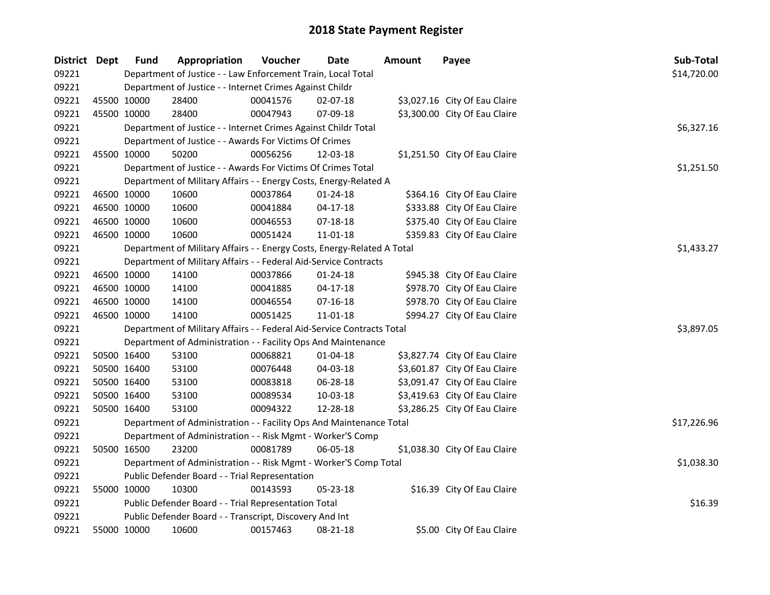# 2018 State Payment Register

| District | Dept | Fund | Appropriation | Voucher | Date | Amount | Payee | Sub-Total |
|---|---|---|---|---|---|---|---|---|
| 09221 | | Department of Justice - - Law Enforcement Train, Local Total | | | | | | $14,720.00 |
| 09221 | | Department of Justice - - Internet Crimes Against Childr | | | | | | |
| 09221 | 45500 | 10000 | 28400 | 00041576 | 02-07-18 | $3,027.16 | City Of Eau Claire | |
| 09221 | 45500 | 10000 | 28400 | 00047943 | 07-09-18 | $3,300.00 | City Of Eau Claire | |
| 09221 | | Department of Justice - - Internet Crimes Against Childr Total | | | | | | $6,327.16 |
| 09221 | | Department of Justice - - Awards For Victims Of Crimes | | | | | | |
| 09221 | 45500 | 10000 | 50200 | 00056256 | 12-03-18 | $1,251.50 | City Of Eau Claire | |
| 09221 | | Department of Justice - - Awards For Victims Of Crimes Total | | | | | | $1,251.50 |
| 09221 | | Department of Military Affairs - - Energy Costs, Energy-Related A | | | | | | |
| 09221 | 46500 | 10000 | 10600 | 00037864 | 01-24-18 | $364.16 | City Of Eau Claire | |
| 09221 | 46500 | 10000 | 10600 | 00041884 | 04-17-18 | $333.88 | City Of Eau Claire | |
| 09221 | 46500 | 10000 | 10600 | 00046553 | 07-18-18 | $375.40 | City Of Eau Claire | |
| 09221 | 46500 | 10000 | 10600 | 00051424 | 11-01-18 | $359.83 | City Of Eau Claire | |
| 09221 | | Department of Military Affairs - - Energy Costs, Energy-Related A Total | | | | | | $1,433.27 |
| 09221 | | Department of Military Affairs - - Federal Aid-Service Contracts | | | | | | |
| 09221 | 46500 | 10000 | 14100 | 00037866 | 01-24-18 | $945.38 | City Of Eau Claire | |
| 09221 | 46500 | 10000 | 14100 | 00041885 | 04-17-18 | $978.70 | City Of Eau Claire | |
| 09221 | 46500 | 10000 | 14100 | 00046554 | 07-16-18 | $978.70 | City Of Eau Claire | |
| 09221 | 46500 | 10000 | 14100 | 00051425 | 11-01-18 | $994.27 | City Of Eau Claire | |
| 09221 | | Department of Military Affairs - - Federal Aid-Service Contracts Total | | | | | | $3,897.05 |
| 09221 | | Department of Administration - - Facility Ops And Maintenance | | | | | | |
| 09221 | 50500 | 16400 | 53100 | 00068821 | 01-04-18 | $3,827.74 | City Of Eau Claire | |
| 09221 | 50500 | 16400 | 53100 | 00076448 | 04-03-18 | $3,601.87 | City Of Eau Claire | |
| 09221 | 50500 | 16400 | 53100 | 00083818 | 06-28-18 | $3,091.47 | City Of Eau Claire | |
| 09221 | 50500 | 16400 | 53100 | 00089534 | 10-03-18 | $3,419.63 | City Of Eau Claire | |
| 09221 | 50500 | 16400 | 53100 | 00094322 | 12-28-18 | $3,286.25 | City Of Eau Claire | |
| 09221 | | Department of Administration - - Facility Ops And Maintenance Total | | | | | | $17,226.96 |
| 09221 | | Department of Administration - - Risk Mgmt - Worker'S Comp | | | | | | |
| 09221 | 50500 | 16500 | 23200 | 00081789 | 06-05-18 | $1,038.30 | City Of Eau Claire | |
| 09221 | | Department of Administration - - Risk Mgmt - Worker'S Comp Total | | | | | | $1,038.30 |
| 09221 | | Public Defender Board - - Trial Representation | | | | | | |
| 09221 | 55000 | 10000 | 10300 | 00143593 | 05-23-18 | $16.39 | City Of Eau Claire | |
| 09221 | | Public Defender Board - - Trial Representation Total | | | | | | $16.39 |
| 09221 | | Public Defender Board - - Transcript, Discovery And Int | | | | | | |
| 09221 | 55000 | 10000 | 10600 | 00157463 | 08-21-18 | $5.00 | City Of Eau Claire | |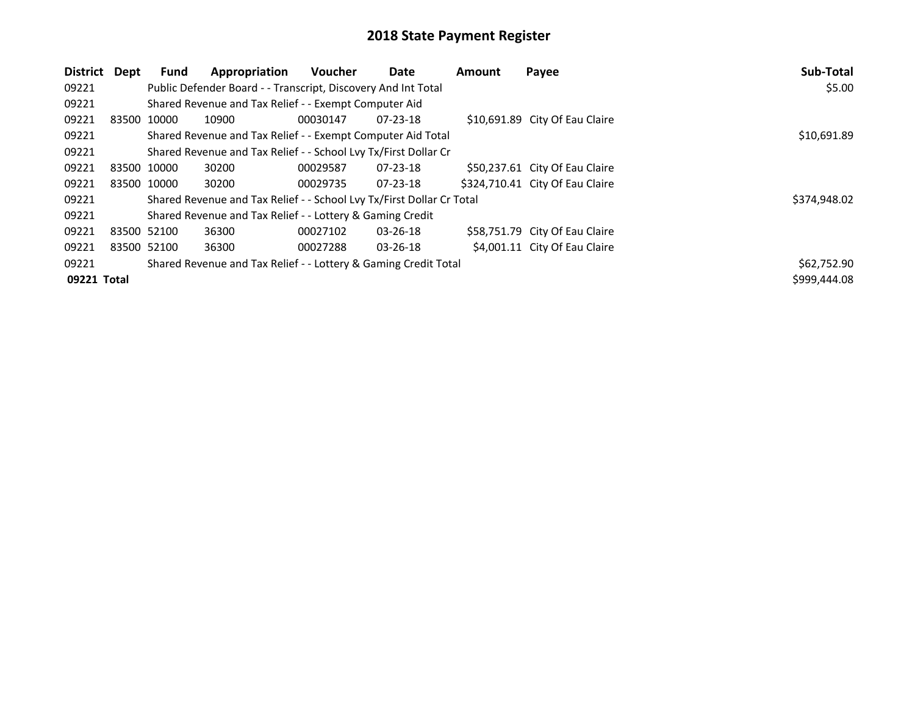# 2018 State Payment Register

| District | Dept | Fund | Appropriation | Voucher | Date | Amount | Payee | Sub-Total |
|---|---|---|---|---|---|---|---|---|
| 09221 | | Public Defender Board - - Transcript, Discovery And Int Total | | | | | | $5.00 |
| 09221 | | Shared Revenue and Tax Relief - - Exempt Computer Aid | | | | | | |
| 09221 | 83500 | 10000 | 10900 | 00030147 | 07-23-18 | $10,691.89 | City Of Eau Claire | |
| 09221 | | Shared Revenue and Tax Relief - - Exempt Computer Aid Total | | | | | | $10,691.89 |
| 09221 | | Shared Revenue and Tax Relief - - School Lvy Tx/First Dollar Cr | | | | | | |
| 09221 | 83500 | 10000 | 30200 | 00029587 | 07-23-18 | $50,237.61 | City Of Eau Claire | |
| 09221 | 83500 | 10000 | 30200 | 00029735 | 07-23-18 | $324,710.41 | City Of Eau Claire | |
| 09221 | | Shared Revenue and Tax Relief - - School Lvy Tx/First Dollar Cr Total | | | | | | $374,948.02 |
| 09221 | | Shared Revenue and Tax Relief - - Lottery & Gaming Credit | | | | | | |
| 09221 | 83500 | 52100 | 36300 | 00027102 | 03-26-18 | $58,751.79 | City Of Eau Claire | |
| 09221 | 83500 | 52100 | 36300 | 00027288 | 03-26-18 | $4,001.11 | City Of Eau Claire | |
| 09221 | | Shared Revenue and Tax Relief - - Lottery & Gaming Credit Total | | | | | | $62,752.90 |
| **09221 Total** | | | | | | | | $999,444.08 |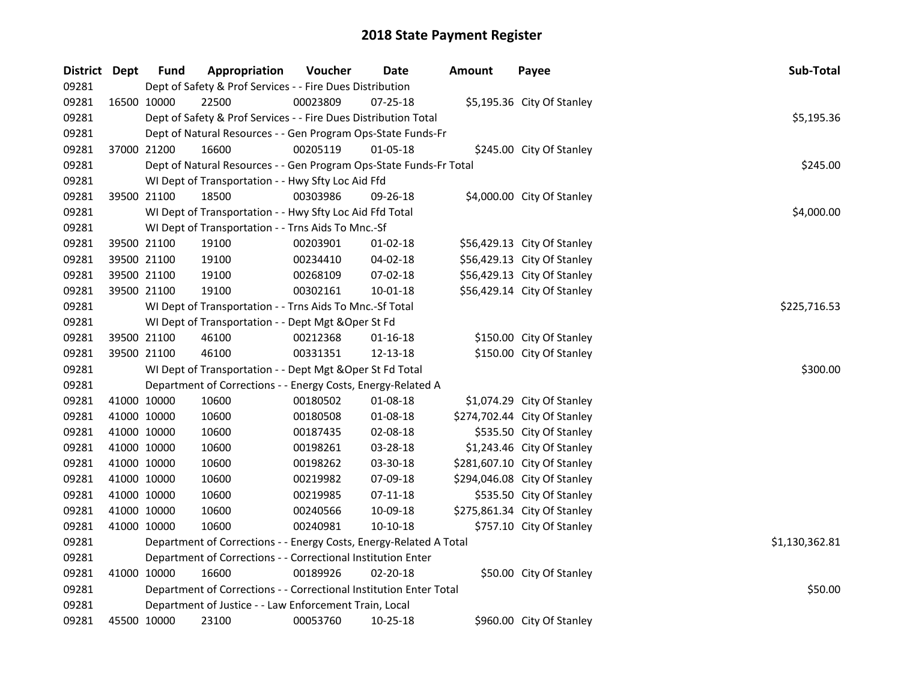# 2018 State Payment Register

| District | Dept | Fund | Appropriation | Voucher | Date | Amount | Payee | Sub-Total |
|---|---|---|---|---|---|---|---|---|
| 09281 | | Dept of Safety & Prof Services - - Fire Dues Distribution | | | | | | |
| 09281 | 16500 | 10000 | 22500 | 00023809 | 07-25-18 | $5,195.36 | City Of Stanley | |
| 09281 | | Dept of Safety & Prof Services - - Fire Dues Distribution Total | | | | | | $5,195.36 |
| 09281 | | Dept of Natural Resources - - Gen Program Ops-State Funds-Fr | | | | | | |
| 09281 | 37000 | 21200 | 16600 | 00205119 | 01-05-18 | $245.00 | City Of Stanley | |
| 09281 | | Dept of Natural Resources - - Gen Program Ops-State Funds-Fr Total | | | | | | $245.00 |
| 09281 | | WI Dept of Transportation - - Hwy Sfty Loc Aid Ffd | | | | | | |
| 09281 | 39500 | 21100 | 18500 | 00303986 | 09-26-18 | $4,000.00 | City Of Stanley | |
| 09281 | | WI Dept of Transportation - - Hwy Sfty Loc Aid Ffd Total | | | | | | $4,000.00 |
| 09281 | | WI Dept of Transportation - - Trns Aids To Mnc.-Sf | | | | | | |
| 09281 | 39500 | 21100 | 19100 | 00203901 | 01-02-18 | $56,429.13 | City Of Stanley | |
| 09281 | 39500 | 21100 | 19100 | 00234410 | 04-02-18 | $56,429.13 | City Of Stanley | |
| 09281 | 39500 | 21100 | 19100 | 00268109 | 07-02-18 | $56,429.13 | City Of Stanley | |
| 09281 | 39500 | 21100 | 19100 | 00302161 | 10-01-18 | $56,429.14 | City Of Stanley | |
| 09281 | | WI Dept of Transportation - - Trns Aids To Mnc.-Sf Total | | | | | | $225,716.53 |
| 09281 | | WI Dept of Transportation - - Dept Mgt &Oper St Fd | | | | | | |
| 09281 | 39500 | 21100 | 46100 | 00212368 | 01-16-18 | $150.00 | City Of Stanley | |
| 09281 | 39500 | 21100 | 46100 | 00331351 | 12-13-18 | $150.00 | City Of Stanley | |
| 09281 | | WI Dept of Transportation - - Dept Mgt &Oper St Fd Total | | | | | | $300.00 |
| 09281 | | Department of Corrections - - Energy Costs, Energy-Related A | | | | | | |
| 09281 | 41000 | 10000 | 10600 | 00180502 | 01-08-18 | $1,074.29 | City Of Stanley | |
| 09281 | 41000 | 10000 | 10600 | 00180508 | 01-08-18 | $274,702.44 | City Of Stanley | |
| 09281 | 41000 | 10000 | 10600 | 00187435 | 02-08-18 | $535.50 | City Of Stanley | |
| 09281 | 41000 | 10000 | 10600 | 00198261 | 03-28-18 | $1,243.46 | City Of Stanley | |
| 09281 | 41000 | 10000 | 10600 | 00198262 | 03-30-18 | $281,607.10 | City Of Stanley | |
| 09281 | 41000 | 10000 | 10600 | 00219982 | 07-09-18 | $294,046.08 | City Of Stanley | |
| 09281 | 41000 | 10000 | 10600 | 00219985 | 07-11-18 | $535.50 | City Of Stanley | |
| 09281 | 41000 | 10000 | 10600 | 00240566 | 10-09-18 | $275,861.34 | City Of Stanley | |
| 09281 | 41000 | 10000 | 10600 | 00240981 | 10-10-18 | $757.10 | City Of Stanley | |
| 09281 | | Department of Corrections - - Energy Costs, Energy-Related A Total | | | | | | $1,130,362.81 |
| 09281 | | Department of Corrections - - Correctional Institution Enter | | | | | | |
| 09281 | 41000 | 10000 | 16600 | 00189926 | 02-20-18 | $50.00 | City Of Stanley | |
| 09281 | | Department of Corrections - - Correctional Institution Enter Total | | | | | | $50.00 |
| 09281 | | Department of Justice - - Law Enforcement Train, Local | | | | | | |
| 09281 | 45500 | 10000 | 23100 | 00053760 | 10-25-18 | $960.00 | City Of Stanley | |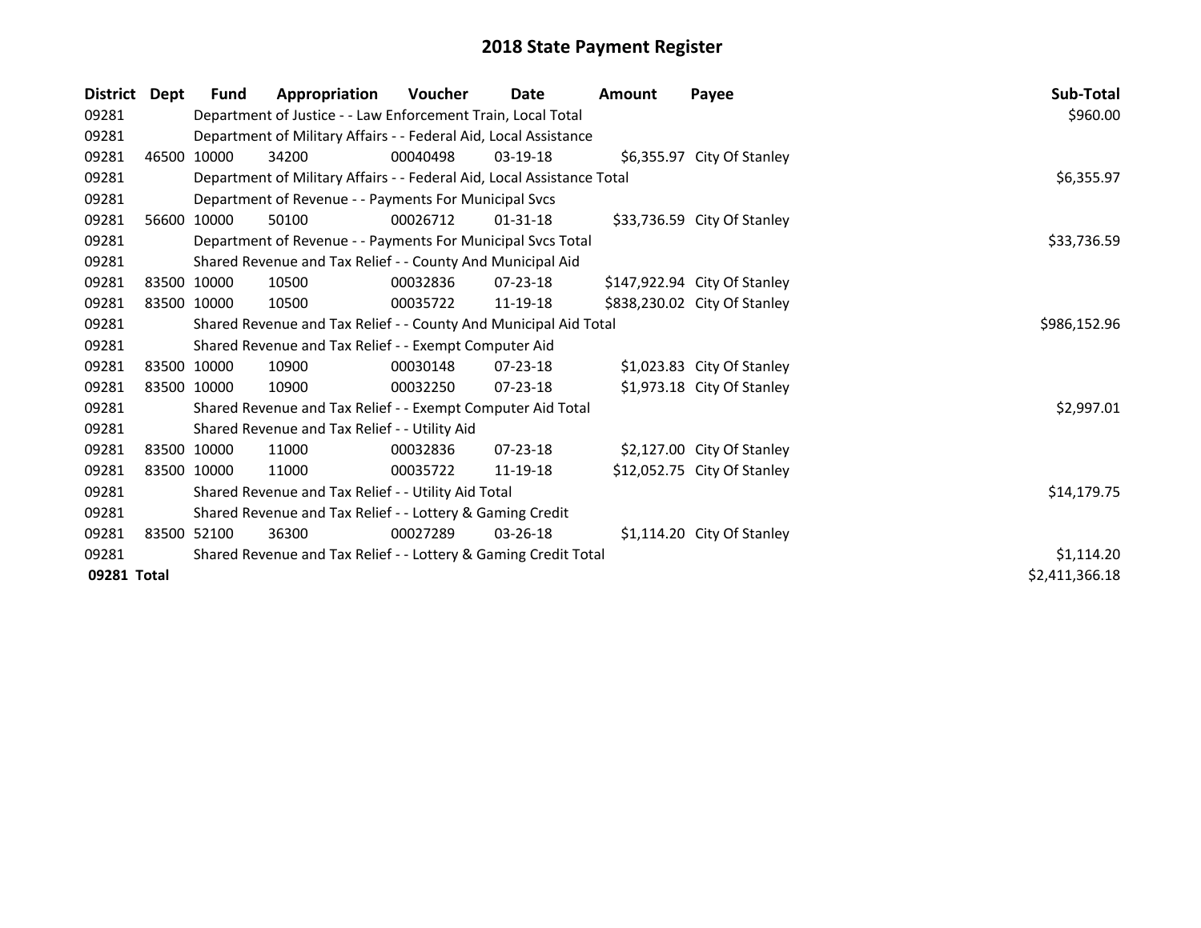# 2018 State Payment Register

| District | Dept | Fund | Appropriation | Voucher | Date | Amount | Payee | Sub-Total |
|---|---|---|---|---|---|---|---|---|
| 09281 | | Department of Justice - - Law Enforcement Train, Local Total | | | | | | $960.00 |
| 09281 | | Department of Military Affairs - - Federal Aid, Local Assistance | | | | | | |
| 09281 | 46500 | 10000 | 34200 | 00040498 | 03-19-18 | $6,355.97 | City Of Stanley | |
| 09281 | | Department of Military Affairs - - Federal Aid, Local Assistance Total | | | | | | $6,355.97 |
| 09281 | | Department of Revenue - - Payments For Municipal Svcs | | | | | | |
| 09281 | 56600 | 10000 | 50100 | 00026712 | 01-31-18 | $33,736.59 | City Of Stanley | |
| 09281 | | Department of Revenue - - Payments For Municipal Svcs Total | | | | | | $33,736.59 |
| 09281 | | Shared Revenue and Tax Relief - - County And Municipal Aid | | | | | | |
| 09281 | 83500 | 10000 | 10500 | 00032836 | 07-23-18 | $147,922.94 | City Of Stanley | |
| 09281 | 83500 | 10000 | 10500 | 00035722 | 11-19-18 | $838,230.02 | City Of Stanley | |
| 09281 | | Shared Revenue and Tax Relief - - County And Municipal Aid Total | | | | | | $986,152.96 |
| 09281 | | Shared Revenue and Tax Relief - - Exempt Computer Aid | | | | | | |
| 09281 | 83500 | 10000 | 10900 | 00030148 | 07-23-18 | $1,023.83 | City Of Stanley | |
| 09281 | 83500 | 10000 | 10900 | 00032250 | 07-23-18 | $1,973.18 | City Of Stanley | |
| 09281 | | Shared Revenue and Tax Relief - - Exempt Computer Aid Total | | | | | | $2,997.01 |
| 09281 | | Shared Revenue and Tax Relief - - Utility Aid | | | | | | |
| 09281 | 83500 | 10000 | 11000 | 00032836 | 07-23-18 | $2,127.00 | City Of Stanley | |
| 09281 | 83500 | 10000 | 11000 | 00035722 | 11-19-18 | $12,052.75 | City Of Stanley | |
| 09281 | | Shared Revenue and Tax Relief - - Utility Aid Total | | | | | | $14,179.75 |
| 09281 | | Shared Revenue and Tax Relief - - Lottery & Gaming Credit | | | | | | |
| 09281 | 83500 | 52100 | 36300 | 00027289 | 03-26-18 | $1,114.20 | City Of Stanley | |
| 09281 | | Shared Revenue and Tax Relief - - Lottery & Gaming Credit Total | | | | | | $1,114.20 |
| **09281 Total** | | | | | | | | $2,411,366.18 |